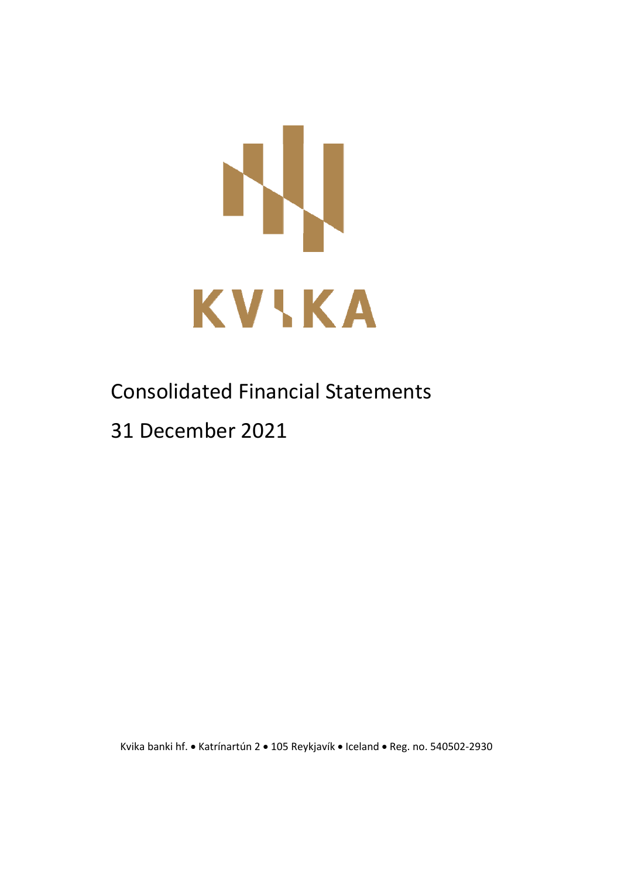KVIKA

# Consolidated Financial Statements

# 31 December 2021

Kvika banki hf. • Katrínartún 2 • 105 Reykjavík • Iceland • Reg. no. 540502-2930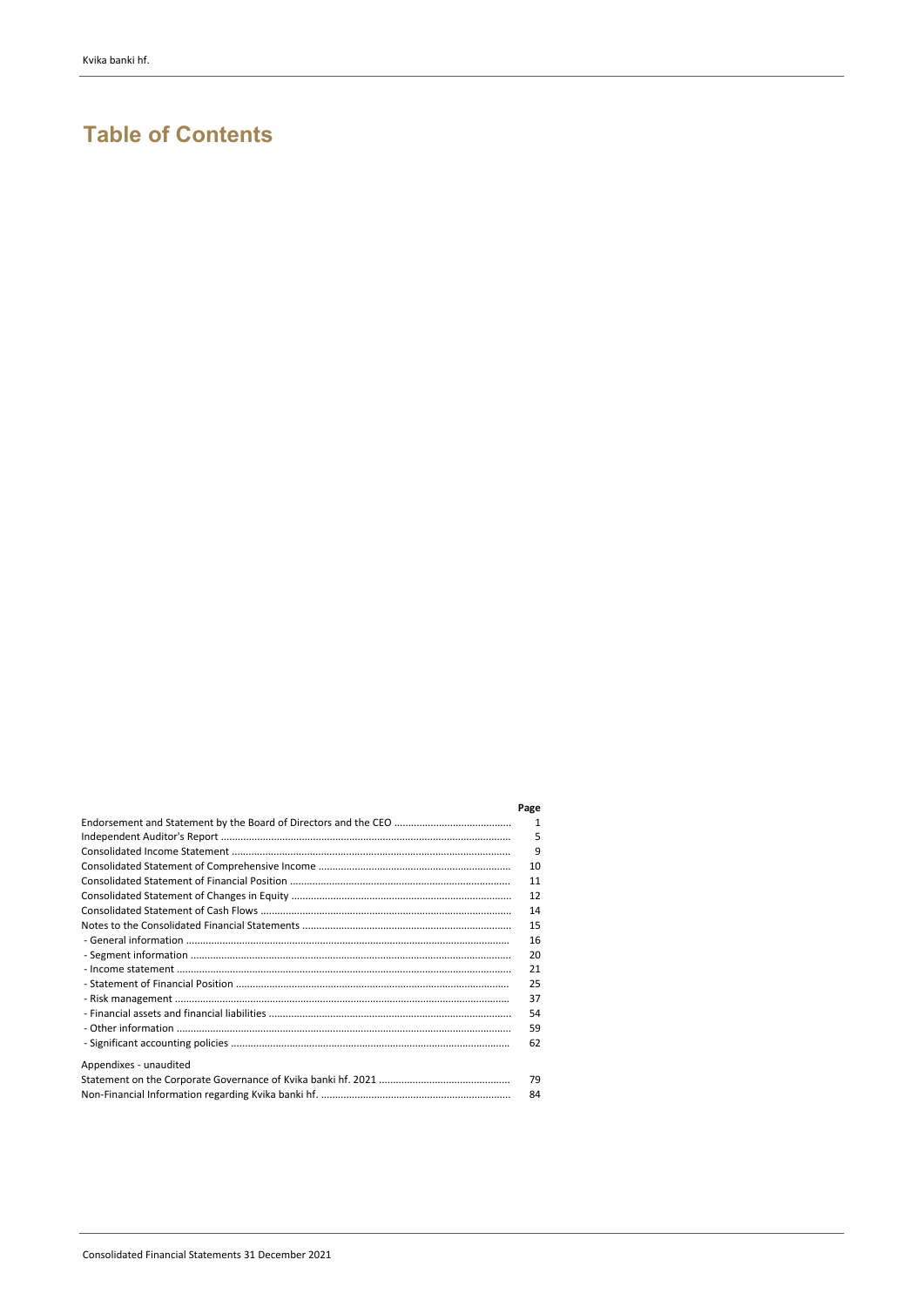# Table of Contents

| | Page |
|---|---|
| Endorsement and Statement by the Board of Directors and the CEO | 1 |
| Independent Auditor's Report | 5 |
| Consolidated Income Statement | 9 |
| Consolidated Statement of Comprehensive Income | 10 |
| Consolidated Statement of Financial Position | 11 |
| Consolidated Statement of Changes in Equity | 12 |
| Consolidated Statement of Cash Flows | 14 |
| Notes to the Consolidated Financial Statements | 15 |
| - General information | 16 |
| - Segment information | 20 |
| - Income statement | 21 |
| - Statement of Financial Position | 25 |
| - Risk management | 37 |
| - Financial assets and financial liabilities | 54 |
| - Other information | 59 |
| - Significant accounting policies | 62 |
| Appendixes - unaudited | |
| Statement on the Corporate Governance of Kvika banki hf. 2021 | 79 |
| Non-Financial Information regarding Kvika banki hf. | 84 |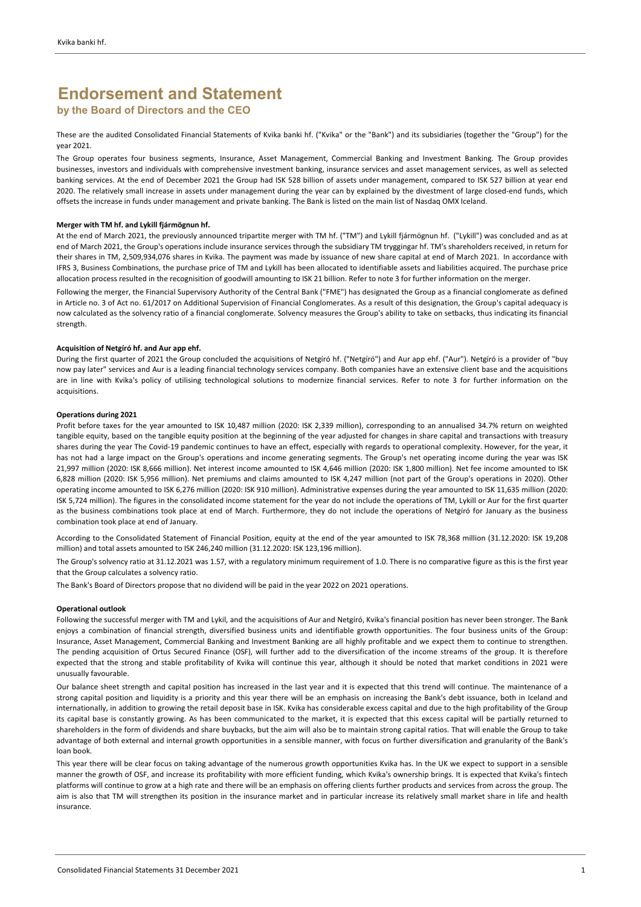# Endorsement and Statement

## by the Board of Directors and the CEO

These are the audited Consolidated Financial Statements of Kvika banki hf. ("Kvika" or the "Bank") and its subsidiaries (together the "Group") for the year 2021.

The Group operates four business segments, Insurance, Asset Management, Commercial Banking and Investment Banking. The Group provides businesses, investors and individuals with comprehensive investment banking, insurance services and asset management services, as well as selected banking services. At the end of December 2021 the Group had ISK 528 billion of assets under management, compared to ISK 527 billion at year end 2020. The relatively small increase in assets under management during the year can by explained by the divestment of large closed-end funds, which offsets the increase in funds under management and private banking. The Bank is listed on the main list of Nasdaq OMX Iceland.

**Merger with TM hf. and Lykill fjármögnun hf.**

At the end of March 2021, the previously announced tripartite merger with TM hf. ("TM") and Lykill fjármögnun hf. ("Lykill") was concluded and as at end of March 2021, the Group's operations include insurance services through the subsidiary TM tryggingar hf. TM's shareholders received, in return for their shares in TM, 2,509,934,076 shares in Kvika. The payment was made by issuance of new share capital at end of March 2021. In accordance with IFRS 3, Business Combinations, the purchase price of TM and Lykill has been allocated to identifiable assets and liabilities acquired. The purchase price allocation process resulted in the recognition of goodwill amounting to ISK 21 billion. Refer to note 3 for further information on the merger.

Following the merger, the Financial Supervisory Authority of the Central Bank ("FME") has designated the Group as a financial conglomerate as defined in Article no. 3 of Act no. 61/2017 on Additional Supervision of Financial Conglomerates. As a result of this designation, the Group's capital adequacy is now calculated as the solvency ratio of a financial conglomerate. Solvency measures the Group's ability to take on setbacks, thus indicating its financial strength.

**Acquisition of Netgíró hf. and Aur app ehf.**

During the first quarter of 2021 the Group concluded the acquisitions of Netgíró hf. ("Netgíró") and Aur app ehf. ("Aur"). Netgíró is a provider of "buy now pay later" services and Aur is a leading financial technology services company. Both companies have an extensive client base and the acquisitions are in line with Kvika's policy of utilising technological solutions to modernize financial services. Refer to note 3 for further information on the acquisitions.

**Operations during 2021**

Profit before taxes for the year amounted to ISK 10,487 million (2020: ISK 2,339 million), corresponding to an annualised 34.7% return on weighted tangible equity, based on the tangible equity position at the beginning of the year adjusted for changes in share capital and transactions with treasury shares during the year The Covid-19 pandemic continues to have an effect, especially with regards to operational complexity. However, for the year, it has not had a large impact on the Group's operations and income generating segments. The Group's net operating income during the year was ISK 21,997 million (2020: ISK 8,666 million). Net interest income amounted to ISK 4,646 million (2020: ISK 1,800 million). Net fee income amounted to ISK 6,828 million (2020: ISK 5,956 million). Net premiums and claims amounted to ISK 4,247 million (not part of the Group's operations in 2020). Other operating income amounted to ISK 6,276 million (2020: ISK 910 million). Administrative expenses during the year amounted to ISK 11,635 million (2020: ISK 5,724 million). The figures in the consolidated income statement for the year do not include the operations of TM, Lykill or Aur for the first quarter as the business combinations took place at end of March. Furthermore, they do not include the operations of Netgíró for January as the business combination took place at end of January.

According to the Consolidated Statement of Financial Position, equity at the end of the year amounted to ISK 78,368 million (31.12.2020: ISK 19,208 million) and total assets amounted to ISK 246,240 million (31.12.2020: ISK 123,196 million).

The Group's solvency ratio at 31.12.2021 was 1.57, with a regulatory minimum requirement of 1.0. There is no comparative figure as this is the first year that the Group calculates a solvency ratio.

The Bank's Board of Directors propose that no dividend will be paid in the year 2022 on 2021 operations.

**Operational outlook**

Following the successful merger with TM and Lykil, and the acquisitions of Aur and Netgíró, Kvika's financial position has never been stronger. The Bank enjoys a combination of financial strength, diversified business units and identifiable growth opportunities. The four business units of the Group: Insurance, Asset Management, Commercial Banking and Investment Banking are all highly profitable and we expect them to continue to strengthen. The pending acquisition of Ortus Secured Finance (OSF), will further add to the diversification of the income streams of the group. It is therefore expected that the strong and stable profitability of Kvika will continue this year, although it should be noted that market conditions in 2021 were unusually favourable.

Our balance sheet strength and capital position has increased in the last year and it is expected that this trend will continue. The maintenance of a strong capital position and liquidity is a priority and this year there will be an emphasis on increasing the Bank's debt issuance, both in Iceland and internationally, in addition to growing the retail deposit base in ISK. Kvika has considerable excess capital and due to the high profitability of the Group its capital base is constantly growing. As has been communicated to the market, it is expected that this excess capital will be partially returned to shareholders in the form of dividends and share buybacks, but the aim will also be to maintain strong capital ratios. That will enable the Group to take advantage of both external and internal growth opportunities in a sensible manner, with focus on further diversification and granularity of the Bank's loan book.

This year there will be clear focus on taking advantage of the numerous growth opportunities Kvika has. In the UK we expect to support in a sensible manner the growth of OSF, and increase its profitability with more efficient funding, which Kvika's ownership brings. It is expected that Kvika's fintech platforms will continue to grow at a high rate and there will be an emphasis on offering clients further products and services from across the group. The aim is also that TM will strengthen its position in the insurance market and in particular increase its relatively small market share in life and health insurance.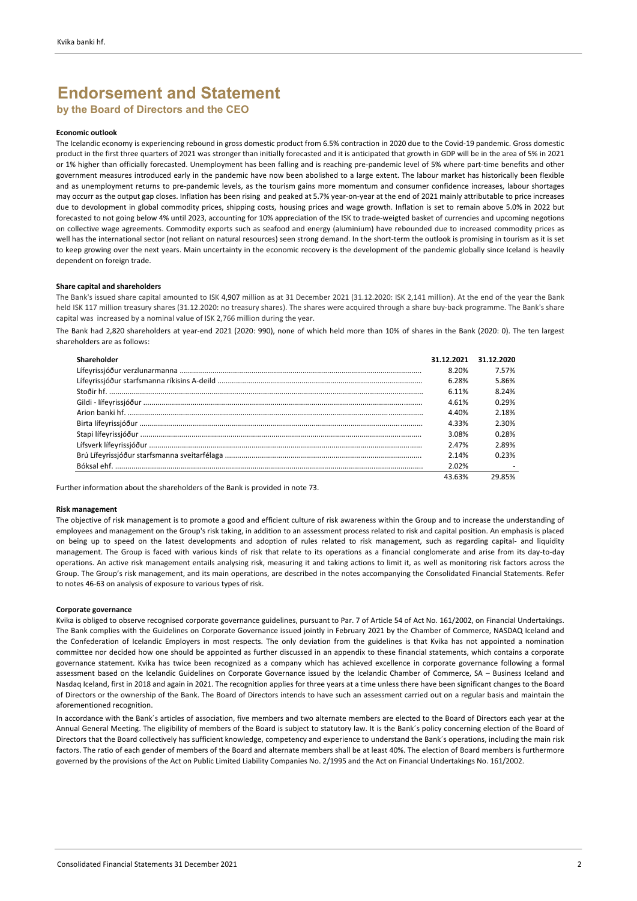# Endorsement and Statement

## by the Board of Directors and the CEO

**Economic outlook**

The Icelandic economy is experiencing rebound in gross domestic product from 6.5% contraction in 2020 due to the Covid-19 pandemic. Gross domestic product in the first three quarters of 2021 was stronger than initially forecasted and it is anticipated that growth in GDP will be in the area of 5% in 2021 or 1% higher than officially forecasted. Unemployment has been falling and is reaching pre-pandemic level of 5% where part-time benefits and other government measures introduced early in the pandemic have now been abolished to a large extent. The labour market has historically been flexible and as unemployment returns to pre-pandemic levels, as the tourism gains more momentum and consumer confidence increases, labour shortages may occurr as the output gap closes. Inflation has been rising and peaked at 5.7% year-on-year at the end of 2021 mainly attributable to price increases due to devolopment in global commodity prices, shipping costs, housing prices and wage growth. Inflation is set to remain above 5.0% in 2022 but forecasted to not going below 4% until 2023, accounting for 10% appreciation of the ISK to trade-weigted basket of currencies and upcoming negotions on collective wage agreements. Commodity exports such as seafood and energy (aluminium) have rebounded due to increased commodity prices as well has the international sector (not reliant on natural resources) seen strong demand. In the short-term the outlook is promising in tourism as it is set to keep growing over the next years. Main uncertainty in the economic recovery is the development of the pandemic globally since Iceland is heavily dependent on foreign trade.

**Share capital and shareholders**

The Bank's issued share capital amounted to ISK 4,907 million as at 31 December 2021 (31.12.2020: ISK 2,141 million). At the end of the year the Bank held ISK 117 million treasury shares (31.12.2020: no treasury shares). The shares were acquired through a share buy-back programme. The Bank's share capital was increased by a nominal value of ISK 2,766 million during the year.

The Bank had 2,820 shareholders at year-end 2021 (2020: 990), none of which held more than 10% of shares in the Bank (2020: 0). The ten largest shareholders are as follows:

| Shareholder | 31.12.2021 | 31.12.2020 |
|---|---|---|
| Lífeyrissjóður verzlunarmanna | 8.20% | 7.57% |
| Lífeyrissjóður starfsmanna ríkisins A-deild | 6.28% | 5.86% |
| Stoðir hf. | 6.11% | 8.24% |
| Gildi - lífeyrissjóður | 4.61% | 0.29% |
| Arion banki hf. | 4.40% | 2.18% |
| Birta lífeyrissjóður | 4.33% | 2.30% |
| Stapi lífeyrissjóður | 3.08% | 0.28% |
| Lífsverk lífeyrissjóður | 2.47% | 2.89% |
| Brú Lífeyrissjóður starfsmanna sveitarfélaga | 2.14% | 0.23% |
| Bóksal ehf. | 2.02% | - |
| | 43.63% | 29.85% |

Further information about the shareholders of the Bank is provided in note 73.

**Risk management**

The objective of risk management is to promote a good and efficient culture of risk awareness within the Group and to increase the understanding of employees and management on the Group's risk taking, in addition to an assessment process related to risk and capital position. An emphasis is placed on being up to speed on the latest developments and adoption of rules related to risk management, such as regarding capital- and liquidity management. The Group is faced with various kinds of risk that relate to its operations as a financial conglomerate and arise from its day-to-day operations. An active risk management entails analysing risk, measuring it and taking actions to limit it, as well as monitoring risk factors across the Group. The Group's risk management, and its main operations, are described in the notes accompanying the Consolidated Financial Statements. Refer to notes 46-63 on analysis of exposure to various types of risk.

**Corporate governance**

Kvika is obliged to observe recognised corporate governance guidelines, pursuant to Par. 7 of Article 54 of Act No. 161/2002, on Financial Undertakings. The Bank complies with the Guidelines on Corporate Governance issued jointly in February 2021 by the Chamber of Commerce, NASDAQ Iceland and the Confederation of Icelandic Employers in most respects. The only deviation from the guidelines is that Kvika has not appointed a nomination committee nor decided how one should be appointed as further discussed in an appendix to these financial statements, which contains a corporate governance statement. Kvika has twice been recognized as a company which has achieved excellence in corporate governance following a formal assessment based on the Icelandic Guidelines on Corporate Governance issued by the Icelandic Chamber of Commerce, SA – Business Iceland and Nasdaq Iceland, first in 2018 and again in 2021. The recognition applies for three years at a time unless there have been significant changes to the Board of Directors or the ownership of the Bank. The Board of Directors intends to have such an assessment carried out on a regular basis and maintain the aforementioned recognition.

In accordance with the Bank´s articles of association, five members and two alternate members are elected to the Board of Directors each year at the Annual General Meeting. The eligibility of members of the Board is subject to statutory law. It is the Bank´s policy concerning election of the Board of Directors that the Board collectively has sufficient knowledge, competency and experience to understand the Bank´s operations, including the main risk factors. The ratio of each gender of members of the Board and alternate members shall be at least 40%. The election of Board members is furthermore governed by the provisions of the Act on Public Limited Liability Companies No. 2/1995 and the Act on Financial Undertakings No. 161/2002.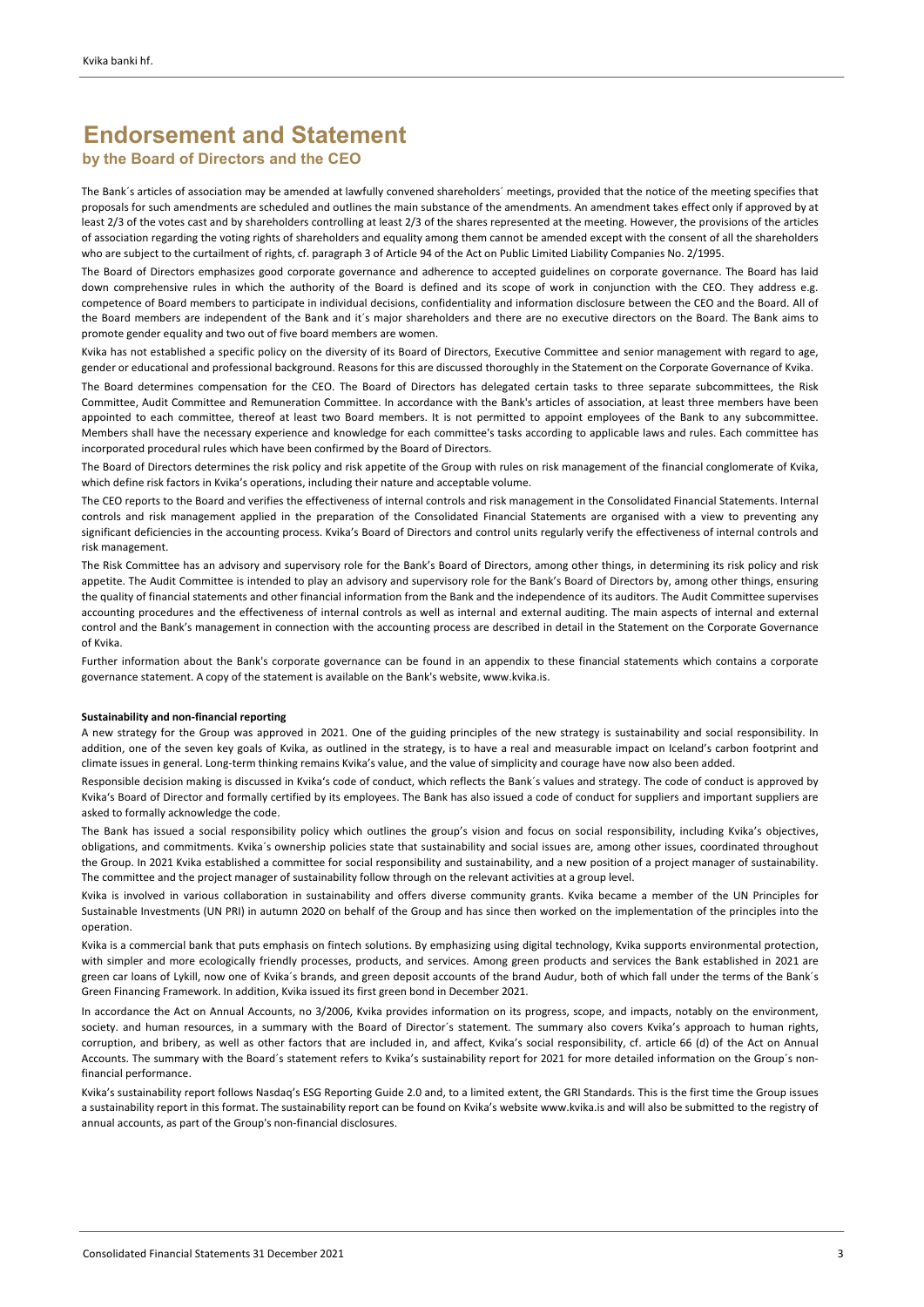# Endorsement and Statement

## by the Board of Directors and the CEO

The Bank´s articles of association may be amended at lawfully convened shareholders´ meetings, provided that the notice of the meeting specifies that proposals for such amendments are scheduled and outlines the main substance of the amendments. An amendment takes effect only if approved by at least 2/3 of the votes cast and by shareholders controlling at least 2/3 of the shares represented at the meeting. However, the provisions of the articles of association regarding the voting rights of shareholders and equality among them cannot be amended except with the consent of all the shareholders who are subject to the curtailment of rights, cf. paragraph 3 of Article 94 of the Act on Public Limited Liability Companies No. 2/1995.

The Board of Directors emphasizes good corporate governance and adherence to accepted guidelines on corporate governance. The Board has laid down comprehensive rules in which the authority of the Board is defined and its scope of work in conjunction with the CEO. They address e.g. competence of Board members to participate in individual decisions, confidentiality and information disclosure between the CEO and the Board. All of the Board members are independent of the Bank and it´s major shareholders and there are no executive directors on the Board. The Bank aims to promote gender equality and two out of five board members are women.

Kvika has not established a specific policy on the diversity of its Board of Directors, Executive Committee and senior management with regard to age, gender or educational and professional background. Reasons for this are discussed thoroughly in the Statement on the Corporate Governance of Kvika.

The Board determines compensation for the CEO. The Board of Directors has delegated certain tasks to three separate subcommittees, the Risk Committee, Audit Committee and Remuneration Committee. In accordance with the Bank's articles of association, at least three members have been appointed to each committee, thereof at least two Board members. It is not permitted to appoint employees of the Bank to any subcommittee. Members shall have the necessary experience and knowledge for each committee's tasks according to applicable laws and rules. Each committee has incorporated procedural rules which have been confirmed by the Board of Directors.

The Board of Directors determines the risk policy and risk appetite of the Group with rules on risk management of the financial conglomerate of Kvika, which define risk factors in Kvika's operations, including their nature and acceptable volume.

The CEO reports to the Board and verifies the effectiveness of internal controls and risk management in the Consolidated Financial Statements. Internal controls and risk management applied in the preparation of the Consolidated Financial Statements are organised with a view to preventing any significant deficiencies in the accounting process. Kvika's Board of Directors and control units regularly verify the effectiveness of internal controls and risk management.

The Risk Committee has an advisory and supervisory role for the Bank's Board of Directors, among other things, in determining its risk policy and risk appetite. The Audit Committee is intended to play an advisory and supervisory role for the Bank's Board of Directors by, among other things, ensuring the quality of financial statements and other financial information from the Bank and the independence of its auditors. The Audit Committee supervises accounting procedures and the effectiveness of internal controls as well as internal and external auditing. The main aspects of internal and external control and the Bank's management in connection with the accounting process are described in detail in the Statement on the Corporate Governance of Kvika.

Further information about the Bank's corporate governance can be found in an appendix to these financial statements which contains a corporate governance statement. A copy of the statement is available on the Bank's website, www.kvika.is.

**Sustainability and non-financial reporting**

A new strategy for the Group was approved in 2021. One of the guiding principles of the new strategy is sustainability and social responsibility. In addition, one of the seven key goals of Kvika, as outlined in the strategy, is to have a real and measurable impact on Iceland's carbon footprint and climate issues in general. Long-term thinking remains Kvika's value, and the value of simplicity and courage have now also been added.

Responsible decision making is discussed in Kvika's code of conduct, which reflects the Bank´s values and strategy. The code of conduct is approved by Kvika's Board of Director and formally certified by its employees. The Bank has also issued a code of conduct for suppliers and important suppliers are asked to formally acknowledge the code.

The Bank has issued a social responsibility policy which outlines the group's vision and focus on social responsibility, including Kvika's objectives, obligations, and commitments. Kvika´s ownership policies state that sustainability and social issues are, among other issues, coordinated throughout the Group. In 2021 Kvika established a committee for social responsibility and sustainability, and a new position of a project manager of sustainability. The committee and the project manager of sustainability follow through on the relevant activities at a group level.

Kvika is involved in various collaboration in sustainability and offers diverse community grants. Kvika became a member of the UN Principles for Sustainable Investments (UN PRI) in autumn 2020 on behalf of the Group and has since then worked on the implementation of the principles into the operation.

Kvika is a commercial bank that puts emphasis on fintech solutions. By emphasizing using digital technology, Kvika supports environmental protection, with simpler and more ecologically friendly processes, products, and services. Among green products and services the Bank established in 2021 are green car loans of Lykill, now one of Kvika´s brands, and green deposit accounts of the brand Audur, both of which fall under the terms of the Bank´s Green Financing Framework. In addition, Kvika issued its first green bond in December 2021.

In accordance the Act on Annual Accounts, no 3/2006, Kvika provides information on its progress, scope, and impacts, notably on the environment, society. and human resources, in a summary with the Board of Director´s statement. The summary also covers Kvika's approach to human rights, corruption, and bribery, as well as other factors that are included in, and affect, Kvika's social responsibility, cf. article 66 (d) of the Act on Annual Accounts. The summary with the Board´s statement refers to Kvika's sustainability report for 2021 for more detailed information on the Group´s non-financial performance.

Kvika's sustainability report follows Nasdaq's ESG Reporting Guide 2.0 and, to a limited extent, the GRI Standards. This is the first time the Group issues a sustainability report in this format. The sustainability report can be found on Kvika's website www.kvika.is and will also be submitted to the registry of annual accounts, as part of the Group's non-financial disclosures.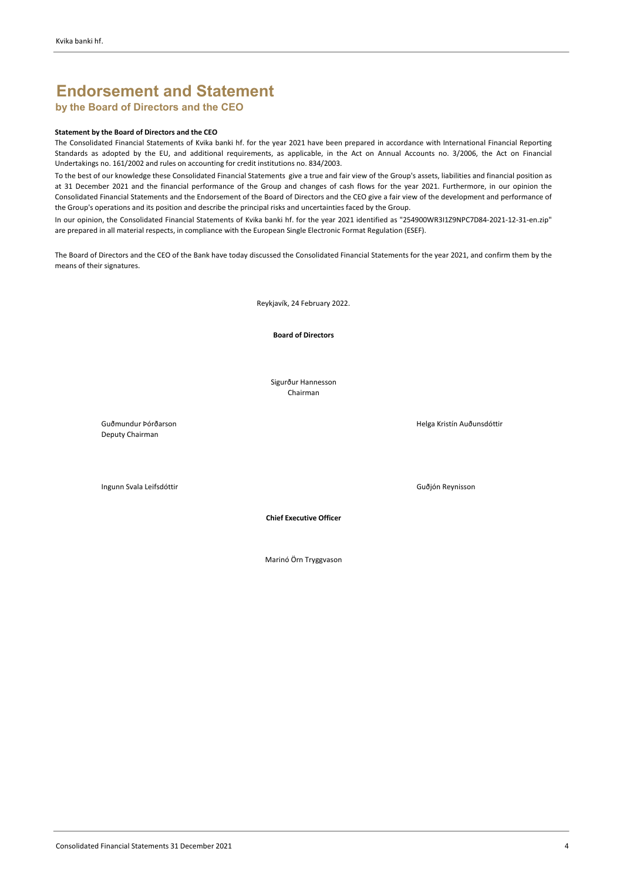# Endorsement and Statement

**by the Board of Directors and the CEO**

**Statement by the Board of Directors and the CEO**

The Consolidated Financial Statements of Kvika banki hf. for the year 2021 have been prepared in accordance with International Financial Reporting Standards as adopted by the EU, and additional requirements, as applicable, in the Act on Annual Accounts no. 3/2006, the Act on Financial Undertakings no. 161/2002 and rules on accounting for credit institutions no. 834/2003.

To the best of our knowledge these Consolidated Financial Statements give a true and fair view of the Group's assets, liabilities and financial position as at 31 December 2021 and the financial performance of the Group and changes of cash flows for the year 2021. Furthermore, in our opinion the Consolidated Financial Statements and the Endorsement of the Board of Directors and the CEO give a fair view of the development and performance of the Group's operations and its position and describe the principal risks and uncertainties faced by the Group.

In our opinion, the Consolidated Financial Statements of Kvika banki hf. for the year 2021 identified as "254900WR3I1Z9NPC7D84-2021-12-31-en.zip" are prepared in all material respects, in compliance with the European Single Electronic Format Regulation (ESEF).

The Board of Directors and the CEO of the Bank have today discussed the Consolidated Financial Statements for the year 2021, and confirm them by the means of their signatures.

Reykjavík, 24 February 2022.

**Board of Directors**

Sigurður Hannesson
Chairman

Guðmundur Þórðarson
Deputy Chairman

Helga Kristín Auðunsdóttir

Ingunn Svala Leifsdóttir

Guðjón Reynisson

**Chief Executive Officer**

Marinó Örn Tryggvason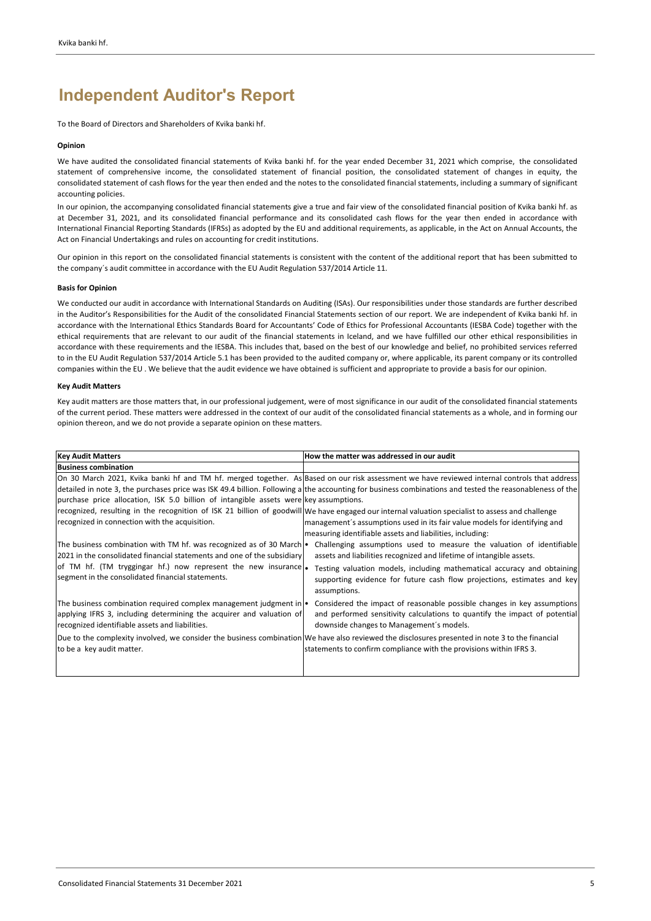# Independent Auditor's Report

To the Board of Directors and Shareholders of Kvika banki hf.

**Opinion**

We have audited the consolidated financial statements of Kvika banki hf. for the year ended December 31, 2021 which comprise, the consolidated statement of comprehensive income, the consolidated statement of financial position, the consolidated statement of changes in equity, the consolidated statement of cash flows for the year then ended and the notes to the consolidated financial statements, including a summary of significant accounting policies.

In our opinion, the accompanying consolidated financial statements give a true and fair view of the consolidated financial position of Kvika banki hf. as at December 31, 2021, and its consolidated financial performance and its consolidated cash flows for the year then ended in accordance with International Financial Reporting Standards (IFRSs) as adopted by the EU and additional requirements, as applicable, in the Act on Annual Accounts, the Act on Financial Undertakings and rules on accounting for credit institutions.

Our opinion in this report on the consolidated financial statements is consistent with the content of the additional report that has been submitted to the company´s audit committee in accordance with the EU Audit Regulation 537/2014 Article 11.

**Basis for Opinion**

We conducted our audit in accordance with International Standards on Auditing (ISAs). Our responsibilities under those standards are further described in the Auditor's Responsibilities for the Audit of the consolidated Financial Statements section of our report. We are independent of Kvika banki hf. in accordance with the International Ethics Standards Board for Accountants' Code of Ethics for Professional Accountants (IESBA Code) together with the ethical requirements that are relevant to our audit of the financial statements in Iceland, and we have fulfilled our other ethical responsibilities in accordance with these requirements and the IESBA. This includes that, based on the best of our knowledge and belief, no prohibited services referred to in the EU Audit Regulation 537/2014 Article 5.1 has been provided to the audited company or, where applicable, its parent company or its controlled companies within the EU . We believe that the audit evidence we have obtained is sufficient and appropriate to provide a basis for our opinion.

**Key Audit Matters**

Key audit matters are those matters that, in our professional judgement, were of most significance in our audit of the consolidated financial statements of the current period. These matters were addressed in the context of our audit of the consolidated financial statements as a whole, and in forming our opinion thereon, and we do not provide a separate opinion on these matters.

| Key Audit Matters | How the matter was addressed in our audit |
|---|---|
| **Business combination** | |
| On 30 March 2021, Kvika banki hf and TM hf. merged together. As detailed in note 3, the purchases price was ISK 49.4 billion. Following a purchase price allocation, ISK 5.0 billion of intangible assets were recognized, resulting in the recognition of ISK 21 billion of goodwill recognized in connection with the acquisition.<br><br>The business combination with TM hf. was recognized as of 30 March 2021 in the consolidated financial statements and one of the subsidiary of TM hf. (TM tryggingar hf.) now represent the new insurance segment in the consolidated financial statements.<br><br>The business combination required complex management judgment in applying IFRS 3, including determining the acquirer and valuation of recognized identifiable assets and liabilities.<br><br>Due to the complexity involved, we consider the business combination to be a key audit matter. | Based on our risk assessment we have reviewed internal controls that address the accounting for business combinations and tested the reasonableness of the key assumptions.<br><br>We have engaged our internal valuation specialist to assess and challenge management´s assumptions used in its fair value models for identifying and measuring identifiable assets and liabilities, including:<br>• Challenging assumptions used to measure the valuation of identifiable assets and liabilities recognized and lifetime of intangible assets.<br>• Testing valuation models, including mathematical accuracy and obtaining supporting evidence for future cash flow projections, estimates and key assumptions.<br>• Considered the impact of reasonable possible changes in key assumptions and performed sensitivity calculations to quantify the impact of potential downside changes to Management´s models.<br><br>We have also reviewed the disclosures presented in note 3 to the financial statements to confirm compliance with the provisions within IFRS 3. |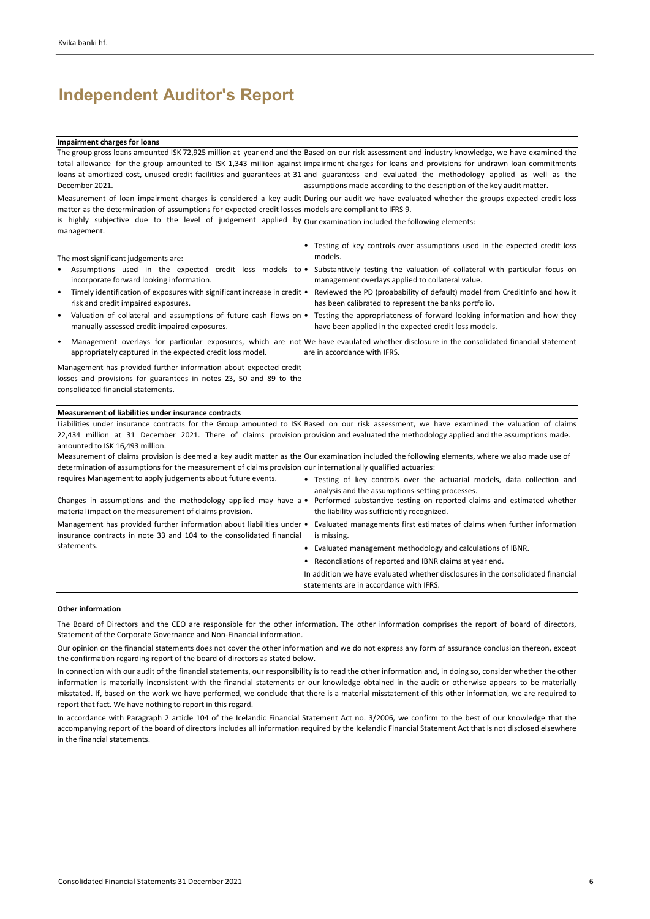# Independent Auditor's Report

| Impairment charges for loans | |
|---|---|
| The group gross loans amounted ISK 72,925 million at year end and the total allowance for the group amounted to ISK 1,343 million against loans at amortized cost, unused credit facilities and guarantees at 31 December 2021.<br><br>Measurement of loan impairment charges is considered a key audit matter as the determination of assumptions for expected credit losses is highly subjective due to the level of judgement applied by management.<br><br>The most significant judgements are:<br>• Assumptions used in the expected credit loss models to incorporate forward looking information.<br>• Timely identification of exposures with significant increase in credit risk and credit impaired exposures.<br>• Valuation of collateral and assumptions of future cash flows on manually assessed credit-impaired exposures.<br>• Management overlays for particular exposures, which are not appropriately captured in the expected credit loss model.<br><br>Management has provided further information about expected credit losses and provisions for guarantees in notes 23, 50 and 89 to the consolidated financial statements. | Based on our risk assessment and industry knowledge, we have examined the impairment charges for loans and provisions for undrawn loan commitments and guarantess and evaluated the methodology applied as well as the assumptions made according to the description of the key audit matter.<br><br>During our audit we have evaluated whether the groups expected credit loss models are compliant to IFRS 9.<br><br>Our examination included the following elements:<br><br>• Testing of key controls over assumptions used in the expected credit loss models.<br>• Substantively testing the valuation of collateral with particular focus on management overlays applied to collateral value.<br>• Reviewed the PD (proabability of default) model from CreditInfo and how it has been calibrated to represent the banks portfolio.<br>• Testing the appropriateness of forward looking information and how they have been applied in the expected credit loss models.<br><br>We have evaulated whether disclosure in the consolidated financial statement are in accordance with IFRS. |
| **Measurement of liabilities under insurance contracts** | |
| Liabilities under insurance contracts for the Group amounted to ISK 22,434 million at 31 December 2021. There of claims provision amounted to ISK 16,493 million.<br><br>Measurement of claims provision is deemed a key audit matter as the determination of assumptions for the measurement of claims provision requires Management to apply judgements about future events.<br><br>Changes in assumptions and the methodology applied may have a material impact on the measurement of claims provision.<br><br>Management has provided further information about liabilities under insurance contracts in note 33 and 104 to the consolidated financial statements. | Based on our risk assessment, we have examined the valuation of claims provision and evaluated the methodology applied and the assumptions made.<br><br>Our examination included the following elements, where we also made use of our internationally qualified actuaries:<br><br>• Testing of key controls over the actuarial models, data collection and analysis and the assumptions-setting processes.<br>• Performed substantive testing on reported claims and estimated whether the liability was sufficiently recognized.<br>• Evaluated managements first estimates of claims when further information is missing.<br>• Evaluated management methodology and calculations of IBNR.<br>• Reconcliations of reported and IBNR claims at year end.<br><br>In addition we have evaluated whether disclosures in the consolidated financial statements are in accordance with IFRS. |

**Other information**

The Board of Directors and the CEO are responsible for the other information. The other information comprises the report of board of directors, Statement of the Corporate Governance and Non-Financial information.

Our opinion on the financial statements does not cover the other information and we do not express any form of assurance conclusion thereon, except the confirmation regarding report of the board of directors as stated below.

In connection with our audit of the financial statements, our responsibility is to read the other information and, in doing so, consider whether the other information is materially inconsistent with the financial statements or our knowledge obtained in the audit or otherwise appears to be materially misstated. If, based on the work we have performed, we conclude that there is a material misstatement of this other information, we are required to report that fact. We have nothing to report in this regard.

In accordance with Paragraph 2 article 104 of the Icelandic Financial Statement Act no. 3/2006, we confirm to the best of our knowledge that the accompanying report of the board of directors includes all information required by the Icelandic Financial Statement Act that is not disclosed elsewhere in the financial statements.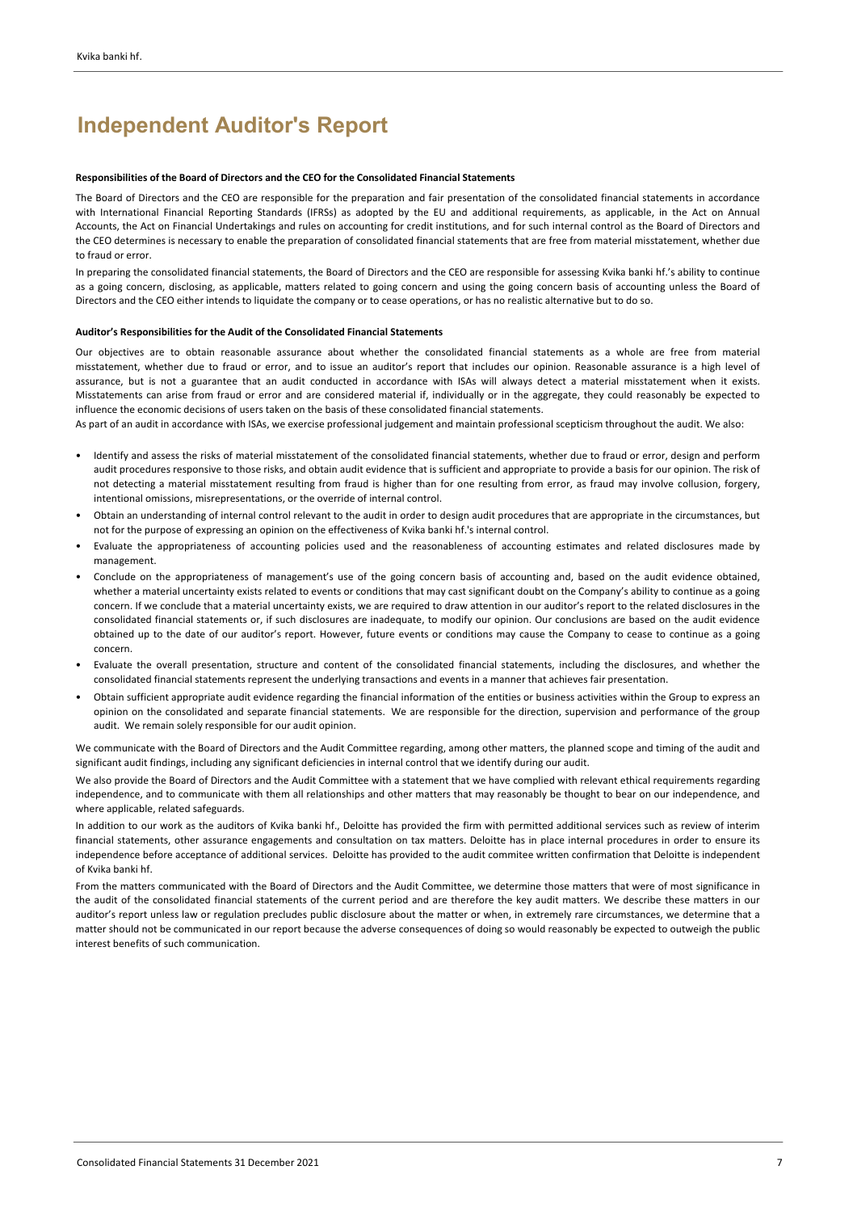# Independent Auditor's Report

**Responsibilities of the Board of Directors and the CEO for the Consolidated Financial Statements**

The Board of Directors and the CEO are responsible for the preparation and fair presentation of the consolidated financial statements in accordance with International Financial Reporting Standards (IFRSs) as adopted by the EU and additional requirements, as applicable, in the Act on Annual Accounts, the Act on Financial Undertakings and rules on accounting for credit institutions, and for such internal control as the Board of Directors and the CEO determines is necessary to enable the preparation of consolidated financial statements that are free from material misstatement, whether due to fraud or error.

In preparing the consolidated financial statements, the Board of Directors and the CEO are responsible for assessing Kvika banki hf.'s ability to continue as a going concern, disclosing, as applicable, matters related to going concern and using the going concern basis of accounting unless the Board of Directors and the CEO either intends to liquidate the company or to cease operations, or has no realistic alternative but to do so.

**Auditor's Responsibilities for the Audit of the Consolidated Financial Statements**

Our objectives are to obtain reasonable assurance about whether the consolidated financial statements as a whole are free from material misstatement, whether due to fraud or error, and to issue an auditor's report that includes our opinion. Reasonable assurance is a high level of assurance, but is not a guarantee that an audit conducted in accordance with ISAs will always detect a material misstatement when it exists. Misstatements can arise from fraud or error and are considered material if, individually or in the aggregate, they could reasonably be expected to influence the economic decisions of users taken on the basis of these consolidated financial statements.

As part of an audit in accordance with ISAs, we exercise professional judgement and maintain professional scepticism throughout the audit. We also:

- Identify and assess the risks of material misstatement of the consolidated financial statements, whether due to fraud or error, design and perform audit procedures responsive to those risks, and obtain audit evidence that is sufficient and appropriate to provide a basis for our opinion. The risk of not detecting a material misstatement resulting from fraud is higher than for one resulting from error, as fraud may involve collusion, forgery, intentional omissions, misrepresentations, or the override of internal control.
- Obtain an understanding of internal control relevant to the audit in order to design audit procedures that are appropriate in the circumstances, but not for the purpose of expressing an opinion on the effectiveness of Kvika banki hf.'s internal control.
- Evaluate the appropriateness of accounting policies used and the reasonableness of accounting estimates and related disclosures made by management.
- Conclude on the appropriateness of management's use of the going concern basis of accounting and, based on the audit evidence obtained, whether a material uncertainty exists related to events or conditions that may cast significant doubt on the Company's ability to continue as a going concern. If we conclude that a material uncertainty exists, we are required to draw attention in our auditor's report to the related disclosures in the consolidated financial statements or, if such disclosures are inadequate, to modify our opinion. Our conclusions are based on the audit evidence obtained up to the date of our auditor's report. However, future events or conditions may cause the Company to cease to continue as a going concern.
- Evaluate the overall presentation, structure and content of the consolidated financial statements, including the disclosures, and whether the consolidated financial statements represent the underlying transactions and events in a manner that achieves fair presentation.
- Obtain sufficient appropriate audit evidence regarding the financial information of the entities or business activities within the Group to express an opinion on the consolidated and separate financial statements. We are responsible for the direction, supervision and performance of the group audit. We remain solely responsible for our audit opinion.

We communicate with the Board of Directors and the Audit Committee regarding, among other matters, the planned scope and timing of the audit and significant audit findings, including any significant deficiencies in internal control that we identify during our audit.

We also provide the Board of Directors and the Audit Committee with a statement that we have complied with relevant ethical requirements regarding independence, and to communicate with them all relationships and other matters that may reasonably be thought to bear on our independence, and where applicable, related safeguards.

In addition to our work as the auditors of Kvika banki hf., Deloitte has provided the firm with permitted additional services such as review of interim financial statements, other assurance engagements and consultation on tax matters. Deloitte has in place internal procedures in order to ensure its independence before acceptance of additional services. Deloitte has provided to the audit commitee written confirmation that Deloitte is independent of Kvika banki hf.

From the matters communicated with the Board of Directors and the Audit Committee, we determine those matters that were of most significance in the audit of the consolidated financial statements of the current period and are therefore the key audit matters. We describe these matters in our auditor's report unless law or regulation precludes public disclosure about the matter or when, in extremely rare circumstances, we determine that a matter should not be communicated in our report because the adverse consequences of doing so would reasonably be expected to outweigh the public interest benefits of such communication.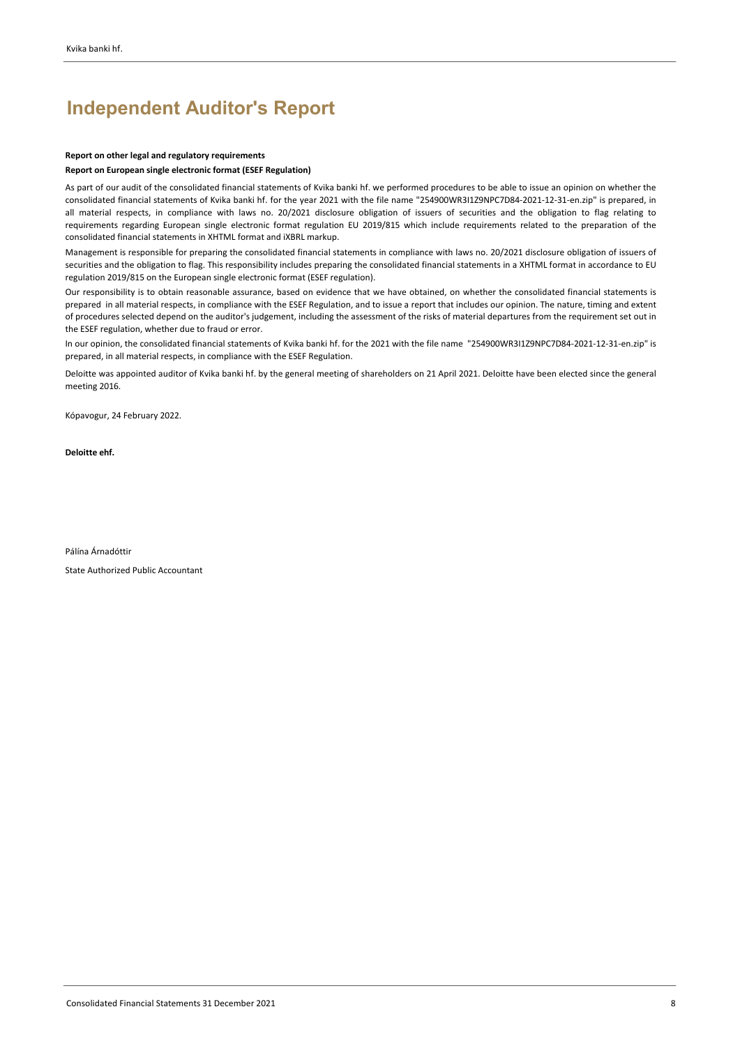# Independent Auditor's Report

**Report on other legal and regulatory requirements**

**Report on European single electronic format (ESEF Regulation)**

As part of our audit of the consolidated financial statements of Kvika banki hf. we performed procedures to be able to issue an opinion on whether the consolidated financial statements of Kvika banki hf. for the year 2021 with the file name "254900WR3I1Z9NPC7D84-2021-12-31-en.zip" is prepared, in all material respects, in compliance with laws no. 20/2021 disclosure obligation of issuers of securities and the obligation to flag relating to requirements regarding European single electronic format regulation EU 2019/815 which include requirements related to the preparation of the consolidated financial statements in XHTML format and iXBRL markup.

Management is responsible for preparing the consolidated financial statements in compliance with laws no. 20/2021 disclosure obligation of issuers of securities and the obligation to flag. This responsibility includes preparing the consolidated financial statements in a XHTML format in accordance to EU regulation 2019/815 on the European single electronic format (ESEF regulation).

Our responsibility is to obtain reasonable assurance, based on evidence that we have obtained, on whether the consolidated financial statements is prepared in all material respects, in compliance with the ESEF Regulation, and to issue a report that includes our opinion. The nature, timing and extent of procedures selected depend on the auditor's judgement, including the assessment of the risks of material departures from the requirement set out in the ESEF regulation, whether due to fraud or error.

In our opinion, the consolidated financial statements of Kvika banki hf. for the 2021 with the file name "254900WR3I1Z9NPC7D84-2021-12-31-en.zip" is prepared, in all material respects, in compliance with the ESEF Regulation.

Deloitte was appointed auditor of Kvika banki hf. by the general meeting of shareholders on 21 April 2021. Deloitte have been elected since the general meeting 2016.

Kópavogur, 24 February 2022.

**Deloitte ehf.**

Pálína Árnadóttir

State Authorized Public Accountant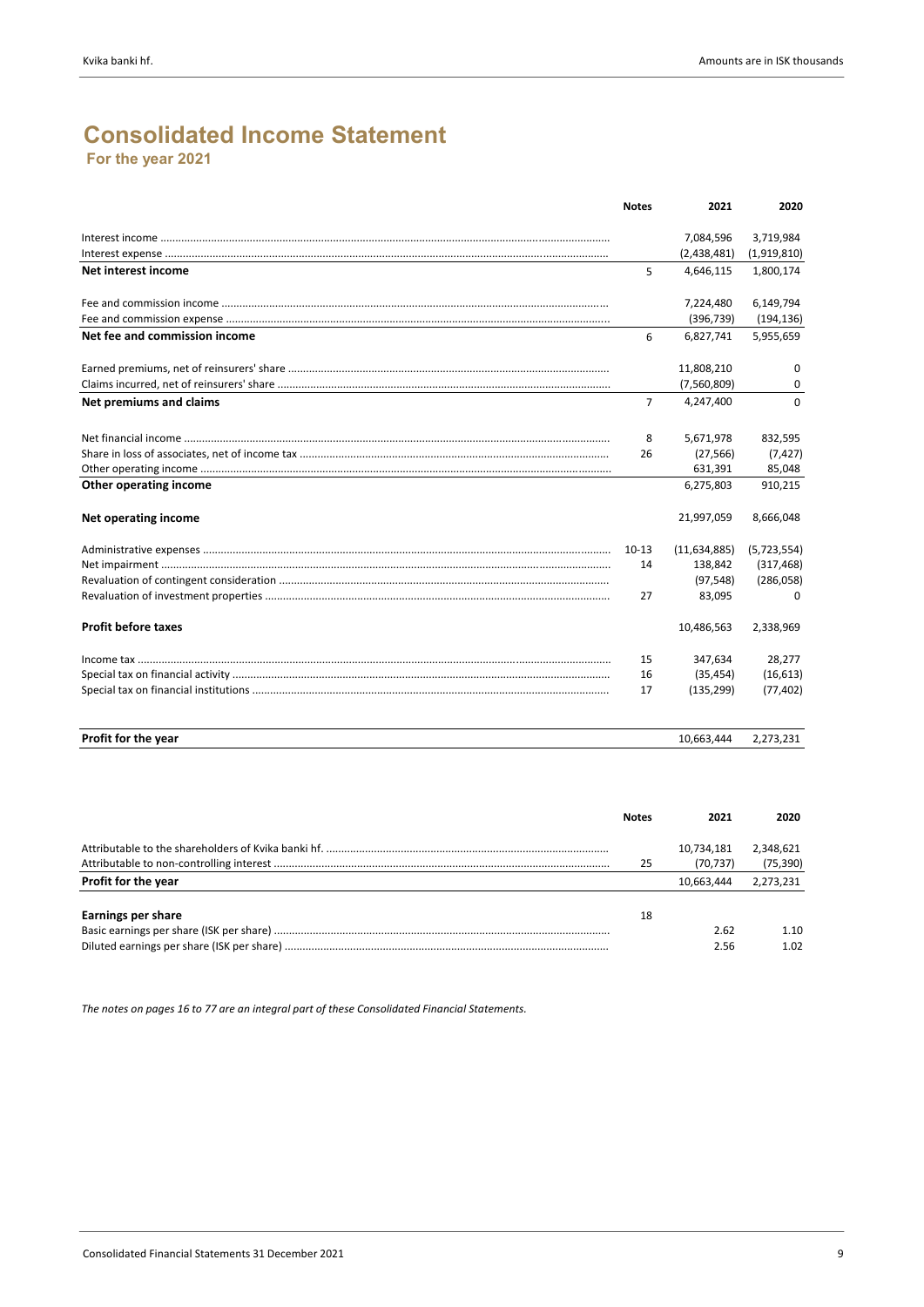# Consolidated Income Statement

**For the year 2021**

| | Notes | 2021 | 2020 |
|---|---|---|---|
| Interest income | | 7,084,596 | 3,719,984 |
| Interest expense | | (2,438,481) | (1,919,810) |
| **Net interest income** | 5 | 4,646,115 | 1,800,174 |
| Fee and commission income | | 7,224,480 | 6,149,794 |
| Fee and commission expense | | (396,739) | (194,136) |
| **Net fee and commission income** | 6 | 6,827,741 | 5,955,659 |
| Earned premiums, net of reinsurers' share | | 11,808,210 | 0 |
| Claims incurred, net of reinsurers' share | | (7,560,809) | 0 |
| **Net premiums and claims** | 7 | 4,247,400 | 0 |
| Net financial income | 8 | 5,671,978 | 832,595 |
| Share in loss of associates, net of income tax | 26 | (27,566) | (7,427) |
| Other operating income | | 631,391 | 85,048 |
| **Other operating income** | | 6,275,803 | 910,215 |
| **Net operating income** | | 21,997,059 | 8,666,048 |
| Administrative expenses | 10-13 | (11,634,885) | (5,723,554) |
| Net impairment | 14 | 138,842 | (317,468) |
| Revaluation of contingent consideration | | (97,548) | (286,058) |
| Revaluation of investment properties | 27 | 83,095 | 0 |
| **Profit before taxes** | | 10,486,563 | 2,338,969 |
| Income tax | 15 | 347,634 | 28,277 |
| Special tax on financial activity | 16 | (35,454) | (16,613) |
| Special tax on financial institutions | 17 | (135,299) | (77,402) |
| **Profit for the year** | | 10,663,444 | 2,273,231 |

| | Notes | 2021 | 2020 |
|---|---|---|---|
| Attributable to the shareholders of Kvika banki hf. | | 10,734,181 | 2,348,621 |
| Attributable to non-controlling interest | 25 | (70,737) | (75,390) |
| **Profit for the year** | | 10,663,444 | 2,273,231 |
| **Earnings per share** | 18 | | |
| Basic earnings per share (ISK per share) | | 2.62 | 1.10 |
| Diluted earnings per share (ISK per share) | | 2.56 | 1.02 |

*The notes on pages 16 to 77 are an integral part of these Consolidated Financial Statements.*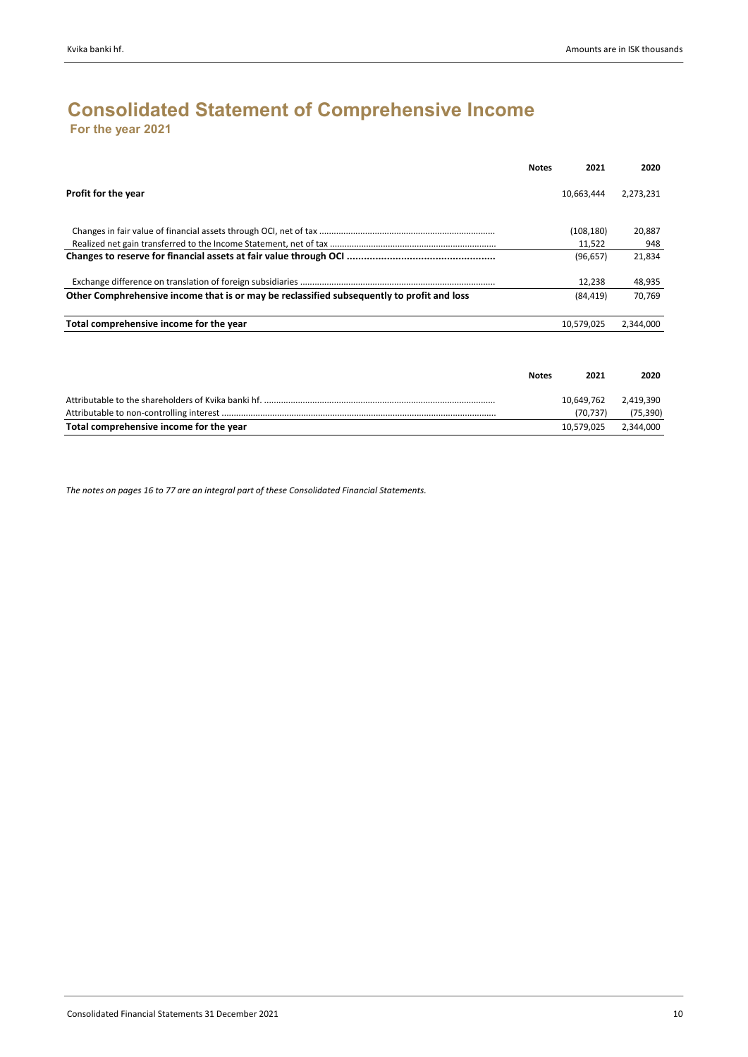# Consolidated Statement of Comprehensive Income

**For the year 2021**

| | Notes | 2021 | 2020 |
|---|---|---|---|
| **Profit for the year** | | 10,663,444 | 2,273,231 |
| Changes in fair value of financial assets through OCI, net of tax | | (108,180) | 20,887 |
| Realized net gain transferred to the Income Statement, net of tax | | 11,522 | 948 |
| **Changes to reserve for financial assets at fair value through OCI** | | (96,657) | 21,834 |
| Exchange difference on translation of foreign subsidiaries | | 12,238 | 48,935 |
| **Other Comphrehensive income that is or may be reclassified subsequently to profit and loss** | | (84,419) | 70,769 |
| **Total comprehensive income for the year** | | 10,579,025 | 2,344,000 |

| | Notes | 2021 | 2020 |
|---|---|---|---|
| Attributable to the shareholders of Kvika banki hf. | | 10,649,762 | 2,419,390 |
| Attributable to non-controlling interest | | (70,737) | (75,390) |
| **Total comprehensive income for the year** | | 10,579,025 | 2,344,000 |

*The notes on pages 16 to 77 are an integral part of these Consolidated Financial Statements.*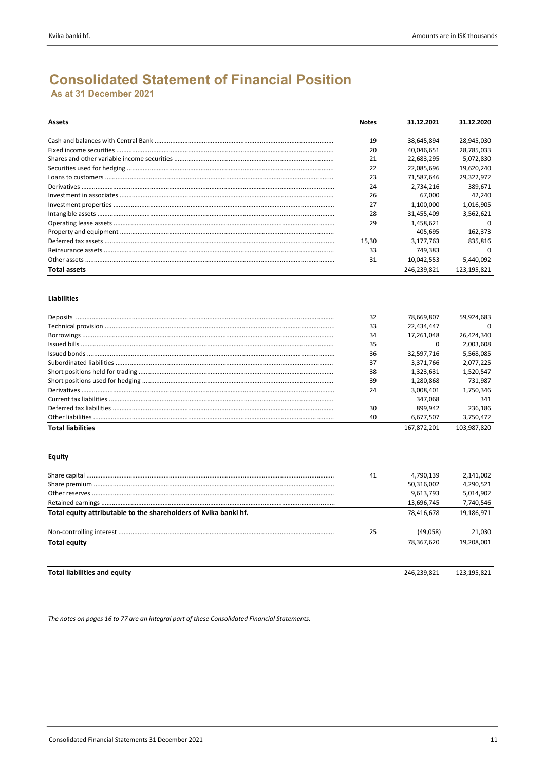# Consolidated Statement of Financial Position

## As at 31 December 2021

| Assets | Notes | 31.12.2021 | 31.12.2020 |
|---|---|---|---|
| Cash and balances with Central Bank | 19 | 38,645,894 | 28,945,030 |
| Fixed income securities | 20 | 40,046,651 | 28,785,033 |
| Shares and other variable income securities | 21 | 22,683,295 | 5,072,830 |
| Securities used for hedging | 22 | 22,085,696 | 19,620,240 |
| Loans to customers | 23 | 71,587,646 | 29,322,972 |
| Derivatives | 24 | 2,734,216 | 389,671 |
| Investment in associates | 26 | 67,000 | 42,240 |
| Investment properties | 27 | 1,100,000 | 1,016,905 |
| Intangible assets | 28 | 31,455,409 | 3,562,621 |
| Operating lease assets | 29 | 1,458,621 | 0 |
| Property and equipment | | 405,695 | 162,373 |
| Deferred tax assets | 15,30 | 3,177,763 | 835,816 |
| Reinsurance assets | 33 | 749,383 | 0 |
| Other assets | 31 | 10,042,553 | 5,440,092 |
| **Total assets** | | 246,239,821 | 123,195,821 |

| Liabilities | | | |
|---|---|---|---|
| Deposits | 32 | 78,669,807 | 59,924,683 |
| Technical provision | 33 | 22,434,447 | 0 |
| Borrowings | 34 | 17,261,048 | 26,424,340 |
| Issued bills | 35 | 0 | 2,003,608 |
| Issued bonds | 36 | 32,597,716 | 5,568,085 |
| Subordinated liabilities | 37 | 3,371,766 | 2,077,225 |
| Short positions held for trading | 38 | 1,323,631 | 1,520,547 |
| Short positions used for hedging | 39 | 1,280,868 | 731,987 |
| Derivatives | 24 | 3,008,401 | 1,750,346 |
| Current tax liabilities | | 347,068 | 341 |
| Deferred tax liabilities | 30 | 899,942 | 236,186 |
| Other liabilities | 40 | 6,677,507 | 3,750,472 |
| **Total liabilities** | | 167,872,201 | 103,987,820 |

| Equity | | | |
|---|---|---|---|
| Share capital | 41 | 4,790,139 | 2,141,002 |
| Share premium | | 50,316,002 | 4,290,521 |
| Other reserves | | 9,613,793 | 5,014,902 |
| Retained earnings | | 13,696,745 | 7,740,546 |
| **Total equity attributable to the shareholders of Kvika banki hf.** | | 78,416,678 | 19,186,971 |
| Non-controlling interest | 25 | (49,058) | 21,030 |
| **Total equity** | | 78,367,620 | 19,208,001 |
| **Total liabilities and equity** | | 246,239,821 | 123,195,821 |

*The notes on pages 16 to 77 are an integral part of these Consolidated Financial Statements.*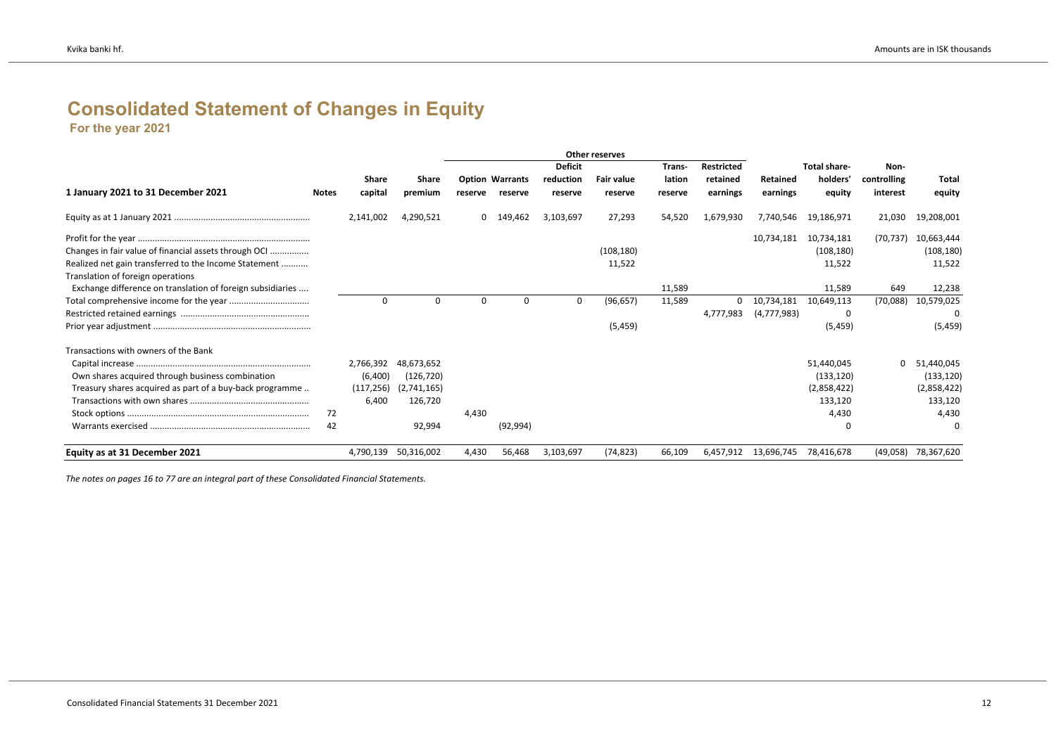# Consolidated Statement of Changes in Equity

**For the year 2021**

| | | | | Other reserves | | | | | | | | | | |
|---|---|---|---|---|---|---|---|---|---|---|---|---|---|---|
| **1 January 2021 to 31 December 2021** | **Notes** | **Share capital** | **Share premium** | **Option reserve** | **Warrants reserve** | **Deficit reduction reserve** | **Fair value reserve** | **Trans-lation reserve** | **Restricted retained earnings** | **Retained earnings** | **Total share-holders' equity** | **Non-controlling interest** | **Total equity** |
| Equity as at 1 January 2021 | | 2,141,002 | 4,290,521 | 0 | 149,462 | 3,103,697 | 27,293 | 54,520 | 1,679,930 | 7,740,546 | 19,186,971 | 21,030 | 19,208,001 |
| Profit for the year | | | | | | | | | | 10,734,181 | 10,734,181 | (70,737) | 10,663,444 |
| Changes in fair value of financial assets through OCI | | | | | | | (108,180) | | | | (108,180) | | (108,180) |
| Realized net gain transferred to the Income Statement | | | | | | | 11,522 | | | | 11,522 | | 11,522 |
| Translation of foreign operations | | | | | | | | | | | | | |
| Exchange difference on translation of foreign subsidiaries | | | | | | | | 11,589 | | | 11,589 | 649 | 12,238 |
| Total comprehensive income for the year | | 0 | 0 | 0 | 0 | 0 | (96,657) | 11,589 | 0 | 10,734,181 | 10,649,113 | (70,088) | 10,579,025 |
| Restricted retained earnings | | | | | | | | | 4,777,983 | (4,777,983) | 0 | | 0 |
| Prior year adjustment | | | | | | | (5,459) | | | | (5,459) | | (5,459) |
| Transactions with owners of the Bank | | | | | | | | | | | | | |
| Capital increase | | 2,766,392 | 48,673,652 | | | | | | | | 51,440,045 | 0 | 51,440,045 |
| Own shares acquired through business combination | | (6,400) | (126,720) | | | | | | | | (133,120) | | (133,120) |
| Treasury shares acquired as part of a buy-back programme | | (117,256) | (2,741,165) | | | | | | | | (2,858,422) | | (2,858,422) |
| Transactions with own shares | | 6,400 | 126,720 | | | | | | | | 133,120 | | 133,120 |
| Stock options | 72 | | | 4,430 | | | | | | | 4,430 | | 4,430 |
| Warrants exercised | 42 | | 92,994 | | (92,994) | | | | | | 0 | | 0 |
| **Equity as at 31 December 2021** | | 4,790,139 | 50,316,002 | 4,430 | 56,468 | 3,103,697 | (74,823) | 66,109 | 6,457,912 | 13,696,745 | 78,416,678 | (49,058) | 78,367,620 |

*The notes on pages 16 to 77 are an integral part of these Consolidated Financial Statements.*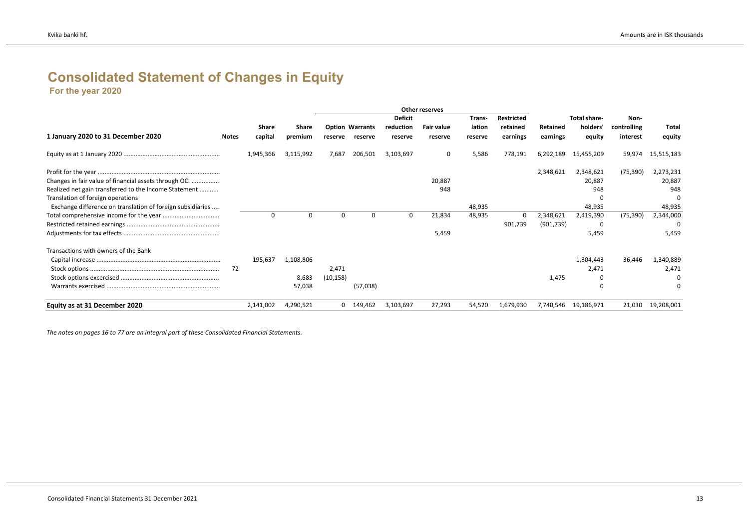# Consolidated Statement of Changes in Equity

**For the year 2020**

| | | | | Other reserves | | | | | | | | | | |
|---|---|---|---|---|---|---|---|---|---|---|---|---|---|---|
| **1 January 2020 to 31 December 2020** | **Notes** | **Share capital** | **Share premium** | **Option reserve** | **Warrants reserve** | **Deficit reduction reserve** | **Fair value reserve** | **Trans-lation reserve** | **Restricted retained earnings** | **Retained earnings** | **Total share-holders' equity** | **Non-controlling interest** | **Total equity** |
| Equity as at 1 January 2020 | | 1,945,366 | 3,115,992 | 7,687 | 206,501 | 3,103,697 | 0 | 5,586 | 778,191 | 6,292,189 | 15,455,209 | 59,974 | 15,515,183 |
| Profit for the year | | | | | | | | | | 2,348,621 | 2,348,621 | (75,390) | 2,273,231 |
| Changes in fair value of financial assets through OCI | | | | | | | 20,887 | | | | 20,887 | | 20,887 |
| Realized net gain transferred to the Income Statement | | | | | | | 948 | | | | 948 | | 948 |
| Translation of foreign operations | | | | | | | | | | | 0 | | 0 |
| Exchange difference on translation of foreign subsidiaries | | | | | | | | 48,935 | | | 48,935 | | 48,935 |
| Total comprehensive income for the year | | 0 | 0 | 0 | 0 | 0 | 21,834 | 48,935 | 0 | 2,348,621 | 2,419,390 | (75,390) | 2,344,000 |
| Restricted retained earnings | | | | | | | | | 901,739 | (901,739) | 0 | | 0 |
| Adjustments for tax effects | | | | | | | 5,459 | | | | 5,459 | | 5,459 |
| Transactions with owners of the Bank | | | | | | | | | | | | | |
| Capital increase | | 195,637 | 1,108,806 | | | | | | | | 1,304,443 | 36,446 | 1,340,889 |
| Stock options | 72 | | | 2,471 | | | | | | | 2,471 | | 2,471 |
| Stock options excercised | | | 8,683 | (10,158) | | | | | | 1,475 | 0 | | 0 |
| Warrants exercised | | | 57,038 | | (57,038) | | | | | | 0 | | 0 |
| **Equity as at 31 December 2020** | | 2,141,002 | 4,290,521 | 0 | 149,462 | 3,103,697 | 27,293 | 54,520 | 1,679,930 | 7,740,546 | 19,186,971 | 21,030 | 19,208,001 |

*The notes on pages 16 to 77 are an integral part of these Consolidated Financial Statements.*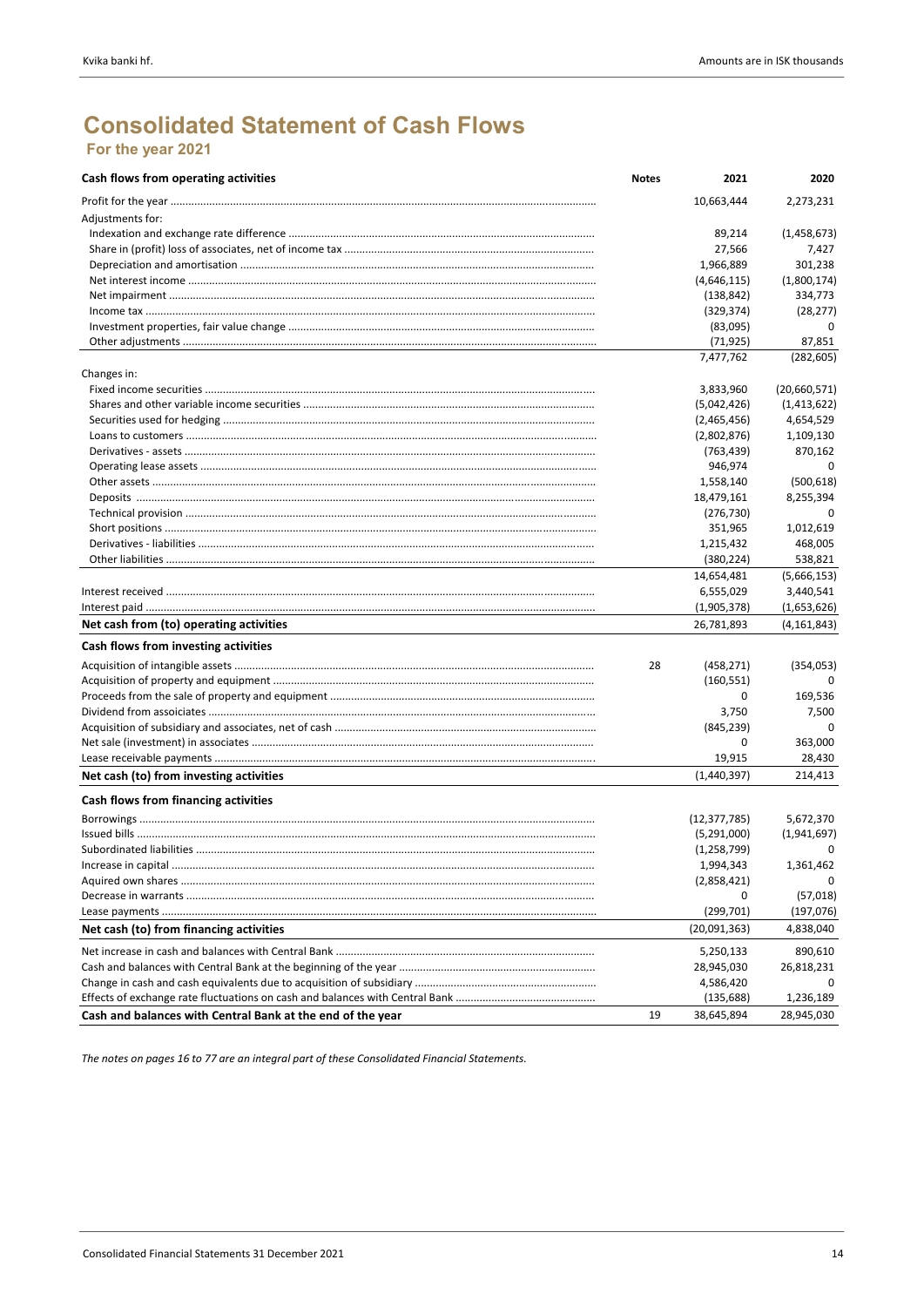# Consolidated Statement of Cash Flows

## For the year 2021

| Cash flows from operating activities | Notes | 2021 | 2020 |
|---|---|---|---|
| Profit for the year |  | 10,663,444 | 2,273,231 |
| Adjustments for: |  |  |  |
| Indexation and exchange rate difference |  | 89,214 | (1,458,673) |
| Share in (profit) loss of associates, net of income tax |  | 27,566 | 7,427 |
| Depreciation and amortisation |  | 1,966,889 | 301,238 |
| Net interest income |  | (4,646,115) | (1,800,174) |
| Net impairment |  | (138,842) | 334,773 |
| Income tax |  | (329,374) | (28,277) |
| Investment properties, fair value change |  | (83,095) | 0 |
| Other adjustments |  | (71,925) | 87,851 |
|  |  | 7,477,762 | (282,605) |
| Changes in: |  |  |  |
| Fixed income securities |  | 3,833,960 | (20,660,571) |
| Shares and other variable income securities |  | (5,042,426) | (1,413,622) |
| Securities used for hedging |  | (2,465,456) | 4,654,529 |
| Loans to customers |  | (2,802,876) | 1,109,130 |
| Derivatives - assets |  | (763,439) | 870,162 |
| Operating lease assets |  | 946,974 | 0 |
| Other assets |  | 1,558,140 | (500,618) |
| Deposits |  | 18,479,161 | 8,255,394 |
| Technical provision |  | (276,730) | 0 |
| Short positions |  | 351,965 | 1,012,619 |
| Derivatives - liabilities |  | 1,215,432 | 468,005 |
| Other liabilities |  | (380,224) | 538,821 |
|  |  | 14,654,481 | (5,666,153) |
| Interest received |  | 6,555,029 | 3,440,541 |
| Interest paid |  | (1,905,378) | (1,653,626) |
| **Net cash from (to) operating activities** |  | 26,781,893 | (4,161,843) |
| **Cash flows from investing activities** |  |  |  |
| Acquisition of intangible assets | 28 | (458,271) | (354,053) |
| Acquisition of property and equipment |  | (160,551) | 0 |
| Proceeds from the sale of property and equipment |  | 0 | 169,536 |
| Dividend from assoiciates |  | 3,750 | 7,500 |
| Acquisition of subsidiary and associates, net of cash |  | (845,239) | 0 |
| Net sale (investment) in associates |  | 0 | 363,000 |
| Lease receivable payments |  | 19,915 | 28,430 |
| **Net cash (to) from investing activities** |  | (1,440,397) | 214,413 |
| **Cash flows from financing activities** |  |  |  |
| Borrowings |  | (12,377,785) | 5,672,370 |
| Issued bills |  | (5,291,000) | (1,941,697) |
| Subordinated liabilities |  | (1,258,799) | 0 |
| Increase in capital |  | 1,994,343 | 1,361,462 |
| Aquired own shares |  | (2,858,421) | 0 |
| Decrease in warrants |  | 0 | (57,018) |
| Lease payments |  | (299,701) | (197,076) |
| **Net cash (to) from financing activities** |  | (20,091,363) | 4,838,040 |
| Net increase in cash and balances with Central Bank |  | 5,250,133 | 890,610 |
| Cash and balances with Central Bank at the beginning of the year |  | 28,945,030 | 26,818,231 |
| Change in cash and cash equivalents due to acquisition of subsidiary |  | 4,586,420 | 0 |
| Effects of exchange rate fluctuations on cash and balances with Central Bank |  | (135,688) | 1,236,189 |
| **Cash and balances with Central Bank at the end of the year** | 19 | 38,645,894 | 28,945,030 |

*The notes on pages 16 to 77 are an integral part of these Consolidated Financial Statements.*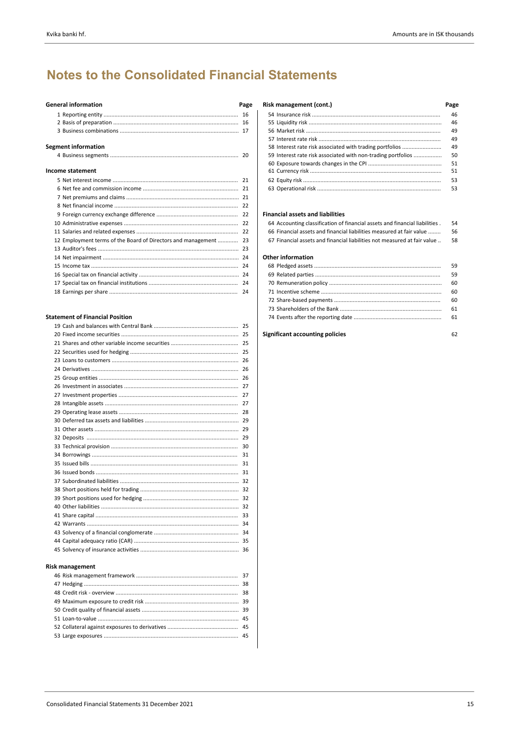# Notes to the Consolidated Financial Statements

| General information | Page |
|---|---|
| 1 Reporting entity | 16 |
| 2 Basis of preparation | 16 |
| 3 Business combinations | 17 |

| Segment information | |
|---|---|
| 4 Business segments | 20 |

| Income statement | |
|---|---|
| 5 Net interest income | 21 |
| 6 Net fee and commission income | 21 |
| 7 Net premiums and claims | 21 |
| 8 Net financial income | 22 |
| 9 Foreign currency exchange difference | 22 |
| 10 Administrative expenses | 22 |
| 11 Salaries and related expenses | 22 |
| 12 Employment terms of the Board of Directors and management | 23 |
| 13 Auditor's fees | 23 |
| 14 Net impairment | 24 |
| 15 Income tax | 24 |
| 16 Special tax on financial activity | 24 |
| 17 Special tax on financial institutions | 24 |
| 18 Earnings per share | 24 |

| Statement of Financial Position | |
|---|---|
| 19 Cash and balances with Central Bank | 25 |
| 20 Fixed income securities | 25 |
| 21 Shares and other variable income securities | 25 |
| 22 Securities used for hedging | 25 |
| 23 Loans to customers | 26 |
| 24 Derivatives | 26 |
| 25 Group entities | 26 |
| 26 Investment in associates | 27 |
| 27 Investment properties | 27 |
| 28 Intangible assets | 27 |
| 29 Operating lease assets | 28 |
| 30 Deferred tax assets and liabilities | 29 |
| 31 Other assets | 29 |
| 32 Deposits | 29 |
| 33 Technical provision | 30 |
| 34 Borrowings | 31 |
| 35 Issued bills | 31 |
| 36 Issued bonds | 31 |
| 37 Subordinated liabilities | 32 |
| 38 Short positions held for trading | 32 |
| 39 Short positions used for hedging | 32 |
| 40 Other liabilities | 32 |
| 41 Share capital | 33 |
| 42 Warrants | 34 |
| 43 Solvency of a financial conglomerate | 34 |
| 44 Capital adequacy ratio (CAR) | 35 |
| 45 Solvency of insurance activities | 36 |

| Risk management | |
|---|---|
| 46 Risk management framework | 37 |
| 47 Hedging | 38 |
| 48 Credit risk - overview | 38 |
| 49 Maximum exposure to credit risk | 39 |
| 50 Credit quality of financial assets | 39 |
| 51 Loan-to-value | 45 |
| 52 Collateral against exposures to derivatives | 45 |
| 53 Large exposures | 45 |

| Risk management (cont.) | Page |
|---|---|
| 54 Insurance risk | 46 |
| 55 Liquidity risk | 46 |
| 56 Market risk | 49 |
| 57 Interest rate risk | 49 |
| 58 Interest rate risk associated with trading portfolios | 49 |
| 59 Interest rate risk associated with non-trading portfolios | 50 |
| 60 Exposure towards changes in the CPI | 51 |
| 61 Currency risk | 51 |
| 62 Equity risk | 53 |
| 63 Operational risk | 53 |

| Financial assets and liabilities | |
|---|---|
| 64 Accounting classification of financial assets and financial liabilities | 54 |
| 66 Financial assets and financial liabilities measured at fair value | 56 |
| 67 Financial assets and financial liabilities not measured at fair value | 58 |

| Other information | |
|---|---|
| 68 Pledged assets | 59 |
| 69 Related parties | 59 |
| 70 Remuneration policy | 60 |
| 71 Incentive scheme | 60 |
| 72 Share-based payments | 60 |
| 73 Shareholders of the Bank | 61 |
| 74 Events after the reporting date | 61 |

| Significant accounting policies | 62 |
|---|---|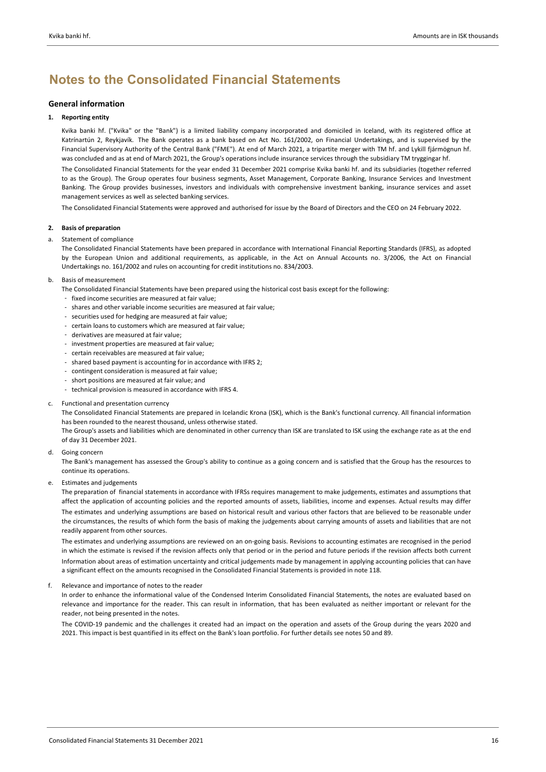# Notes to the Consolidated Financial Statements

## General information

### 1. Reporting entity

Kvika banki hf. ("Kvika" or the "Bank") is a limited liability company incorporated and domiciled in Iceland, with its registered office at Katrínartún 2, Reykjavík. The Bank operates as a bank based on Act No. 161/2002, on Financial Undertakings, and is supervised by the Financial Supervisory Authority of the Central Bank ("FME"). At end of March 2021, a tripartite merger with TM hf. and Lykill fjármögnun hf. was concluded and as at end of March 2021, the Group's operations include insurance services through the subsidiary TM tryggingar hf.

The Consolidated Financial Statements for the year ended 31 December 2021 comprise Kvika banki hf. and its subsidiaries (together referred to as the Group). The Group operates four business segments, Asset Management, Corporate Banking, Insurance Services and Investment Banking. The Group provides businesses, investors and individuals with comprehensive investment banking, insurance services and asset management services as well as selected banking services.

The Consolidated Financial Statements were approved and authorised for issue by the Board of Directors and the CEO on 24 February 2022.

### 2. Basis of preparation

a. Statement of compliance

The Consolidated Financial Statements have been prepared in accordance with International Financial Reporting Standards (IFRS), as adopted by the European Union and additional requirements, as applicable, in the Act on Annual Accounts no. 3/2006, the Act on Financial Undertakings no. 161/2002 and rules on accounting for credit institutions no. 834/2003.

b. Basis of measurement

The Consolidated Financial Statements have been prepared using the historical cost basis except for the following:

- fixed income securities are measured at fair value;
- shares and other variable income securities are measured at fair value;
- securities used for hedging are measured at fair value;
- certain loans to customers which are measured at fair value;
- derivatives are measured at fair value;
- investment properties are measured at fair value;
- certain receivables are measured at fair value;
- shared based payment is accounting for in accordance with IFRS 2;
- contingent consideration is measured at fair value;
- short positions are measured at fair value; and
- technical provision is measured in accordance with IFRS 4.

c. Functional and presentation currency

The Consolidated Financial Statements are prepared in Icelandic Krona (ISK), which is the Bank's functional currency. All financial information has been rounded to the nearest thousand, unless otherwise stated.

The Group's assets and liabilities which are denominated in other currency than ISK are translated to ISK using the exchange rate as at the end of day 31 December 2021.

d. Going concern

The Bank's management has assessed the Group's ability to continue as a going concern and is satisfied that the Group has the resources to continue its operations.

e. Estimates and judgements

The preparation of financial statements in accordance with IFRSs requires management to make judgements, estimates and assumptions that affect the application of accounting policies and the reported amounts of assets, liabilities, income and expenses. Actual results may differ

The estimates and underlying assumptions are based on historical result and various other factors that are believed to be reasonable under the circumstances, the results of which form the basis of making the judgements about carrying amounts of assets and liabilities that are not readily apparent from other sources.

The estimates and underlying assumptions are reviewed on an on-going basis. Revisions to accounting estimates are recognised in the period in which the estimate is revised if the revision affects only that period or in the period and future periods if the revision affects both current

Information about areas of estimation uncertainty and critical judgements made by management in applying accounting policies that can have a significant effect on the amounts recognised in the Consolidated Financial Statements is provided in note 118.

f. Relevance and importance of notes to the reader

In order to enhance the informational value of the Condensed Interim Consolidated Financial Statements, the notes are evaluated based on relevance and importance for the reader. This can result in information, that has been evaluated as neither important or relevant for the reader, not being presented in the notes.

The COVID-19 pandemic and the challenges it created had an impact on the operation and assets of the Group during the years 2020 and 2021. This impact is best quantified in its effect on the Bank's loan portfolio. For further details see notes 50 and 89.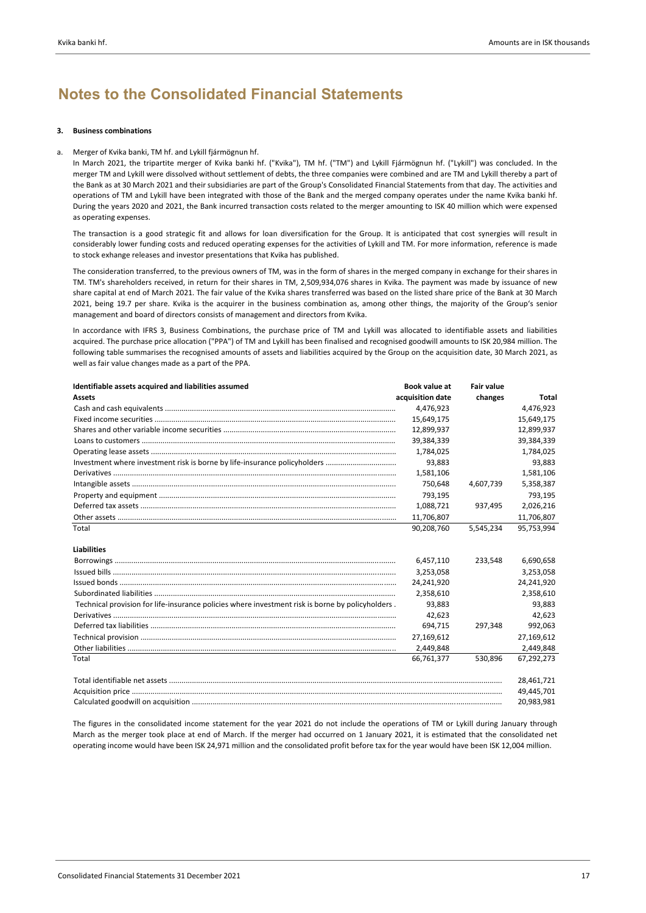# Notes to the Consolidated Financial Statements

**3. Business combinations**

a. Merger of Kvika banki, TM hf. and Lykill fjármögnun hf.

In March 2021, the tripartite merger of Kvika banki hf. ("Kvika"), TM hf. ("TM") and Lykill Fjármögnun hf. ("Lykill") was concluded. In the merger TM and Lykill were dissolved without settlement of debts, the three companies were combined and are TM and Lykill thereby a part of the Bank as at 30 March 2021 and their subsidiaries are part of the Group's Consolidated Financial Statements from that day. The activities and operations of TM and Lykill have been integrated with those of the Bank and the merged company operates under the name Kvika banki hf. During the years 2020 and 2021, the Bank incurred transaction costs related to the merger amounting to ISK 40 million which were expensed as operating expenses.

The transaction is a good strategic fit and allows for loan diversification for the Group. It is anticipated that cost synergies will result in considerably lower funding costs and reduced operating expenses for the activities of Lykill and TM. For more information, reference is made to stock exhange releases and investor presentations that Kvika has published.

The consideration transferred, to the previous owners of TM, was in the form of shares in the merged company in exchange for their shares in TM. TM's shareholders received, in return for their shares in TM, 2,509,934,076 shares in Kvika. The payment was made by issuance of new share capital at end of March 2021. The fair value of the Kvika shares transferred was based on the listed share price of the Bank at 30 March 2021, being 19.7 per share. Kvika is the acquirer in the business combination as, among other things, the majority of the Group's senior management and board of directors consists of management and directors from Kvika.

In accordance with IFRS 3, Business Combinations, the purchase price of TM and Lykill was allocated to identifiable assets and liabilities acquired. The purchase price allocation ("PPA") of TM and Lykill has been finalised and recognised goodwill amounts to ISK 20,984 million. The following table summarises the recognised amounts of assets and liabilities acquired by the Group on the acquisition date, 30 March 2021, as well as fair value changes made as a part of the PPA.

| **Identifiable assets acquired and liabilities assumed** | **Book value at acquisition date** | **Fair value changes** | **Total** |
|---|---|---|---|
| **Assets** | | | |
| Cash and cash equivalents | 4,476,923 | | 4,476,923 |
| Fixed income securities | 15,649,175 | | 15,649,175 |
| Shares and other variable income securities | 12,899,937 | | 12,899,937 |
| Loans to customers | 39,384,339 | | 39,384,339 |
| Operating lease assets | 1,784,025 | | 1,784,025 |
| Investment where investment risk is borne by life-insurance policyholders | 93,883 | | 93,883 |
| Derivatives | 1,581,106 | | 1,581,106 |
| Intangible assets | 750,648 | 4,607,739 | 5,358,387 |
| Property and equipment | 793,195 | | 793,195 |
| Deferred tax assets | 1,088,721 | 937,495 | 2,026,216 |
| Other assets | 11,706,807 | | 11,706,807 |
| Total | 90,208,760 | 5,545,234 | 95,753,994 |
| **Liabilities** | | | |
| Borrowings | 6,457,110 | 233,548 | 6,690,658 |
| Issued bills | 3,253,058 | | 3,253,058 |
| Issued bonds | 24,241,920 | | 24,241,920 |
| Subordinated liabilities | 2,358,610 | | 2,358,610 |
| Technical provision for life-insurance policies where investment risk is borne by policyholders | 93,883 | | 93,883 |
| Derivatives | 42,623 | | 42,623 |
| Deferred tax liabilities | 694,715 | 297,348 | 992,063 |
| Technical provision | 27,169,612 | | 27,169,612 |
| Other liabilities | 2,449,848 | | 2,449,848 |
| Total | 66,761,377 | 530,896 | 67,292,273 |
| | | | |
| Total identifiable net assets | | | 28,461,721 |
| Acquisition price | | | 49,445,701 |
| Calculated goodwill on acquisition | | | 20,983,981 |

The figures in the consolidated income statement for the year 2021 do not include the operations of TM or Lykill during January through March as the merger took place at end of March. If the merger had occurred on 1 January 2021, it is estimated that the consolidated net operating income would have been ISK 24,971 million and the consolidated profit before tax for the year would have been ISK 12,004 million.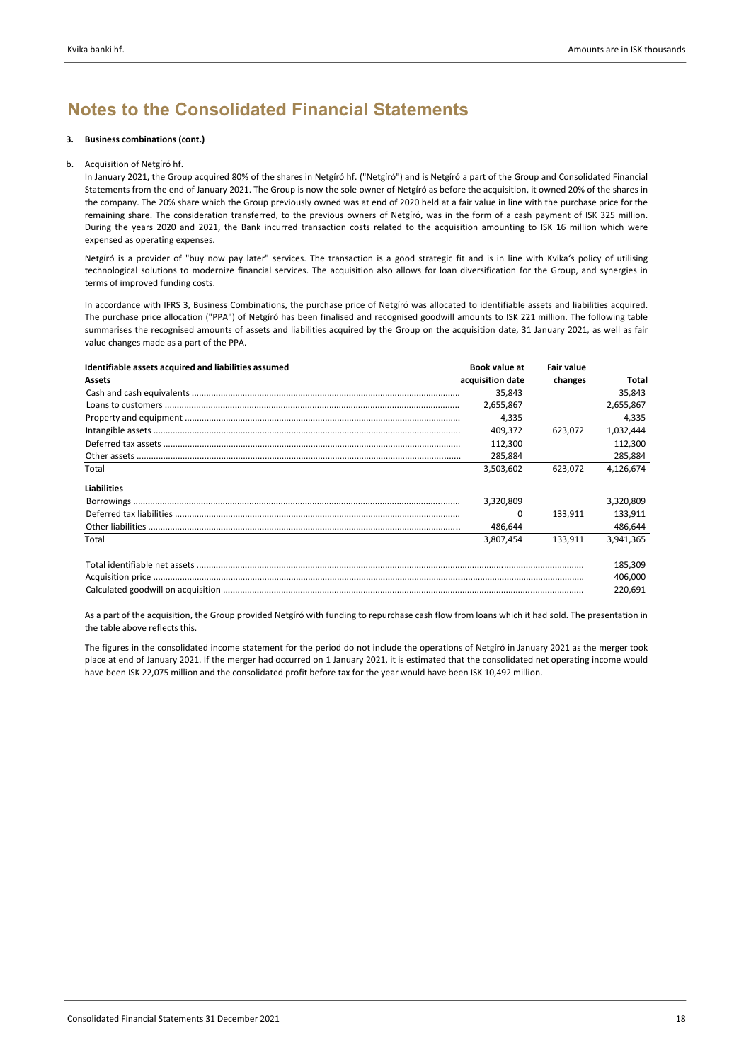# Notes to the Consolidated Financial Statements

**3. Business combinations (cont.)**

b. Acquisition of Netgíró hf.

In January 2021, the Group acquired 80% of the shares in Netgíró hf. ("Netgíró") and is Netgíró a part of the Group and Consolidated Financial Statements from the end of January 2021. The Group is now the sole owner of Netgíró as before the acquisition, it owned 20% of the shares in the company. The 20% share which the Group previously owned was at end of 2020 held at a fair value in line with the purchase price for the remaining share. The consideration transferred, to the previous owners of Netgíró, was in the form of a cash payment of ISK 325 million. During the years 2020 and 2021, the Bank incurred transaction costs related to the acquisition amounting to ISK 16 million which were expensed as operating expenses.

Netgíró is a provider of "buy now pay later" services. The transaction is a good strategic fit and is in line with Kvika's policy of utilising technological solutions to modernize financial services. The acquisition also allows for loan diversification for the Group, and synergies in terms of improved funding costs.

In accordance with IFRS 3, Business Combinations, the purchase price of Netgíró was allocated to identifiable assets and liabilities acquired. The purchase price allocation ("PPA") of Netgíró has been finalised and recognised goodwill amounts to ISK 221 million. The following table summarises the recognised amounts of assets and liabilities acquired by the Group on the acquisition date, 31 January 2021, as well as fair value changes made as a part of the PPA.

| **Identifiable assets acquired and liabilities assumed** | **Book value at** | **Fair value** | |
|---|---|---|---|
| **Assets** | **acquisition date** | **changes** | **Total** |
| Cash and cash equivalents | 35,843 | | 35,843 |
| Loans to customers | 2,655,867 | | 2,655,867 |
| Property and equipment | 4,335 | | 4,335 |
| Intangible assets | 409,372 | 623,072 | 1,032,444 |
| Deferred tax assets | 112,300 | | 112,300 |
| Other assets | 285,884 | | 285,884 |
| Total | 3,503,602 | 623,072 | 4,126,674 |
| **Liabilities** | | | |
| Borrowings | 3,320,809 | | 3,320,809 |
| Deferred tax liabilities | 0 | 133,911 | 133,911 |
| Other liabilities | 486,644 | | 486,644 |
| Total | 3,807,454 | 133,911 | 3,941,365 |
| Total identifiable net assets | | | 185,309 |
| Acquisition price | | | 406,000 |
| Calculated goodwill on acquisition | | | 220,691 |

As a part of the acquisition, the Group provided Netgíró with funding to repurchase cash flow from loans which it had sold. The presentation in the table above reflects this.

The figures in the consolidated income statement for the period do not include the operations of Netgíró in January 2021 as the merger took place at end of January 2021. If the merger had occurred on 1 January 2021, it is estimated that the consolidated net operating income would have been ISK 22,075 million and the consolidated profit before tax for the year would have been ISK 10,492 million.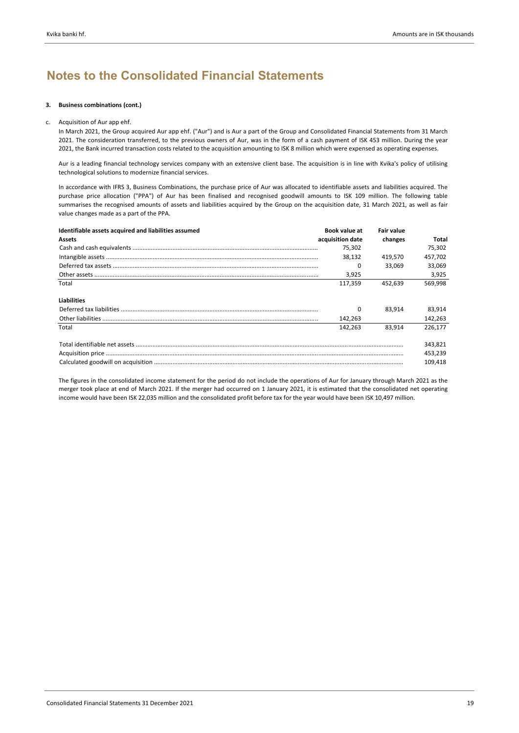# Notes to the Consolidated Financial Statements

**3. Business combinations (cont.)**

c. Acquisition of Aur app ehf.

In March 2021, the Group acquired Aur app ehf. ("Aur") and is Aur a part of the Group and Consolidated Financial Statements from 31 March 2021. The consideration transferred, to the previous owners of Aur, was in the form of a cash payment of ISK 453 million. During the year 2021, the Bank incurred transaction costs related to the acquisition amounting to ISK 8 million which were expensed as operating expenses.

Aur is a leading financial technology services company with an extensive client base. The acquisition is in line with Kvika's policy of utilising technological solutions to modernize financial services.

In accordance with IFRS 3, Business Combinations, the purchase price of Aur was allocated to identifiable assets and liabilities acquired. The purchase price allocation ("PPA") of Aur has been finalised and recognised goodwill amounts to ISK 109 million. The following table summarises the recognised amounts of assets and liabilities acquired by the Group on the acquisition date, 31 March 2021, as well as fair value changes made as a part of the PPA.

| **Identifiable assets acquired and liabilities assumed** | **Book value at acquisition date** | **Fair value changes** | **Total** |
|---|---|---|---|
| **Assets** | | | |
| Cash and cash equivalents | 75,302 | | 75,302 |
| Intangible assets | 38,132 | 419,570 | 457,702 |
| Deferred tax assets | 0 | 33,069 | 33,069 |
| Other assets | 3,925 | | 3,925 |
| Total | 117,359 | 452,639 | 569,998 |
| **Liabilities** | | | |
| Deferred tax liabilities | 0 | 83,914 | 83,914 |
| Other liabilities | 142,263 | | 142,263 |
| Total | 142,263 | 83,914 | 226,177 |
| Total identifiable net assets | | | 343,821 |
| Acquisition price | | | 453,239 |
| Calculated goodwill on acquisition | | | 109,418 |

The figures in the consolidated income statement for the period do not include the operations of Aur for January through March 2021 as the merger took place at end of March 2021. If the merger had occurred on 1 January 2021, it is estimated that the consolidated net operating income would have been ISK 22,035 million and the consolidated profit before tax for the year would have been ISK 10,497 million.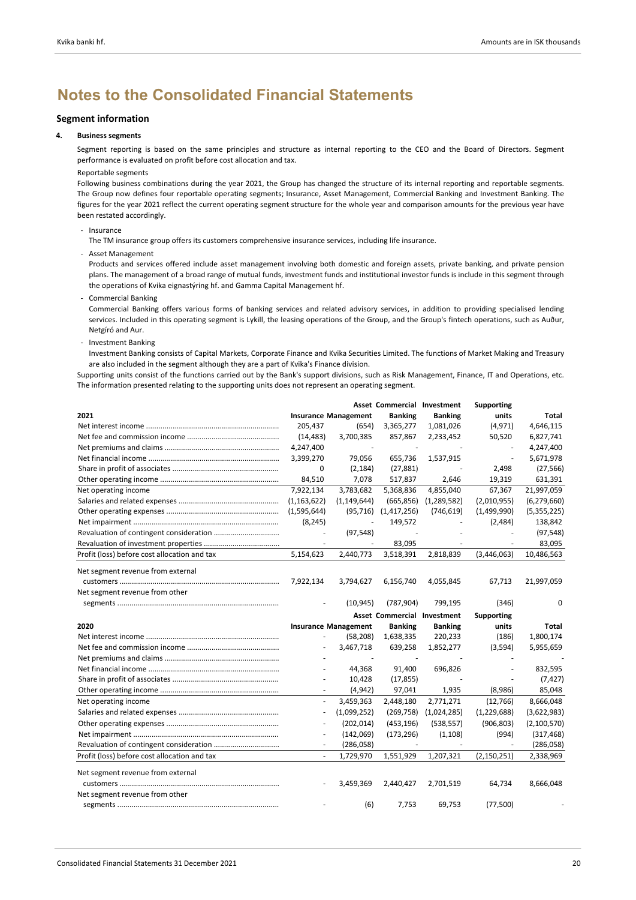# Notes to the Consolidated Financial Statements

## Segment information

**4. Business segments**

Segment reporting is based on the same principles and structure as internal reporting to the CEO and the Board of Directors. Segment performance is evaluated on profit before cost allocation and tax.

Reportable segments

Following business combinations during the year 2021, the Group has changed the structure of its internal reporting and reportable segments. The Group now defines four reportable operating segments; Insurance, Asset Management, Commercial Banking and Investment Banking. The figures for the year 2021 reflect the current operating segment structure for the whole year and comparison amounts for the previous year have been restated accordingly.

- Insurance

  The TM insurance group offers its customers comprehensive insurance services, including life insurance.

- Asset Management

  Products and services offered include asset management involving both domestic and foreign assets, private banking, and private pension plans. The management of a broad range of mutual funds, investment funds and institutional investor funds is include in this segment through the operations of Kvika eignastýring hf. and Gamma Capital Management hf.

- Commercial Banking

  Commercial Banking offers various forms of banking services and related advisory services, in addition to providing specialised lending services. Included in this operating segment is Lykill, the leasing operations of the Group, and the Group's fintech operations, such as Auður, Netgíró and Aur.

- Investment Banking

  Investment Banking consists of Capital Markets, Corporate Finance and Kvika Securities Limited. The functions of Market Making and Treasury are also included in the segment although they are a part of Kvika's Finance division.

Supporting units consist of the functions carried out by the Bank's support divisions, such as Risk Management, Finance, IT and Operations, etc. The information presented relating to the supporting units does not represent an operating segment.

| 2021 | Insurance | Asset Management | Commercial Banking | Investment Banking | Supporting units | Total |
|---|---|---|---|---|---|---|
| Net interest income | 205,437 | (654) | 3,365,277 | 1,081,026 | (4,971) | 4,646,115 |
| Net fee and commission income | (14,483) | 3,700,385 | 857,867 | 2,233,452 | 50,520 | 6,827,741 |
| Net premiums and claims | 4,247,400 | - | - | - | - | 4,247,400 |
| Net financial income | 3,399,270 | 79,056 | 655,736 | 1,537,915 | - | 5,671,978 |
| Share in profit of associates | 0 | (2,184) | (27,881) | - | 2,498 | (27,566) |
| Other operating income | 84,510 | 7,078 | 517,837 | 2,646 | 19,319 | 631,391 |
| Net operating income | 7,922,134 | 3,783,682 | 5,368,836 | 4,855,040 | 67,367 | 21,997,059 |
| Salaries and related expenses | (1,163,622) | (1,149,644) | (665,856) | (1,289,582) | (2,010,955) | (6,279,660) |
| Other operating expenses | (1,595,644) | (95,716) | (1,417,256) | (746,619) | (1,499,990) | (5,355,225) |
| Net impairment | (8,245) | - | 149,572 | - | (2,484) | 138,842 |
| Revaluation of contingent consideration | - | (97,548) | - | - | - | (97,548) |
| Revaluation of investment properties | - | - | 83,095 | - | - | 83,095 |
| Profit (loss) before cost allocation and tax | 5,154,623 | 2,440,773 | 3,518,391 | 2,818,839 | (3,446,063) | 10,486,563 |
| Net segment revenue from external customers | 7,922,134 | 3,794,627 | 6,156,740 | 4,055,845 | 67,713 | 21,997,059 |
| Net segment revenue from other segments | - | (10,945) | (787,904) | 799,195 | (346) | 0 |

| 2020 | Insurance | Asset Management | Commercial Banking | Investment Banking | Supporting units | Total |
|---|---|---|---|---|---|---|
| Net interest income | - | (58,208) | 1,638,335 | 220,233 | (186) | 1,800,174 |
| Net fee and commission income | - | 3,467,718 | 639,258 | 1,852,277 | (3,594) | 5,955,659 |
| Net premiums and claims | - | - | - | - | - | - |
| Net financial income | - | 44,368 | 91,400 | 696,826 | - | 832,595 |
| Share in profit of associates | - | 10,428 | (17,855) | - | - | (7,427) |
| Other operating income | - | (4,942) | 97,041 | 1,935 | (8,986) | 85,048 |
| Net operating income | - | 3,459,363 | 2,448,180 | 2,771,271 | (12,766) | 8,666,048 |
| Salaries and related expenses | - | (1,099,252) | (269,758) | (1,024,285) | (1,229,688) | (3,622,983) |
| Other operating expenses | - | (202,014) | (453,196) | (538,557) | (906,803) | (2,100,570) |
| Net impairment | - | (142,069) | (173,296) | (1,108) | (994) | (317,468) |
| Revaluation of contingent consideration | - | (286,058) | - | - | - | (286,058) |
| Profit (loss) before cost allocation and tax | - | 1,729,970 | 1,551,929 | 1,207,321 | (2,150,251) | 2,338,969 |
| Net segment revenue from external customers | - | 3,459,369 | 2,440,427 | 2,701,519 | 64,734 | 8,666,048 |
| Net segment revenue from other segments | - | (6) | 7,753 | 69,753 | (77,500) | - |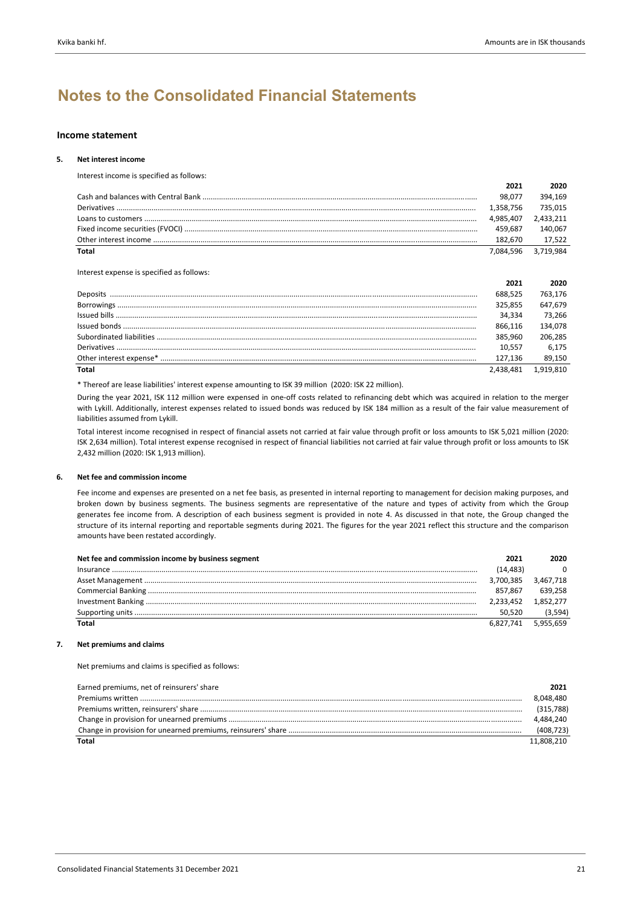# Notes to the Consolidated Financial Statements

## Income statement

### 5. Net interest income

Interest income is specified as follows:

| | 2021 | 2020 |
|---|---|---|
| Cash and balances with Central Bank | 98,077 | 394,169 |
| Derivatives | 1,358,756 | 735,015 |
| Loans to customers | 4,985,407 | 2,433,211 |
| Fixed income securities (FVOCI) | 459,687 | 140,067 |
| Other interest income | 182,670 | 17,522 |
| **Total** | 7,084,596 | 3,719,984 |

Interest expense is specified as follows:

| | 2021 | 2020 |
|---|---|---|
| Deposits | 688,525 | 763,176 |
| Borrowings | 325,855 | 647,679 |
| Issued bills | 34,334 | 73,266 |
| Issued bonds | 866,116 | 134,078 |
| Subordinated liabilities | 385,960 | 206,285 |
| Derivatives | 10,557 | 6,175 |
| Other interest expense* | 127,136 | 89,150 |
| **Total** | 2,438,481 | 1,919,810 |

* Thereof are lease liabilities' interest expense amounting to ISK 39 million (2020: ISK 22 million).

During the year 2021, ISK 112 million were expensed in one-off costs related to refinancing debt which was acquired in relation to the merger with Lykill. Additionally, interest expenses related to issued bonds was reduced by ISK 184 million as a result of the fair value measurement of liabilities assumed from Lykill.

Total interest income recognised in respect of financial assets not carried at fair value through profit or loss amounts to ISK 5,021 million (2020: ISK 2,634 million). Total interest expense recognised in respect of financial liabilities not carried at fair value through profit or loss amounts to ISK 2,432 million (2020: ISK 1,913 million).

### 6. Net fee and commission income

Fee income and expenses are presented on a net fee basis, as presented in internal reporting to management for decision making purposes, and broken down by business segments. The business segments are representative of the nature and types of activity from which the Group generates fee income from. A description of each business segment is provided in note 4. As discussed in that note, the Group changed the structure of its internal reporting and reportable segments during 2021. The figures for the year 2021 reflect this structure and the comparison amounts have been restated accordingly.

| Net fee and commission income by business segment | 2021 | 2020 |
|---|---|---|
| Insurance | (14,483) | 0 |
| Asset Management | 3,700,385 | 3,467,718 |
| Commercial Banking | 857,867 | 639,258 |
| Investment Banking | 2,233,452 | 1,852,277 |
| Supporting units | 50,520 | (3,594) |
| **Total** | 6,827,741 | 5,955,659 |

### 7. Net premiums and claims

Net premiums and claims is specified as follows:

| Earned premiums, net of reinsurers' share | 2021 |
|---|---|
| Premiums written | 8,048,480 |
| Premiums written, reinsurers' share | (315,788) |
| Change in provision for unearned premiums | 4,484,240 |
| Change in provision for unearned premiums, reinsurers' share | (408,723) |
| **Total** | 11,808,210 |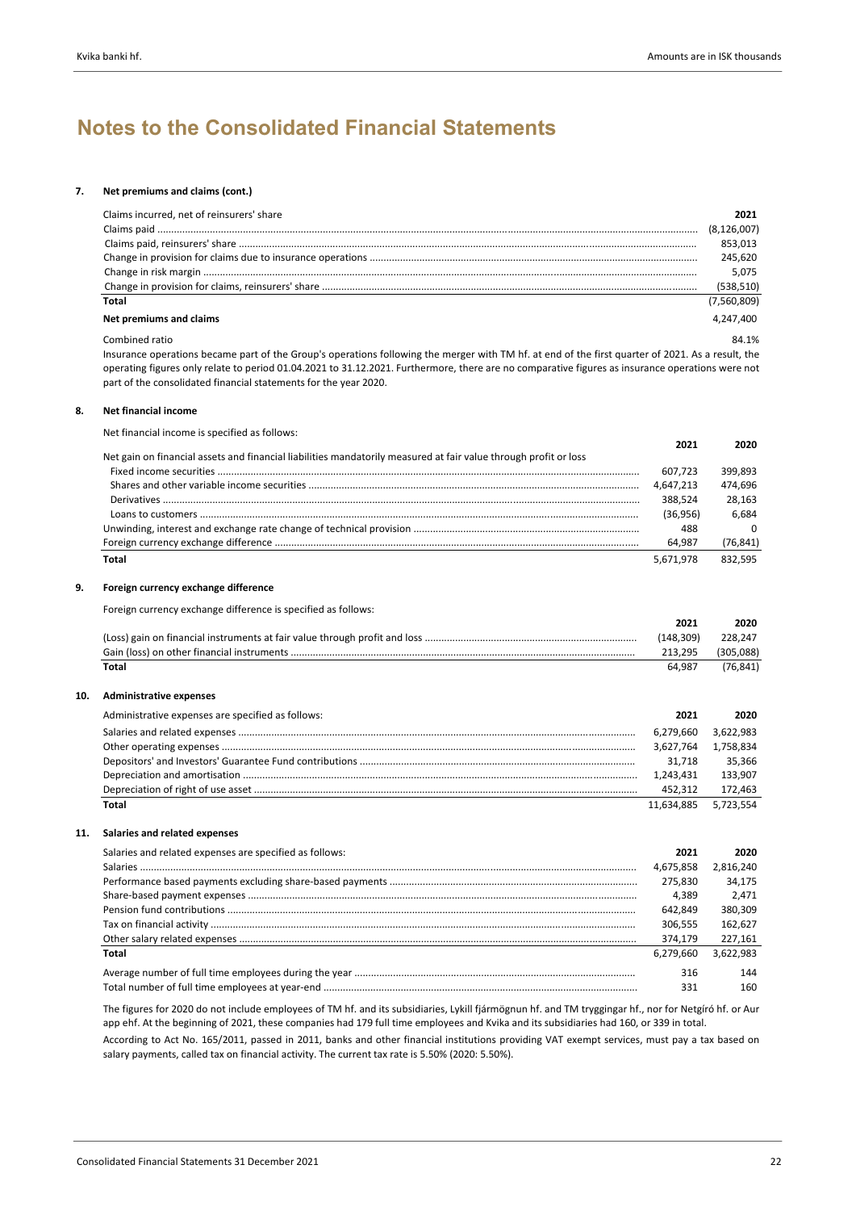# Notes to the Consolidated Financial Statements

### 7. Net premiums and claims (cont.)

| Claims incurred, net of reinsurers' share | 2021 |
|---|---|
| Claims paid | (8,126,007) |
| Claims paid, reinsurers' share | 853,013 |
| Change in provision for claims due to insurance operations | 245,620 |
| Change in risk margin | 5,075 |
| Change in provision for claims, reinsurers' share | (538,510) |
| **Total** | (7,560,809) |
| **Net premiums and claims** | 4,247,400 |
| Combined ratio | 84.1% |

Insurance operations became part of the Group's operations following the merger with TM hf. at end of the first quarter of 2021. As a result, the operating figures only relate to period 01.04.2021 to 31.12.2021. Furthermore, there are no comparative figures as insurance operations were not part of the consolidated financial statements for the year 2020.

### 8. Net financial income

Net financial income is specified as follows:

| | 2021 | 2020 |
|---|---|---|
| Net gain on financial assets and financial liabilities mandatorily measured at fair value through profit or loss | | |
| Fixed income securities | 607,723 | 399,893 |
| Shares and other variable income securities | 4,647,213 | 474,696 |
| Derivatives | 388,524 | 28,163 |
| Loans to customers | (36,956) | 6,684 |
| Unwinding, interest and exchange rate change of technical provision | 488 | 0 |
| Foreign currency exchange difference | 64,987 | (76,841) |
| **Total** | 5,671,978 | 832,595 |

### 9. Foreign currency exchange difference

Foreign currency exchange difference is specified as follows:

| | 2021 | 2020 |
|---|---|---|
| (Loss) gain on financial instruments at fair value through profit and loss | (148,309) | 228,247 |
| Gain (loss) on other financial instruments | 213,295 | (305,088) |
| **Total** | 64,987 | (76,841) |

### 10. Administrative expenses

| Administrative expenses are specified as follows: | 2021 | 2020 |
|---|---|---|
| Salaries and related expenses | 6,279,660 | 3,622,983 |
| Other operating expenses | 3,627,764 | 1,758,834 |
| Depositors' and Investors' Guarantee Fund contributions | 31,718 | 35,366 |
| Depreciation and amortisation | 1,243,431 | 133,907 |
| Depreciation of right of use asset | 452,312 | 172,463 |
| **Total** | 11,634,885 | 5,723,554 |

### 11. Salaries and related expenses

| Salaries and related expenses are specified as follows: | 2021 | 2020 |
|---|---|---|
| Salaries | 4,675,858 | 2,816,240 |
| Performance based payments excluding share-based payments | 275,830 | 34,175 |
| Share-based payment expenses | 4,389 | 2,471 |
| Pension fund contributions | 642,849 | 380,309 |
| Tax on financial activity | 306,555 | 162,627 |
| Other salary related expenses | 374,179 | 227,161 |
| **Total** | 6,279,660 | 3,622,983 |
| Average number of full time employees during the year | 316 | 144 |
| Total number of full time employees at year-end | 331 | 160 |

The figures for 2020 do not include employees of TM hf. and its subsidiaries, Lykill fjármögnun hf. and TM tryggingar hf., nor for Netgíró hf. or Aur app ehf. At the beginning of 2021, these companies had 179 full time employees and Kvika and its subsidiaries had 160, or 339 in total.

According to Act No. 165/2011, passed in 2011, banks and other financial institutions providing VAT exempt services, must pay a tax based on salary payments, called tax on financial activity. The current tax rate is 5.50% (2020: 5.50%).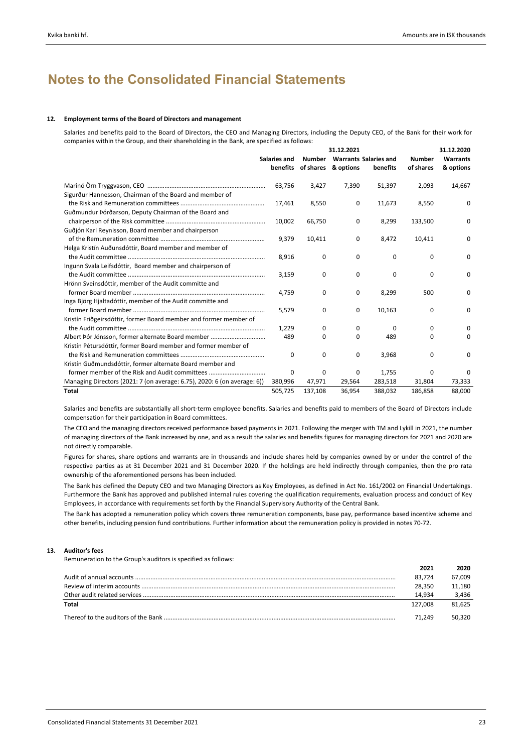# Notes to the Consolidated Financial Statements

#### 12. Employment terms of the Board of Directors and management

Salaries and benefits paid to the Board of Directors, the CEO and Managing Directors, including the Deputy CEO, of the Bank for their work for companies within the Group, and their shareholding in the Bank, are specified as follows:

| | 31.12.2021 | | | 31.12.2020 | | |
|---|---|---|---|---|---|---|
| | Salaries and benefits | Number of shares | Warrants & options | Salaries and benefits | Number of shares | Warrants & options |
| Marinó Örn Tryggvason, CEO | 63,756 | 3,427 | 7,390 | 51,397 | 2,093 | 14,667 |
| Sigurður Hannesson, Chairman of the Board and member of the Risk and Remuneration committees | 17,461 | 8,550 | 0 | 11,673 | 8,550 | 0 |
| Guðmundur Þórðarson, Deputy Chairman of the Board and chairperson of the Risk committee | 10,002 | 66,750 | 0 | 8,299 | 133,500 | 0 |
| Guðjón Karl Reynisson, Board member and chairperson of the Remuneration committee | 9,379 | 10,411 | 0 | 8,472 | 10,411 | 0 |
| Helga Kristín Auðunsdóttir, Board member and member of the Audit committee | 8,916 | 0 | 0 | 0 | 0 | 0 |
| Ingunn Svala Leifsdóttir, Board member and chairperson of the Audit committee | 3,159 | 0 | 0 | 0 | 0 | 0 |
| Hrönn Sveinsdóttir, member of the Audit committe and former Board member | 4,759 | 0 | 0 | 8,299 | 500 | 0 |
| Inga Björg Hjaltadóttir, member of the Audit committe and former Board member | 5,579 | 0 | 0 | 10,163 | 0 | 0 |
| Kristín Friðgeirsdóttir, former Board member and former member of the Audit committee | 1,229 | 0 | 0 | 0 | 0 | 0 |
| Albert Þór Jónsson, former alternate Board member | 489 | 0 | 0 | 489 | 0 | 0 |
| Kristín Pétursdóttir, former Board member and former member of the Risk and Remuneration committees | 0 | 0 | 0 | 3,968 | 0 | 0 |
| Kristín Guðmundsdóttir, former alternate Board member and former member of the Risk and Audit committees | 0 | 0 | 0 | 1,755 | 0 | 0 |
| Managing Directors (2021: 7 (on average: 6.75), 2020: 6 (on average: 6)) | 380,996 | 47,971 | 29,564 | 283,518 | 31,804 | 73,333 |
| **Total** | **505,725** | **137,108** | **36,954** | **388,032** | **186,858** | **88,000** |

Salaries and benefits are substantially all short-term employee benefits. Salaries and benefits paid to members of the Board of Directors include compensation for their participation in Board committees.

The CEO and the managing directors received performance based payments in 2021. Following the merger with TM and Lykill in 2021, the number of managing directors of the Bank increased by one, and as a result the salaries and benefits figures for managing directors for 2021 and 2020 are not directly comparable.

Figures for shares, share options and warrants are in thousands and include shares held by companies owned by or under the control of the respective parties as at 31 December 2021 and 31 December 2020. If the holdings are held indirectly through companies, then the pro rata ownership of the aforementioned persons has been included.

The Bank has defined the Deputy CEO and two Managing Directors as Key Employees, as defined in Act No. 161/2002 on Financial Undertakings. Furthermore the Bank has approved and published internal rules covering the qualification requirements, evaluation process and conduct of Key Employees, in accordance with requirements set forth by the Financial Supervisory Authority of the Central Bank.

The Bank has adopted a remuneration policy which covers three remuneration components, base pay, performance based incentive scheme and other benefits, including pension fund contributions. Further information about the remuneration policy is provided in notes 70-72.

#### 13. Auditor's fees

Remuneration to the Group's auditors is specified as follows:

| | 2021 | 2020 |
|---|---|---|
| Audit of annual accounts | 83,724 | 67,009 |
| Review of interim accounts | 28,350 | 11,180 |
| Other audit related services | 14,934 | 3,436 |
| **Total** | **127,008** | **81,625** |
| Thereof to the auditors of the Bank | 71,249 | 50,320 |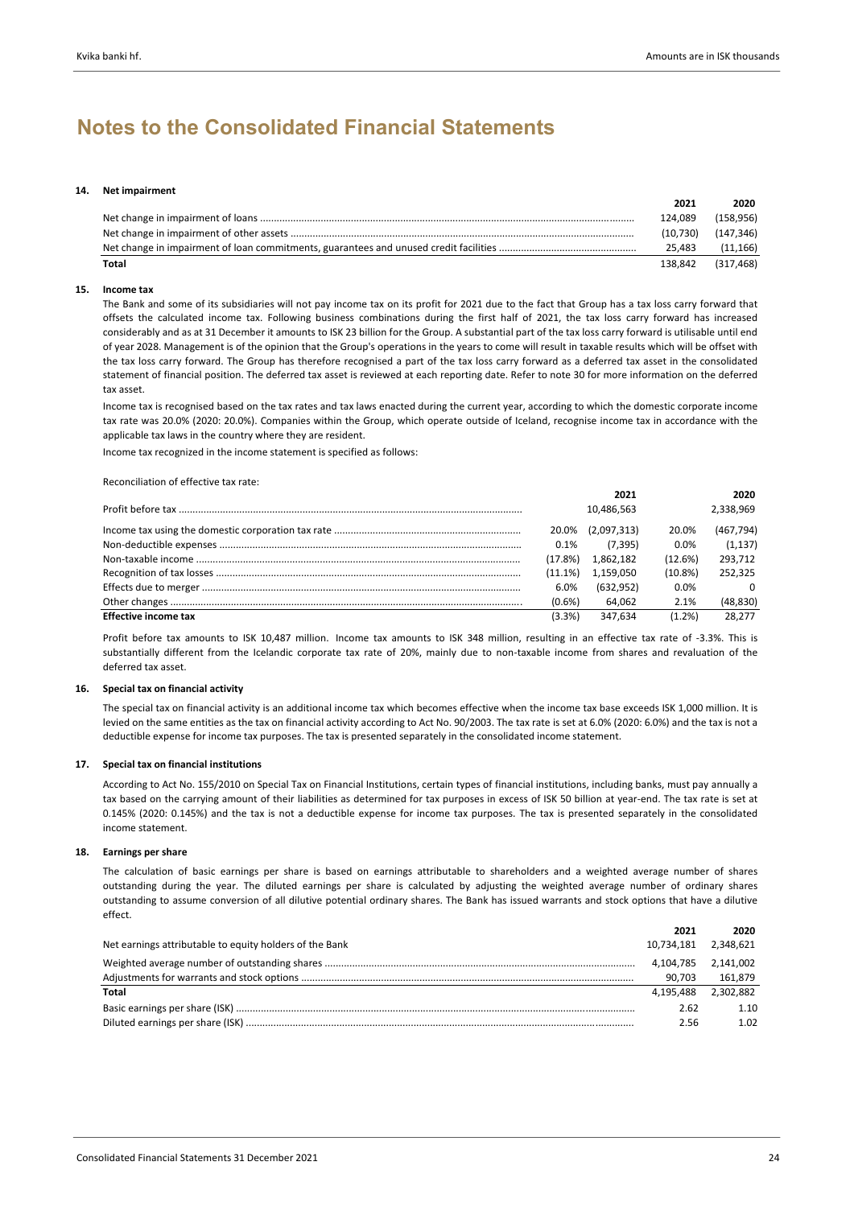# Notes to the Consolidated Financial Statements

## 14. Net impairment

| | 2021 | 2020 |
|---|---|---|
| Net change in impairment of loans | 124,089 | (158,956) |
| Net change in impairment of other assets | (10,730) | (147,346) |
| Net change in impairment of loan commitments, guarantees and unused credit facilities | 25,483 | (11,166) |
| **Total** | 138,842 | (317,468) |

## 15. Income tax

The Bank and some of its subsidiaries will not pay income tax on its profit for 2021 due to the fact that Group has a tax loss carry forward that offsets the calculated income tax. Following business combinations during the first half of 2021, the tax loss carry forward has increased considerably and as at 31 December it amounts to ISK 23 billion for the Group. A substantial part of the tax loss carry forward is utilisable until end of year 2028. Management is of the opinion that the Group's operations in the years to come will result in taxable results which will be offset with the tax loss carry forward. The Group has therefore recognised a part of the tax loss carry forward as a deferred tax asset in the consolidated statement of financial position. The deferred tax asset is reviewed at each reporting date. Refer to note 30 for more information on the deferred tax asset.

Income tax is recognised based on the tax rates and tax laws enacted during the current year, according to which the domestic corporate income tax rate was 20.0% (2020: 20.0%). Companies within the Group, which operate outside of Iceland, recognise income tax in accordance with the applicable tax laws in the country where they are resident.

Income tax recognized in the income statement is specified as follows:

Reconciliation of effective tax rate:

| | | 2021 | | 2020 |
|---|---|---|---|---|
| Profit before tax | | 10,486,563 | | 2,338,969 |
| Income tax using the domestic corporation tax rate | 20.0% | (2,097,313) | 20.0% | (467,794) |
| Non-deductible expenses | 0.1% | (7,395) | 0.0% | (1,137) |
| Non-taxable income | (17.8%) | 1,862,182 | (12.6%) | 293,712 |
| Recognition of tax losses | (11.1%) | 1,159,050 | (10.8%) | 252,325 |
| Effects due to merger | 6.0% | (632,952) | 0.0% | 0 |
| Other changes | (0.6%) | 64,062 | 2.1% | (48,830) |
| **Effective income tax** | (3.3%) | 347,634 | (1.2%) | 28,277 |

Profit before tax amounts to ISK 10,487 million. Income tax amounts to ISK 348 million, resulting in an effective tax rate of -3.3%. This is substantially different from the Icelandic corporate tax rate of 20%, mainly due to non-taxable income from shares and revaluation of the deferred tax asset.

## 16. Special tax on financial activity

The special tax on financial activity is an additional income tax which becomes effective when the income tax base exceeds ISK 1,000 million. It is levied on the same entities as the tax on financial activity according to Act No. 90/2003. The tax rate is set at 6.0% (2020: 6.0%) and the tax is not a deductible expense for income tax purposes. The tax is presented separately in the consolidated income statement.

## 17. Special tax on financial institutions

According to Act No. 155/2010 on Special Tax on Financial Institutions, certain types of financial institutions, including banks, must pay annually a tax based on the carrying amount of their liabilities as determined for tax purposes in excess of ISK 50 billion at year-end. The tax rate is set at 0.145% (2020: 0.145%) and the tax is not a deductible expense for income tax purposes. The tax is presented separately in the consolidated income statement.

## 18. Earnings per share

The calculation of basic earnings per share is based on earnings attributable to shareholders and a weighted average number of shares outstanding during the year. The diluted earnings per share is calculated by adjusting the weighted average number of ordinary shares outstanding to assume conversion of all dilutive potential ordinary shares. The Bank has issued warrants and stock options that have a dilutive effect.

| | 2021 | 2020 |
|---|---|---|
| Net earnings attributable to equity holders of the Bank | 10,734,181 | 2,348,621 |
| Weighted average number of outstanding shares | 4,104,785 | 2,141,002 |
| Adjustments for warrants and stock options | 90,703 | 161,879 |
| **Total** | 4,195,488 | 2,302,882 |
| Basic earnings per share (ISK) | 2.62 | 1.10 |
| Diluted earnings per share (ISK) | 2.56 | 1.02 |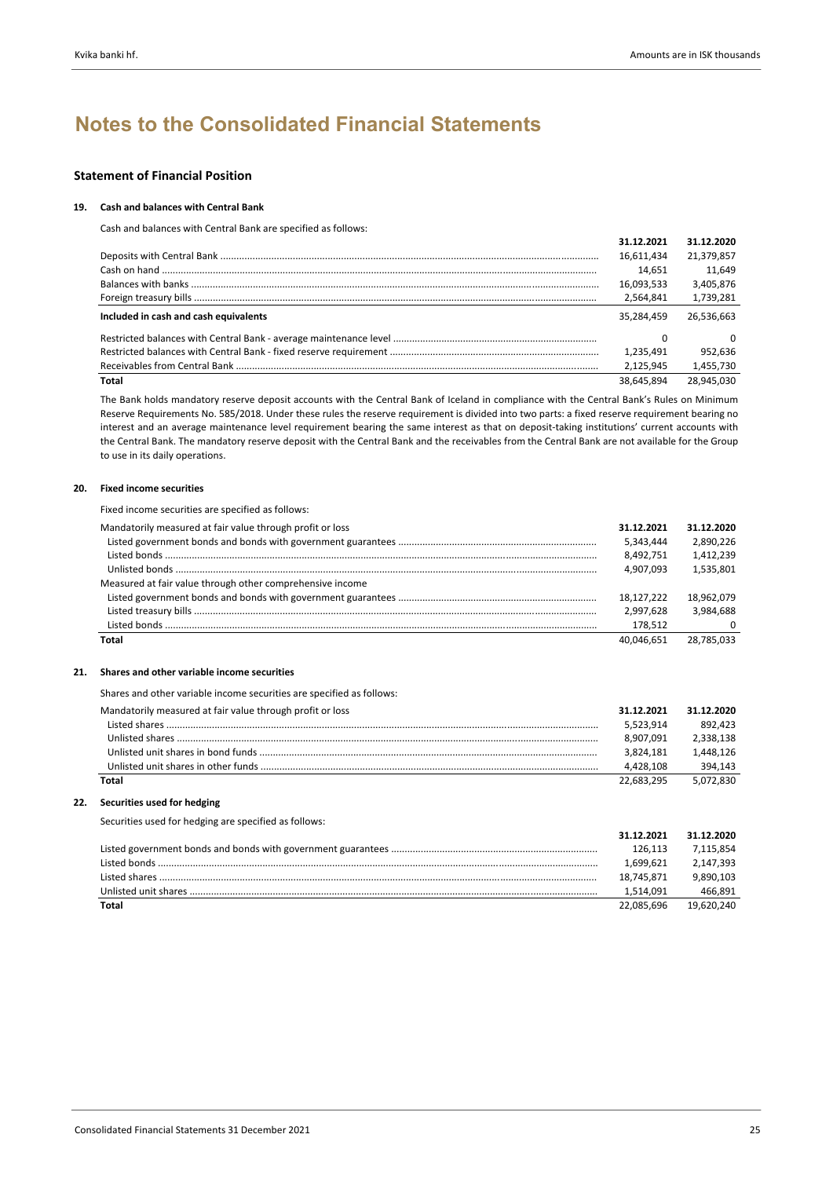# Notes to the Consolidated Financial Statements

## Statement of Financial Position

### 19. Cash and balances with Central Bank

Cash and balances with Central Bank are specified as follows:

| | 31.12.2021 | 31.12.2020 |
|---|---|---|
| Deposits with Central Bank | 16,611,434 | 21,379,857 |
| Cash on hand | 14,651 | 11,649 |
| Balances with banks | 16,093,533 | 3,405,876 |
| Foreign treasury bills | 2,564,841 | 1,739,281 |
| **Included in cash and cash equivalents** | 35,284,459 | 26,536,663 |
| Restricted balances with Central Bank - average maintenance level | 0 | 0 |
| Restricted balances with Central Bank - fixed reserve requirement | 1,235,491 | 952,636 |
| Receivables from Central Bank | 2,125,945 | 1,455,730 |
| **Total** | 38,645,894 | 28,945,030 |

The Bank holds mandatory reserve deposit accounts with the Central Bank of Iceland in compliance with the Central Bank's Rules on Minimum Reserve Requirements No. 585/2018. Under these rules the reserve requirement is divided into two parts: a fixed reserve requirement bearing no interest and an average maintenance level requirement bearing the same interest as that on deposit-taking institutions' current accounts with the Central Bank. The mandatory reserve deposit with the Central Bank and the receivables from the Central Bank are not available for the Group to use in its daily operations.

### 20. Fixed income securities

Fixed income securities are specified as follows:

| Mandatorily measured at fair value through profit or loss | 31.12.2021 | 31.12.2020 |
|---|---|---|
| Listed government bonds and bonds with government guarantees | 5,343,444 | 2,890,226 |
| Listed bonds | 8,492,751 | 1,412,239 |
| Unlisted bonds | 4,907,093 | 1,535,801 |
| Measured at fair value through other comprehensive income | | |
| Listed government bonds and bonds with government guarantees | 18,127,222 | 18,962,079 |
| Listed treasury bills | 2,997,628 | 3,984,688 |
| Listed bonds | 178,512 | 0 |
| **Total** | 40,046,651 | 28,785,033 |

### 21. Shares and other variable income securities

Shares and other variable income securities are specified as follows:

| Mandatorily measured at fair value through profit or loss | 31.12.2021 | 31.12.2020 |
|---|---|---|
| Listed shares | 5,523,914 | 892,423 |
| Unlisted shares | 8,907,091 | 2,338,138 |
| Unlisted unit shares in bond funds | 3,824,181 | 1,448,126 |
| Unlisted unit shares in other funds | 4,428,108 | 394,143 |
| **Total** | 22,683,295 | 5,072,830 |

### 22. Securities used for hedging

Securities used for hedging are specified as follows:

| | 31.12.2021 | 31.12.2020 |
|---|---|---|
| Listed government bonds and bonds with government guarantees | 126,113 | 7,115,854 |
| Listed bonds | 1,699,621 | 2,147,393 |
| Listed shares | 18,745,871 | 9,890,103 |
| Unlisted unit shares | 1,514,091 | 466,891 |
| **Total** | 22,085,696 | 19,620,240 |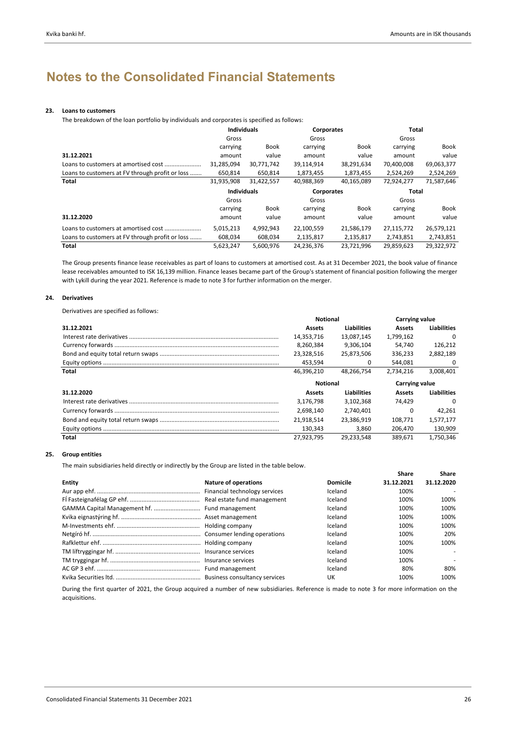# Notes to the Consolidated Financial Statements

### 23. Loans to customers

The breakdown of the loan portfolio by individuals and corporates is specified as follows:

| | Individuals | | Corporates | | Total | |
|---|---|---|---|---|---|---|
| **31.12.2021** | Gross carrying amount | Book value | Gross carrying amount | Book value | Gross carrying amount | Book value |
| Loans to customers at amortised cost | 31,285,094 | 30,771,742 | 39,114,914 | 38,291,634 | 70,400,008 | 69,063,377 |
| Loans to customers at FV through profit or loss | 650,814 | 650,814 | 1,873,455 | 1,873,455 | 2,524,269 | 2,524,269 |
| **Total** | 31,935,908 | 31,422,557 | 40,988,369 | 40,165,089 | 72,924,277 | 71,587,646 |

| | Individuals | | Corporates | | Total | |
|---|---|---|---|---|---|---|
| **31.12.2020** | Gross carrying amount | Book value | Gross carrying amount | Book value | Gross carrying amount | Book value |
| Loans to customers at amortised cost | 5,015,213 | 4,992,943 | 22,100,559 | 21,586,179 | 27,115,772 | 26,579,121 |
| Loans to customers at FV through profit or loss | 608,034 | 608,034 | 2,135,817 | 2,135,817 | 2,743,851 | 2,743,851 |
| **Total** | 5,623,247 | 5,600,976 | 24,236,376 | 23,721,996 | 29,859,623 | 29,322,972 |

The Group presents finance lease receivables as part of loans to customers at amortised cost. As at 31 December 2021, the book value of finance lease receivables amounted to ISK 16,139 million. Finance leases became part of the Group's statement of financial position following the merger with Lykill during the year 2021. Reference is made to note 3 for further information on the merger.

### 24. Derivatives

Derivatives are specified as follows:

| | Notional | | Carrying value | |
|---|---|---|---|---|
| **31.12.2021** | **Assets** | **Liabilities** | **Assets** | **Liabilities** |
| Interest rate derivatives | 14,353,716 | 13,087,145 | 1,799,162 | 0 |
| Currency forwards | 8,260,384 | 9,306,104 | 54,740 | 126,212 |
| Bond and equity total return swaps | 23,328,516 | 25,873,506 | 336,233 | 2,882,189 |
| Equity options | 453,594 | 0 | 544,081 | 0 |
| **Total** | 46,396,210 | 48,266,754 | 2,734,216 | 3,008,401 |

| | Notional | | Carrying value | |
|---|---|---|---|---|
| **31.12.2020** | **Assets** | **Liabilities** | **Assets** | **Liabilities** |
| Interest rate derivatives | 3,176,798 | 3,102,368 | 74,429 | 0 |
| Currency forwards | 2,698,140 | 2,740,401 | 0 | 42,261 |
| Bond and equity total return swaps | 21,918,514 | 23,386,919 | 108,771 | 1,577,177 |
| Equity options | 130,343 | 3,860 | 206,470 | 130,909 |
| **Total** | 27,923,795 | 29,233,548 | 389,671 | 1,750,346 |

### 25. Group entities

The main subsidiaries held directly or indirectly by the Group are listed in the table below.

| **Entity** | **Nature of operations** | **Domicile** | **Share 31.12.2021** | **Share 31.12.2020** |
|---|---|---|---|---|
| Aur app ehf. | Financial technology services | Iceland | 100% | - |
| FÍ Fasteignafélag GP ehf. | Real estate fund management | Iceland | 100% | 100% |
| GAMMA Capital Management hf. | Fund management | Iceland | 100% | 100% |
| Kvika eignastýring hf. | Asset management | Iceland | 100% | 100% |
| M-Investments ehf. | Holding company | Iceland | 100% | 100% |
| Netgíró hf. | Consumer lending operations | Iceland | 100% | 20% |
| Rafklettur ehf. | Holding company | Iceland | 100% | 100% |
| TM líftryggingar hf. | Insurance services | Iceland | 100% | - |
| TM tryggingar hf. | Insurance services | Iceland | 100% | - |
| AC GP 3 ehf. | Fund management | Iceland | 80% | 80% |
| Kvika Securities ltd. | Business consultancy services | UK | 100% | 100% |

During the first quarter of 2021, the Group acquired a number of new subsidiaries. Reference is made to note 3 for more information on the acquisitions.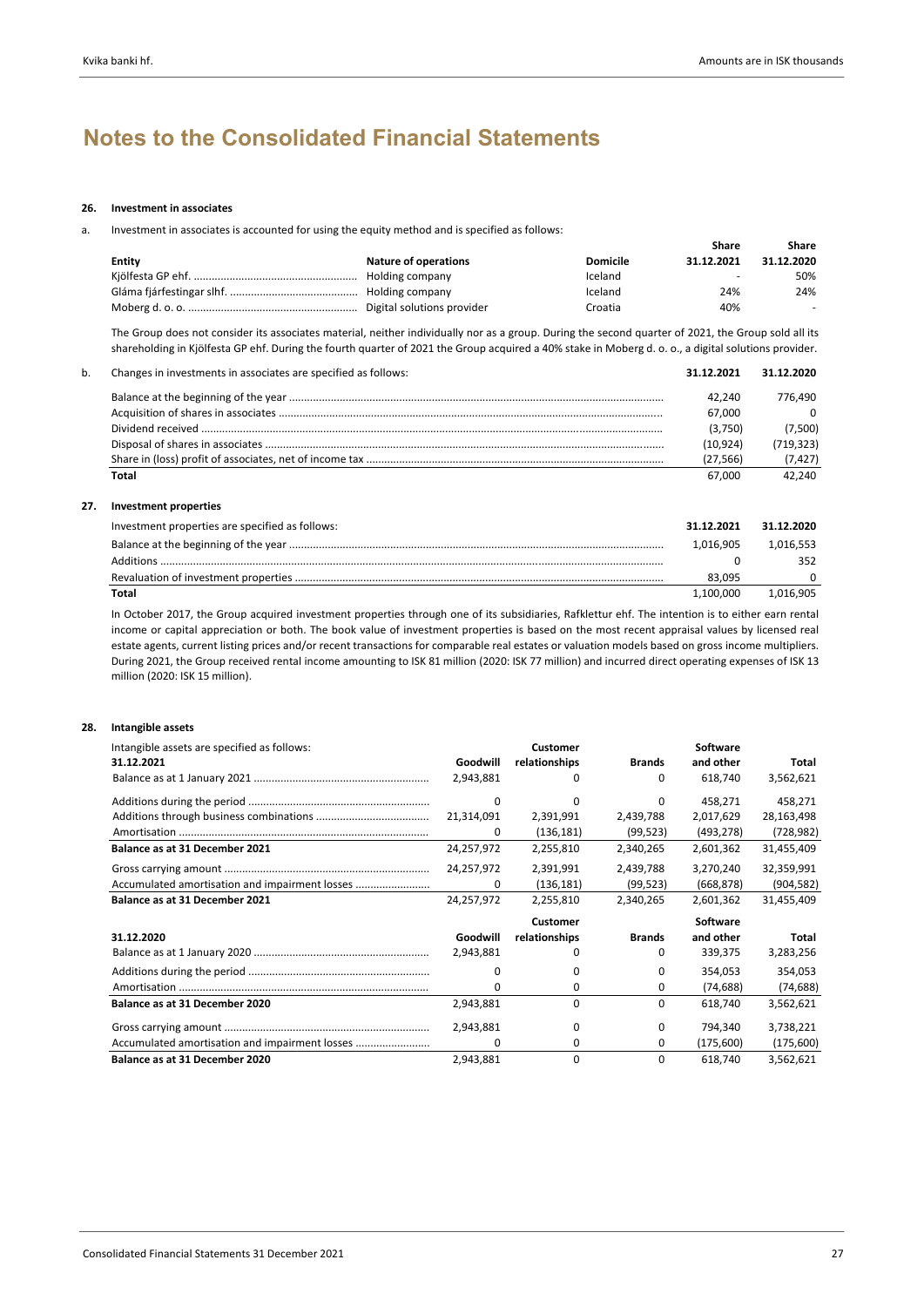# Notes to the Consolidated Financial Statements

## 26. Investment in associates

a. Investment in associates is accounted for using the equity method and is specified as follows:

| Entity | Nature of operations | Domicile | Share 31.12.2021 | Share 31.12.2020 |
|---|---|---|---|---|
| Kjölfesta GP ehf. | Holding company | Iceland | - | 50% |
| Gláma fjárfestingar slhf. | Holding company | Iceland | 24% | 24% |
| Moberg d. o. o. | Digital solutions provider | Croatia | 40% | - |

The Group does not consider its associates material, neither individually nor as a group. During the second quarter of 2021, the Group sold all its shareholding in Kjölfesta GP ehf. During the fourth quarter of 2021 the Group acquired a 40% stake in Moberg d. o. o., a digital solutions provider.

b. Changes in investments in associates are specified as follows:

| | 31.12.2021 | 31.12.2020 |
|---|---|---|
| Balance at the beginning of the year | 42,240 | 776,490 |
| Acquisition of shares in associates | 67,000 | 0 |
| Dividend received | (3,750) | (7,500) |
| Disposal of shares in associates | (10,924) | (719,323) |
| Share in (loss) profit of associates, net of income tax | (27,566) | (7,427) |
| **Total** | 67,000 | 42,240 |

## 27. Investment properties

| Investment properties are specified as follows: | 31.12.2021 | 31.12.2020 |
|---|---|---|
| Balance at the beginning of the year | 1,016,905 | 1,016,553 |
| Additions | 0 | 352 |
| Revaluation of investment properties | 83,095 | 0 |
| **Total** | 1,100,000 | 1,016,905 |

In October 2017, the Group acquired investment properties through one of its subsidiaries, Rafklettur ehf. The intention is to either earn rental income or capital appreciation or both. The book value of investment properties is based on the most recent appraisal values by licensed real estate agents, current listing prices and/or recent transactions for comparable real estates or valuation models based on gross income multipliers. During 2021, the Group received rental income amounting to ISK 81 million (2020: ISK 77 million) and incurred direct operating expenses of ISK 13 million (2020: ISK 15 million).

## 28. Intangible assets

Intangible assets are specified as follows:

| 31.12.2021 | Goodwill | Customer relationships | Brands | Software and other | Total |
|---|---|---|---|---|---|
| Balance as at 1 January 2021 | 2,943,881 | 0 | 0 | 618,740 | 3,562,621 |
| Additions during the period | 0 | 0 | 0 | 458,271 | 458,271 |
| Additions through business combinations | 21,314,091 | 2,391,991 | 2,439,788 | 2,017,629 | 28,163,498 |
| Amortisation | 0 | (136,181) | (99,523) | (493,278) | (728,982) |
| **Balance as at 31 December 2021** | 24,257,972 | 2,255,810 | 2,340,265 | 2,601,362 | 31,455,409 |
| Gross carrying amount | 24,257,972 | 2,391,991 | 2,439,788 | 3,270,240 | 32,359,991 |
| Accumulated amortisation and impairment losses | 0 | (136,181) | (99,523) | (668,878) | (904,582) |
| **Balance as at 31 December 2021** | 24,257,972 | 2,255,810 | 2,340,265 | 2,601,362 | 31,455,409 |

| 31.12.2020 | Goodwill | Customer relationships | Brands | Software and other | Total |
|---|---|---|---|---|---|
| Balance as at 1 January 2020 | 2,943,881 | 0 | 0 | 339,375 | 3,283,256 |
| Additions during the period | 0 | 0 | 0 | 354,053 | 354,053 |
| Amortisation | 0 | 0 | 0 | (74,688) | (74,688) |
| **Balance as at 31 December 2020** | 2,943,881 | 0 | 0 | 618,740 | 3,562,621 |
| Gross carrying amount | 2,943,881 | 0 | 0 | 794,340 | 3,738,221 |
| Accumulated amortisation and impairment losses | 0 | 0 | 0 | (175,600) | (175,600) |
| **Balance as at 31 December 2020** | 2,943,881 | 0 | 0 | 618,740 | 3,562,621 |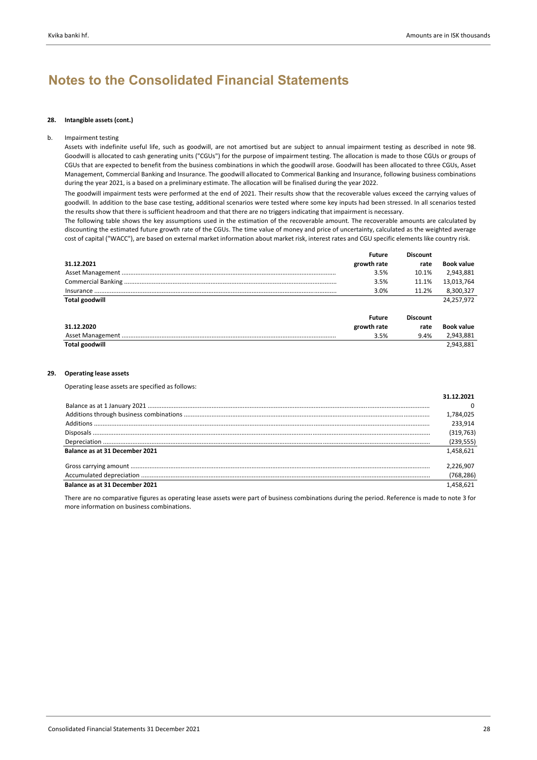# Notes to the Consolidated Financial Statements

**28. Intangible assets (cont.)**

b. Impairment testing

Assets with indefinite useful life, such as goodwill, are not amortised but are subject to annual impairment testing as described in note 98. Goodwill is allocated to cash generating units ("CGUs") for the purpose of impairment testing. The allocation is made to those CGUs or groups of CGUs that are expected to benefit from the business combinations in which the goodwill arose. Goodwill has been allocated to three CGUs, Asset Management, Commercial Banking and Insurance. The goodwill allocated to Commerical Banking and Insurance, following business combinations during the year 2021, is a based on a preliminary estimate. The allocation will be finalised during the year 2022.

The goodwill impairment tests were performed at the end of 2021. Their results show that the recoverable values exceed the carrying values of goodwill. In addition to the base case testing, additional scenarios were tested where some key inputs had been stressed. In all scenarios tested the results show that there is sufficient headroom and that there are no triggers indicating that impairment is necessary.

The following table shows the key assumptions used in the estimation of the recoverable amount. The recoverable amounts are calculated by discounting the estimated future growth rate of the CGUs. The time value of money and price of uncertainty, calculated as the weighted average cost of capital ("WACC"), are based on external market information about market risk, interest rates and CGU specific elements like country risk.

| 31.12.2021 | Future growth rate | Discount rate | Book value |
|---|---|---|---|
| Asset Management | 3.5% | 10.1% | 2,943,881 |
| Commercial Banking | 3.5% | 11.1% | 13,013,764 |
| Insurance | 3.0% | 11.2% | 8,300,327 |
| **Total goodwill** | | | 24,257,972 |

| 31.12.2020 | Future growth rate | Discount rate | Book value |
|---|---|---|---|
| Asset Management | 3.5% | 9.4% | 2,943,881 |
| **Total goodwill** | | | 2,943,881 |

**29. Operating lease assets**

Operating lease assets are specified as follows:

| | 31.12.2021 |
|---|---|
| Balance as at 1 January 2021 | 0 |
| Additions through business combinations | 1,784,025 |
| Additions | 233,914 |
| Disposals | (319,763) |
| Depreciation | (239,555) |
| **Balance as at 31 December 2021** | 1,458,621 |
| Gross carrying amount | 2,226,907 |
| Accumulated depreciation | (768,286) |
| **Balance as at 31 December 2021** | 1,458,621 |

There are no comparative figures as operating lease assets were part of business combinations during the period. Reference is made to note 3 for more information on business combinations.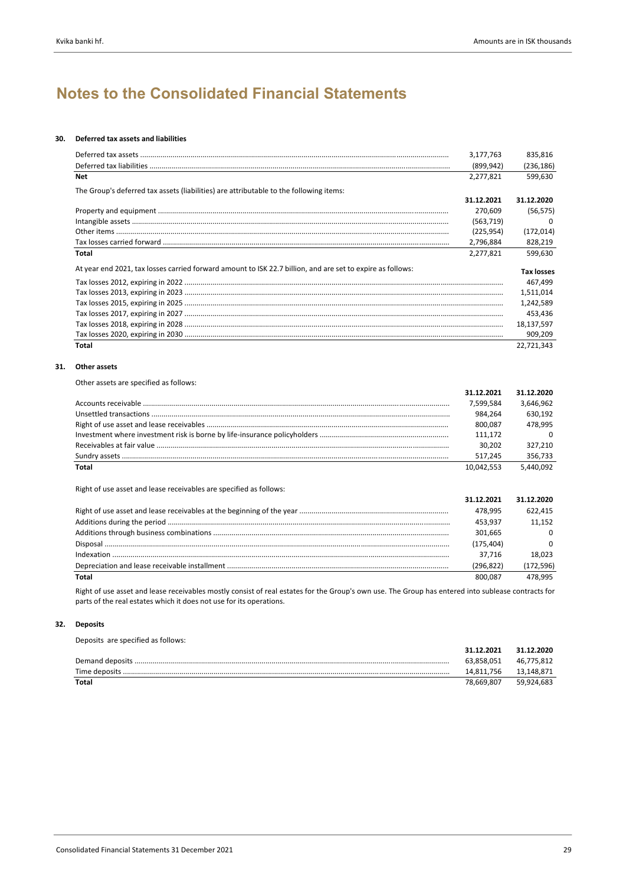# Notes to the Consolidated Financial Statements

### 30. Deferred tax assets and liabilities

| | | |
|---|---|---|
| Deferred tax assets | 3,177,763 | 835,816 |
| Deferred tax liabilities | (899,942) | (236,186) |
| **Net** | 2,277,821 | 599,630 |

The Group's deferred tax assets (liabilities) are attributable to the following items:

| | 31.12.2021 | 31.12.2020 |
|---|---|---|
| Property and equipment | 270,609 | (56,575) |
| Intangible assets | (563,719) | 0 |
| Other items | (225,954) | (172,014) |
| Tax losses carried forward | 2,796,884 | 828,219 |
| **Total** | 2,277,821 | 599,630 |

At year end 2021, tax losses carried forward amount to ISK 22.7 billion, and are set to expire as follows:

| | Tax losses |
|---|---|
| Tax losses 2012, expiring in 2022 | 467,499 |
| Tax losses 2013, expiring in 2023 | 1,511,014 |
| Tax losses 2015, expiring in 2025 | 1,242,589 |
| Tax losses 2017, expiring in 2027 | 453,436 |
| Tax losses 2018, expiring in 2028 | 18,137,597 |
| Tax losses 2020, expiring in 2030 | 909,209 |
| **Total** | 22,721,343 |

### 31. Other assets

Other assets are specified as follows:

| | 31.12.2021 | 31.12.2020 |
|---|---|---|
| Accounts receivable | 7,599,584 | 3,646,962 |
| Unsettled transactions | 984,264 | 630,192 |
| Right of use asset and lease receivables | 800,087 | 478,995 |
| Investment where investment risk is borne by life-insurance policyholders | 111,172 | 0 |
| Receivables at fair value | 30,202 | 327,210 |
| Sundry assets | 517,245 | 356,733 |
| **Total** | 10,042,553 | 5,440,092 |

Right of use asset and lease receivables are specified as follows:

| | 31.12.2021 | 31.12.2020 |
|---|---|---|
| Right of use asset and lease receivables at the beginning of the year | 478,995 | 622,415 |
| Additions during the period | 453,937 | 11,152 |
| Additions through business combinations | 301,665 | 0 |
| Disposal | (175,404) | 0 |
| Indexation | 37,716 | 18,023 |
| Depreciation and lease receivable installment | (296,822) | (172,596) |
| **Total** | 800,087 | 478,995 |

Right of use asset and lease receivables mostly consist of real estates for the Group's own use. The Group has entered into sublease contracts for parts of the real estates which it does not use for its operations.

### 32. Deposits

Deposits are specified as follows:

| | 31.12.2021 | 31.12.2020 |
|---|---|---|
| Demand deposits | 63,858,051 | 46,775,812 |
| Time deposits | 14,811,756 | 13,148,871 |
| **Total** | 78,669,807 | 59,924,683 |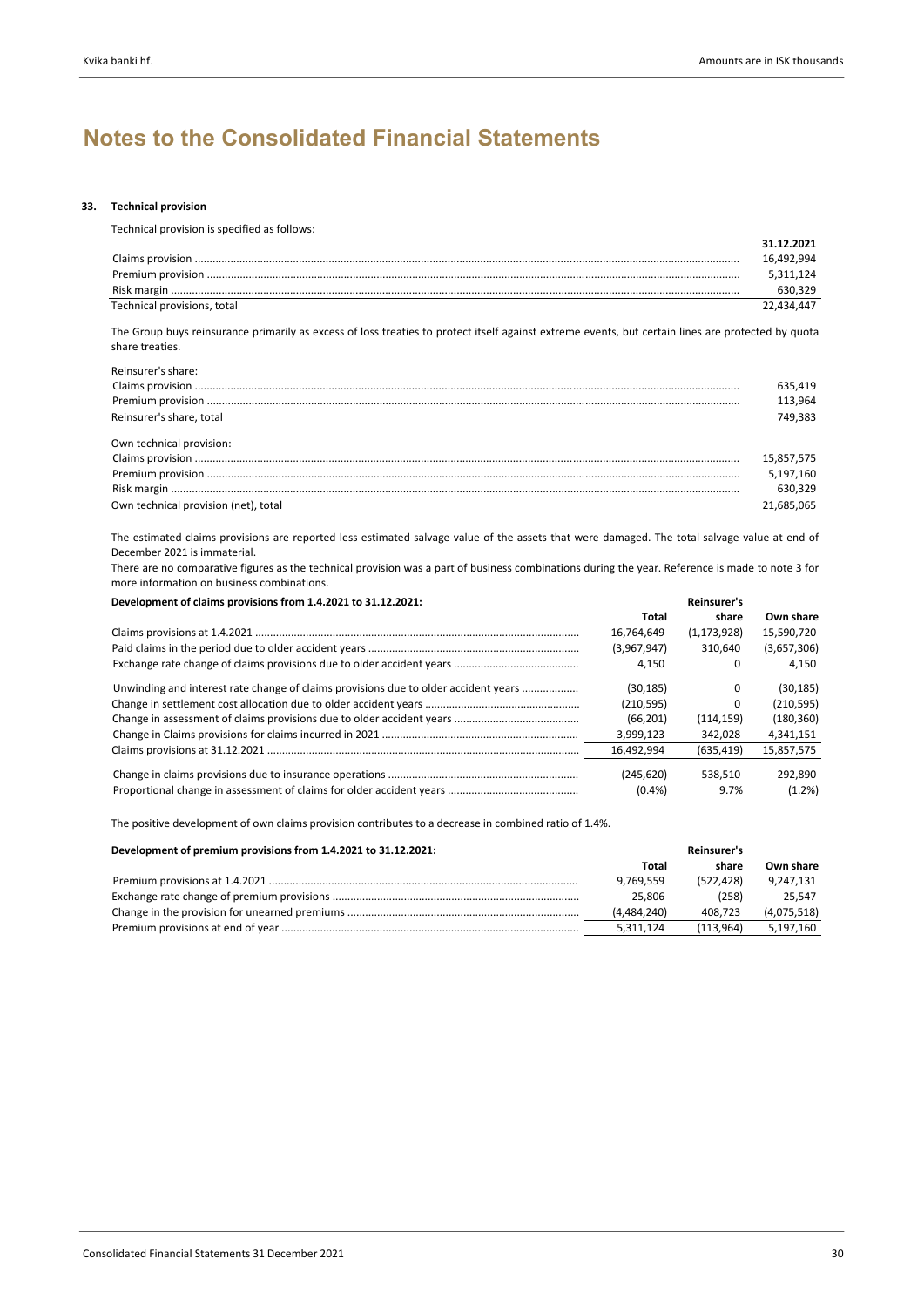# Notes to the Consolidated Financial Statements

## 33. Technical provision

Technical provision is specified as follows:

| | 31.12.2021 |
|---|---|
| Claims provision | 16,492,994 |
| Premium provision | 5,311,124 |
| Risk margin | 630,329 |
| Technical provisions, total | 22,434,447 |

The Group buys reinsurance primarily as excess of loss treaties to protect itself against extreme events, but certain lines are protected by quota share treaties.

| | |
|---|---|
| **Reinsurer's share:** | |
| Claims provision | 635,419 |
| Premium provision | 113,964 |
| Reinsurer's share, total | 749,383 |
| **Own technical provision:** | |
| Claims provision | 15,857,575 |
| Premium provision | 5,197,160 |
| Risk margin | 630,329 |
| Own technical provision (net), total | 21,685,065 |

The estimated claims provisions are reported less estimated salvage value of the assets that were damaged. The total salvage value at end of December 2021 is immaterial.

There are no comparative figures as the technical provision was a part of business combinations during the year. Reference is made to note 3 for more information on business combinations.

| Development of claims provisions from 1.4.2021 to 31.12.2021: | Total | Reinsurer's share | Own share |
|---|---|---|---|
| Claims provisions at 1.4.2021 | 16,764,649 | (1,173,928) | 15,590,720 |
| Paid claims in the period due to older accident years | (3,967,947) | 310,640 | (3,657,306) |
| Exchange rate change of claims provisions due to older accident years | 4,150 | 0 | 4,150 |
| Unwinding and interest rate change of claims provisions due to older accident years | (30,185) | 0 | (30,185) |
| Change in settlement cost allocation due to older accident years | (210,595) | 0 | (210,595) |
| Change in assessment of claims provisions due to older accident years | (66,201) | (114,159) | (180,360) |
| Change in Claims provisions for claims incurred in 2021 | 3,999,123 | 342,028 | 4,341,151 |
| Claims provisions at 31.12.2021 | 16,492,994 | (635,419) | 15,857,575 |
| Change in claims provisions due to insurance operations | (245,620) | 538,510 | 292,890 |
| Proportional change in assessment of claims for older accident years | (0.4%) | 9.7% | (1.2%) |

The positive development of own claims provision contributes to a decrease in combined ratio of 1.4%.

| Development of premium provisions from 1.4.2021 to 31.12.2021: | Total | Reinsurer's share | Own share |
|---|---|---|---|
| Premium provisions at 1.4.2021 | 9,769,559 | (522,428) | 9,247,131 |
| Exchange rate change of premium provisions | 25,806 | (258) | 25,547 |
| Change in the provision for unearned premiums | (4,484,240) | 408,723 | (4,075,518) |
| Premium provisions at end of year | 5,311,124 | (113,964) | 5,197,160 |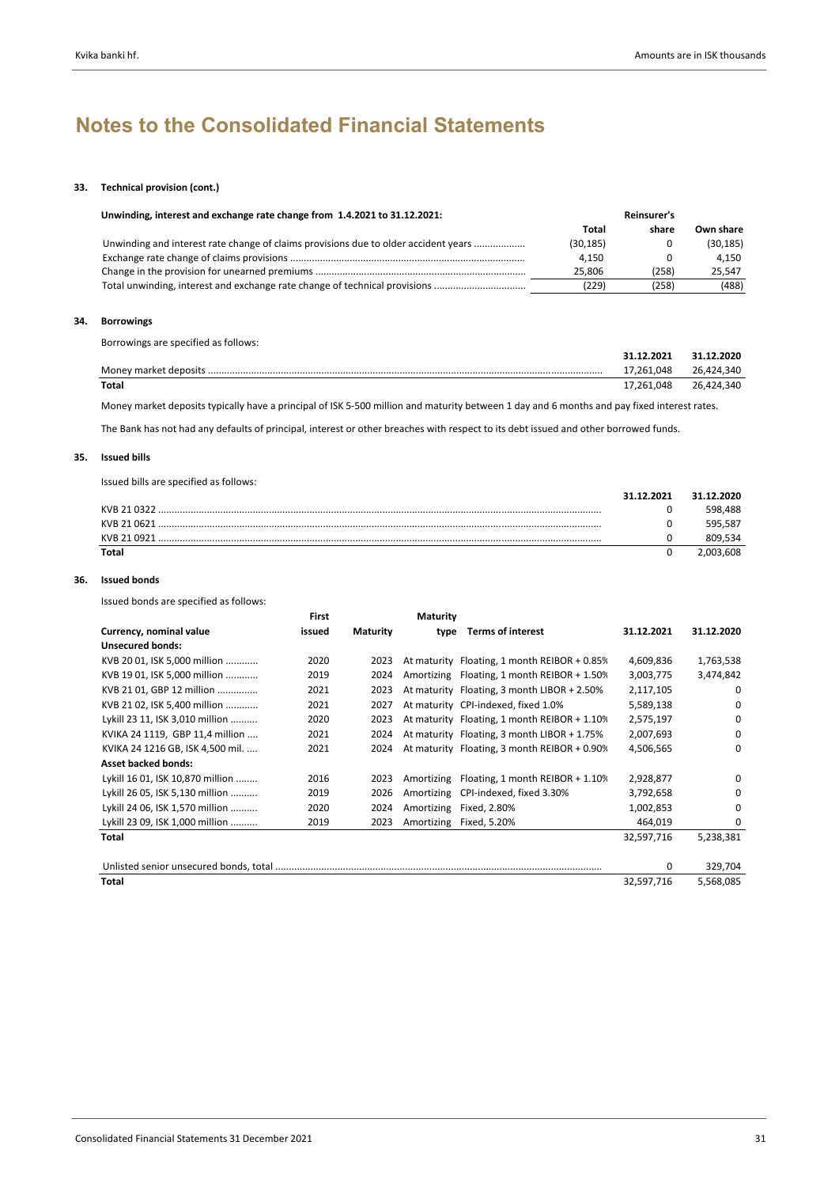# Notes to the Consolidated Financial Statements

### 33. Technical provision (cont.)

| Unwinding, interest and exchange rate change from 1.4.2021 to 31.12.2021: | Total | Reinsurer's share | Own share |
|---|---|---|---|
| Unwinding and interest rate change of claims provisions due to older accident years | (30,185) | 0 | (30,185) |
| Exchange rate change of claims provisions | 4,150 | 0 | 4,150 |
| Change in the provision for unearned premiums | 25,806 | (258) | 25,547 |
| Total unwinding, interest and exchange rate change of technical provisions | (229) | (258) | (488) |

### 34. Borrowings

Borrowings are specified as follows:

| | 31.12.2021 | 31.12.2020 |
|---|---|---|
| Money market deposits | 17,261,048 | 26,424,340 |
| **Total** | 17,261,048 | 26,424,340 |

Money market deposits typically have a principal of ISK 5-500 million and maturity between 1 day and 6 months and pay fixed interest rates.

The Bank has not had any defaults of principal, interest or other breaches with respect to its debt issued and other borrowed funds.

### 35. Issued bills

Issued bills are specified as follows:

| | 31.12.2021 | 31.12.2020 |
|---|---|---|
| KVB 21 0322 | 0 | 598,488 |
| KVB 21 0621 | 0 | 595,587 |
| KVB 21 0921 | 0 | 809,534 |
| **Total** | 0 | 2,003,608 |

### 36. Issued bonds

Issued bonds are specified as follows:

| Currency, nominal value | First issued | Maturity | Maturity type | Terms of interest | 31.12.2021 | 31.12.2020 |
|---|---|---|---|---|---|---|
| **Unsecured bonds:** | | | | | | |
| KVB 20 01, ISK 5,000 million | 2020 | 2023 | At maturity | Floating, 1 month REIBOR + 0.85% | 4,609,836 | 1,763,538 |
| KVB 19 01, ISK 5,000 million | 2019 | 2024 | Amortizing | Floating, 1 month REIBOR + 1.50% | 3,003,775 | 3,474,842 |
| KVB 21 01, GBP 12 million | 2021 | 2023 | At maturity | Floating, 3 month LIBOR + 2.50% | 2,117,105 | 0 |
| KVB 21 02, ISK 5,400 million | 2021 | 2027 | At maturity | CPI-indexed, fixed 1.0% | 5,589,138 | 0 |
| Lykill 23 11, ISK 3,010 million | 2020 | 2023 | At maturity | Floating, 1 month REIBOR + 1.10% | 2,575,197 | 0 |
| KVIKA 24 1119, GBP 11,4 million | 2021 | 2024 | At maturity | Floating, 3 month LIBOR + 1.75% | 2,007,693 | 0 |
| KVIKA 24 1216 GB, ISK 4,500 mil. | 2021 | 2024 | At maturity | Floating, 3 month REIBOR + 0.90% | 4,506,565 | 0 |
| **Asset backed bonds:** | | | | | | |
| Lykill 16 01, ISK 10,870 million | 2016 | 2023 | Amortizing | Floating, 1 month REIBOR + 1.10% | 2,928,877 | 0 |
| Lykill 26 05, ISK 5,130 million | 2019 | 2026 | Amortizing | CPI-indexed, fixed 3.30% | 3,792,658 | 0 |
| Lykill 24 06, ISK 1,570 million | 2020 | 2024 | Amortizing | Fixed, 2.80% | 1,002,853 | 0 |
| Lykill 23 09, ISK 1,000 million | 2019 | 2023 | Amortizing | Fixed, 5.20% | 464,019 | 0 |
| **Total** | | | | | 32,597,716 | 5,238,381 |
| | | | | | | |
| Unlisted senior unsecured bonds, total | | | | | 0 | 329,704 |
| **Total** | | | | | 32,597,716 | 5,568,085 |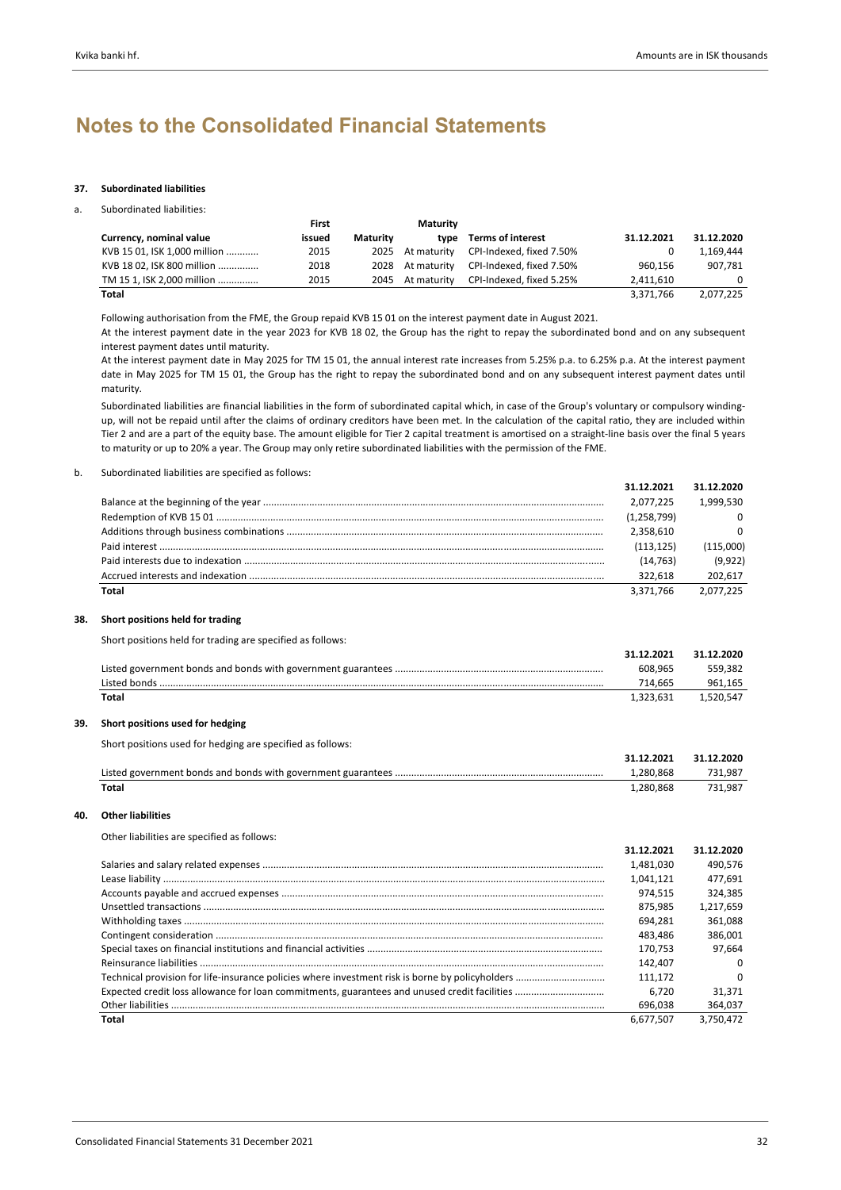# Notes to the Consolidated Financial Statements

## 37. Subordinated liabilities

a. Subordinated liabilities:

| Currency, nominal value | First issued | Maturity | Maturity type | Terms of interest | 31.12.2021 | 31.12.2020 |
|---|---|---|---|---|---|---|
| KVB 15 01, ISK 1,000 million ............ | 2015 | 2025 | At maturity | CPI-Indexed, fixed 7.50% | 0 | 1,169,444 |
| KVB 18 02, ISK 800 million ............... | 2018 | 2028 | At maturity | CPI-Indexed, fixed 7.50% | 960,156 | 907,781 |
| TM 15 1, ISK 2,000 million ............... | 2015 | 2045 | At maturity | CPI-Indexed, fixed 5.25% | 2,411,610 | 0 |
| **Total** | | | | | 3,371,766 | 2,077,225 |

Following authorisation from the FME, the Group repaid KVB 15 01 on the interest payment date in August 2021.

At the interest payment date in the year 2023 for KVB 18 02, the Group has the right to repay the subordinated bond and on any subsequent interest payment dates until maturity.

At the interest payment date in May 2025 for TM 15 01, the annual interest rate increases from 5.25% p.a. to 6.25% p.a. At the interest payment date in May 2025 for TM 15 01, the Group has the right to repay the subordinated bond and on any subsequent interest payment dates until maturity.

Subordinated liabilities are financial liabilities in the form of subordinated capital which, in case of the Group's voluntary or compulsory winding-up, will not be repaid until after the claims of ordinary creditors have been met. In the calculation of the capital ratio, they are included within Tier 2 and are a part of the equity base. The amount eligible for Tier 2 capital treatment is amortised on a straight-line basis over the final 5 years to maturity or up to 20% a year. The Group may only retire subordinated liabilities with the permission of the FME.

b. Subordinated liabilities are specified as follows:

| | 31.12.2021 | 31.12.2020 |
|---|---|---|
| Balance at the beginning of the year ............ | 2,077,225 | 1,999,530 |
| Redemption of KVB 15 01 ............ | (1,258,799) | 0 |
| Additions through business combinations ............ | 2,358,610 | 0 |
| Paid interest ............ | (113,125) | (115,000) |
| Paid interests due to indexation ............ | (14,763) | (9,922) |
| Accrued interests and indexation ............ | 322,618 | 202,617 |
| **Total** | 3,371,766 | 2,077,225 |

## 38. Short positions held for trading

Short positions held for trading are specified as follows:

| | 31.12.2021 | 31.12.2020 |
|---|---|---|
| Listed government bonds and bonds with government guarantees ............ | 608,965 | 559,382 |
| Listed bonds ............ | 714,665 | 961,165 |
| **Total** | 1,323,631 | 1,520,547 |

## 39. Short positions used for hedging

Short positions used for hedging are specified as follows:

| | 31.12.2021 | 31.12.2020 |
|---|---|---|
| Listed government bonds and bonds with government guarantees ............ | 1,280,868 | 731,987 |
| **Total** | 1,280,868 | 731,987 |

## 40. Other liabilities

Other liabilities are specified as follows:

| | 31.12.2021 | 31.12.2020 |
|---|---|---|
| Salaries and salary related expenses ............ | 1,481,030 | 490,576 |
| Lease liability ............ | 1,041,121 | 477,691 |
| Accounts payable and accrued expenses ............ | 974,515 | 324,385 |
| Unsettled transactions ............ | 875,985 | 1,217,659 |
| Withholding taxes ............ | 694,281 | 361,088 |
| Contingent consideration ............ | 483,486 | 386,001 |
| Special taxes on financial institutions and financial activities ............ | 170,753 | 97,664 |
| Reinsurance liabilities ............ | 142,407 | 0 |
| Technical provision for life-insurance policies where investment risk is borne by policyholders ............ | 111,172 | 0 |
| Expected credit loss allowance for loan commitments, guarantees and unused credit facilities ............ | 6,720 | 31,371 |
| Other liabilities ............ | 696,038 | 364,037 |
| **Total** | 6,677,507 | 3,750,472 |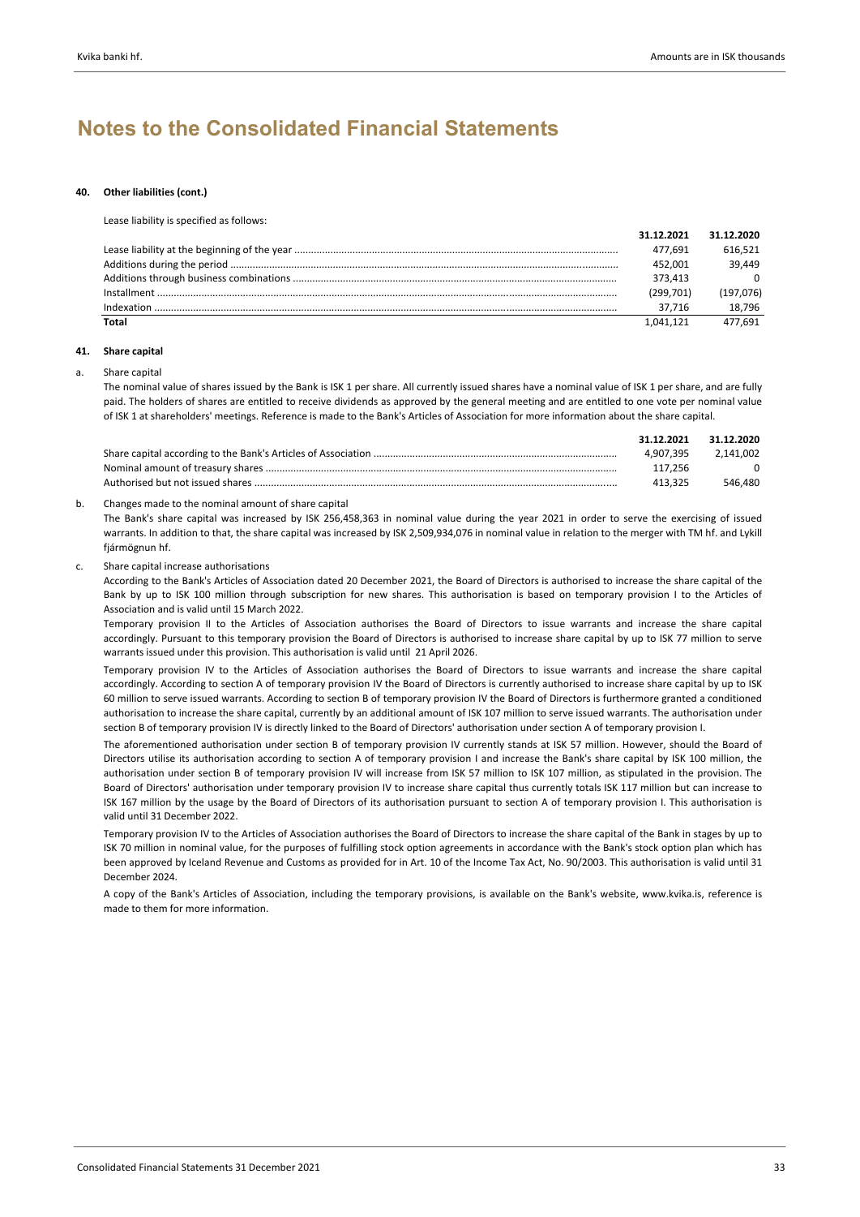# Notes to the Consolidated Financial Statements

#### 40. Other liabilities (cont.)

Lease liability is specified as follows:

| | 31.12.2021 | 31.12.2020 |
|---|---|---|
| Lease liability at the beginning of the year | 477,691 | 616,521 |
| Additions during the period | 452,001 | 39,449 |
| Additions through business combinations | 373,413 | 0 |
| Installment | (299,701) | (197,076) |
| Indexation | 37,716 | 18,796 |
| **Total** | 1,041,121 | 477,691 |

#### 41. Share capital

a. Share capital

The nominal value of shares issued by the Bank is ISK 1 per share. All currently issued shares have a nominal value of ISK 1 per share, and are fully paid. The holders of shares are entitled to receive dividends as approved by the general meeting and are entitled to one vote per nominal value of ISK 1 at shareholders' meetings. Reference is made to the Bank's Articles of Association for more information about the share capital.

| | 31.12.2021 | 31.12.2020 |
|---|---|---|
| Share capital according to the Bank's Articles of Association | 4,907,395 | 2,141,002 |
| Nominal amount of treasury shares | 117,256 | 0 |
| Authorised but not issued shares | 413,325 | 546,480 |

b. Changes made to the nominal amount of share capital

The Bank's share capital was increased by ISK 256,458,363 in nominal value during the year 2021 in order to serve the exercising of issued warrants. In addition to that, the share capital was increased by ISK 2,509,934,076 in nominal value in relation to the merger with TM hf. and Lykill fjármögnun hf.

c. Share capital increase authorisations

According to the Bank's Articles of Association dated 20 December 2021, the Board of Directors is authorised to increase the share capital of the Bank by up to ISK 100 million through subscription for new shares. This authorisation is based on temporary provision I to the Articles of Association and is valid until 15 March 2022.

Temporary provision II to the Articles of Association authorises the Board of Directors to issue warrants and increase the share capital accordingly. Pursuant to this temporary provision the Board of Directors is authorised to increase share capital by up to ISK 77 million to serve warrants issued under this provision. This authorisation is valid until 21 April 2026.

Temporary provision IV to the Articles of Association authorises the Board of Directors to issue warrants and increase the share capital accordingly. According to section A of temporary provision IV the Board of Directors is currently authorised to increase share capital by up to ISK 60 million to serve issued warrants. According to section B of temporary provision IV the Board of Directors is furthermore granted a conditioned authorisation to increase the share capital, currently by an additional amount of ISK 107 million to serve issued warrants. The authorisation under section B of temporary provision IV is directly linked to the Board of Directors' authorisation under section A of temporary provision I.

The aforementioned authorisation under section B of temporary provision IV currently stands at ISK 57 million. However, should the Board of Directors utilise its authorisation according to section A of temporary provision I and increase the Bank's share capital by ISK 100 million, the authorisation under section B of temporary provision IV will increase from ISK 57 million to ISK 107 million, as stipulated in the provision. The Board of Directors' authorisation under temporary provision IV to increase share capital thus currently totals ISK 117 million but can increase to ISK 167 million by the usage by the Board of Directors of its authorisation pursuant to section A of temporary provision I. This authorisation is valid until 31 December 2022.

Temporary provision IV to the Articles of Association authorises the Board of Directors to increase the share capital of the Bank in stages by up to ISK 70 million in nominal value, for the purposes of fulfilling stock option agreements in accordance with the Bank's stock option plan which has been approved by Iceland Revenue and Customs as provided for in Art. 10 of the Income Tax Act, No. 90/2003. This authorisation is valid until 31 December 2024.

A copy of the Bank's Articles of Association, including the temporary provisions, is available on the Bank's website, www.kvika.is, reference is made to them for more information.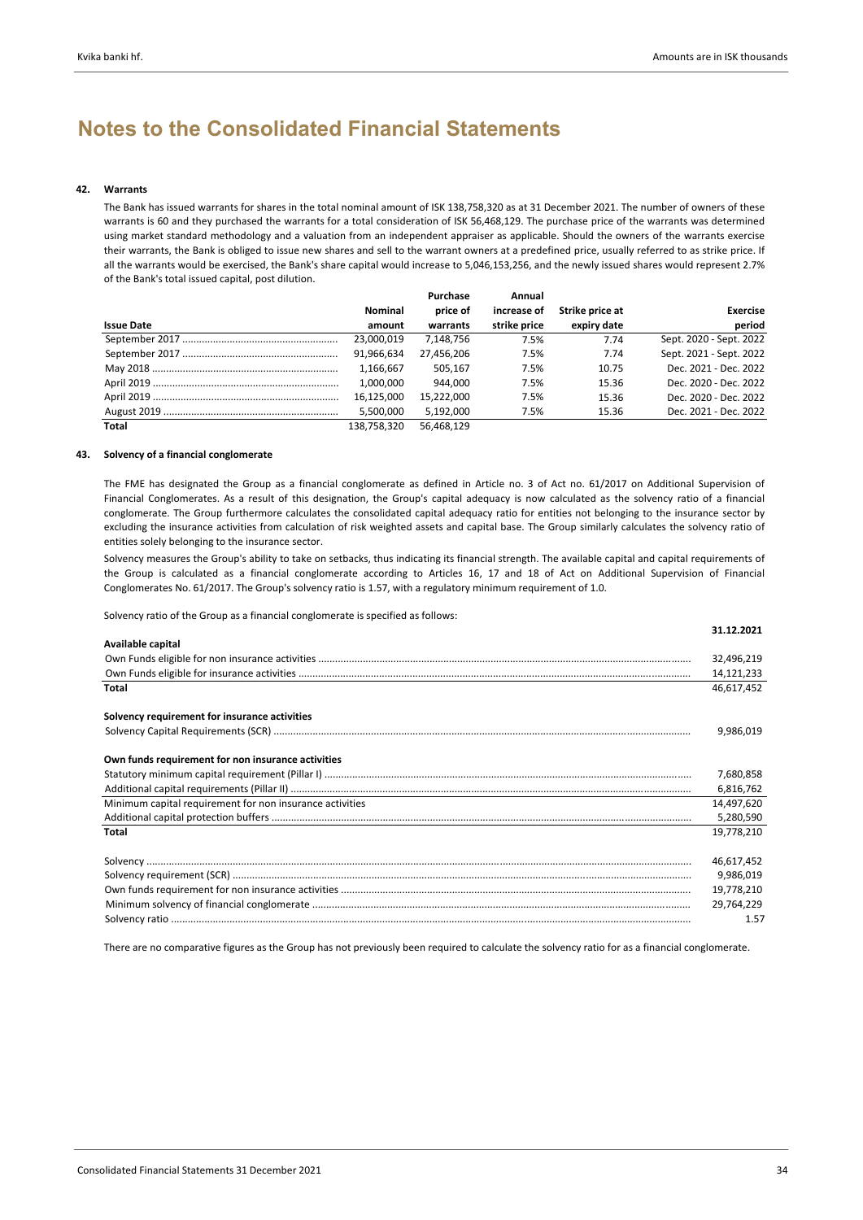# Notes to the Consolidated Financial Statements

## 42. Warrants

The Bank has issued warrants for shares in the total nominal amount of ISK 138,758,320 as at 31 December 2021. The number of owners of these warrants is 60 and they purchased the warrants for a total consideration of ISK 56,468,129. The purchase price of the warrants was determined using market standard methodology and a valuation from an independent appraiser as applicable. Should the owners of the warrants exercise their warrants, the Bank is obliged to issue new shares and sell to the warrant owners at a predefined price, usually referred to as strike price. If all the warrants would be exercised, the Bank's share capital would increase to 5,046,153,256, and the newly issued shares would represent 2.7% of the Bank's total issued capital, post dilution.

| Issue Date | Nominal amount | Purchase price of warrants | Annual increase of strike price | Strike price at expiry date | Exercise period |
|---|---|---|---|---|---|
| September 2017 | 23,000,019 | 7,148,756 | 7.5% | 7.74 | Sept. 2020 - Sept. 2022 |
| September 2017 | 91,966,634 | 27,456,206 | 7.5% | 7.74 | Sept. 2021 - Sept. 2022 |
| May 2018 | 1,166,667 | 505,167 | 7.5% | 10.75 | Dec. 2021 - Dec. 2022 |
| April 2019 | 1,000,000 | 944,000 | 7.5% | 15.36 | Dec. 2020 - Dec. 2022 |
| April 2019 | 16,125,000 | 15,222,000 | 7.5% | 15.36 | Dec. 2020 - Dec. 2022 |
| August 2019 | 5,500,000 | 5,192,000 | 7.5% | 15.36 | Dec. 2021 - Dec. 2022 |
| **Total** | 138,758,320 | 56,468,129 | | | |

## 43. Solvency of a financial conglomerate

The FME has designated the Group as a financial conglomerate as defined in Article no. 3 of Act no. 61/2017 on Additional Supervision of Financial Conglomerates. As a result of this designation, the Group's capital adequacy is now calculated as the solvency ratio of a financial conglomerate. The Group furthermore calculates the consolidated capital adequacy ratio for entities not belonging to the insurance sector by excluding the insurance activities from calculation of risk weighted assets and capital base. The Group similarly calculates the solvency ratio of entities solely belonging to the insurance sector.

Solvency measures the Group's ability to take on setbacks, thus indicating its financial strength. The available capital and capital requirements of the Group is calculated as a financial conglomerate according to Articles 16, 17 and 18 of Act on Additional Supervision of Financial Conglomerates No. 61/2017. The Group's solvency ratio is 1.57, with a regulatory minimum requirement of 1.0.

Solvency ratio of the Group as a financial conglomerate is specified as follows:

| | 31.12.2021 |
|---|---|
| **Available capital** | |
| Own Funds eligible for non insurance activities | 32,496,219 |
| Own Funds eligible for insurance activities | 14,121,233 |
| **Total** | 46,617,452 |
| | |
| **Solvency requirement for insurance activities** | |
| Solvency Capital Requirements (SCR) | 9,986,019 |
| | |
| **Own funds requirement for non insurance activities** | |
| Statutory minimum capital requirement (Pillar I) | 7,680,858 |
| Additional capital requirements (Pillar II) | 6,816,762 |
| Minimum capital requirement for non insurance activities | 14,497,620 |
| Additional capital protection buffers | 5,280,590 |
| **Total** | 19,778,210 |
| | |
| Solvency | 46,617,452 |
| Solvency requirement (SCR) | 9,986,019 |
| Own funds requirement for non insurance activities | 19,778,210 |
| Minimum solvency of financial conglomerate | 29,764,229 |
| Solvency ratio | 1.57 |

There are no comparative figures as the Group has not previously been required to calculate the solvency ratio for as a financial conglomerate.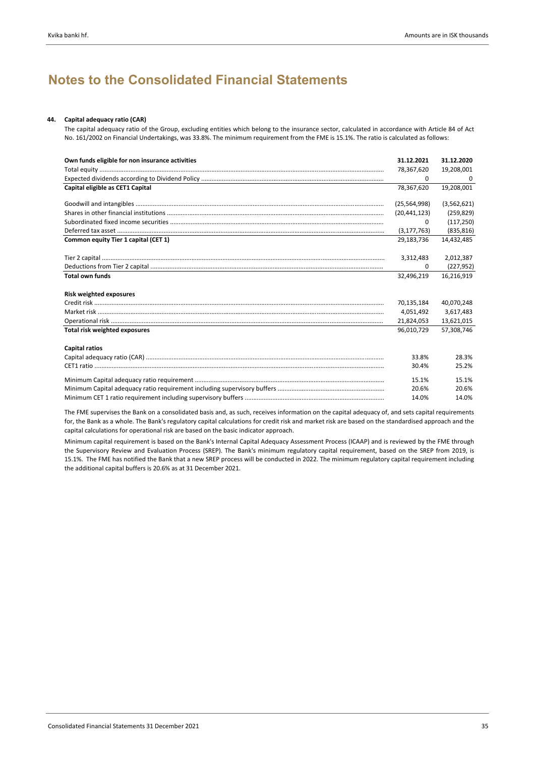# Notes to the Consolidated Financial Statements

## 44. Capital adequacy ratio (CAR)

The capital adequacy ratio of the Group, excluding entities which belong to the insurance sector, calculated in accordance with Article 84 of Act No. 161/2002 on Financial Undertakings, was 33.8%. The minimum requirement from the FME is 15.1%. The ratio is calculated as follows:

| Own funds eligible for non insurance activities | 31.12.2021 | 31.12.2020 |
|---|---|---|
| Total equity | 78,367,620 | 19,208,001 |
| Expected dividends according to Dividend Policy | 0 | 0 |
| **Capital eligible as CET1 Capital** | 78,367,620 | 19,208,001 |
| | | |
| Goodwill and intangibles | (25,564,998) | (3,562,621) |
| Shares in other financial institutions | (20,441,123) | (259,829) |
| Subordinated fixed income securities | 0 | (117,250) |
| Deferred tax asset | (3,177,763) | (835,816) |
| **Common equity Tier 1 capital (CET 1)** | 29,183,736 | 14,432,485 |
| | | |
| Tier 2 capital | 3,312,483 | 2,012,387 |
| Deductions from Tier 2 capital | 0 | (227,952) |
| **Total own funds** | 32,496,219 | 16,216,919 |
| | | |
| **Risk weighted exposures** | | |
| Credit risk | 70,135,184 | 40,070,248 |
| Market risk | 4,051,492 | 3,617,483 |
| Operational risk | 21,824,053 | 13,621,015 |
| **Total risk weighted exposures** | 96,010,729 | 57,308,746 |
| | | |
| **Capital ratios** | | |
| Capital adequacy ratio (CAR) | 33.8% | 28.3% |
| CET1 ratio | 30.4% | 25.2% |
| | | |
| Minimum Capital adequacy ratio requirement | 15.1% | 15.1% |
| Minimum Capital adequacy ratio requirement including supervisory buffers | 20.6% | 20.6% |
| Minimum CET 1 ratio requirement including supervisory buffers | 14.0% | 14.0% |

The FME supervises the Bank on a consolidated basis and, as such, receives information on the capital adequacy of, and sets capital requirements for, the Bank as a whole. The Bank's regulatory capital calculations for credit risk and market risk are based on the standardised approach and the capital calculations for operational risk are based on the basic indicator approach.

Minimum capital requirement is based on the Bank's Internal Capital Adequacy Assessment Process (ICAAP) and is reviewed by the FME through the Supervisory Review and Evaluation Process (SREP). The Bank's minimum regulatory capital requirement, based on the SREP from 2019, is 15.1%. The FME has notified the Bank that a new SREP process will be conducted in 2022. The minimum regulatory capital requirement including the additional capital buffers is 20.6% as at 31 December 2021.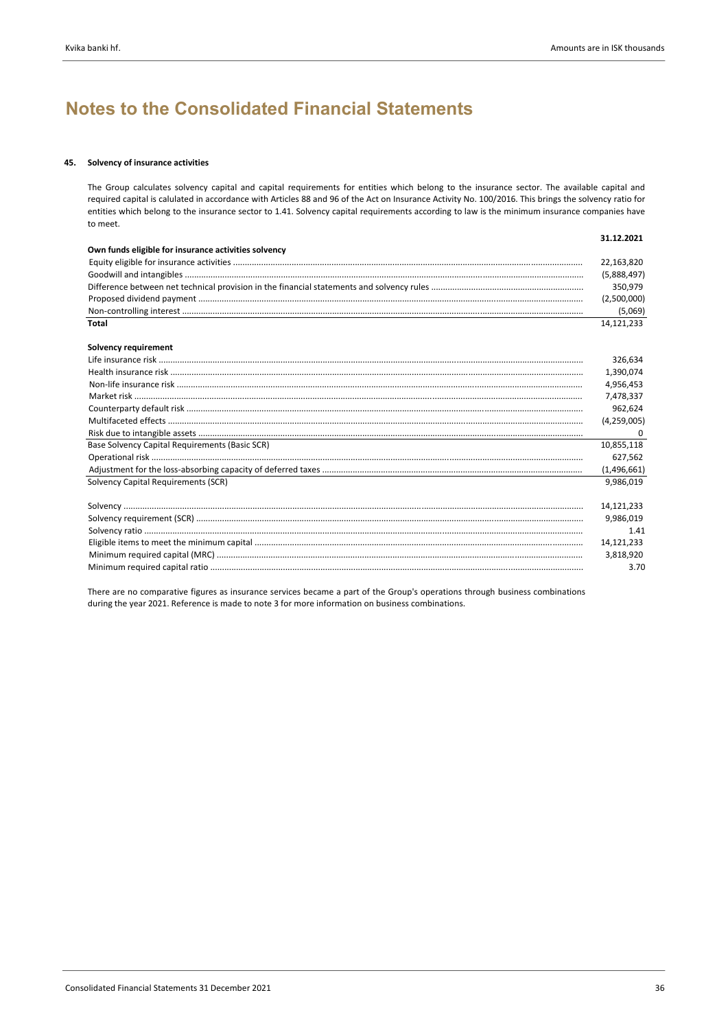# Notes to the Consolidated Financial Statements

## 45. Solvency of insurance activities

The Group calculates solvency capital and capital requirements for entities which belong to the insurance sector. The available capital and required capital is calulated in accordance with Articles 88 and 96 of the Act on Insurance Activity No. 100/2016. This brings the solvency ratio for entities which belong to the insurance sector to 1.41. Solvency capital requirements according to law is the minimum insurance companies have to meet.

| | 31.12.2021 |
|---|---|
| **Own funds eligible for insurance activities solvency** | |
| Equity eligible for insurance activities | 22,163,820 |
| Goodwill and intangibles | (5,888,497) |
| Difference between net technical provision in the financial statements and solvency rules | 350,979 |
| Proposed dividend payment | (2,500,000) |
| Non-controlling interest | (5,069) |
| **Total** | 14,121,233 |
| | |
| **Solvency requirement** | |
| Life insurance risk | 326,634 |
| Health insurance risk | 1,390,074 |
| Non-life insurance risk | 4,956,453 |
| Market risk | 7,478,337 |
| Counterparty default risk | 962,624 |
| Multifaceted effects | (4,259,005) |
| Risk due to intangible assets | 0 |
| Base Solvency Capital Requirements (Basic SCR) | 10,855,118 |
| Operational risk | 627,562 |
| Adjustment for the loss-absorbing capacity of deferred taxes | (1,496,661) |
| Solvency Capital Requirements (SCR) | 9,986,019 |
| | |
| Solvency | 14,121,233 |
| Solvency requirement (SCR) | 9,986,019 |
| Solvency ratio | 1.41 |
| Eligible items to meet the minimum capital | 14,121,233 |
| Minimum required capital (MRC) | 3,818,920 |
| Minimum required capital ratio | 3.70 |

There are no comparative figures as insurance services became a part of the Group's operations through business combinations during the year 2021. Reference is made to note 3 for more information on business combinations.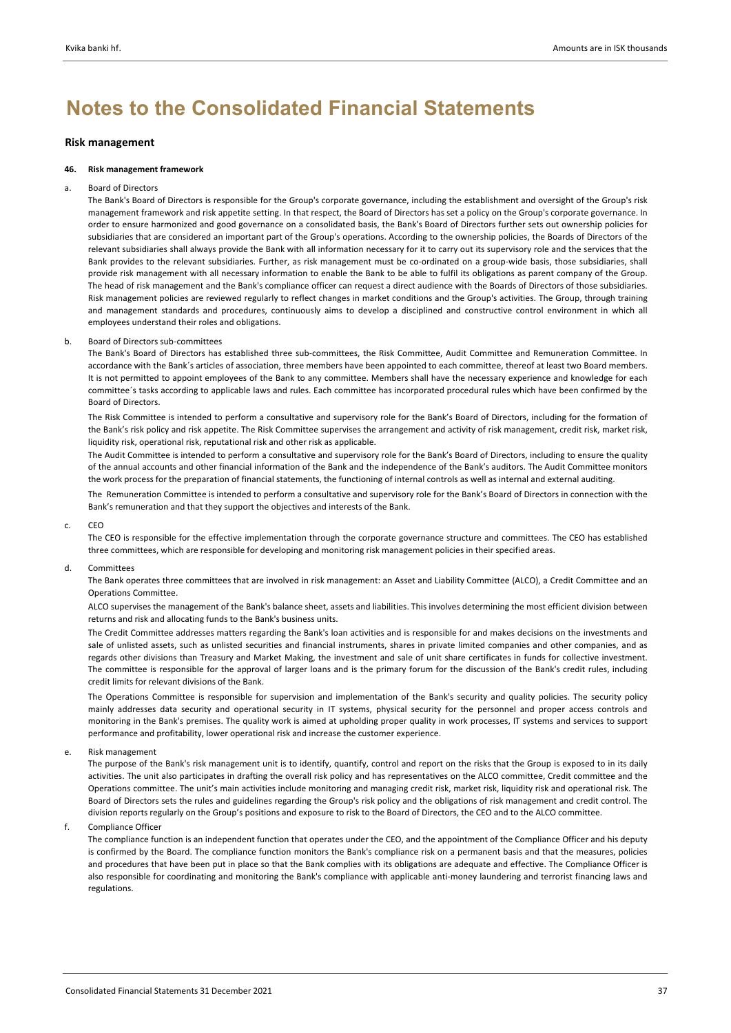# Notes to the Consolidated Financial Statements

## Risk management

### 46. Risk management framework

a. Board of Directors

The Bank's Board of Directors is responsible for the Group's corporate governance, including the establishment and oversight of the Group's risk management framework and risk appetite setting. In that respect, the Board of Directors has set a policy on the Group's corporate governance. In order to ensure harmonized and good governance on a consolidated basis, the Bank's Board of Directors further sets out ownership policies for subsidiaries that are considered an important part of the Group's operations. According to the ownership policies, the Boards of Directors of the relevant subsidiaries shall always provide the Bank with all information necessary for it to carry out its supervisory role and the services that the Bank provides to the relevant subsidiaries. Further, as risk management must be co-ordinated on a group-wide basis, those subsidiaries, shall provide risk management with all necessary information to enable the Bank to be able to fulfil its obligations as parent company of the Group. The head of risk management and the Bank's compliance officer can request a direct audience with the Boards of Directors of those subsidiaries. Risk management policies are reviewed regularly to reflect changes in market conditions and the Group's activities. The Group, through training and management standards and procedures, continuously aims to develop a disciplined and constructive control environment in which all employees understand their roles and obligations.

b. Board of Directors sub-committees

The Bank's Board of Directors has established three sub-committees, the Risk Committee, Audit Committee and Remuneration Committee. In accordance with the Bank´s articles of association, three members have been appointed to each committee, thereof at least two Board members. It is not permitted to appoint employees of the Bank to any committee. Members shall have the necessary experience and knowledge for each committee´s tasks according to applicable laws and rules. Each committee has incorporated procedural rules which have been confirmed by the Board of Directors.

The Risk Committee is intended to perform a consultative and supervisory role for the Bank's Board of Directors, including for the formation of the Bank's risk policy and risk appetite. The Risk Committee supervises the arrangement and activity of risk management, credit risk, market risk, liquidity risk, operational risk, reputational risk and other risk as applicable.

The Audit Committee is intended to perform a consultative and supervisory role for the Bank's Board of Directors, including to ensure the quality of the annual accounts and other financial information of the Bank and the independence of the Bank's auditors. The Audit Committee monitors the work process for the preparation of financial statements, the functioning of internal controls as well as internal and external auditing.

The Remuneration Committee is intended to perform a consultative and supervisory role for the Bank's Board of Directors in connection with the Bank's remuneration and that they support the objectives and interests of the Bank.

c. CEO

The CEO is responsible for the effective implementation through the corporate governance structure and committees. The CEO has established three committees, which are responsible for developing and monitoring risk management policies in their specified areas.

d. Committees

The Bank operates three committees that are involved in risk management: an Asset and Liability Committee (ALCO), a Credit Committee and an Operations Committee.

ALCO supervises the management of the Bank's balance sheet, assets and liabilities. This involves determining the most efficient division between returns and risk and allocating funds to the Bank's business units.

The Credit Committee addresses matters regarding the Bank's loan activities and is responsible for and makes decisions on the investments and sale of unlisted assets, such as unlisted securities and financial instruments, shares in private limited companies and other companies, and as regards other divisions than Treasury and Market Making, the investment and sale of unit share certificates in funds for collective investment. The committee is responsible for the approval of larger loans and is the primary forum for the discussion of the Bank's credit rules, including credit limits for relevant divisions of the Bank.

The Operations Committee is responsible for supervision and implementation of the Bank's security and quality policies. The security policy mainly addresses data security and operational security in IT systems, physical security for the personnel and proper access controls and monitoring in the Bank's premises. The quality work is aimed at upholding proper quality in work processes, IT systems and services to support performance and profitability, lower operational risk and increase the customer experience.

e. Risk management

The purpose of the Bank's risk management unit is to identify, quantify, control and report on the risks that the Group is exposed to in its daily activities. The unit also participates in drafting the overall risk policy and has representatives on the ALCO committee, Credit committee and the Operations committee. The unit's main activities include monitoring and managing credit risk, market risk, liquidity risk and operational risk. The Board of Directors sets the rules and guidelines regarding the Group's risk policy and the obligations of risk management and credit control. The division reports regularly on the Group's positions and exposure to risk to the Board of Directors, the CEO and to the ALCO committee.

f. Compliance Officer

The compliance function is an independent function that operates under the CEO, and the appointment of the Compliance Officer and his deputy is confirmed by the Board. The compliance function monitors the Bank's compliance risk on a permanent basis and that the measures, policies and procedures that have been put in place so that the Bank complies with its obligations are adequate and effective. The Compliance Officer is also responsible for coordinating and monitoring the Bank's compliance with applicable anti-money laundering and terrorist financing laws and regulations.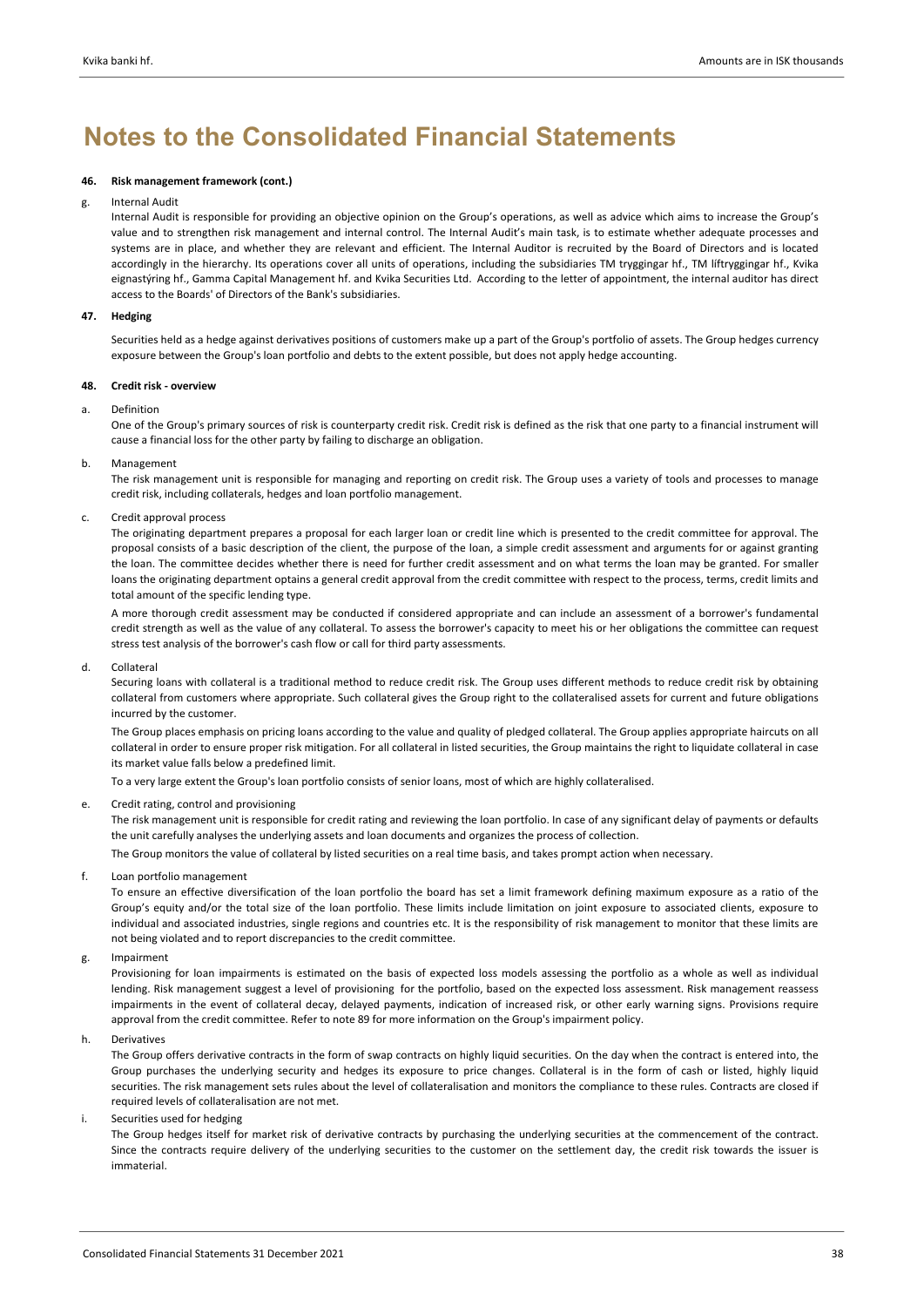# Notes to the Consolidated Financial Statements

**46. Risk management framework (cont.)**

g. Internal Audit

Internal Audit is responsible for providing an objective opinion on the Group's operations, as well as advice which aims to increase the Group's value and to strengthen risk management and internal control. The Internal Audit's main task, is to estimate whether adequate processes and systems are in place, and whether they are relevant and efficient. The Internal Auditor is recruited by the Board of Directors and is located accordingly in the hierarchy. Its operations cover all units of operations, including the subsidiaries TM tryggingar hf., TM líftryggingar hf., Kvika eignastýring hf., Gamma Capital Management hf. and Kvika Securities Ltd. According to the letter of appointment, the internal auditor has direct access to the Boards' of Directors of the Bank's subsidiaries.

**47. Hedging**

Securities held as a hedge against derivatives positions of customers make up a part of the Group's portfolio of assets. The Group hedges currency exposure between the Group's loan portfolio and debts to the extent possible, but does not apply hedge accounting.

**48. Credit risk - overview**

a. Definition

One of the Group's primary sources of risk is counterparty credit risk. Credit risk is defined as the risk that one party to a financial instrument will cause a financial loss for the other party by failing to discharge an obligation.

b. Management

The risk management unit is responsible for managing and reporting on credit risk. The Group uses a variety of tools and processes to manage credit risk, including collaterals, hedges and loan portfolio management.

c. Credit approval process

The originating department prepares a proposal for each larger loan or credit line which is presented to the credit committee for approval. The proposal consists of a basic description of the client, the purpose of the loan, a simple credit assessment and arguments for or against granting the loan. The committee decides whether there is need for further credit assessment and on what terms the loan may be granted. For smaller loans the originating department optains a general credit approval from the credit committee with respect to the process, terms, credit limits and total amount of the specific lending type.

A more thorough credit assessment may be conducted if considered appropriate and can include an assessment of a borrower's fundamental credit strength as well as the value of any collateral. To assess the borrower's capacity to meet his or her obligations the committee can request stress test analysis of the borrower's cash flow or call for third party assessments.

d. Collateral

Securing loans with collateral is a traditional method to reduce credit risk. The Group uses different methods to reduce credit risk by obtaining collateral from customers where appropriate. Such collateral gives the Group right to the collateralised assets for current and future obligations incurred by the customer.

The Group places emphasis on pricing loans according to the value and quality of pledged collateral. The Group applies appropriate haircuts on all collateral in order to ensure proper risk mitigation. For all collateral in listed securities, the Group maintains the right to liquidate collateral in case its market value falls below a predefined limit.

To a very large extent the Group's loan portfolio consists of senior loans, most of which are highly collateralised.

e. Credit rating, control and provisioning

The risk management unit is responsible for credit rating and reviewing the loan portfolio. In case of any significant delay of payments or defaults the unit carefully analyses the underlying assets and loan documents and organizes the process of collection.

The Group monitors the value of collateral by listed securities on a real time basis, and takes prompt action when necessary.

f. Loan portfolio management

To ensure an effective diversification of the loan portfolio the board has set a limit framework defining maximum exposure as a ratio of the Group's equity and/or the total size of the loan portfolio. These limits include limitation on joint exposure to associated clients, exposure to individual and associated industries, single regions and countries etc. It is the responsibility of risk management to monitor that these limits are not being violated and to report discrepancies to the credit committee.

g. Impairment

Provisioning for loan impairments is estimated on the basis of expected loss models assessing the portfolio as a whole as well as individual lending. Risk management suggest a level of provisioning for the portfolio, based on the expected loss assessment. Risk management reassess impairments in the event of collateral decay, delayed payments, indication of increased risk, or other early warning signs. Provisions require approval from the credit committee. Refer to note 89 for more information on the Group's impairment policy.

h. Derivatives

The Group offers derivative contracts in the form of swap contracts on highly liquid securities. On the day when the contract is entered into, the Group purchases the underlying security and hedges its exposure to price changes. Collateral is in the form of cash or listed, highly liquid securities. The risk management sets rules about the level of collateralisation and monitors the compliance to these rules. Contracts are closed if required levels of collateralisation are not met.

i. Securities used for hedging

The Group hedges itself for market risk of derivative contracts by purchasing the underlying securities at the commencement of the contract. Since the contracts require delivery of the underlying securities to the customer on the settlement day, the credit risk towards the issuer is immaterial.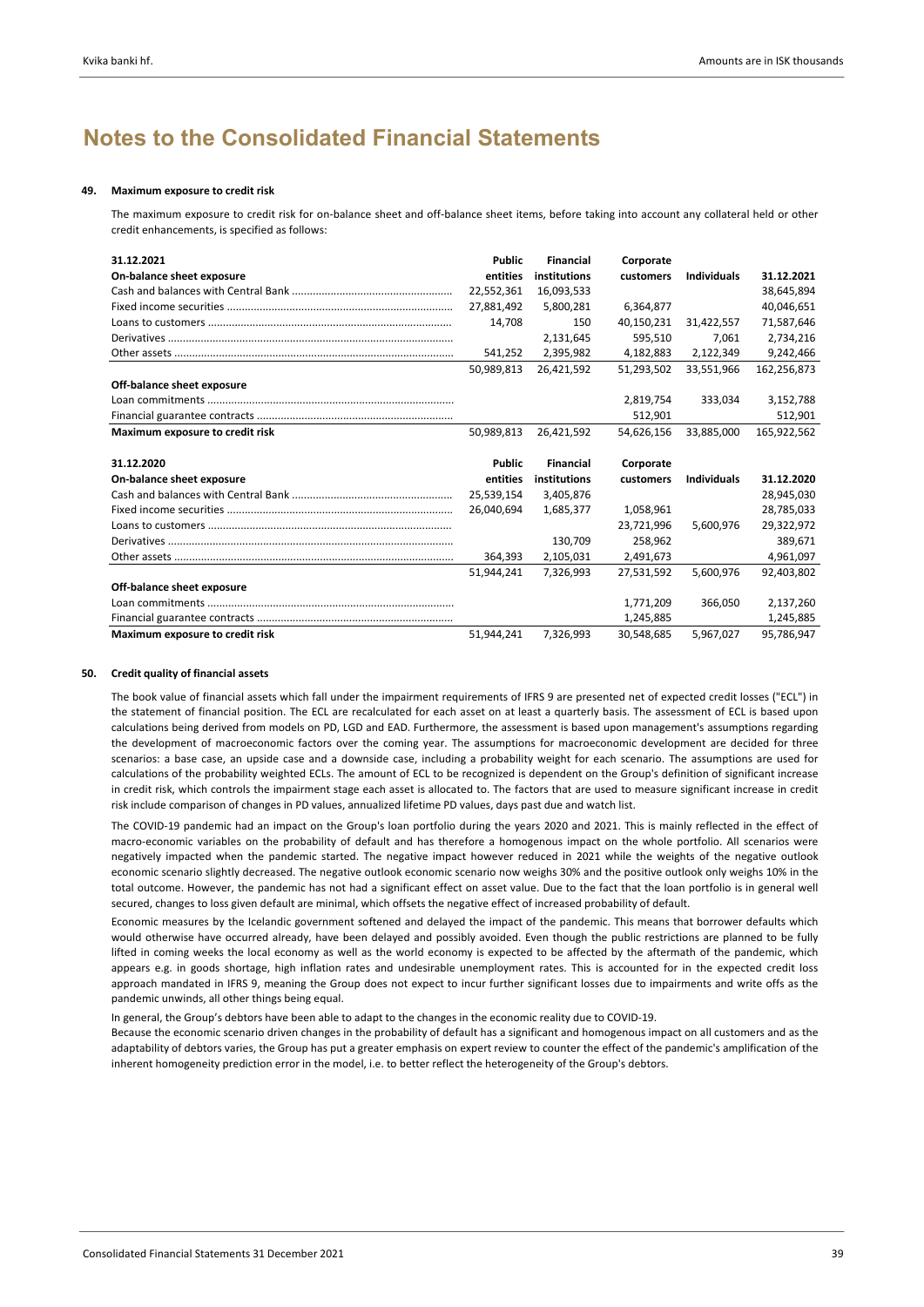# Notes to the Consolidated Financial Statements

## 49. Maximum exposure to credit risk

The maximum exposure to credit risk for on-balance sheet and off-balance sheet items, before taking into account any collateral held or other credit enhancements, is specified as follows:

| 31.12.2021 | Public entities | Financial institutions | Corporate customers | Individuals | 31.12.2021 |
|---|---|---|---|---|---|
| **On-balance sheet exposure** | | | | | |
| Cash and balances with Central Bank | 22,552,361 | 16,093,533 | | | 38,645,894 |
| Fixed income securities | 27,881,492 | 5,800,281 | 6,364,877 | | 40,046,651 |
| Loans to customers | 14,708 | 150 | 40,150,231 | 31,422,557 | 71,587,646 |
| Derivatives | | 2,131,645 | 595,510 | 7,061 | 2,734,216 |
| Other assets | 541,252 | 2,395,982 | 4,182,883 | 2,122,349 | 9,242,466 |
| | 50,989,813 | 26,421,592 | 51,293,502 | 33,551,966 | 162,256,873 |
| **Off-balance sheet exposure** | | | | | |
| Loan commitments | | | 2,819,754 | 333,034 | 3,152,788 |
| Financial guarantee contracts | | | 512,901 | | 512,901 |
| **Maximum exposure to credit risk** | 50,989,813 | 26,421,592 | 54,626,156 | 33,885,000 | 165,922,562 |

| 31.12.2020 | Public entities | Financial institutions | Corporate customers | Individuals | 31.12.2020 |
|---|---|---|---|---|---|
| **On-balance sheet exposure** | | | | | |
| Cash and balances with Central Bank | 25,539,154 | 3,405,876 | | | 28,945,030 |
| Fixed income securities | 26,040,694 | 1,685,377 | 1,058,961 | | 28,785,033 |
| Loans to customers | | | 23,721,996 | 5,600,976 | 29,322,972 |
| Derivatives | | 130,709 | 258,962 | | 389,671 |
| Other assets | 364,393 | 2,105,031 | 2,491,673 | | 4,961,097 |
| | 51,944,241 | 7,326,993 | 27,531,592 | 5,600,976 | 92,403,802 |
| **Off-balance sheet exposure** | | | | | |
| Loan commitments | | | 1,771,209 | 366,050 | 2,137,260 |
| Financial guarantee contracts | | | 1,245,885 | | 1,245,885 |
| **Maximum exposure to credit risk** | 51,944,241 | 7,326,993 | 30,548,685 | 5,967,027 | 95,786,947 |

## 50. Credit quality of financial assets

The book value of financial assets which fall under the impairment requirements of IFRS 9 are presented net of expected credit losses ("ECL") in the statement of financial position. The ECL are recalculated for each asset on at least a quarterly basis. The assessment of ECL is based upon calculations being derived from models on PD, LGD and EAD. Furthermore, the assessment is based upon management's assumptions regarding the development of macroeconomic factors over the coming year. The assumptions for macroeconomic development are decided for three scenarios: a base case, an upside case and a downside case, including a probability weight for each scenario. The assumptions are used for calculations of the probability weighted ECLs. The amount of ECL to be recognized is dependent on the Group's definition of significant increase in credit risk, which controls the impairment stage each asset is allocated to. The factors that are used to measure significant increase in credit risk include comparison of changes in PD values, annualized lifetime PD values, days past due and watch list.

The COVID-19 pandemic had an impact on the Group's loan portfolio during the years 2020 and 2021. This is mainly reflected in the effect of macro-economic variables on the probability of default and has therefore a homogenous impact on the whole portfolio. All scenarios were negatively impacted when the pandemic started. The negative impact however reduced in 2021 while the weights of the negative outlook economic scenario slightly decreased. The negative outlook economic scenario now weighs 30% and the positive outlook only weighs 10% in the total outcome. However, the pandemic has not had a significant effect on asset value. Due to the fact that the loan portfolio is in general well secured, changes to loss given default are minimal, which offsets the negative effect of increased probability of default.

Economic measures by the Icelandic government softened and delayed the impact of the pandemic. This means that borrower defaults which would otherwise have occurred already, have been delayed and possibly avoided. Even though the public restrictions are planned to be fully lifted in coming weeks the local economy as well as the world economy is expected to be affected by the aftermath of the pandemic, which appears e.g. in goods shortage, high inflation rates and undesirable unemployment rates. This is accounted for in the expected credit loss approach mandated in IFRS 9, meaning the Group does not expect to incur further significant losses due to impairments and write offs as the pandemic unwinds, all other things being equal.

In general, the Group's debtors have been able to adapt to the changes in the economic reality due to COVID-19.

Because the economic scenario driven changes in the probability of default has a significant and homogenous impact on all customers and as the adaptability of debtors varies, the Group has put a greater emphasis on expert review to counter the effect of the pandemic's amplification of the inherent homogeneity prediction error in the model, i.e. to better reflect the heterogeneity of the Group's debtors.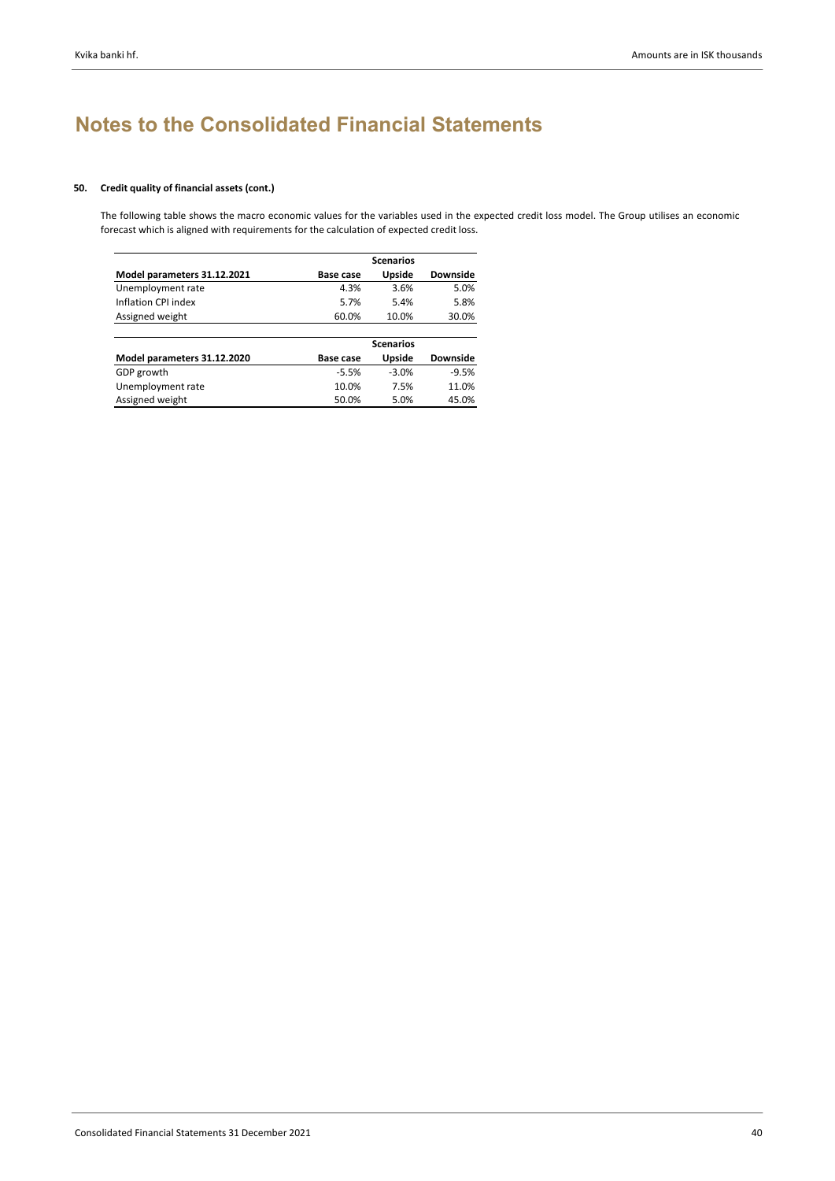# Notes to the Consolidated Financial Statements

**50. Credit quality of financial assets (cont.)**

The following table shows the macro economic values for the variables used in the expected credit loss model. The Group utilises an economic forecast which is aligned with requirements for the calculation of expected credit loss.

| | Scenarios | | |
|---|---|---|---|
| **Model parameters 31.12.2021** | **Base case** | **Upside** | **Downside** |
| Unemployment rate | 4.3% | 3.6% | 5.0% |
| Inflation CPI index | 5.7% | 5.4% | 5.8% |
| Assigned weight | 60.0% | 10.0% | 30.0% |

| | Scenarios | | |
|---|---|---|---|
| **Model parameters 31.12.2020** | **Base case** | **Upside** | **Downside** |
| GDP growth | -5.5% | -3.0% | -9.5% |
| Unemployment rate | 10.0% | 7.5% | 11.0% |
| Assigned weight | 50.0% | 5.0% | 45.0% |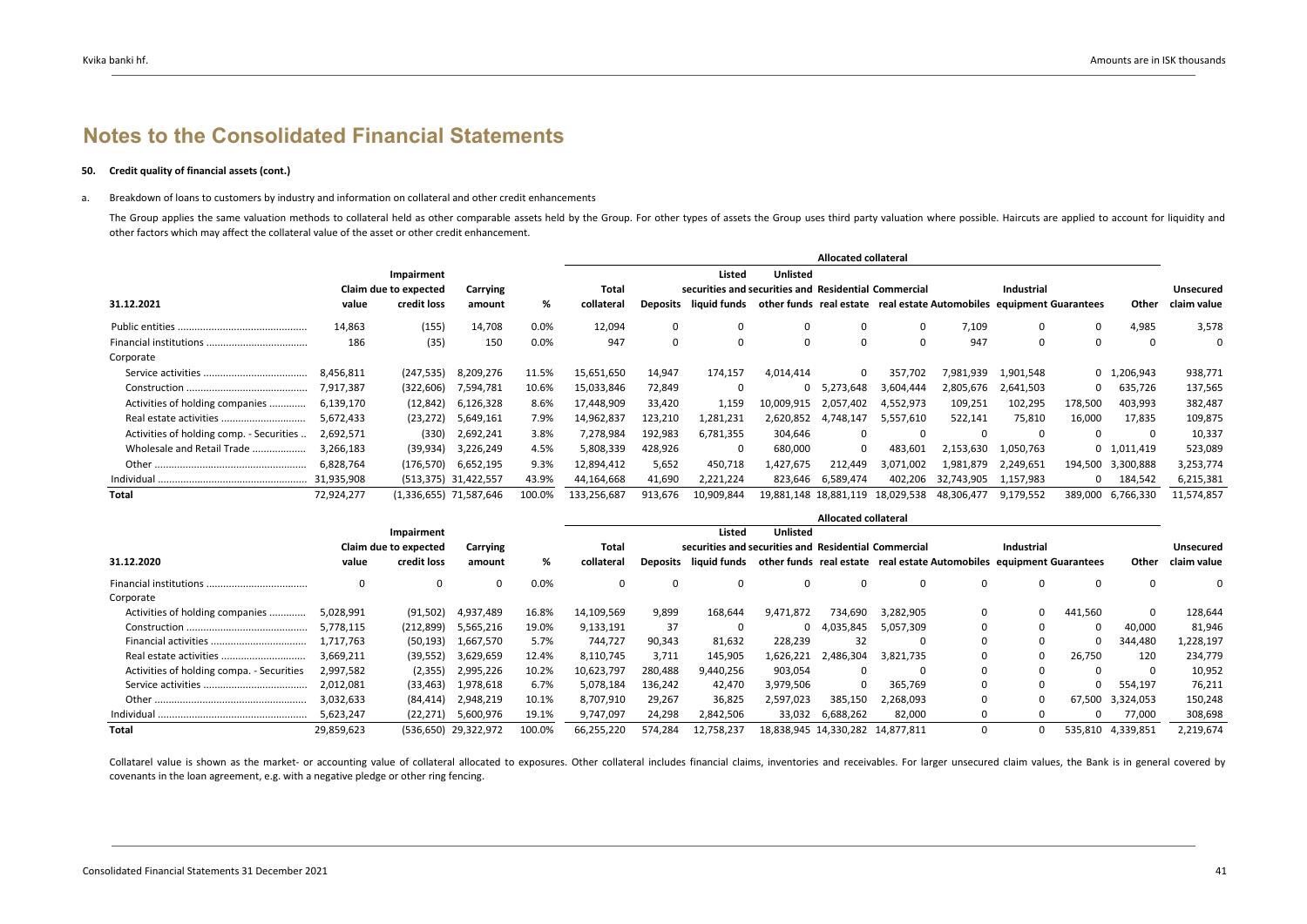# Notes to the Consolidated Financial Statements

**50. Credit quality of financial assets (cont.)**

a. Breakdown of loans to customers by industry and information on collateral and other credit enhancements

The Group applies the same valuation methods to collateral held as other comparable assets held by the Group. For other types of assets the Group uses third party valuation where possible. Haircuts are applied to account for liquidity and other factors which may affect the collateral value of the asset or other credit enhancement.

| 31.12.2021 | Claim value | Impairment due to expected credit loss | Carrying amount | % | Total collateral | Deposits | Listed securities and liquid funds | Unlisted securities and other funds | Residential real estate | Commercial real estate | Automobiles | Industrial equipment | Guarantees | Other | Unsecured claim value |
|---|---|---|---|---|---|---|---|---|---|---|---|---|---|---|---|
| | | | | | Allocated collateral | | | | | | | | | | |
| Public entities | 14,863 | (155) | 14,708 | 0.0% | 12,094 | 0 | 0 | 0 | 0 | 0 | 7,109 | 0 | 0 | 4,985 | 3,578 |
| Financial institutions | 186 | (35) | 150 | 0.0% | 947 | 0 | 0 | 0 | 0 | 0 | 947 | 0 | 0 | 0 | 0 |
| Corporate | | | | | | | | | | | | | | | |
| Service activities | 8,456,811 | (247,535) | 8,209,276 | 11.5% | 15,651,650 | 14,947 | 174,157 | 4,014,414 | 0 | 357,702 | 7,981,939 | 1,901,548 | 0 | 1,206,943 | 938,771 |
| Construction | 7,917,387 | (322,606) | 7,594,781 | 10.6% | 15,033,846 | 72,849 | 0 | 0 | 5,273,648 | 3,604,444 | 2,805,676 | 2,641,503 | 0 | 635,726 | 137,565 |
| Activities of holding companies | 6,139,170 | (12,842) | 6,126,328 | 8.6% | 17,448,909 | 33,420 | 1,159 | 10,009,915 | 2,057,402 | 4,552,973 | 109,251 | 102,295 | 178,500 | 403,993 | 382,487 |
| Real estate activities | 5,672,433 | (23,272) | 5,649,161 | 7.9% | 14,962,837 | 123,210 | 1,281,231 | 2,620,852 | 4,748,147 | 5,557,610 | 522,141 | 75,810 | 16,000 | 17,835 | 109,875 |
| Activities of holding comp. - Securities | 2,692,571 | (330) | 2,692,241 | 3.8% | 7,278,984 | 192,983 | 6,781,355 | 304,646 | 0 | 0 | 0 | 0 | 0 | 0 | 10,337 |
| Wholesale and Retail Trade | 3,266,183 | (39,934) | 3,226,249 | 4.5% | 5,808,339 | 428,926 | 0 | 680,000 | 0 | 483,601 | 2,153,630 | 1,050,763 | 0 | 1,011,419 | 523,089 |
| Other | 6,828,764 | (176,570) | 6,652,195 | 9.3% | 12,894,412 | 5,652 | 450,718 | 1,427,675 | 212,449 | 3,071,002 | 1,981,879 | 2,249,651 | 194,500 | 3,300,888 | 3,253,774 |
| Individual | 31,935,908 | (513,375) | 31,422,557 | 43.9% | 44,164,668 | 41,690 | 2,221,224 | 823,646 | 6,589,474 | 402,206 | 32,743,905 | 1,157,983 | 0 | 184,542 | 6,215,381 |
| **Total** | 72,924,277 | (1,336,655) | 71,587,646 | 100.0% | 133,256,687 | 913,676 | 10,909,844 | 19,881,148 | 18,881,119 | 18,029,538 | 48,306,477 | 9,179,552 | 389,000 | 6,766,330 | 11,574,857 |

| 31.12.2020 | Claim value | Impairment due to expected credit loss | Carrying amount | % | Total collateral | Deposits | Listed securities and liquid funds | Unlisted securities and other funds | Residential real estate | Commercial real estate | Automobiles | Industrial equipment | Guarantees | Other | Unsecured claim value |
|---|---|---|---|---|---|---|---|---|---|---|---|---|---|---|---|
| | | | | | Allocated collateral | | | | | | | | | | |
| Financial institutions | 0 | 0 | 0 | 0.0% | 0 | 0 | 0 | 0 | 0 | 0 | 0 | 0 | 0 | 0 | 0 |
| Corporate | | | | | | | | | | | | | | | |
| Activities of holding companies | 5,028,991 | (91,502) | 4,937,489 | 16.8% | 14,109,569 | 9,899 | 168,644 | 9,471,872 | 734,690 | 3,282,905 | 0 | 0 | 441,560 | 0 | 128,644 |
| Construction | 5,778,115 | (212,899) | 5,565,216 | 19.0% | 9,133,191 | 37 | 0 | 0 | 4,035,845 | 5,057,309 | 0 | 0 | 0 | 40,000 | 81,946 |
| Financial activities | 1,717,763 | (50,193) | 1,667,570 | 5.7% | 744,727 | 90,343 | 81,632 | 228,239 | 32 | 0 | 0 | 0 | 0 | 344,480 | 1,228,197 |
| Real estate activities | 3,669,211 | (39,552) | 3,629,659 | 12.4% | 8,110,745 | 3,711 | 145,905 | 1,626,221 | 2,486,304 | 3,821,735 | 0 | 0 | 26,750 | 120 | 234,779 |
| Activities of holding compa. - Securities | 2,997,582 | (2,355) | 2,995,226 | 10.2% | 10,623,797 | 280,488 | 9,440,256 | 903,054 | 0 | 0 | 0 | 0 | 0 | 0 | 10,952 |
| Service activities | 2,012,081 | (33,463) | 1,978,618 | 6.7% | 5,078,184 | 136,242 | 42,470 | 3,979,506 | 0 | 365,769 | 0 | 0 | 0 | 554,197 | 76,211 |
| Other | 3,032,633 | (84,414) | 2,948,219 | 10.1% | 8,707,910 | 29,267 | 36,825 | 2,597,023 | 385,150 | 2,268,093 | 0 | 0 | 67,500 | 3,324,053 | 150,248 |
| Individual | 5,623,247 | (22,271) | 5,600,976 | 19.1% | 9,747,097 | 24,298 | 2,842,506 | 33,032 | 6,688,262 | 82,000 | 0 | 0 | 0 | 77,000 | 308,698 |
| **Total** | 29,859,623 | (536,650) | 29,322,972 | 100.0% | 66,255,220 | 574,284 | 12,758,237 | 18,838,945 | 14,330,282 | 14,877,811 | 0 | 0 | 535,810 | 4,339,851 | 2,219,674 |

Collatarel value is shown as the market- or accounting value of collateral allocated to exposures. Other collateral includes financial claims, inventories and receivables. For larger unsecured claim values, the Bank is in general covered by covenants in the loan agreement, e.g. with a negative pledge or other ring fencing.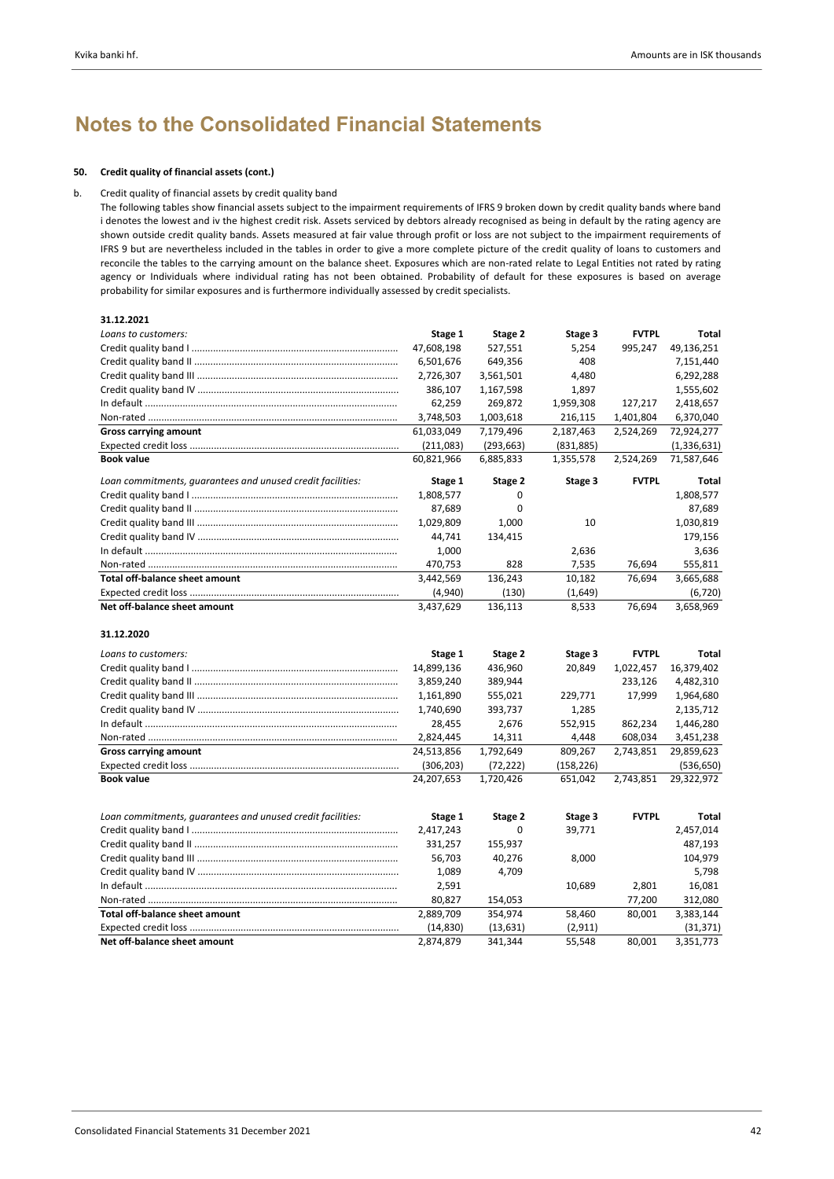# Notes to the Consolidated Financial Statements

**50. Credit quality of financial assets (cont.)**

b. Credit quality of financial assets by credit quality band

The following tables show financial assets subject to the impairment requirements of IFRS 9 broken down by credit quality bands where band i denotes the lowest and iv the highest credit risk. Assets serviced by debtors already recognised as being in default by the rating agency are shown outside credit quality bands. Assets measured at fair value through profit or loss are not subject to the impairment requirements of IFRS 9 but are nevertheless included in the tables in order to give a more complete picture of the credit quality of loans to customers and reconcile the tables to the carrying amount on the balance sheet. Exposures which are non-rated relate to Legal Entities not rated by rating agency or Individuals where individual rating has not been obtained. Probability of default for these exposures is based on average probability for similar exposures and is furthermore individually assessed by credit specialists.

**31.12.2021**

| *Loans to customers:* | **Stage 1** | **Stage 2** | **Stage 3** | **FVTPL** | **Total** |
|---|---|---|---|---|---|
| Credit quality band I | 47,608,198 | 527,551 | 5,254 | 995,247 | 49,136,251 |
| Credit quality band II | 6,501,676 | 649,356 | 408 | | 7,151,440 |
| Credit quality band III | 2,726,307 | 3,561,501 | 4,480 | | 6,292,288 |
| Credit quality band IV | 386,107 | 1,167,598 | 1,897 | | 1,555,602 |
| In default | 62,259 | 269,872 | 1,959,308 | 127,217 | 2,418,657 |
| Non-rated | 3,748,503 | 1,003,618 | 216,115 | 1,401,804 | 6,370,040 |
| **Gross carrying amount** | 61,033,049 | 7,179,496 | 2,187,463 | 2,524,269 | 72,924,277 |
| Expected credit loss | (211,083) | (293,663) | (831,885) | | (1,336,631) |
| **Book value** | 60,821,966 | 6,885,833 | 1,355,578 | 2,524,269 | 71,587,646 |

| *Loan commitments, guarantees and unused credit facilities:* | **Stage 1** | **Stage 2** | **Stage 3** | **FVTPL** | **Total** |
|---|---|---|---|---|---|
| Credit quality band I | 1,808,577 | 0 | | | 1,808,577 |
| Credit quality band II | 87,689 | 0 | | | 87,689 |
| Credit quality band III | 1,029,809 | 1,000 | 10 | | 1,030,819 |
| Credit quality band IV | 44,741 | 134,415 | | | 179,156 |
| In default | 1,000 | | 2,636 | | 3,636 |
| Non-rated | 470,753 | 828 | 7,535 | 76,694 | 555,811 |
| **Total off-balance sheet amount** | 3,442,569 | 136,243 | 10,182 | 76,694 | 3,665,688 |
| Expected credit loss | (4,940) | (130) | (1,649) | | (6,720) |
| **Net off-balance sheet amount** | 3,437,629 | 136,113 | 8,533 | 76,694 | 3,658,969 |

**31.12.2020**

| *Loans to customers:* | **Stage 1** | **Stage 2** | **Stage 3** | **FVTPL** | **Total** |
|---|---|---|---|---|---|
| Credit quality band I | 14,899,136 | 436,960 | 20,849 | 1,022,457 | 16,379,402 |
| Credit quality band II | 3,859,240 | 389,944 | | 233,126 | 4,482,310 |
| Credit quality band III | 1,161,890 | 555,021 | 229,771 | 17,999 | 1,964,680 |
| Credit quality band IV | 1,740,690 | 393,737 | 1,285 | | 2,135,712 |
| In default | 28,455 | 2,676 | 552,915 | 862,234 | 1,446,280 |
| Non-rated | 2,824,445 | 14,311 | 4,448 | 608,034 | 3,451,238 |
| **Gross carrying amount** | 24,513,856 | 1,792,649 | 809,267 | 2,743,851 | 29,859,623 |
| Expected credit loss | (306,203) | (72,222) | (158,226) | | (536,650) |
| **Book value** | 24,207,653 | 1,720,426 | 651,042 | 2,743,851 | 29,322,972 |

| *Loan commitments, guarantees and unused credit facilities:* | **Stage 1** | **Stage 2** | **Stage 3** | **FVTPL** | **Total** |
|---|---|---|---|---|---|
| Credit quality band I | 2,417,243 | 0 | 39,771 | | 2,457,014 |
| Credit quality band II | 331,257 | 155,937 | | | 487,193 |
| Credit quality band III | 56,703 | 40,276 | 8,000 | | 104,979 |
| Credit quality band IV | 1,089 | 4,709 | | | 5,798 |
| In default | 2,591 | | 10,689 | 2,801 | 16,081 |
| Non-rated | 80,827 | 154,053 | | 77,200 | 312,080 |
| **Total off-balance sheet amount** | 2,889,709 | 354,974 | 58,460 | 80,001 | 3,383,144 |
| Expected credit loss | (14,830) | (13,631) | (2,911) | | (31,371) |
| **Net off-balance sheet amount** | 2,874,879 | 341,344 | 55,548 | 80,001 | 3,351,773 |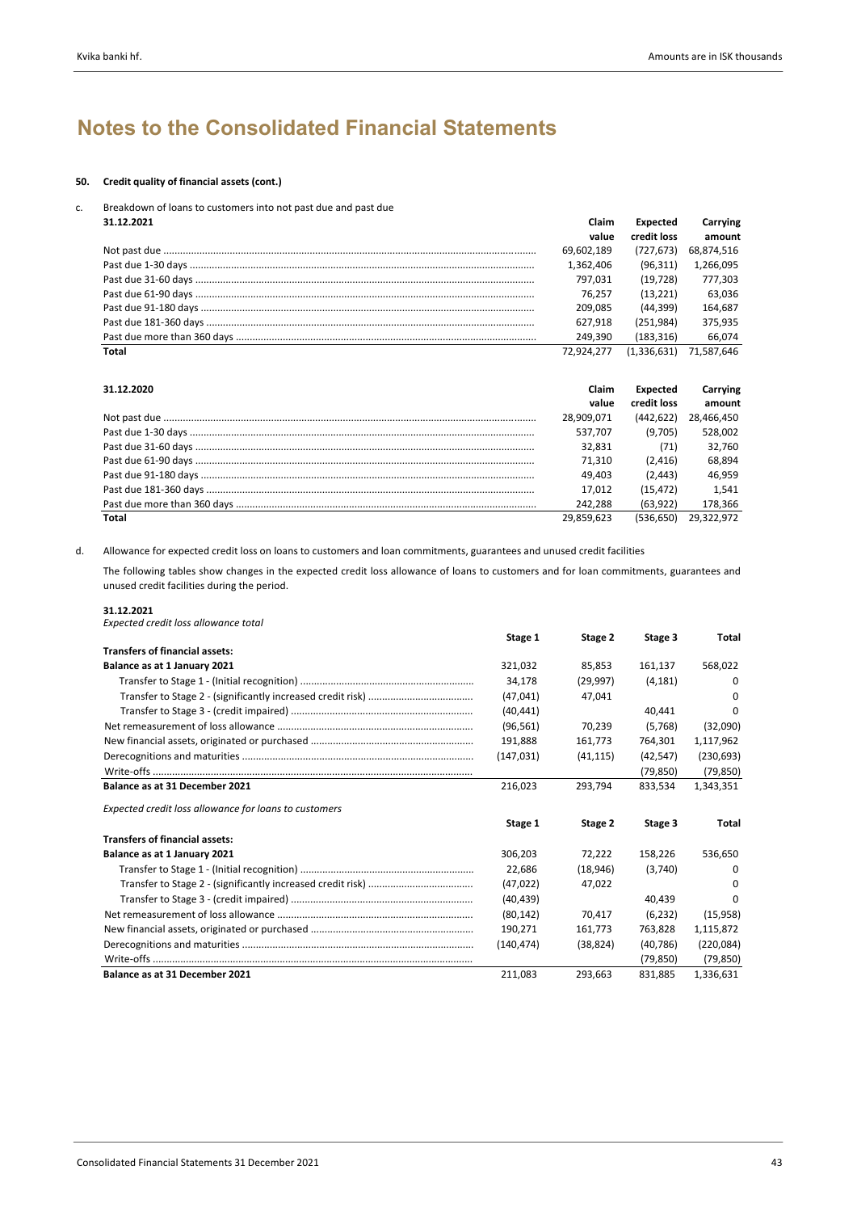## Notes to the Consolidated Financial Statements

**50. Credit quality of financial assets (cont.)**

c. Breakdown of loans to customers into not past due and past due

| 31.12.2021 | Claim value | Expected credit loss | Carrying amount |
|---|---|---|---|
| Not past due | 69,602,189 | (727,673) | 68,874,516 |
| Past due 1-30 days | 1,362,406 | (96,311) | 1,266,095 |
| Past due 31-60 days | 797,031 | (19,728) | 777,303 |
| Past due 61-90 days | 76,257 | (13,221) | 63,036 |
| Past due 91-180 days | 209,085 | (44,399) | 164,687 |
| Past due 181-360 days | 627,918 | (251,984) | 375,935 |
| Past due more than 360 days | 249,390 | (183,316) | 66,074 |
| **Total** | 72,924,277 | (1,336,631) | 71,587,646 |

| 31.12.2020 | Claim value | Expected credit loss | Carrying amount |
|---|---|---|---|
| Not past due | 28,909,071 | (442,622) | 28,466,450 |
| Past due 1-30 days | 537,707 | (9,705) | 528,002 |
| Past due 31-60 days | 32,831 | (71) | 32,760 |
| Past due 61-90 days | 71,310 | (2,416) | 68,894 |
| Past due 91-180 days | 49,403 | (2,443) | 46,959 |
| Past due 181-360 days | 17,012 | (15,472) | 1,541 |
| Past due more than 360 days | 242,288 | (63,922) | 178,366 |
| **Total** | 29,859,623 | (536,650) | 29,322,972 |

d. Allowance for expected credit loss on loans to customers and loan commitments, guarantees and unused credit facilities

The following tables show changes in the expected credit loss allowance of loans to customers and for loan commitments, guarantees and unused credit facilities during the period.

**31.12.2021**

*Expected credit loss allowance total*

| | Stage 1 | Stage 2 | Stage 3 | Total |
|---|---|---|---|---|
| **Transfers of financial assets:** | | | | |
| **Balance as at 1 January 2021** | 321,032 | 85,853 | 161,137 | 568,022 |
| Transfer to Stage 1 - (Initial recognition) | 34,178 | (29,997) | (4,181) | 0 |
| Transfer to Stage 2 - (significantly increased credit risk) | (47,041) | 47,041 | | 0 |
| Transfer to Stage 3 - (credit impaired) | (40,441) | | 40,441 | 0 |
| Net remeasurement of loss allowance | (96,561) | 70,239 | (5,768) | (32,090) |
| New financial assets, originated or purchased | 191,888 | 161,773 | 764,301 | 1,117,962 |
| Derecognitions and maturities | (147,031) | (41,115) | (42,547) | (230,693) |
| Write-offs | | | (79,850) | (79,850) |
| **Balance as at 31 December 2021** | 216,023 | 293,794 | 833,534 | 1,343,351 |

*Expected credit loss allowance for loans to customers*

| | Stage 1 | Stage 2 | Stage 3 | Total |
|---|---|---|---|---|
| **Transfers of financial assets:** | | | | |
| **Balance as at 1 January 2021** | 306,203 | 72,222 | 158,226 | 536,650 |
| Transfer to Stage 1 - (Initial recognition) | 22,686 | (18,946) | (3,740) | 0 |
| Transfer to Stage 2 - (significantly increased credit risk) | (47,022) | 47,022 | | 0 |
| Transfer to Stage 3 - (credit impaired) | (40,439) | | 40,439 | 0 |
| Net remeasurement of loss allowance | (80,142) | 70,417 | (6,232) | (15,958) |
| New financial assets, originated or purchased | 190,271 | 161,773 | 763,828 | 1,115,872 |
| Derecognitions and maturities | (140,474) | (38,824) | (40,786) | (220,084) |
| Write-offs | | | (79,850) | (79,850) |
| **Balance as at 31 December 2021** | 211,083 | 293,663 | 831,885 | 1,336,631 |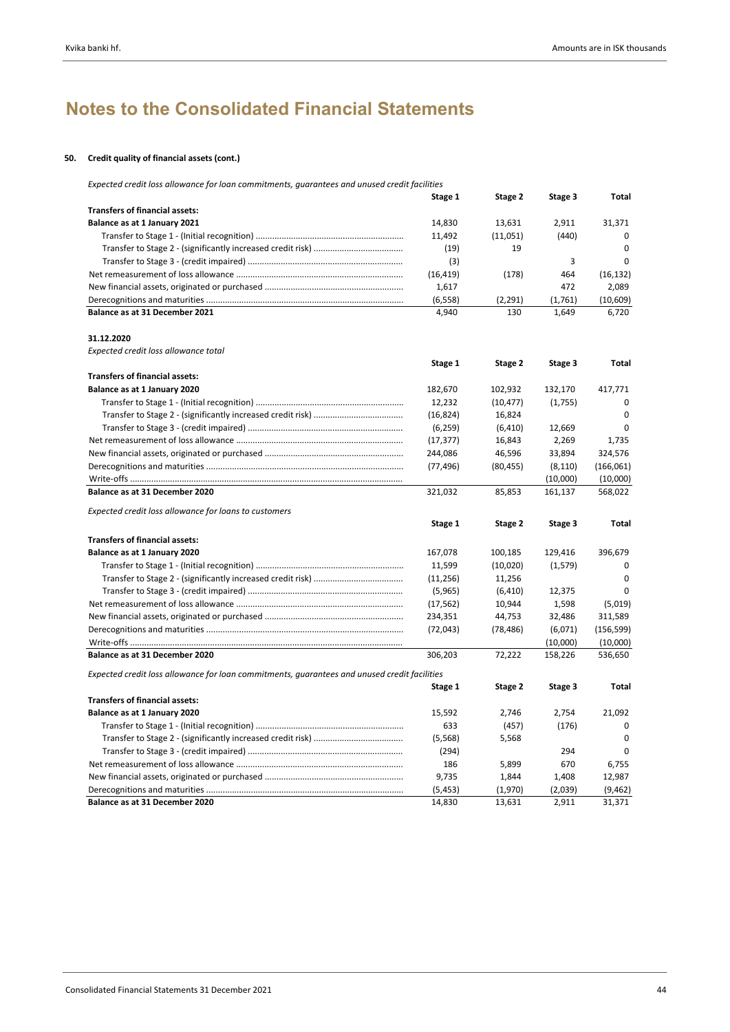# Notes to the Consolidated Financial Statements

## 50. Credit quality of financial assets (cont.)

*Expected credit loss allowance for loan commitments, guarantees and unused credit facilities*

| | Stage 1 | Stage 2 | Stage 3 | Total |
|---|---|---|---|---|
| **Transfers of financial assets:** | | | | |
| **Balance as at 1 January 2021** | 14,830 | 13,631 | 2,911 | 31,371 |
| Transfer to Stage 1 - (Initial recognition) | 11,492 | (11,051) | (440) | 0 |
| Transfer to Stage 2 - (significantly increased credit risk) | (19) | 19 | | 0 |
| Transfer to Stage 3 - (credit impaired) | (3) | | 3 | 0 |
| Net remeasurement of loss allowance | (16,419) | (178) | 464 | (16,132) |
| New financial assets, originated or purchased | 1,617 | | 472 | 2,089 |
| Derecognitions and maturities | (6,558) | (2,291) | (1,761) | (10,609) |
| **Balance as at 31 December 2021** | 4,940 | 130 | 1,649 | 6,720 |

**31.12.2020**

*Expected credit loss allowance total*

| | Stage 1 | Stage 2 | Stage 3 | Total |
|---|---|---|---|---|
| **Transfers of financial assets:** | | | | |
| **Balance as at 1 January 2020** | 182,670 | 102,932 | 132,170 | 417,771 |
| Transfer to Stage 1 - (Initial recognition) | 12,232 | (10,477) | (1,755) | 0 |
| Transfer to Stage 2 - (significantly increased credit risk) | (16,824) | 16,824 | | 0 |
| Transfer to Stage 3 - (credit impaired) | (6,259) | (6,410) | 12,669 | 0 |
| Net remeasurement of loss allowance | (17,377) | 16,843 | 2,269 | 1,735 |
| New financial assets, originated or purchased | 244,086 | 46,596 | 33,894 | 324,576 |
| Derecognitions and maturities | (77,496) | (80,455) | (8,110) | (166,061) |
| Write-offs | | | (10,000) | (10,000) |
| **Balance as at 31 December 2020** | 321,032 | 85,853 | 161,137 | 568,022 |

*Expected credit loss allowance for loans to customers*

| | Stage 1 | Stage 2 | Stage 3 | Total |
|---|---|---|---|---|
| **Transfers of financial assets:** | | | | |
| **Balance as at 1 January 2020** | 167,078 | 100,185 | 129,416 | 396,679 |
| Transfer to Stage 1 - (Initial recognition) | 11,599 | (10,020) | (1,579) | 0 |
| Transfer to Stage 2 - (significantly increased credit risk) | (11,256) | 11,256 | | 0 |
| Transfer to Stage 3 - (credit impaired) | (5,965) | (6,410) | 12,375 | 0 |
| Net remeasurement of loss allowance | (17,562) | 10,944 | 1,598 | (5,019) |
| New financial assets, originated or purchased | 234,351 | 44,753 | 32,486 | 311,589 |
| Derecognitions and maturities | (72,043) | (78,486) | (6,071) | (156,599) |
| Write-offs | | | (10,000) | (10,000) |
| **Balance as at 31 December 2020** | 306,203 | 72,222 | 158,226 | 536,650 |

*Expected credit loss allowance for loan commitments, guarantees and unused credit facilities*

| | Stage 1 | Stage 2 | Stage 3 | Total |
|---|---|---|---|---|
| **Transfers of financial assets:** | | | | |
| **Balance as at 1 January 2020** | 15,592 | 2,746 | 2,754 | 21,092 |
| Transfer to Stage 1 - (Initial recognition) | 633 | (457) | (176) | 0 |
| Transfer to Stage 2 - (significantly increased credit risk) | (5,568) | 5,568 | | 0 |
| Transfer to Stage 3 - (credit impaired) | (294) | | 294 | 0 |
| Net remeasurement of loss allowance | 186 | 5,899 | 670 | 6,755 |
| New financial assets, originated or purchased | 9,735 | 1,844 | 1,408 | 12,987 |
| Derecognitions and maturities | (5,453) | (1,970) | (2,039) | (9,462) |
| **Balance as at 31 December 2020** | 14,830 | 13,631 | 2,911 | 31,371 |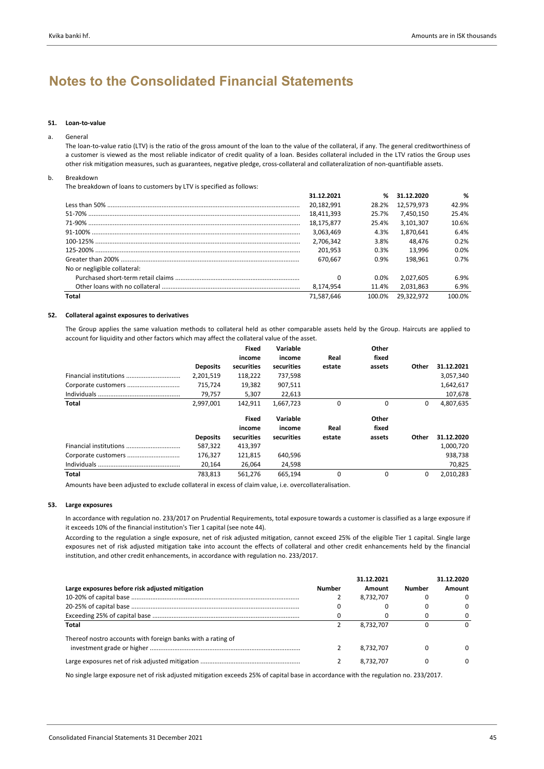# Notes to the Consolidated Financial Statements

### 51. Loan-to-value

a. General

The loan-to-value ratio (LTV) is the ratio of the gross amount of the loan to the value of the collateral, if any. The general creditworthiness of a customer is viewed as the most reliable indicator of credit quality of a loan. Besides collateral included in the LTV ratios the Group uses other risk mitigation measures, such as guarantees, negative pledge, cross-collateral and collateralization of non-quantifiable assets.

b. Breakdown

The breakdown of loans to customers by LTV is specified as follows:

| | 31.12.2021 | % | 31.12.2020 | % |
|---|---|---|---|---|
| Less than 50% | 20,182,991 | 28.2% | 12,579,973 | 42.9% |
| 51-70% | 18,411,393 | 25.7% | 7,450,150 | 25.4% |
| 71-90% | 18,175,877 | 25.4% | 3,101,307 | 10.6% |
| 91-100% | 3,063,469 | 4.3% | 1,870,641 | 6.4% |
| 100-125% | 2,706,342 | 3.8% | 48,476 | 0.2% |
| 125-200% | 201,953 | 0.3% | 13,996 | 0.0% |
| Greater than 200% | 670,667 | 0.9% | 198,961 | 0.7% |
| No or negligible collateral: | | | | |
| Purchased short-term retail claims | 0 | 0.0% | 2,027,605 | 6.9% |
| Other loans with no collateral | 8,174,954 | 11.4% | 2,031,863 | 6.9% |
| **Total** | 71,587,646 | 100.0% | 29,322,972 | 100.0% |

### 52. Collateral against exposures to derivatives

The Group applies the same valuation methods to collateral held as other comparable assets held by the Group. Haircuts are applied to account for liquidity and other factors which may affect the collateral value of the asset.

| | Deposits | Fixed income securities | Variable income securities | Real estate | Other fixed assets | Other | 31.12.2021 |
|---|---|---|---|---|---|---|---|
| Financial institutions | 2,201,519 | 118,222 | 737,598 | | | | 3,057,340 |
| Corporate customers | 715,724 | 19,382 | 907,511 | | | | 1,642,617 |
| Individuals | 79,757 | 5,307 | 22,613 | | | | 107,678 |
| **Total** | 2,997,001 | 142,911 | 1,667,723 | 0 | 0 | 0 | 4,807,635 |

| | Deposits | Fixed income securities | Variable income securities | Real estate | Other fixed assets | Other | 31.12.2020 |
|---|---|---|---|---|---|---|---|
| Financial institutions | 587,322 | 413,397 | | | | | 1,000,720 |
| Corporate customers | 176,327 | 121,815 | 640,596 | | | | 938,738 |
| Individuals | 20,164 | 26,064 | 24,598 | | | | 70,825 |
| **Total** | 783,813 | 561,276 | 665,194 | 0 | 0 | 0 | 2,010,283 |

Amounts have been adjusted to exclude collateral in excess of claim value, i.e. overcollateralisation.

### 53. Large exposures

In accordance with regulation no. 233/2017 on Prudential Requirements, total exposure towards a customer is classified as a large exposure if it exceeds 10% of the financial institution's Tier 1 capital (see note 44).

According to the regulation a single exposure, net of risk adjusted mitigation, cannot exceed 25% of the eligible Tier 1 capital. Single large exposures net of risk adjusted mitigation take into account the effects of collateral and other credit enhancements held by the financial institution, and other credit enhancements, in accordance with regulation no. 233/2017.

| | | 31.12.2021 | | 31.12.2020 |
|---|---|---|---|---|
| **Large exposures before risk adjusted mitigation** | **Number** | **Amount** | **Number** | **Amount** |
| 10-20% of capital base | 2 | 8,732,707 | 0 | 0 |
| 20-25% of capital base | 0 | 0 | 0 | 0 |
| Exceeding 25% of capital base | 0 | 0 | 0 | 0 |
| **Total** | 2 | 8,732,707 | 0 | 0 |
| Thereof nostro accounts with foreign banks with a rating of investment grade or higher | 2 | 8,732,707 | 0 | 0 |
| Large exposures net of risk adjusted mitigation | 2 | 8,732,707 | 0 | 0 |

No single large exposure net of risk adjusted mitigation exceeds 25% of capital base in accordance with the regulation no. 233/2017.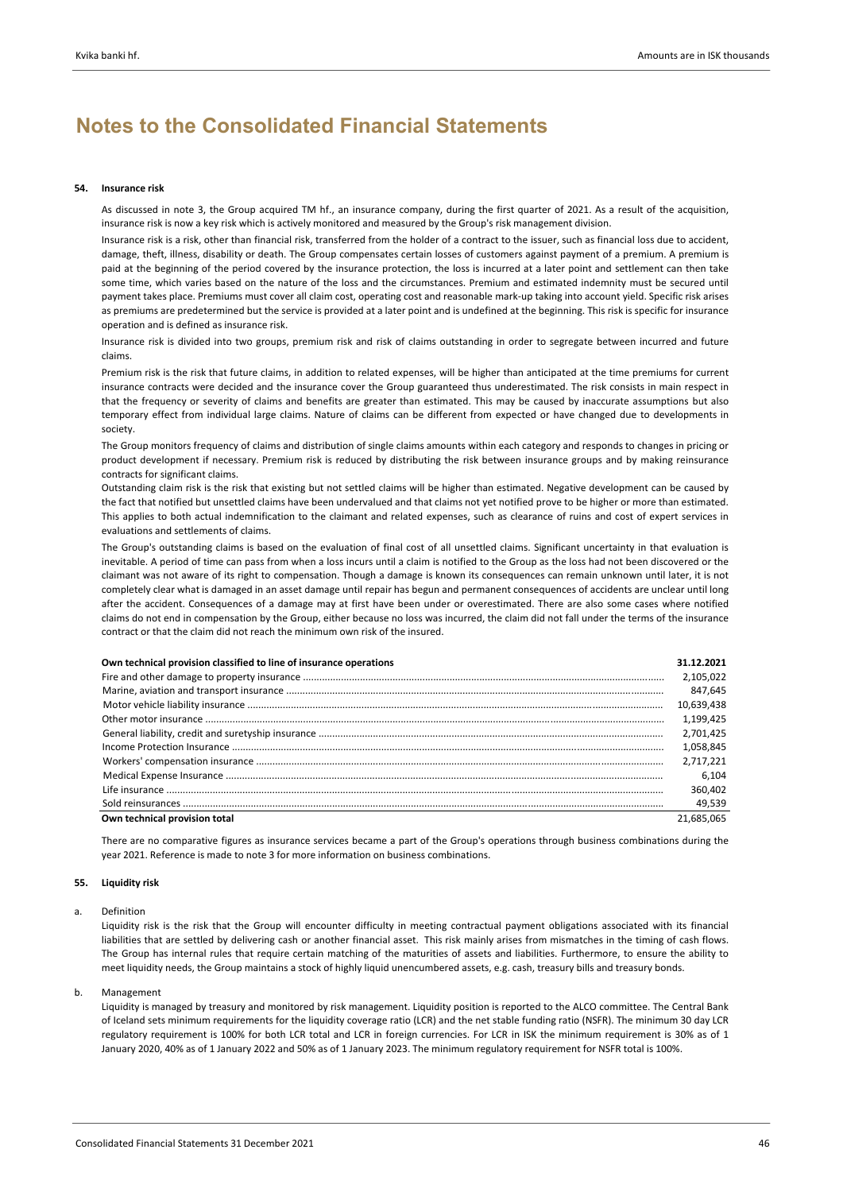# Notes to the Consolidated Financial Statements

## 54. Insurance risk

As discussed in note 3, the Group acquired TM hf., an insurance company, during the first quarter of 2021. As a result of the acquisition, insurance risk is now a key risk which is actively monitored and measured by the Group's risk management division.

Insurance risk is a risk, other than financial risk, transferred from the holder of a contract to the issuer, such as financial loss due to accident, damage, theft, illness, disability or death. The Group compensates certain losses of customers against payment of a premium. A premium is paid at the beginning of the period covered by the insurance protection, the loss is incurred at a later point and settlement can then take some time, which varies based on the nature of the loss and the circumstances. Premium and estimated indemnity must be secured until payment takes place. Premiums must cover all claim cost, operating cost and reasonable mark-up taking into account yield. Specific risk arises as premiums are predetermined but the service is provided at a later point and is undefined at the beginning. This risk is specific for insurance operation and is defined as insurance risk.

Insurance risk is divided into two groups, premium risk and risk of claims outstanding in order to segregate between incurred and future claims.

Premium risk is the risk that future claims, in addition to related expenses, will be higher than anticipated at the time premiums for current insurance contracts were decided and the insurance cover the Group guaranteed thus underestimated. The risk consists in main respect in that the frequency or severity of claims and benefits are greater than estimated. This may be caused by inaccurate assumptions but also temporary effect from individual large claims. Nature of claims can be different from expected or have changed due to developments in society.

The Group monitors frequency of claims and distribution of single claims amounts within each category and responds to changes in pricing or product development if necessary. Premium risk is reduced by distributing the risk between insurance groups and by making reinsurance contracts for significant claims.

Outstanding claim risk is the risk that existing but not settled claims will be higher than estimated. Negative development can be caused by the fact that notified but unsettled claims have been undervalued and that claims not yet notified prove to be higher or more than estimated. This applies to both actual indemnification to the claimant and related expenses, such as clearance of ruins and cost of expert services in evaluations and settlements of claims.

The Group's outstanding claims is based on the evaluation of final cost of all unsettled claims. Significant uncertainty in that evaluation is inevitable. A period of time can pass from when a loss incurs until a claim is notified to the Group as the loss had not been discovered or the claimant was not aware of its right to compensation. Though a damage is known its consequences can remain unknown until later, it is not completely clear what is damaged in an asset damage until repair has begun and permanent consequences of accidents are unclear until long after the accident. Consequences of a damage may at first have been under or overestimated. There are also some cases where notified claims do not end in compensation by the Group, either because no loss was incurred, the claim did not fall under the terms of the insurance contract or that the claim did not reach the minimum own risk of the insured.

| Own technical provision classified to line of insurance operations | 31.12.2021 |
|---|---|
| Fire and other damage to property insurance | 2,105,022 |
| Marine, aviation and transport insurance | 847,645 |
| Motor vehicle liability insurance | 10,639,438 |
| Other motor insurance | 1,199,425 |
| General liability, credit and suretyship insurance | 2,701,425 |
| Income Protection Insurance | 1,058,845 |
| Workers' compensation insurance | 2,717,221 |
| Medical Expense Insurance | 6,104 |
| Life insurance | 360,402 |
| Sold reinsurances | 49,539 |
| **Own technical provision total** | 21,685,065 |

There are no comparative figures as insurance services became a part of the Group's operations through business combinations during the year 2021. Reference is made to note 3 for more information on business combinations.

## 55. Liquidity risk

a. Definition

Liquidity risk is the risk that the Group will encounter difficulty in meeting contractual payment obligations associated with its financial liabilities that are settled by delivering cash or another financial asset. This risk mainly arises from mismatches in the timing of cash flows. The Group has internal rules that require certain matching of the maturities of assets and liabilities. Furthermore, to ensure the ability to meet liquidity needs, the Group maintains a stock of highly liquid unencumbered assets, e.g. cash, treasury bills and treasury bonds.

b. Management

Liquidity is managed by treasury and monitored by risk management. Liquidity position is reported to the ALCO committee. The Central Bank of Iceland sets minimum requirements for the liquidity coverage ratio (LCR) and the net stable funding ratio (NSFR). The minimum 30 day LCR regulatory requirement is 100% for both LCR total and LCR in foreign currencies. For LCR in ISK the minimum requirement is 30% as of 1 January 2020, 40% as of 1 January 2022 and 50% as of 1 January 2023. The minimum regulatory requirement for NSFR total is 100%.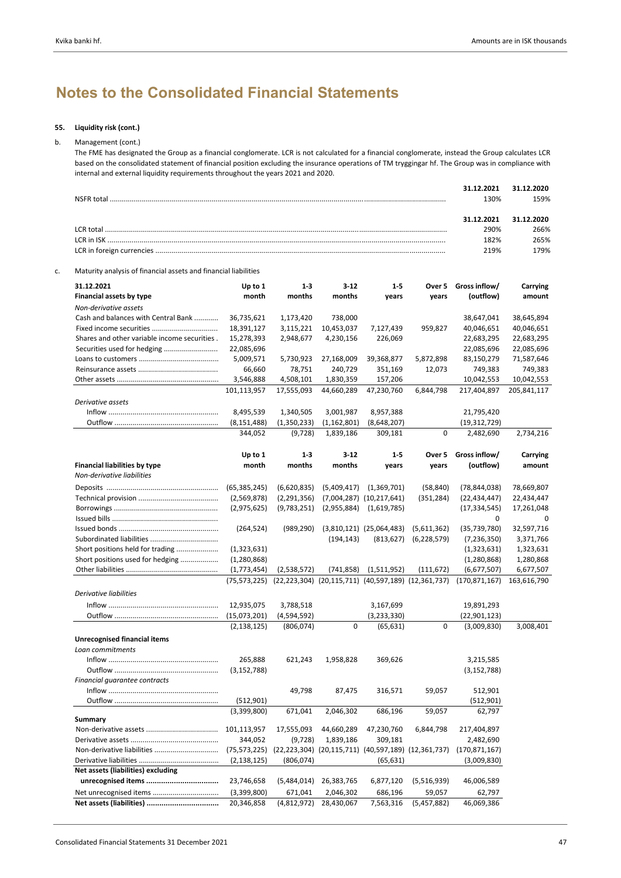# Notes to the Consolidated Financial Statements

**55. Liquidity risk (cont.)**

b. Management (cont.)

The FME has designated the Group as a financial conglomerate. LCR is not calculated for a financial conglomerate, instead the Group calculates LCR based on the consolidated statement of financial position excluding the insurance operations of TM tryggingar hf. The Group was in compliance with internal and external liquidity requirements throughout the years 2021 and 2020.

| | 31.12.2021 | 31.12.2020 |
|---|---|---|
| NSFR total | 130% | 159% |

| | 31.12.2021 | 31.12.2020 |
|---|---|---|
| LCR total | 290% | 266% |
| LCR in ISK | 182% | 265% |
| LCR in foreign currencies | 219% | 179% |

c. Maturity analysis of financial assets and financial liabilities

| 31.12.2021<br>Financial assets by type | Up to 1 month | 1-3 months | 3-12 months | 1-5 years | Over 5 years | Gross inflow/ (outflow) | Carrying amount |
|---|---|---|---|---|---|---|---|
| *Non-derivative assets* | | | | | | | |
| Cash and balances with Central Bank | 36,735,621 | 1,173,420 | 738,000 | | | 38,647,041 | 38,645,894 |
| Fixed income securities | 18,391,127 | 3,115,221 | 10,453,037 | 7,127,439 | 959,827 | 40,046,651 | 40,046,651 |
| Shares and other variable income securities | 15,278,393 | 2,948,677 | 4,230,156 | 226,069 | | 22,683,295 | 22,683,295 |
| Securities used for hedging | 22,085,696 | | | | | 22,085,696 | 22,085,696 |
| Loans to customers | 5,009,571 | 5,730,923 | 27,168,009 | 39,368,877 | 5,872,898 | 83,150,279 | 71,587,646 |
| Reinsurance assets | 66,660 | 78,751 | 240,729 | 351,169 | 12,073 | 749,383 | 749,383 |
| Other assets | 3,546,888 | 4,508,101 | 1,830,359 | 157,206 | | 10,042,553 | 10,042,553 |
| | 101,113,957 | 17,555,093 | 44,660,289 | 47,230,760 | 6,844,798 | 217,404,897 | 205,841,117 |
| *Derivative assets* | | | | | | | |
| Inflow | 8,495,539 | 1,340,505 | 3,001,987 | 8,957,388 | | 21,795,420 | |
| Outflow | (8,151,488) | (1,350,233) | (1,162,801) | (8,648,207) | | (19,312,729) | |
| | 344,052 | (9,728) | 1,839,186 | 309,181 | 0 | 2,482,690 | 2,734,216 |

| Financial liabilities by type | Up to 1 month | 1-3 months | 3-12 months | 1-5 years | Over 5 years | Gross inflow/ (outflow) | Carrying amount |
|---|---|---|---|---|---|---|---|
| *Non-derivative liabilities* | | | | | | | |
| Deposits | (65,385,245) | (6,620,835) | (5,409,417) | (1,369,701) | (58,840) | (78,844,038) | 78,669,807 |
| Technical provision | (2,569,878) | (2,291,356) | (7,004,287) | (10,217,641) | (351,284) | (22,434,447) | 22,434,447 |
| Borrowings | (2,975,625) | (9,783,251) | (2,955,884) | (1,619,785) | | (17,334,545) | 17,261,048 |
| Issued bills | | | | | | 0 | 0 |
| Issued bonds | (264,524) | (989,290) | (3,810,121) | (25,064,483) | (5,611,362) | (35,739,780) | 32,597,716 |
| Subordinated liabilities | | | (194,143) | (813,627) | (6,228,579) | (7,236,350) | 3,371,766 |
| Short positions held for trading | (1,323,631) | | | | | (1,323,631) | 1,323,631 |
| Short positions used for hedging | (1,280,868) | | | | | (1,280,868) | 1,280,868 |
| Other liabilities | (1,773,454) | (2,538,572) | (741,858) | (1,511,952) | (111,672) | (6,677,507) | 6,677,507 |
| | (75,573,225) | (22,223,304) | (20,115,711) | (40,597,189) | (12,361,737) | (170,871,167) | 163,616,790 |
| *Derivative liabilities* | | | | | | | |
| Inflow | 12,935,075 | 3,788,518 | | 3,167,699 | | 19,891,293 | |
| Outflow | (15,073,201) | (4,594,592) | | (3,233,330) | | (22,901,123) | |
| | (2,138,125) | (806,074) | 0 | (65,631) | 0 | (3,009,830) | 3,008,401 |
| **Unrecognised financial items** | | | | | | | |
| *Loan commitments* | | | | | | | |
| Inflow | 265,888 | 621,243 | 1,958,828 | 369,626 | | 3,215,585 | |
| Outflow | (3,152,788) | | | | | (3,152,788) | |
| *Financial guarantee contracts* | | | | | | | |
| Inflow | | 49,798 | 87,475 | 316,571 | 59,057 | 512,901 | |
| Outflow | (512,901) | | | | | (512,901) | |
| | (3,399,800) | 671,041 | 2,046,302 | 686,196 | 59,057 | 62,797 | |
| **Summary** | | | | | | | |
| Non-derivative assets | 101,113,957 | 17,555,093 | 44,660,289 | 47,230,760 | 6,844,798 | 217,404,897 | |
| Derivative assets | 344,052 | (9,728) | 1,839,186 | 309,181 | | 2,482,690 | |
| Non-derivative liabilities | (75,573,225) | (22,223,304) | (20,115,711) | (40,597,189) | (12,361,737) | (170,871,167) | |
| Derivative liabilities | (2,138,125) | (806,074) | | (65,631) | | (3,009,830) | |
| **Net assets (liabilities) excluding unrecognised items** | 23,746,658 | (5,484,014) | 26,383,765 | 6,877,120 | (5,516,939) | 46,006,589 | |
| Net unrecognised items | (3,399,800) | 671,041 | 2,046,302 | 686,196 | 59,057 | 62,797 | |
| **Net assets (liabilities)** | 20,346,858 | (4,812,972) | 28,430,067 | 7,563,316 | (5,457,882) | 46,069,386 | |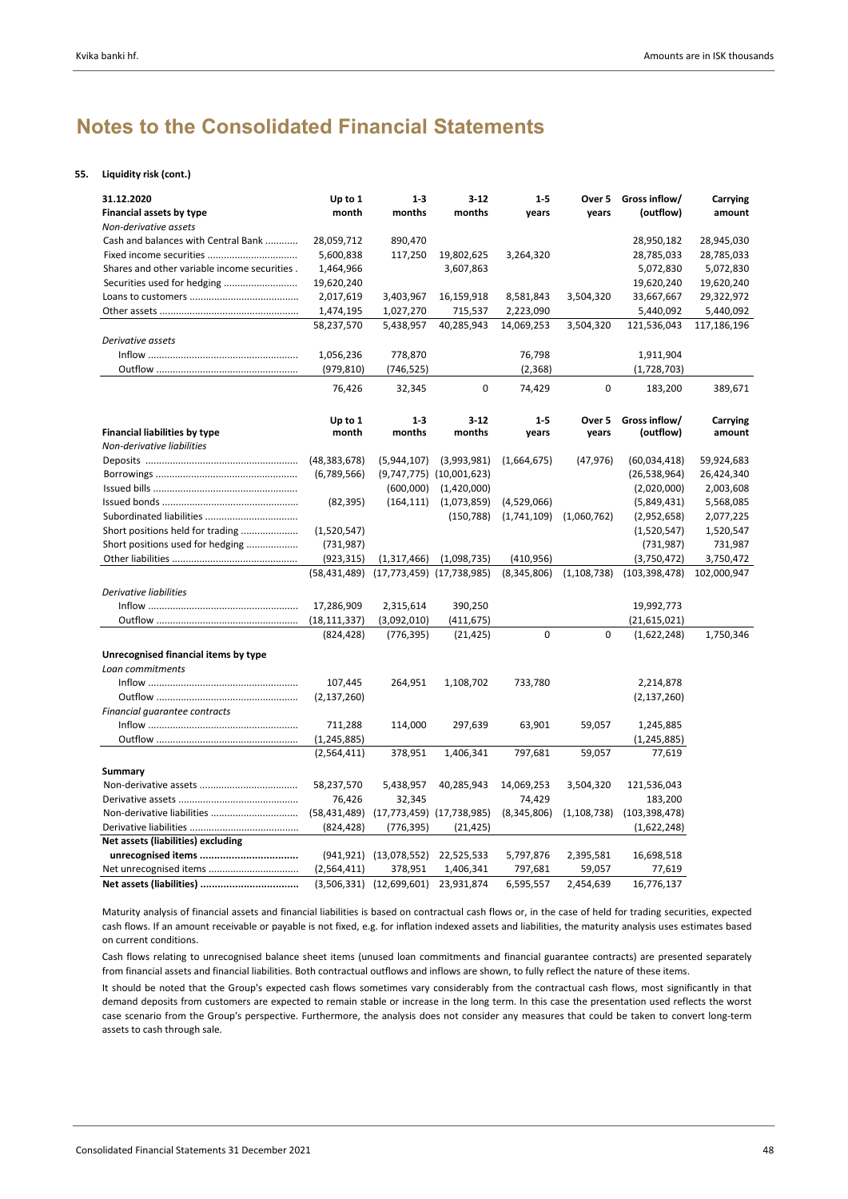# Notes to the Consolidated Financial Statements

**55. Liquidity risk (cont.)**

| **31.12.2020** | **Up to 1** | **1-3** | **3-12** | **1-5** | **Over 5** | **Gross inflow/** | **Carrying** |
|---|---|---|---|---|---|---|---|
| **Financial assets by type** | **month** | **months** | **months** | **years** | **years** | **(outflow)** | **amount** |
| *Non-derivative assets* | | | | | | | |
| Cash and balances with Central Bank | 28,059,712 | 890,470 | | | | 28,950,182 | 28,945,030 |
| Fixed income securities | 5,600,838 | 117,250 | 19,802,625 | 3,264,320 | | 28,785,033 | 28,785,033 |
| Shares and other variable income securities | 1,464,966 | | 3,607,863 | | | 5,072,830 | 5,072,830 |
| Securities used for hedging | 19,620,240 | | | | | 19,620,240 | 19,620,240 |
| Loans to customers | 2,017,619 | 3,403,967 | 16,159,918 | 8,581,843 | 3,504,320 | 33,667,667 | 29,322,972 |
| Other assets | 1,474,195 | 1,027,270 | 715,537 | 2,223,090 | | 5,440,092 | 5,440,092 |
| | 58,237,570 | 5,438,957 | 40,285,943 | 14,069,253 | 3,504,320 | 121,536,043 | 117,186,196 |
| *Derivative assets* | | | | | | | |
| Inflow | 1,056,236 | 778,870 | | 76,798 | | 1,911,904 | |
| Outflow | (979,810) | (746,525) | | (2,368) | | (1,728,703) | |
| | 76,426 | 32,345 | 0 | 74,429 | 0 | 183,200 | 389,671 |

| | **Up to 1** | **1-3** | **3-12** | **1-5** | **Over 5** | **Gross inflow/** | **Carrying** |
|---|---|---|---|---|---|---|---|
| **Financial liabilities by type** | **month** | **months** | **months** | **years** | **years** | **(outflow)** | **amount** |
| *Non-derivative liabilities* | | | | | | | |
| Deposits | (48,383,678) | (5,944,107) | (3,993,981) | (1,664,675) | (47,976) | (60,034,418) | 59,924,683 |
| Borrowings | (6,789,566) | (9,747,775) | (10,001,623) | | | (26,538,964) | 26,424,340 |
| Issued bills | | (600,000) | (1,420,000) | | | (2,020,000) | 2,003,608 |
| Issued bonds | (82,395) | (164,111) | (1,073,859) | (4,529,066) | | (5,849,431) | 5,568,085 |
| Subordinated liabilities | | | (150,788) | (1,741,109) | (1,060,762) | (2,952,658) | 2,077,225 |
| Short positions held for trading | (1,520,547) | | | | | (1,520,547) | 1,520,547 |
| Short positions used for hedging | (731,987) | | | | | (731,987) | 731,987 |
| Other liabilities | (923,315) | (1,317,466) | (1,098,735) | (410,956) | | (3,750,472) | 3,750,472 |
| | (58,431,489) | (17,773,459) | (17,738,985) | (8,345,806) | (1,108,738) | (103,398,478) | 102,000,947 |
| *Derivative liabilities* | | | | | | | |
| Inflow | 17,286,909 | 2,315,614 | 390,250 | | | 19,992,773 | |
| Outflow | (18,111,337) | (3,092,010) | (411,675) | | | (21,615,021) | |
| | (824,428) | (776,395) | (21,425) | 0 | 0 | (1,622,248) | 1,750,346 |
| **Unrecognised financial items by type** | | | | | | | |
| *Loan commitments* | | | | | | | |
| Inflow | 107,445 | 264,951 | 1,108,702 | 733,780 | | 2,214,878 | |
| Outflow | (2,137,260) | | | | | (2,137,260) | |
| *Financial guarantee contracts* | | | | | | | |
| Inflow | 711,288 | 114,000 | 297,639 | 63,901 | 59,057 | 1,245,885 | |
| Outflow | (1,245,885) | | | | | (1,245,885) | |
| | (2,564,411) | 378,951 | 1,406,341 | 797,681 | 59,057 | 77,619 | |
| **Summary** | | | | | | | |
| Non-derivative assets | 58,237,570 | 5,438,957 | 40,285,943 | 14,069,253 | 3,504,320 | 121,536,043 | |
| Derivative assets | 76,426 | 32,345 | | 74,429 | | 183,200 | |
| Non-derivative liabilities | (58,431,489) | (17,773,459) | (17,738,985) | (8,345,806) | (1,108,738) | (103,398,478) | |
| Derivative liabilities | (824,428) | (776,395) | (21,425) | | | (1,622,248) | |
| **Net assets (liabilities) excluding unrecognised items** | (941,921) | (13,078,552) | 22,525,533 | 5,797,876 | 2,395,581 | 16,698,518 | |
| Net unrecognised items | (2,564,411) | 378,951 | 1,406,341 | 797,681 | 59,057 | 77,619 | |
| **Net assets (liabilities)** | (3,506,331) | (12,699,601) | 23,931,874 | 6,595,557 | 2,454,639 | 16,776,137 | |

Maturity analysis of financial assets and financial liabilities is based on contractual cash flows or, in the case of held for trading securities, expected cash flows. If an amount receivable or payable is not fixed, e.g. for inflation indexed assets and liabilities, the maturity analysis uses estimates based on current conditions.

Cash flows relating to unrecognised balance sheet items (unused loan commitments and financial guarantee contracts) are presented separately from financial assets and financial liabilities. Both contractual outflows and inflows are shown, to fully reflect the nature of these items.

It should be noted that the Group's expected cash flows sometimes vary considerably from the contractual cash flows, most significantly in that demand deposits from customers are expected to remain stable or increase in the long term. In this case the presentation used reflects the worst case scenario from the Group's perspective. Furthermore, the analysis does not consider any measures that could be taken to convert long-term assets to cash through sale.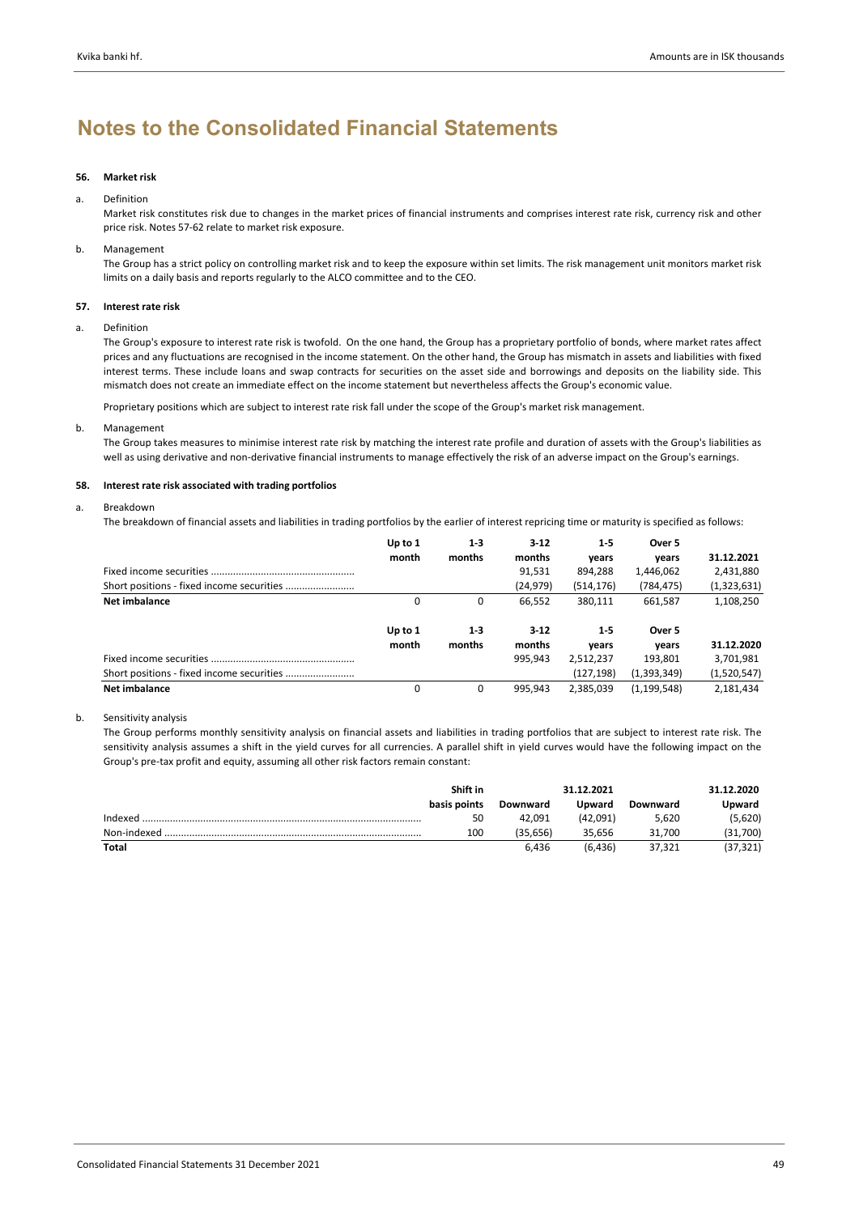# Notes to the Consolidated Financial Statements

## 56. Market risk

a. Definition

Market risk constitutes risk due to changes in the market prices of financial instruments and comprises interest rate risk, currency risk and other price risk. Notes 57-62 relate to market risk exposure.

b. Management

The Group has a strict policy on controlling market risk and to keep the exposure within set limits. The risk management unit monitors market risk limits on a daily basis and reports regularly to the ALCO committee and to the CEO.

## 57. Interest rate risk

a. Definition

The Group's exposure to interest rate risk is twofold. On the one hand, the Group has a proprietary portfolio of bonds, where market rates affect prices and any fluctuations are recognised in the income statement. On the other hand, the Group has mismatch in assets and liabilities with fixed interest terms. These include loans and swap contracts for securities on the asset side and borrowings and deposits on the liability side. This mismatch does not create an immediate effect on the income statement but nevertheless affects the Group's economic value.

Proprietary positions which are subject to interest rate risk fall under the scope of the Group's market risk management.

b. Management

The Group takes measures to minimise interest rate risk by matching the interest rate profile and duration of assets with the Group's liabilities as well as using derivative and non-derivative financial instruments to manage effectively the risk of an adverse impact on the Group's earnings.

## 58. Interest rate risk associated with trading portfolios

a. Breakdown

The breakdown of financial assets and liabilities in trading portfolios by the earlier of interest repricing time or maturity is specified as follows:

| | Up to 1 month | 1-3 months | 3-12 months | 1-5 years | Over 5 years | 31.12.2021 |
|---|---|---|---|---|---|---|
| Fixed income securities | | | 91,531 | 894,288 | 1,446,062 | 2,431,880 |
| Short positions - fixed income securities | | | (24,979) | (514,176) | (784,475) | (1,323,631) |
| **Net imbalance** | 0 | 0 | 66,552 | 380,111 | 661,587 | 1,108,250 |

| | Up to 1 month | 1-3 months | 3-12 months | 1-5 years | Over 5 years | 31.12.2020 |
|---|---|---|---|---|---|---|
| Fixed income securities | | | 995,943 | 2,512,237 | 193,801 | 3,701,981 |
| Short positions - fixed income securities | | | | (127,198) | (1,393,349) | (1,520,547) |
| **Net imbalance** | 0 | 0 | 995,943 | 2,385,039 | (1,199,548) | 2,181,434 |

b. Sensitivity analysis

The Group performs monthly sensitivity analysis on financial assets and liabilities in trading portfolios that are subject to interest rate risk. The sensitivity analysis assumes a shift in the yield curves for all currencies. A parallel shift in yield curves would have the following impact on the Group's pre-tax profit and equity, assuming all other risk factors remain constant:

| | Shift in basis points | 31.12.2021 Downward | 31.12.2021 Upward | 31.12.2020 Downward | 31.12.2020 Upward |
|---|---|---|---|---|---|
| Indexed | 50 | 42,091 | (42,091) | 5,620 | (5,620) |
| Non-indexed | 100 | (35,656) | 35,656 | 31,700 | (31,700) |
| **Total** | | 6,436 | (6,436) | 37,321 | (37,321) |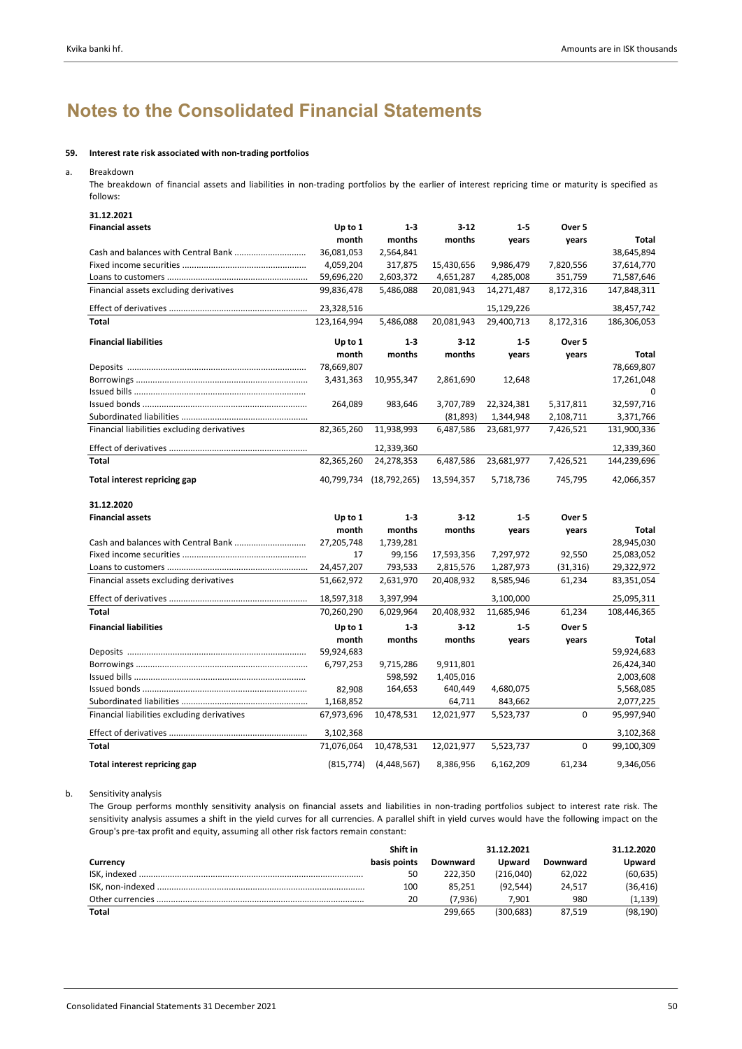# Notes to the Consolidated Financial Statements

### 59. Interest rate risk associated with non-trading portfolios

a. Breakdown

The breakdown of financial assets and liabilities in non-trading portfolios by the earlier of interest repricing time or maturity is specified as follows:

**31.12.2021**

| Financial assets | Up to 1 month | 1-3 months | 3-12 months | 1-5 years | Over 5 years | Total |
|---|---|---|---|---|---|---|
| Cash and balances with Central Bank | 36,081,053 | 2,564,841 | | | | 38,645,894 |
| Fixed income securities | 4,059,204 | 317,875 | 15,430,656 | 9,986,479 | 7,820,556 | 37,614,770 |
| Loans to customers | 59,696,220 | 2,603,372 | 4,651,287 | 4,285,008 | 351,759 | 71,587,646 |
| Financial assets excluding derivatives | 99,836,478 | 5,486,088 | 20,081,943 | 14,271,487 | 8,172,316 | 147,848,311 |
| Effect of derivatives | 23,328,516 | | | 15,129,226 | | 38,457,742 |
| **Total** | 123,164,994 | 5,486,088 | 20,081,943 | 29,400,713 | 8,172,316 | 186,306,053 |

| Financial liabilities | Up to 1 month | 1-3 months | 3-12 months | 1-5 years | Over 5 years | Total |
|---|---|---|---|---|---|---|
| Deposits | 78,669,807 | | | | | 78,669,807 |
| Borrowings | 3,431,363 | 10,955,347 | 2,861,690 | 12,648 | | 17,261,048 |
| Issued bills | | | | | | 0 |
| Issued bonds | 264,089 | 983,646 | 3,707,789 | 22,324,381 | 5,317,811 | 32,597,716 |
| Subordinated liabilities | | | (81,893) | 1,344,948 | 2,108,711 | 3,371,766 |
| Financial liabilities excluding derivatives | 82,365,260 | 11,938,993 | 6,487,586 | 23,681,977 | 7,426,521 | 131,900,336 |
| Effect of derivatives | | 12,339,360 | | | | 12,339,360 |
| **Total** | 82,365,260 | 24,278,353 | 6,487,586 | 23,681,977 | 7,426,521 | 144,239,696 |
| **Total interest repricing gap** | 40,799,734 | (18,792,265) | 13,594,357 | 5,718,736 | 745,795 | 42,066,357 |

**31.12.2020**

| Financial assets | Up to 1 month | 1-3 months | 3-12 months | 1-5 years | Over 5 years | Total |
|---|---|---|---|---|---|---|
| Cash and balances with Central Bank | 27,205,748 | 1,739,281 | | | | 28,945,030 |
| Fixed income securities | 17 | 99,156 | 17,593,356 | 7,297,972 | 92,550 | 25,083,052 |
| Loans to customers | 24,457,207 | 793,533 | 2,815,576 | 1,287,973 | (31,316) | 29,322,972 |
| Financial assets excluding derivatives | 51,662,972 | 2,631,970 | 20,408,932 | 8,585,946 | 61,234 | 83,351,054 |
| Effect of derivatives | 18,597,318 | 3,397,994 | | 3,100,000 | | 25,095,311 |
| **Total** | 70,260,290 | 6,029,964 | 20,408,932 | 11,685,946 | 61,234 | 108,446,365 |

| Financial liabilities | Up to 1 month | 1-3 months | 3-12 months | 1-5 years | Over 5 years | Total |
|---|---|---|---|---|---|---|
| Deposits | 59,924,683 | | | | | 59,924,683 |
| Borrowings | 6,797,253 | 9,715,286 | 9,911,801 | | | 26,424,340 |
| Issued bills | | 598,592 | 1,405,016 | | | 2,003,608 |
| Issued bonds | 82,908 | 164,653 | 640,449 | 4,680,075 | | 5,568,085 |
| Subordinated liabilities | 1,168,852 | | 64,711 | 843,662 | | 2,077,225 |
| Financial liabilities excluding derivatives | 67,973,696 | 10,478,531 | 12,021,977 | 5,523,737 | 0 | 95,997,940 |
| Effect of derivatives | 3,102,368 | | | | | 3,102,368 |
| **Total** | 71,076,064 | 10,478,531 | 12,021,977 | 5,523,737 | 0 | 99,100,309 |
| **Total interest repricing gap** | (815,774) | (4,448,567) | 8,386,956 | 6,162,209 | 61,234 | 9,346,056 |

b. Sensitivity analysis

The Group performs monthly sensitivity analysis on financial assets and liabilities in non-trading portfolios subject to interest rate risk. The sensitivity analysis assumes a shift in the yield curves for all currencies. A parallel shift in yield curves would have the following impact on the Group's pre-tax profit and equity, assuming all other risk factors remain constant:

| Currency | Shift in basis points | 31.12.2021 Downward | 31.12.2021 Upward | 31.12.2020 Downward | 31.12.2020 Upward |
|---|---|---|---|---|---|
| ISK, indexed | 50 | 222,350 | (216,040) | 62,022 | (60,635) |
| ISK, non-indexed | 100 | 85,251 | (92,544) | 24,517 | (36,416) |
| Other currencies | 20 | (7,936) | 7,901 | 980 | (1,139) |
| **Total** | | 299,665 | (300,683) | 87,519 | (98,190) |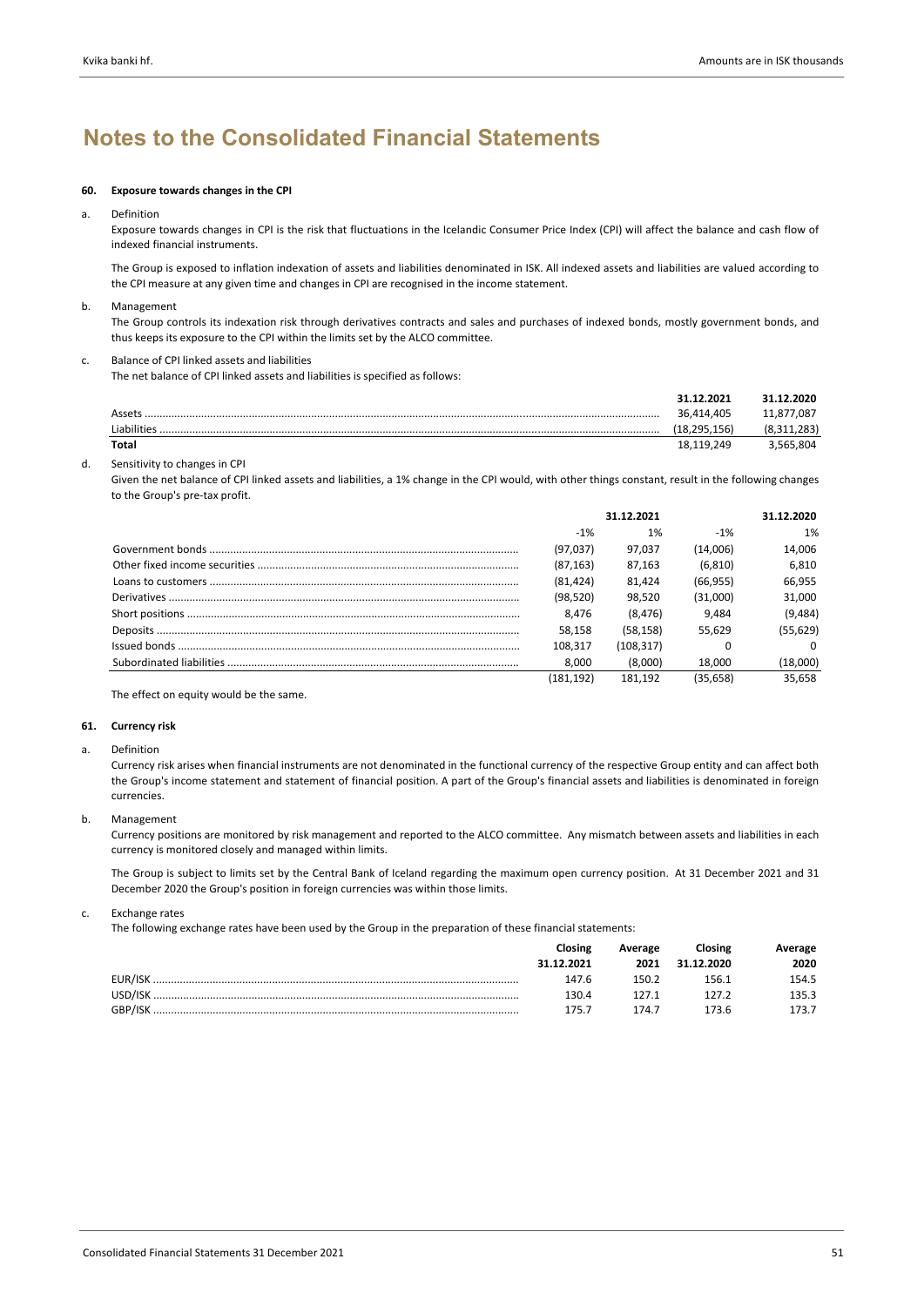# Notes to the Consolidated Financial Statements

#### 60. Exposure towards changes in the CPI

a. Definition

Exposure towards changes in CPI is the risk that fluctuations in the Icelandic Consumer Price Index (CPI) will affect the balance and cash flow of indexed financial instruments.

The Group is exposed to inflation indexation of assets and liabilities denominated in ISK. All indexed assets and liabilities are valued according to the CPI measure at any given time and changes in CPI are recognised in the income statement.

b. Management

The Group controls its indexation risk through derivatives contracts and sales and purchases of indexed bonds, mostly government bonds, and thus keeps its exposure to the CPI within the limits set by the ALCO committee.

c. Balance of CPI linked assets and liabilities

The net balance of CPI linked assets and liabilities is specified as follows:

| | 31.12.2021 | 31.12.2020 |
|---|---|---|
| Assets | 36,414,405 | 11,877,087 |
| Liabilities | (18,295,156) | (8,311,283) |
| **Total** | 18,119,249 | 3,565,804 |

d. Sensitivity to changes in CPI

Given the net balance of CPI linked assets and liabilities, a 1% change in the CPI would, with other things constant, result in the following changes to the Group's pre-tax profit.

| | 31.12.2021 | | 31.12.2020 | |
|---|---|---|---|---|
| | -1% | 1% | -1% | 1% |
| Government bonds | (97,037) | 97,037 | (14,006) | 14,006 |
| Other fixed income securities | (87,163) | 87,163 | (6,810) | 6,810 |
| Loans to customers | (81,424) | 81,424 | (66,955) | 66,955 |
| Derivatives | (98,520) | 98,520 | (31,000) | 31,000 |
| Short positions | 8,476 | (8,476) | 9,484 | (9,484) |
| Deposits | 58,158 | (58,158) | 55,629 | (55,629) |
| Issued bonds | 108,317 | (108,317) | 0 | 0 |
| Subordinated liabilities | 8,000 | (8,000) | 18,000 | (18,000) |
| | (181,192) | 181,192 | (35,658) | 35,658 |

The effect on equity would be the same.

#### 61. Currency risk

a. Definition

Currency risk arises when financial instruments are not denominated in the functional currency of the respective Group entity and can affect both the Group's income statement and statement of financial position. A part of the Group's financial assets and liabilities is denominated in foreign currencies.

b. Management

Currency positions are monitored by risk management and reported to the ALCO committee. Any mismatch between assets and liabilities in each currency is monitored closely and managed within limits.

The Group is subject to limits set by the Central Bank of Iceland regarding the maximum open currency position. At 31 December 2021 and 31 December 2020 the Group's position in foreign currencies was within those limits.

c. Exchange rates

The following exchange rates have been used by the Group in the preparation of these financial statements:

| | Closing 31.12.2021 | Average 2021 | Closing 31.12.2020 | Average 2020 |
|---|---|---|---|---|
| EUR/ISK | 147.6 | 150.2 | 156.1 | 154.5 |
| USD/ISK | 130.4 | 127.1 | 127.2 | 135.3 |
| GBP/ISK | 175.7 | 174.7 | 173.6 | 173.7 |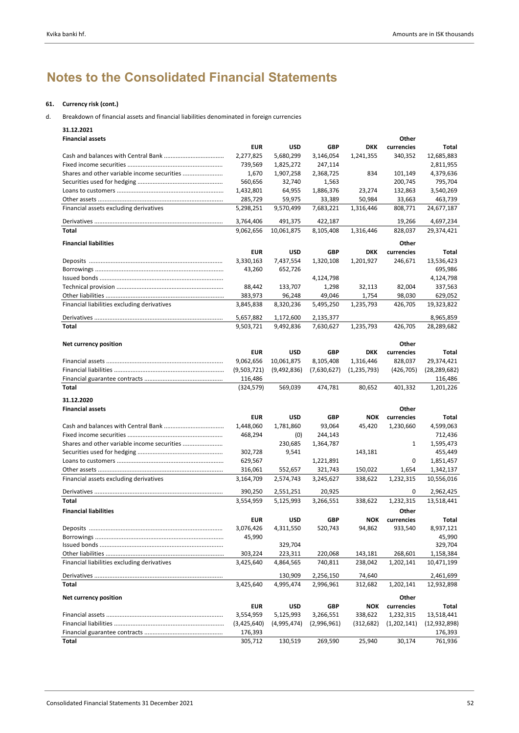# Notes to the Consolidated Financial Statements

**61. Currency risk (cont.)**

d. Breakdown of financial assets and financial liabilities denominated in foreign currencies

**31.12.2021**

| **Financial assets** | **EUR** | **USD** | **GBP** | **DKK** | **Other currencies** | **Total** |
|---|---|---|---|---|---|---|
| Cash and balances with Central Bank | 2,277,825 | 5,680,299 | 3,146,054 | 1,241,355 | 340,352 | 12,685,883 |
| Fixed income securities | 739,569 | 1,825,272 | 247,114 | | | 2,811,955 |
| Shares and other variable income securities | 1,670 | 1,907,258 | 2,368,725 | 834 | 101,149 | 4,379,636 |
| Securities used for hedging | 560,656 | 32,740 | 1,563 | | 200,745 | 795,704 |
| Loans to customers | 1,432,801 | 64,955 | 1,886,376 | 23,274 | 132,863 | 3,540,269 |
| Other assets | 285,729 | 59,975 | 33,389 | 50,984 | 33,663 | 463,739 |
| Financial assets excluding derivatives | 5,298,251 | 9,570,499 | 7,683,221 | 1,316,446 | 808,771 | 24,677,187 |
| Derivatives | 3,764,406 | 491,375 | 422,187 | | 19,266 | 4,697,234 |
| **Total** | 9,062,656 | 10,061,875 | 8,105,408 | 1,316,446 | 828,037 | 29,374,421 |

| **Financial liabilities** | **EUR** | **USD** | **GBP** | **DKK** | **Other currencies** | **Total** |
|---|---|---|---|---|---|---|
| Deposits | 3,330,163 | 7,437,554 | 1,320,108 | 1,201,927 | 246,671 | 13,536,423 |
| Borrowings | 43,260 | 652,726 | | | | 695,986 |
| Issued bonds | | | 4,124,798 | | | 4,124,798 |
| Technical provision | 88,442 | 133,707 | 1,298 | 32,113 | 82,004 | 337,563 |
| Other liabilities | 383,973 | 96,248 | 49,046 | 1,754 | 98,030 | 629,052 |
| Financial liabilities excluding derivatives | 3,845,838 | 8,320,236 | 5,495,250 | 1,235,793 | 426,705 | 19,323,822 |
| Derivatives | 5,657,882 | 1,172,600 | 2,135,377 | | | 8,965,859 |
| **Total** | 9,503,721 | 9,492,836 | 7,630,627 | 1,235,793 | 426,705 | 28,289,682 |

| **Net currency position** | **EUR** | **USD** | **GBP** | **DKK** | **Other currencies** | **Total** |
|---|---|---|---|---|---|---|
| Financial assets | 9,062,656 | 10,061,875 | 8,105,408 | 1,316,446 | 828,037 | 29,374,421 |
| Financial liabilities | (9,503,721) | (9,492,836) | (7,630,627) | (1,235,793) | (426,705) | (28,289,682) |
| Financial guarantee contracts | 116,486 | | | | | 116,486 |
| **Total** | (324,579) | 569,039 | 474,781 | 80,652 | 401,332 | 1,201,226 |

**31.12.2020**

| **Financial assets** | **EUR** | **USD** | **GBP** | **NOK** | **Other currencies** | **Total** |
|---|---|---|---|---|---|---|
| Cash and balances with Central Bank | 1,448,060 | 1,781,860 | 93,064 | 45,420 | 1,230,660 | 4,599,063 |
| Fixed income securities | 468,294 | (0) | 244,143 | | | 712,436 |
| Shares and other variable income securities | | 230,685 | 1,364,787 | | 1 | 1,595,473 |
| Securities used for hedging | 302,728 | 9,541 | | 143,181 | | 455,449 |
| Loans to customers | 629,567 | | 1,221,891 | | 0 | 1,851,457 |
| Other assets | 316,061 | 552,657 | 321,743 | 150,022 | 1,654 | 1,342,137 |
| Financial assets excluding derivatives | 3,164,709 | 2,574,743 | 3,245,627 | 338,622 | 1,232,315 | 10,556,016 |
| Derivatives | 390,250 | 2,551,251 | 20,925 | | 0 | 2,962,425 |
| **Total** | 3,554,959 | 5,125,993 | 3,266,551 | 338,622 | 1,232,315 | 13,518,441 |

| **Financial liabilities** | **EUR** | **USD** | **GBP** | **NOK** | **Other currencies** | **Total** |
|---|---|---|---|---|---|---|
| Deposits | 3,076,426 | 4,311,550 | 520,743 | 94,862 | 933,540 | 8,937,121 |
| Borrowings | 45,990 | | | | | 45,990 |
| Issued bonds | | 329,704 | | | | 329,704 |
| Other liabilities | 303,224 | 223,311 | 220,068 | 143,181 | 268,601 | 1,158,384 |
| Financial liabilities excluding derivatives | 3,425,640 | 4,864,565 | 740,811 | 238,042 | 1,202,141 | 10,471,199 |
| Derivatives | | 130,909 | 2,256,150 | 74,640 | | 2,461,699 |
| **Total** | 3,425,640 | 4,995,474 | 2,996,961 | 312,682 | 1,202,141 | 12,932,898 |

| **Net currency position** | **EUR** | **USD** | **GBP** | **NOK** | **Other currencies** | **Total** |
|---|---|---|---|---|---|---|
| Financial assets | 3,554,959 | 5,125,993 | 3,266,551 | 338,622 | 1,232,315 | 13,518,441 |
| Financial liabilities | (3,425,640) | (4,995,474) | (2,996,961) | (312,682) | (1,202,141) | (12,932,898) |
| Financial guarantee contracts | 176,393 | | | | | 176,393 |
| **Total** | 305,712 | 130,519 | 269,590 | 25,940 | 30,174 | 761,936 |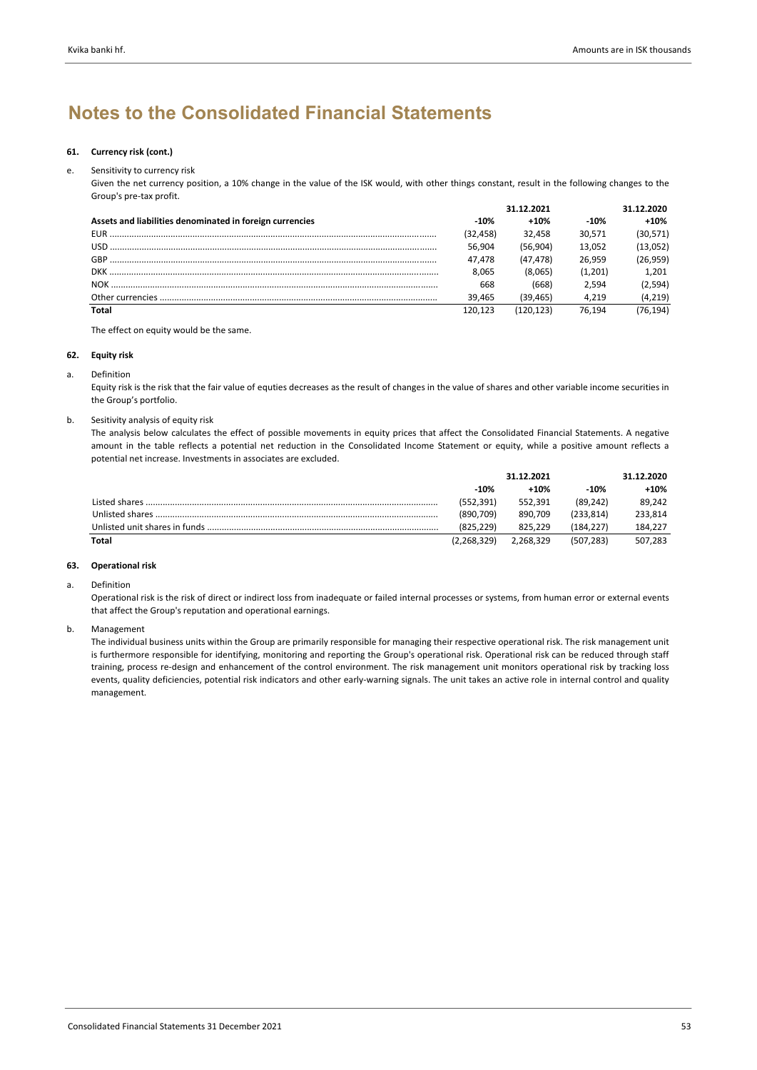# Notes to the Consolidated Financial Statements

#### 61. Currency risk (cont.)

e. Sensitivity to currency risk

Given the net currency position, a 10% change in the value of the ISK would, with other things constant, result in the following changes to the Group's pre-tax profit.

| | 31.12.2021 | | 31.12.2020 | |
|---|---|---|---|---|
| **Assets and liabilities denominated in foreign currencies** | **-10%** | **+10%** | **-10%** | **+10%** |
| EUR | (32,458) | 32,458 | 30,571 | (30,571) |
| USD | 56,904 | (56,904) | 13,052 | (13,052) |
| GBP | 47,478 | (47,478) | 26,959 | (26,959) |
| DKK | 8,065 | (8,065) | (1,201) | 1,201 |
| NOK | 668 | (668) | 2,594 | (2,594) |
| Other currencies | 39,465 | (39,465) | 4,219 | (4,219) |
| **Total** | 120,123 | (120,123) | 76,194 | (76,194) |

The effect on equity would be the same.

#### 62. Equity risk

a. Definition

Equity risk is the risk that the fair value of equties decreases as the result of changes in the value of shares and other variable income securities in the Group's portfolio.

b. Sesitivity analysis of equity risk

The analysis below calculates the effect of possible movements in equity prices that affect the Consolidated Financial Statements. A negative amount in the table reflects a potential net reduction in the Consolidated Income Statement or equity, while a positive amount reflects a potential net increase. Investments in associates are excluded.

| | 31.12.2021 | | 31.12.2020 | |
|---|---|---|---|---|
| | **-10%** | **+10%** | **-10%** | **+10%** |
| Listed shares | (552,391) | 552,391 | (89,242) | 89,242 |
| Unlisted shares | (890,709) | 890,709 | (233,814) | 233,814 |
| Unlisted unit shares in funds | (825,229) | 825,229 | (184,227) | 184,227 |
| **Total** | (2,268,329) | 2,268,329 | (507,283) | 507,283 |

#### 63. Operational risk

a. Definition

Operational risk is the risk of direct or indirect loss from inadequate or failed internal processes or systems, from human error or external events that affect the Group's reputation and operational earnings.

b. Management

The individual business units within the Group are primarily responsible for managing their respective operational risk. The risk management unit is furthermore responsible for identifying, monitoring and reporting the Group's operational risk. Operational risk can be reduced through staff training, process re-design and enhancement of the control environment. The risk management unit monitors operational risk by tracking loss events, quality deficiencies, potential risk indicators and other early-warning signals. The unit takes an active role in internal control and quality management.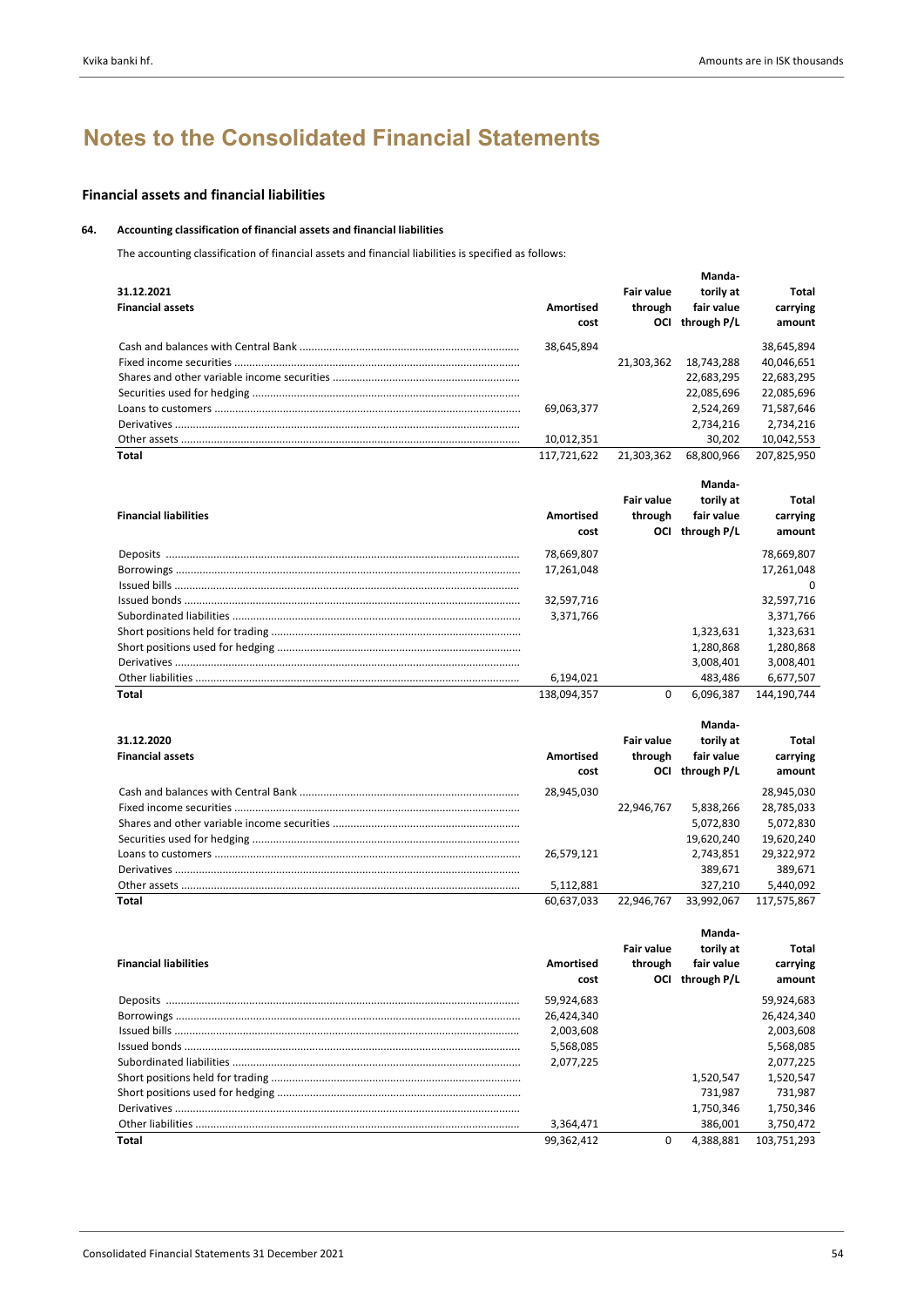# Notes to the Consolidated Financial Statements

## Financial assets and financial liabilities

**64. Accounting classification of financial assets and financial liabilities**

The accounting classification of financial assets and financial liabilities is specified as follows:

| **31.12.2021**<br>**Financial assets** | **Amortised cost** | **Fair value through OCI** | **Manda-torily at fair value through P/L** | **Total carrying amount** |
|---|---|---|---|---|
| Cash and balances with Central Bank | 38,645,894 | | | 38,645,894 |
| Fixed income securities | | 21,303,362 | 18,743,288 | 40,046,651 |
| Shares and other variable income securities | | | 22,683,295 | 22,683,295 |
| Securities used for hedging | | | 22,085,696 | 22,085,696 |
| Loans to customers | 69,063,377 | | 2,524,269 | 71,587,646 |
| Derivatives | | | 2,734,216 | 2,734,216 |
| Other assets | 10,012,351 | | 30,202 | 10,042,553 |
| **Total** | 117,721,622 | 21,303,362 | 68,800,966 | 207,825,950 |

| **Financial liabilities** | **Amortised cost** | **Fair value through OCI** | **Manda-torily at fair value through P/L** | **Total carrying amount** |
|---|---|---|---|---|
| Deposits | 78,669,807 | | | 78,669,807 |
| Borrowings | 17,261,048 | | | 17,261,048 |
| Issued bills | | | | 0 |
| Issued bonds | 32,597,716 | | | 32,597,716 |
| Subordinated liabilities | 3,371,766 | | | 3,371,766 |
| Short positions held for trading | | | 1,323,631 | 1,323,631 |
| Short positions used for hedging | | | 1,280,868 | 1,280,868 |
| Derivatives | | | 3,008,401 | 3,008,401 |
| Other liabilities | 6,194,021 | | 483,486 | 6,677,507 |
| **Total** | 138,094,357 | 0 | 6,096,387 | 144,190,744 |

| **31.12.2020**<br>**Financial assets** | **Amortised cost** | **Fair value through OCI** | **Manda-torily at fair value through P/L** | **Total carrying amount** |
|---|---|---|---|---|
| Cash and balances with Central Bank | 28,945,030 | | | 28,945,030 |
| Fixed income securities | | 22,946,767 | 5,838,266 | 28,785,033 |
| Shares and other variable income securities | | | 5,072,830 | 5,072,830 |
| Securities used for hedging | | | 19,620,240 | 19,620,240 |
| Loans to customers | 26,579,121 | | 2,743,851 | 29,322,972 |
| Derivatives | | | 389,671 | 389,671 |
| Other assets | 5,112,881 | | 327,210 | 5,440,092 |
| **Total** | 60,637,033 | 22,946,767 | 33,992,067 | 117,575,867 |

| **Financial liabilities** | **Amortised cost** | **Fair value through OCI** | **Manda-torily at fair value through P/L** | **Total carrying amount** |
|---|---|---|---|---|
| Deposits | 59,924,683 | | | 59,924,683 |
| Borrowings | 26,424,340 | | | 26,424,340 |
| Issued bills | 2,003,608 | | | 2,003,608 |
| Issued bonds | 5,568,085 | | | 5,568,085 |
| Subordinated liabilities | 2,077,225 | | | 2,077,225 |
| Short positions held for trading | | | 1,520,547 | 1,520,547 |
| Short positions used for hedging | | | 731,987 | 731,987 |
| Derivatives | | | 1,750,346 | 1,750,346 |
| Other liabilities | 3,364,471 | | 386,001 | 3,750,472 |
| **Total** | 99,362,412 | 0 | 4,388,881 | 103,751,293 |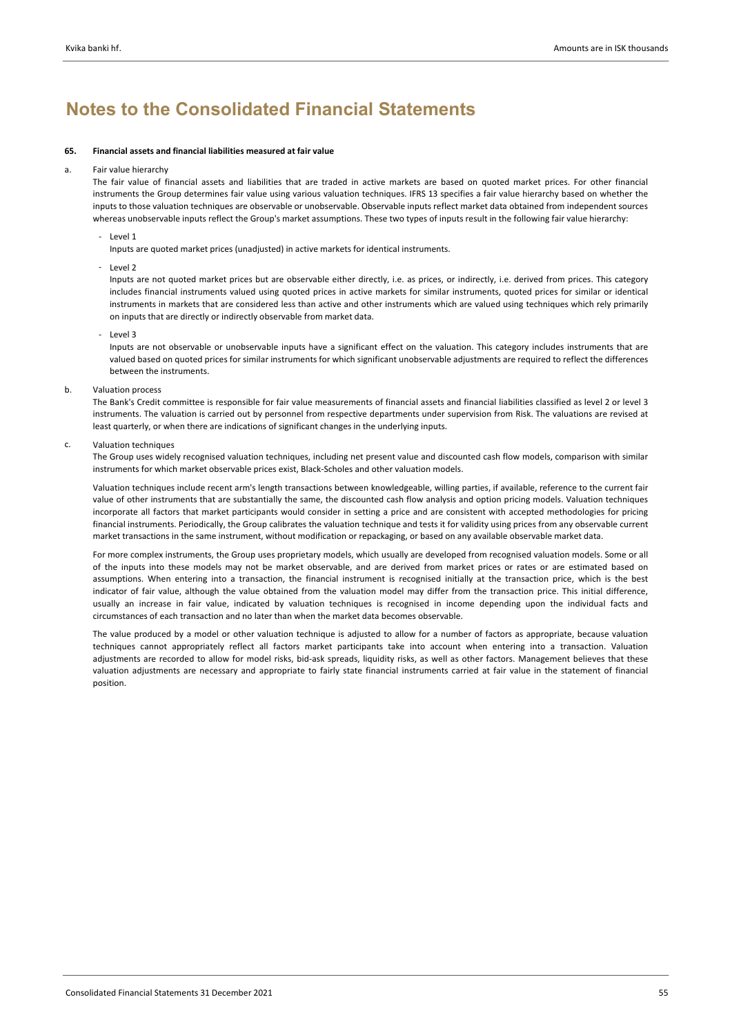# Notes to the Consolidated Financial Statements

**65. Financial assets and financial liabilities measured at fair value**

a. Fair value hierarchy

The fair value of financial assets and liabilities that are traded in active markets are based on quoted market prices. For other financial instruments the Group determines fair value using various valuation techniques. IFRS 13 specifies a fair value hierarchy based on whether the inputs to those valuation techniques are observable or unobservable. Observable inputs reflect market data obtained from independent sources whereas unobservable inputs reflect the Group's market assumptions. These two types of inputs result in the following fair value hierarchy:

- Level 1

  Inputs are quoted market prices (unadjusted) in active markets for identical instruments.

- Level 2

  Inputs are not quoted market prices but are observable either directly, i.e. as prices, or indirectly, i.e. derived from prices. This category includes financial instruments valued using quoted prices in active markets for similar instruments, quoted prices for similar or identical instruments in markets that are considered less than active and other instruments which are valued using techniques which rely primarily on inputs that are directly or indirectly observable from market data.

- Level 3

  Inputs are not observable or unobservable inputs have a significant effect on the valuation. This category includes instruments that are valued based on quoted prices for similar instruments for which significant unobservable adjustments are required to reflect the differences between the instruments.

b. Valuation process

The Bank's Credit committee is responsible for fair value measurements of financial assets and financial liabilities classified as level 2 or level 3 instruments. The valuation is carried out by personnel from respective departments under supervision from Risk. The valuations are revised at least quarterly, or when there are indications of significant changes in the underlying inputs.

c. Valuation techniques

The Group uses widely recognised valuation techniques, including net present value and discounted cash flow models, comparison with similar instruments for which market observable prices exist, Black-Scholes and other valuation models.

Valuation techniques include recent arm's length transactions between knowledgeable, willing parties, if available, reference to the current fair value of other instruments that are substantially the same, the discounted cash flow analysis and option pricing models. Valuation techniques incorporate all factors that market participants would consider in setting a price and are consistent with accepted methodologies for pricing financial instruments. Periodically, the Group calibrates the valuation technique and tests it for validity using prices from any observable current market transactions in the same instrument, without modification or repackaging, or based on any available observable market data.

For more complex instruments, the Group uses proprietary models, which usually are developed from recognised valuation models. Some or all of the inputs into these models may not be market observable, and are derived from market prices or rates or are estimated based on assumptions. When entering into a transaction, the financial instrument is recognised initially at the transaction price, which is the best indicator of fair value, although the value obtained from the valuation model may differ from the transaction price. This initial difference, usually an increase in fair value, indicated by valuation techniques is recognised in income depending upon the individual facts and circumstances of each transaction and no later than when the market data becomes observable.

The value produced by a model or other valuation technique is adjusted to allow for a number of factors as appropriate, because valuation techniques cannot appropriately reflect all factors market participants take into account when entering into a transaction. Valuation adjustments are recorded to allow for model risks, bid-ask spreads, liquidity risks, as well as other factors. Management believes that these valuation adjustments are necessary and appropriate to fairly state financial instruments carried at fair value in the statement of financial position.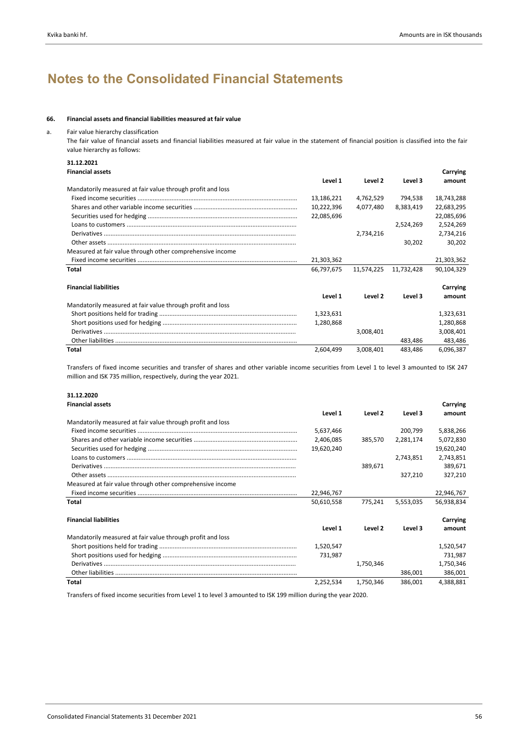# Notes to the Consolidated Financial Statements

**66. Financial assets and financial liabilities measured at fair value**

a. Fair value hierarchy classification

The fair value of financial assets and financial liabilities measured at fair value in the statement of financial position is classified into the fair value hierarchy as follows:

**31.12.2021**

| **Financial assets** | **Level 1** | **Level 2** | **Level 3** | **Carrying amount** |
|---|---|---|---|---|
| Mandatorily measured at fair value through profit and loss | | | | |
| Fixed income securities | 13,186,221 | 4,762,529 | 794,538 | 18,743,288 |
| Shares and other variable income securities | 10,222,396 | 4,077,480 | 8,383,419 | 22,683,295 |
| Securities used for hedging | 22,085,696 | | | 22,085,696 |
| Loans to customers | | | 2,524,269 | 2,524,269 |
| Derivatives | | 2,734,216 | | 2,734,216 |
| Other assets | | | 30,202 | 30,202 |
| Measured at fair value through other comprehensive income | | | | |
| Fixed income securities | 21,303,362 | | | 21,303,362 |
| **Total** | 66,797,675 | 11,574,225 | 11,732,428 | 90,104,329 |

| **Financial liabilities** | **Level 1** | **Level 2** | **Level 3** | **Carrying amount** |
|---|---|---|---|---|
| Mandatorily measured at fair value through profit and loss | | | | |
| Short positions held for trading | 1,323,631 | | | 1,323,631 |
| Short positions used for hedging | 1,280,868 | | | 1,280,868 |
| Derivatives | | 3,008,401 | | 3,008,401 |
| Other liabilities | | | 483,486 | 483,486 |
| **Total** | 2,604,499 | 3,008,401 | 483,486 | 6,096,387 |

Transfers of fixed income securities and transfer of shares and other variable income securities from Level 1 to level 3 amounted to ISK 247 million and ISK 735 million, respectively, during the year 2021.

**31.12.2020**

| **Financial assets** | **Level 1** | **Level 2** | **Level 3** | **Carrying amount** |
|---|---|---|---|---|
| Mandatorily measured at fair value through profit and loss | | | | |
| Fixed income securities | 5,637,466 | | 200,799 | 5,838,266 |
| Shares and other variable income securities | 2,406,085 | 385,570 | 2,281,174 | 5,072,830 |
| Securities used for hedging | 19,620,240 | | | 19,620,240 |
| Loans to customers | | | 2,743,851 | 2,743,851 |
| Derivatives | | 389,671 | | 389,671 |
| Other assets | | | 327,210 | 327,210 |
| Measured at fair value through other comprehensive income | | | | |
| Fixed income securities | 22,946,767 | | | 22,946,767 |
| **Total** | 50,610,558 | 775,241 | 5,553,035 | 56,938,834 |

| **Financial liabilities** | **Level 1** | **Level 2** | **Level 3** | **Carrying amount** |
|---|---|---|---|---|
| Mandatorily measured at fair value through profit and loss | | | | |
| Short positions held for trading | 1,520,547 | | | 1,520,547 |
| Short positions used for hedging | 731,987 | | | 731,987 |
| Derivatives | | 1,750,346 | | 1,750,346 |
| Other liabilities | | | 386,001 | 386,001 |
| **Total** | 2,252,534 | 1,750,346 | 386,001 | 4,388,881 |

Transfers of fixed income securities from Level 1 to level 3 amounted to ISK 199 million during the year 2020.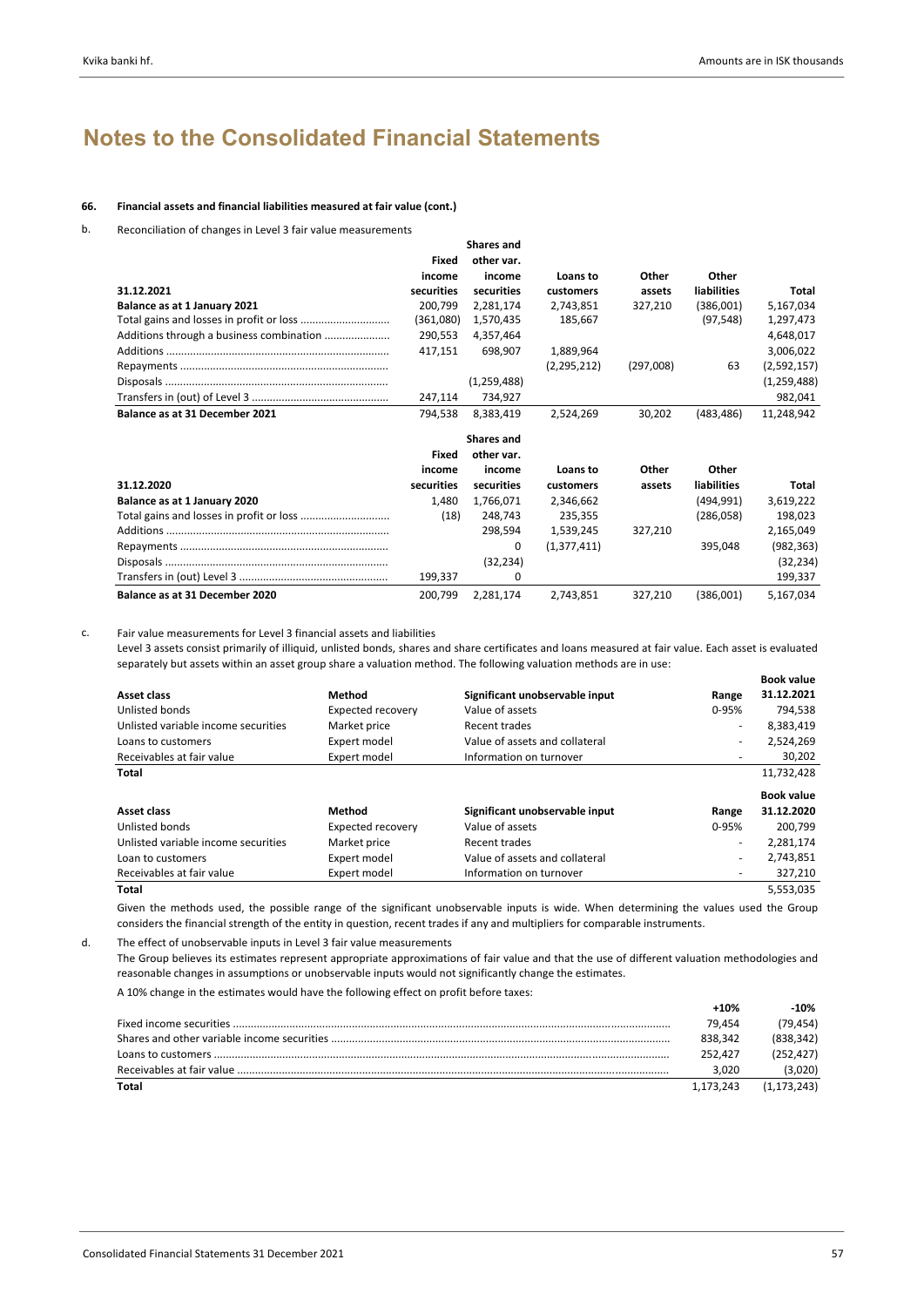# Notes to the Consolidated Financial Statements

**66. Financial assets and financial liabilities measured at fair value (cont.)**

b. Reconciliation of changes in Level 3 fair value measurements

| 31.12.2021 | Fixed income securities | Shares and other var. income securities | Loans to customers | Other assets | Other liabilities | Total |
|---|---|---|---|---|---|---|
| **Balance as at 1 January 2021** | 200,799 | 2,281,174 | 2,743,851 | 327,210 | (386,001) | 5,167,034 |
| Total gains and losses in profit or loss | (361,080) | 1,570,435 | 185,667 | | (97,548) | 1,297,473 |
| Additions through a business combination | 290,553 | 4,357,464 | | | | 4,648,017 |
| Additions | 417,151 | 698,907 | 1,889,964 | | | 3,006,022 |
| Repayments | | | (2,295,212) | (297,008) | 63 | (2,592,157) |
| Disposals | | (1,259,488) | | | | (1,259,488) |
| Transfers in (out) of Level 3 | 247,114 | 734,927 | | | | 982,041 |
| **Balance as at 31 December 2021** | 794,538 | 8,383,419 | 2,524,269 | 30,202 | (483,486) | 11,248,942 |

| 31.12.2020 | Fixed income securities | Shares and other var. income securities | Loans to customers | Other assets | Other liabilities | Total |
|---|---|---|---|---|---|---|
| **Balance as at 1 January 2020** | 1,480 | 1,766,071 | 2,346,662 | | (494,991) | 3,619,222 |
| Total gains and losses in profit or loss | (18) | 248,743 | 235,355 | | (286,058) | 198,023 |
| Additions | | 298,594 | 1,539,245 | 327,210 | | 2,165,049 |
| Repayments | | 0 | (1,377,411) | | 395,048 | (982,363) |
| Disposals | | (32,234) | | | | (32,234) |
| Transfers in (out) Level 3 | 199,337 | 0 | | | | 199,337 |
| **Balance as at 31 December 2020** | 200,799 | 2,281,174 | 2,743,851 | 327,210 | (386,001) | 5,167,034 |

c. Fair value measurements for Level 3 financial assets and liabilities

Level 3 assets consist primarily of illiquid, unlisted bonds, shares and share certificates and loans measured at fair value. Each asset is evaluated separately but assets within an asset group share a valuation method. The following valuation methods are in use:

| Asset class | Method | Significant unobservable input | Range | Book value 31.12.2021 |
|---|---|---|---|---|
| Unlisted bonds | Expected recovery | Value of assets | 0-95% | 794,538 |
| Unlisted variable income securities | Market price | Recent trades | - | 8,383,419 |
| Loans to customers | Expert model | Value of assets and collateral | - | 2,524,269 |
| Receivables at fair value | Expert model | Information on turnover | - | 30,202 |
| **Total** | | | | 11,732,428 |

| Asset class | Method | Significant unobservable input | Range | Book value 31.12.2020 |
|---|---|---|---|---|
| Unlisted bonds | Expected recovery | Value of assets | 0-95% | 200,799 |
| Unlisted variable income securities | Market price | Recent trades | - | 2,281,174 |
| Loan to customers | Expert model | Value of assets and collateral | - | 2,743,851 |
| Receivables at fair value | Expert model | Information on turnover | - | 327,210 |
| **Total** | | | | 5,553,035 |

Given the methods used, the possible range of the significant unobservable inputs is wide. When determining the values used the Group considers the financial strength of the entity in question, recent trades if any and multipliers for comparable instruments.

d. The effect of unobservable inputs in Level 3 fair value measurements

The Group believes its estimates represent appropriate approximations of fair value and that the use of different valuation methodologies and reasonable changes in assumptions or unobservable inputs would not significantly change the estimates.

A 10% change in the estimates would have the following effect on profit before taxes:

| | +10% | -10% |
|---|---|---|
| Fixed income securities | 79,454 | (79,454) |
| Shares and other variable income securities | 838,342 | (838,342) |
| Loans to customers | 252,427 | (252,427) |
| Receivables at fair value | 3,020 | (3,020) |
| **Total** | 1,173,243 | (1,173,243) |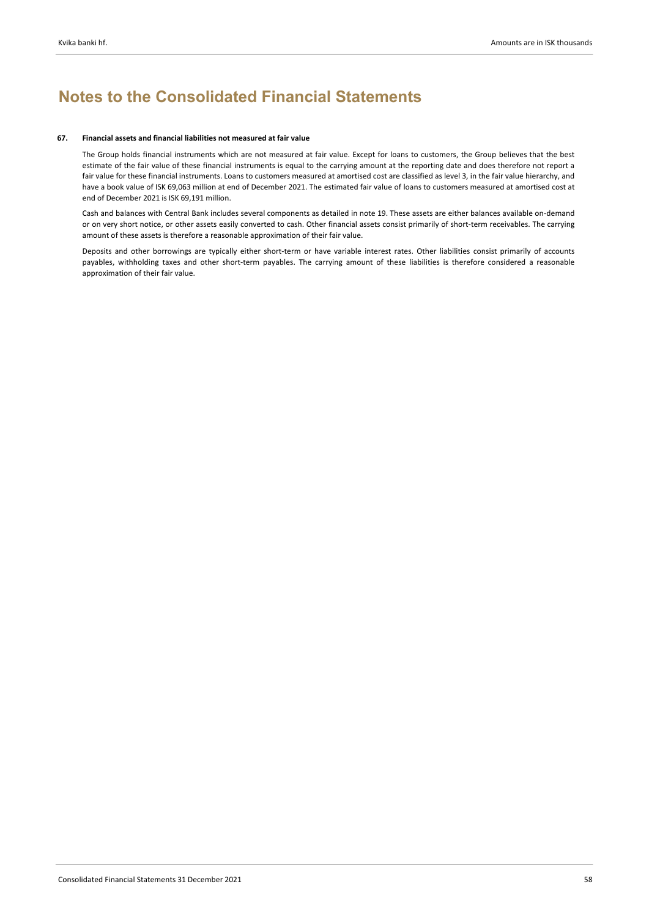# Notes to the Consolidated Financial Statements

**67. Financial assets and financial liabilities not measured at fair value**

The Group holds financial instruments which are not measured at fair value. Except for loans to customers, the Group believes that the best estimate of the fair value of these financial instruments is equal to the carrying amount at the reporting date and does therefore not report a fair value for these financial instruments. Loans to customers measured at amortised cost are classified as level 3, in the fair value hierarchy, and have a book value of ISK 69,063 million at end of December 2021. The estimated fair value of loans to customers measured at amortised cost at end of December 2021 is ISK 69,191 million.

Cash and balances with Central Bank includes several components as detailed in note 19. These assets are either balances available on-demand or on very short notice, or other assets easily converted to cash. Other financial assets consist primarily of short-term receivables. The carrying amount of these assets is therefore a reasonable approximation of their fair value.

Deposits and other borrowings are typically either short-term or have variable interest rates. Other liabilities consist primarily of accounts payables, withholding taxes and other short-term payables. The carrying amount of these liabilities is therefore considered a reasonable approximation of their fair value.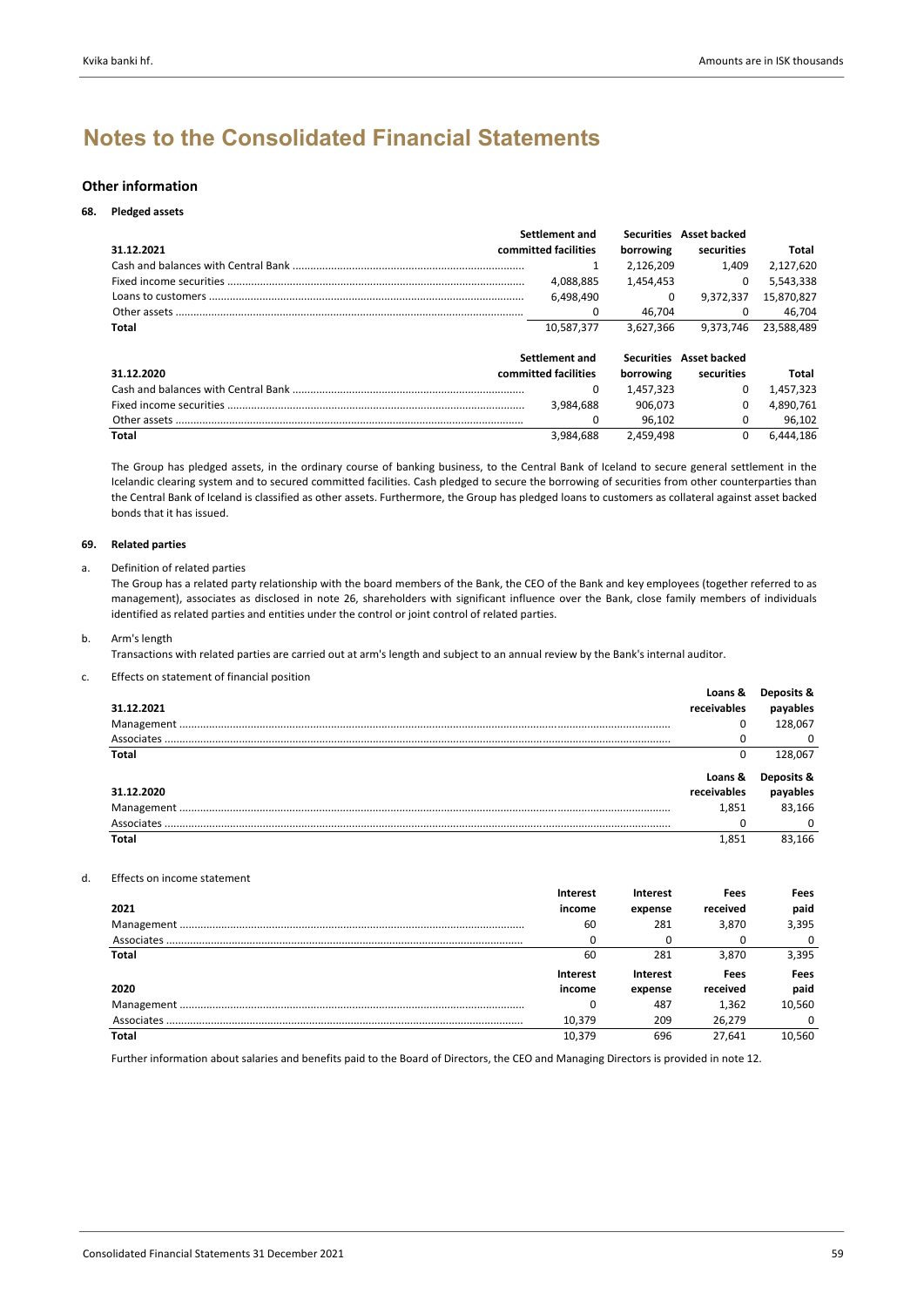# Notes to the Consolidated Financial Statements

## Other information

### 68. Pledged assets

| 31.12.2021 | Settlement and committed facilities | Securities borrowing | Asset backed securities | Total |
|---|---|---|---|---|
| Cash and balances with Central Bank | 1 | 2,126,209 | 1,409 | 2,127,620 |
| Fixed income securities | 4,088,885 | 1,454,453 | 0 | 5,543,338 |
| Loans to customers | 6,498,490 | 0 | 9,372,337 | 15,870,827 |
| Other assets | 0 | 46,704 | 0 | 46,704 |
| **Total** | 10,587,377 | 3,627,366 | 9,373,746 | 23,588,489 |

| 31.12.2020 | Settlement and committed facilities | Securities borrowing | Asset backed securities | Total |
|---|---|---|---|---|
| Cash and balances with Central Bank | 0 | 1,457,323 | 0 | 1,457,323 |
| Fixed income securities | 3,984,688 | 906,073 | 0 | 4,890,761 |
| Other assets | 0 | 96,102 | 0 | 96,102 |
| **Total** | 3,984,688 | 2,459,498 | 0 | 6,444,186 |

The Group has pledged assets, in the ordinary course of banking business, to the Central Bank of Iceland to secure general settlement in the Icelandic clearing system and to secured committed facilities. Cash pledged to secure the borrowing of securities from other counterparties than the Central Bank of Iceland is classified as other assets. Furthermore, the Group has pledged loans to customers as collateral against asset backed bonds that it has issued.

### 69. Related parties

a. Definition of related parties

The Group has a related party relationship with the board members of the Bank, the CEO of the Bank and key employees (together referred to as management), associates as disclosed in note 26, shareholders with significant influence over the Bank, close family members of individuals identified as related parties and entities under the control or joint control of related parties.

b. Arm's length

Transactions with related parties are carried out at arm's length and subject to an annual review by the Bank's internal auditor.

c. Effects on statement of financial position

| 31.12.2021 | Loans & receivables | Deposits & payables |
|---|---|---|
| Management | 0 | 128,067 |
| Associates | 0 | 0 |
| **Total** | 0 | 128,067 |

| 31.12.2020 | Loans & receivables | Deposits & payables |
|---|---|---|
| Management | 1,851 | 83,166 |
| Associates | 0 | 0 |
| **Total** | 1,851 | 83,166 |

d. Effects on income statement

| 2021 | Interest income | Interest expense | Fees received | Fees paid |
|---|---|---|---|---|
| Management | 60 | 281 | 3,870 | 3,395 |
| Associates | 0 | 0 | 0 | 0 |
| **Total** | 60 | 281 | 3,870 | 3,395 |

| 2020 | Interest income | Interest expense | Fees received | Fees paid |
|---|---|---|---|---|
| Management | 0 | 487 | 1,362 | 10,560 |
| Associates | 10,379 | 209 | 26,279 | 0 |
| **Total** | 10,379 | 696 | 27,641 | 10,560 |

Further information about salaries and benefits paid to the Board of Directors, the CEO and Managing Directors is provided in note 12.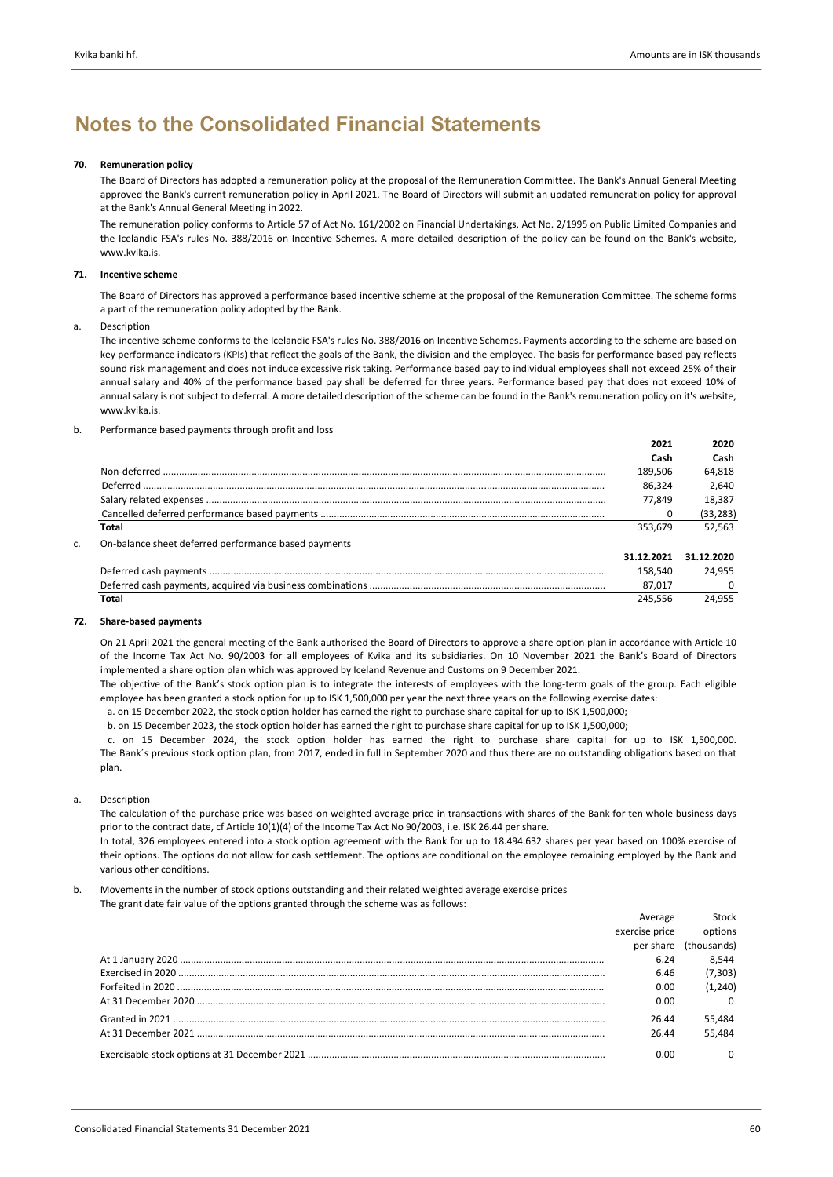# Notes to the Consolidated Financial Statements

**70. Remuneration policy**

The Board of Directors has adopted a remuneration policy at the proposal of the Remuneration Committee. The Bank's Annual General Meeting approved the Bank's current remuneration policy in April 2021. The Board of Directors will submit an updated remuneration policy for approval at the Bank's Annual General Meeting in 2022.

The remuneration policy conforms to Article 57 of Act No. 161/2002 on Financial Undertakings, Act No. 2/1995 on Public Limited Companies and the Icelandic FSA's rules No. 388/2016 on Incentive Schemes. A more detailed description of the policy can be found on the Bank's website, www.kvika.is.

**71. Incentive scheme**

The Board of Directors has approved a performance based incentive scheme at the proposal of the Remuneration Committee. The scheme forms a part of the remuneration policy adopted by the Bank.

a. Description

The incentive scheme conforms to the Icelandic FSA's rules No. 388/2016 on Incentive Schemes. Payments according to the scheme are based on key performance indicators (KPIs) that reflect the goals of the Bank, the division and the employee. The basis for performance based pay reflects sound risk management and does not induce excessive risk taking. Performance based pay to individual employees shall not exceed 25% of their annual salary and 40% of the performance based pay shall be deferred for three years. Performance based pay that does not exceed 10% of annual salary is not subject to deferral. A more detailed description of the scheme can be found in the Bank's remuneration policy on it's website, www.kvika.is.

b. Performance based payments through profit and loss

| | 2021 | 2020 |
|---|---|---|
| | **Cash** | **Cash** |
| Non-deferred | 189,506 | 64,818 |
| Deferred | 86,324 | 2,640 |
| Salary related expenses | 77,849 | 18,387 |
| Cancelled deferred performance based payments | 0 | (33,283) |
| **Total** | 353,679 | 52,563 |

c. On-balance sheet deferred performance based payments

| | 31.12.2021 | 31.12.2020 |
|---|---|---|
| Deferred cash payments | 158,540 | 24,955 |
| Deferred cash payments, acquired via business combinations | 87,017 | 0 |
| **Total** | 245,556 | 24,955 |

**72. Share-based payments**

On 21 April 2021 the general meeting of the Bank authorised the Board of Directors to approve a share option plan in accordance with Article 10 of the Income Tax Act No. 90/2003 for all employees of Kvika and its subsidiaries. On 10 November 2021 the Bank's Board of Directors implemented a share option plan which was approved by Iceland Revenue and Customs on 9 December 2021.

The objective of the Bank's stock option plan is to integrate the interests of employees with the long-term goals of the group. Each eligible employee has been granted a stock option for up to ISK 1,500,000 per year the next three years on the following exercise dates:

a. on 15 December 2022, the stock option holder has earned the right to purchase share capital for up to ISK 1,500,000;

b. on 15 December 2023, the stock option holder has earned the right to purchase share capital for up to ISK 1,500,000;

c. on 15 December 2024, the stock option holder has earned the right to purchase share capital for up to ISK 1,500,000.

The Bank´s previous stock option plan, from 2017, ended in full in September 2020 and thus there are no outstanding obligations based on that plan.

a. Description

The calculation of the purchase price was based on weighted average price in transactions with shares of the Bank for ten whole business days prior to the contract date, cf Article 10(1)(4) of the Income Tax Act No 90/2003, i.e. ISK 26.44 per share.

In total, 326 employees entered into a stock option agreement with the Bank for up to 18.494.632 shares per year based on 100% exercise of their options. The options do not allow for cash settlement. The options are conditional on the employee remaining employed by the Bank and various other conditions.

b. Movements in the number of stock options outstanding and their related weighted average exercise prices

The grant date fair value of the options granted through the scheme was as follows:

| | Average exercise price per share | Stock options (thousands) |
|---|---|---|
| At 1 January 2020 | 6.24 | 8,544 |
| Exercised in 2020 | 6.46 | (7,303) |
| Forfeited in 2020 | 0.00 | (1,240) |
| At 31 December 2020 | 0.00 | 0 |
| Granted in 2021 | 26.44 | 55,484 |
| At 31 December 2021 | 26.44 | 55,484 |
| Exercisable stock options at 31 December 2021 | 0.00 | 0 |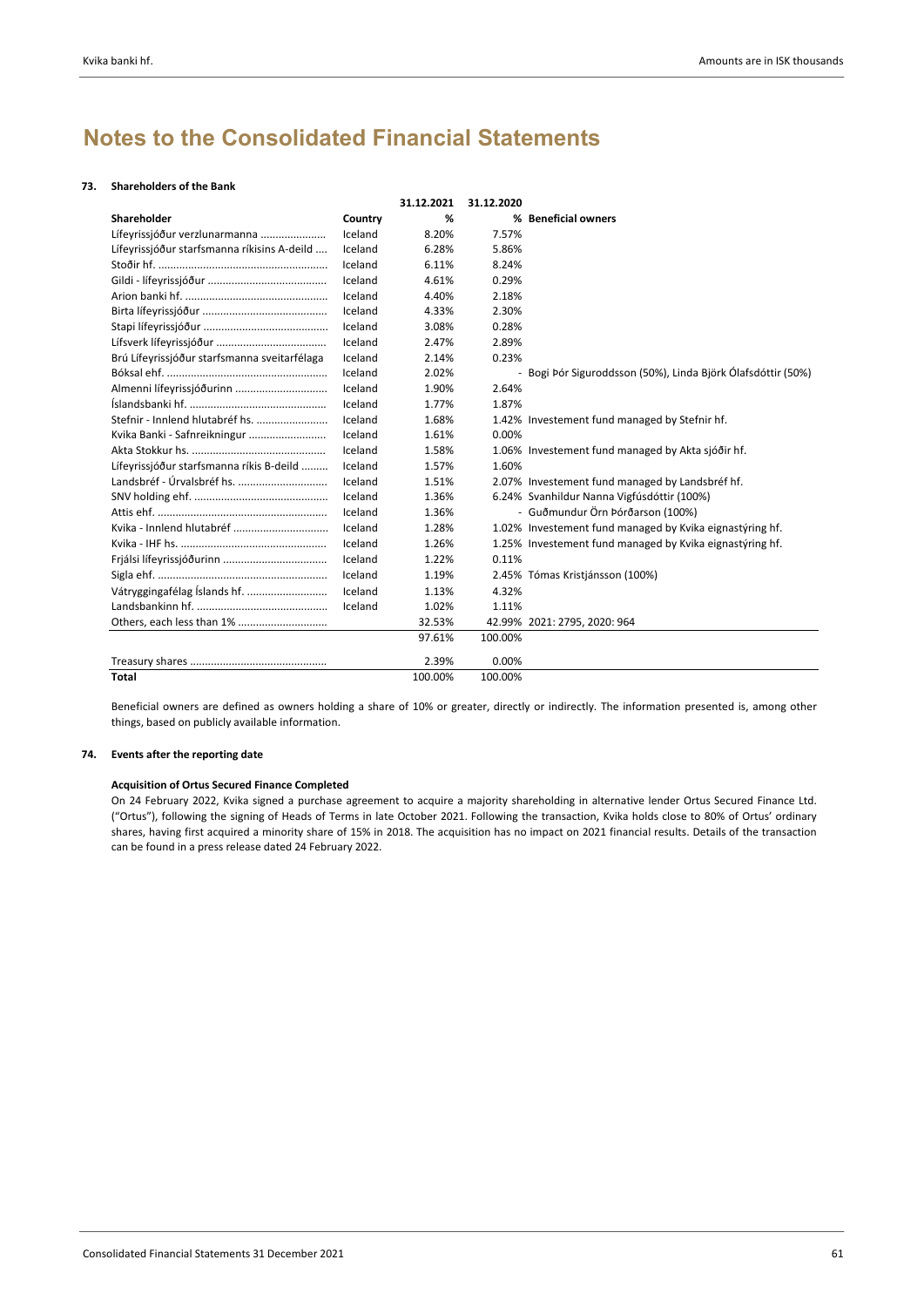# Notes to the Consolidated Financial Statements

## 73. Shareholders of the Bank

| Shareholder | Country | 31.12.2021 % | 31.12.2020 % | Beneficial owners |
|---|---|---|---|---|
| Lífeyrissjóður verzlunarmanna | Iceland | 8.20% | 7.57% | |
| Lífeyrissjóður starfsmanna ríkisins A-deild | Iceland | 6.28% | 5.86% | |
| Stoðir hf. | Iceland | 6.11% | 8.24% | |
| Gildi - lífeyrissjóður | Iceland | 4.61% | 0.29% | |
| Arion banki hf. | Iceland | 4.40% | 2.18% | |
| Birta lífeyrissjóður | Iceland | 4.33% | 2.30% | |
| Stapi lífeyrissjóður | Iceland | 3.08% | 0.28% | |
| Lífsverk lífeyrissjóður | Iceland | 2.47% | 2.89% | |
| Brú Lífeyrissjóður starfsmanna sveitarfélaga | Iceland | 2.14% | 0.23% | |
| Bóksal ehf. | Iceland | 2.02% | - | Bogi Þór Siguroddsson (50%), Linda Björk Ólafsdóttir (50%) |
| Almenni lífeyrissjóðurinn | Iceland | 1.90% | 2.64% | |
| Íslandsbanki hf. | Iceland | 1.77% | 1.87% | |
| Stefnir - Innlend hlutabréf hs. | Iceland | 1.68% | 1.42% | Investement fund managed by Stefnir hf. |
| Kvika Banki - Safnreikningur | Iceland | 1.61% | 0.00% | |
| Akta Stokkur hs. | Iceland | 1.58% | 1.06% | Investement fund managed by Akta sjóðir hf. |
| Lífeyrissjóður starfsmanna ríkis B-deild | Iceland | 1.57% | 1.60% | |
| Landsbréf - Úrvalsbréf hs. | Iceland | 1.51% | 2.07% | Investement fund managed by Landsbréf hf. |
| SNV holding ehf. | Iceland | 1.36% | 6.24% | Svanhildur Nanna Vigfúsdóttir (100%) |
| Attis ehf. | Iceland | 1.36% | - | Guðmundur Örn Þórðarson (100%) |
| Kvika - Innlend hlutabréf | Iceland | 1.28% | 1.02% | Investement fund managed by Kvika eignastýring hf. |
| Kvika - IHF hs. | Iceland | 1.26% | 1.25% | Investement fund managed by Kvika eignastýring hf. |
| Frjálsi lífeyrissjóðurinn | Iceland | 1.22% | 0.11% | |
| Sigla ehf. | Iceland | 1.19% | 2.45% | Tómas Kristjánsson (100%) |
| Vátryggingafélag Íslands hf. | Iceland | 1.13% | 4.32% | |
| Landsbankinn hf. | Iceland | 1.02% | 1.11% | |
| Others, each less than 1% | | 32.53% | 42.99% | 2021: 2795, 2020: 964 |
| | | 97.61% | 100.00% | |
| Treasury shares | | 2.39% | 0.00% | |
| **Total** | | 100.00% | 100.00% | |

Beneficial owners are defined as owners holding a share of 10% or greater, directly or indirectly. The information presented is, among other things, based on publicly available information.

## 74. Events after the reporting date

### Acquisition of Ortus Secured Finance Completed

On 24 February 2022, Kvika signed a purchase agreement to acquire a majority shareholding in alternative lender Ortus Secured Finance Ltd. ("Ortus"), following the signing of Heads of Terms in late October 2021. Following the transaction, Kvika holds close to 80% of Ortus' ordinary shares, having first acquired a minority share of 15% in 2018. The acquisition has no impact on 2021 financial results. Details of the transaction can be found in a press release dated 24 February 2022.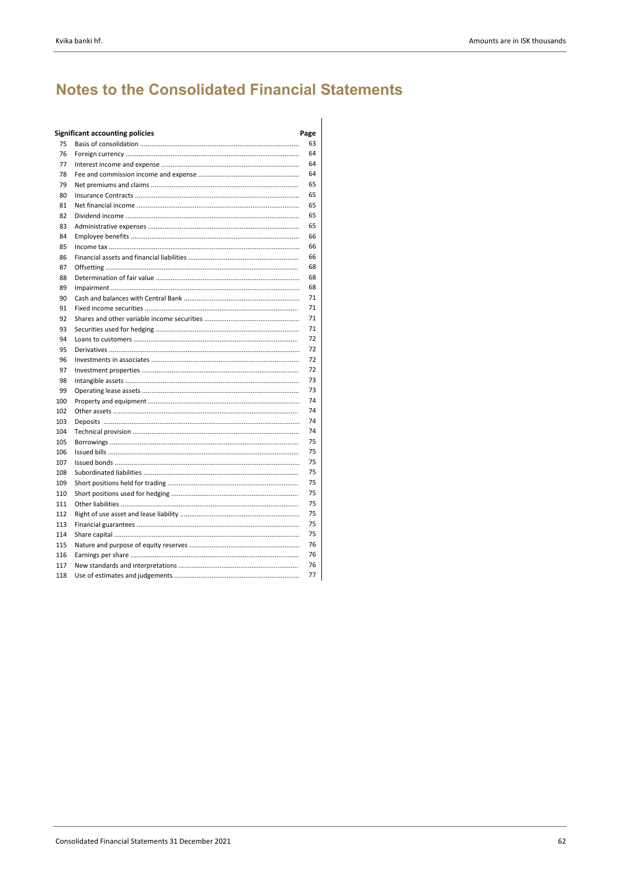# Notes to the Consolidated Financial Statements

| | Significant accounting policies | Page |
|---|---|---|
| 75 | Basis of consolidation | 63 |
| 76 | Foreign currency | 64 |
| 77 | Interest income and expense | 64 |
| 78 | Fee and commission income and expense | 64 |
| 79 | Net premiums and claims | 65 |
| 80 | Insurance Contracts | 65 |
| 81 | Net financial income | 65 |
| 82 | Dividend income | 65 |
| 83 | Administrative expenses | 65 |
| 84 | Employee benefits | 66 |
| 85 | Income tax | 66 |
| 86 | Financial assets and financial liabilities | 66 |
| 87 | Offsetting | 68 |
| 88 | Determination of fair value | 68 |
| 89 | Impairment | 68 |
| 90 | Cash and balances with Central Bank | 71 |
| 91 | Fixed income securities | 71 |
| 92 | Shares and other variable income securities | 71 |
| 93 | Securities used for hedging | 71 |
| 94 | Loans to customers | 72 |
| 95 | Derivatives | 72 |
| 96 | Investments in associates | 72 |
| 97 | Investment properties | 72 |
| 98 | Intangible assets | 73 |
| 99 | Operating lease assets | 73 |
| 100 | Property and equipment | 74 |
| 102 | Other assets | 74 |
| 103 | Deposits | 74 |
| 104 | Technical provision | 74 |
| 105 | Borrowings | 75 |
| 106 | Issued bills | 75 |
| 107 | Issued bonds | 75 |
| 108 | Subordinated liabilities | 75 |
| 109 | Short positions held for trading | 75 |
| 110 | Short positions used for hedging | 75 |
| 111 | Other liabilities | 75 |
| 112 | Right of use asset and lease liability | 75 |
| 113 | Financial guarantees | 75 |
| 114 | Share capital | 75 |
| 115 | Nature and purpose of equity reserves | 76 |
| 116 | Earnings per share | 76 |
| 117 | New standards and interpretations | 76 |
| 118 | Use of estimates and judgements | 77 |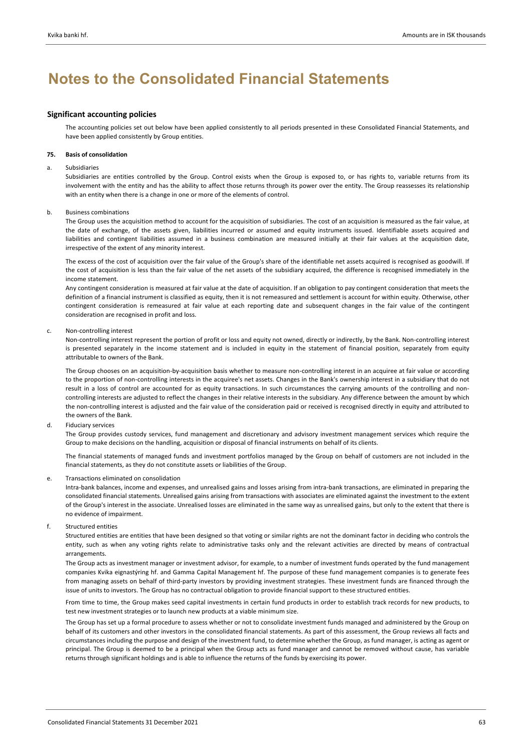# Notes to the Consolidated Financial Statements

## Significant accounting policies

The accounting policies set out below have been applied consistently to all periods presented in these Consolidated Financial Statements, and have been applied consistently by Group entities.

### 75. Basis of consolidation

a. Subsidiaries

Subsidiaries are entities controlled by the Group. Control exists when the Group is exposed to, or has rights to, variable returns from its involvement with the entity and has the ability to affect those returns through its power over the entity. The Group reassesses its relationship with an entity when there is a change in one or more of the elements of control.

b. Business combinations

The Group uses the acquisition method to account for the acquisition of subsidiaries. The cost of an acquisition is measured as the fair value, at the date of exchange, of the assets given, liabilities incurred or assumed and equity instruments issued. Identifiable assets acquired and liabilities and contingent liabilities assumed in a business combination are measured initially at their fair values at the acquisition date, irrespective of the extent of any minority interest.

The excess of the cost of acquisition over the fair value of the Group's share of the identifiable net assets acquired is recognised as goodwill. If the cost of acquisition is less than the fair value of the net assets of the subsidiary acquired, the difference is recognised immediately in the income statement.

Any contingent consideration is measured at fair value at the date of acquisition. If an obligation to pay contingent consideration that meets the definition of a financial instrument is classified as equity, then it is not remeasured and settlement is account for within equity. Otherwise, other contingent consideration is remeasured at fair value at each reporting date and subsequent changes in the fair value of the contingent consideration are recognised in profit and loss.

c. Non-controlling interest

Non-controlling interest represent the portion of profit or loss and equity not owned, directly or indirectly, by the Bank. Non-controlling interest is presented separately in the income statement and is included in equity in the statement of financial position, separately from equity attributable to owners of the Bank.

The Group chooses on an acquisition-by-acquisition basis whether to measure non-controlling interest in an acquiree at fair value or according to the proportion of non-controlling interests in the acquiree's net assets. Changes in the Bank's ownership interest in a subsidiary that do not result in a loss of control are accounted for as equity transactions. In such circumstances the carrying amounts of the controlling and non-controlling interests are adjusted to reflect the changes in their relative interests in the subsidiary. Any difference between the amount by which the non-controlling interest is adjusted and the fair value of the consideration paid or received is recognised directly in equity and attributed to the owners of the Bank.

d. Fiduciary services

The Group provides custody services, fund management and discretionary and advisory investment management services which require the Group to make decisions on the handling, acquisition or disposal of financial instruments on behalf of its clients.

The financial statements of managed funds and investment portfolios managed by the Group on behalf of customers are not included in the financial statements, as they do not constitute assets or liabilities of the Group.

e. Transactions eliminated on consolidation

Intra-bank balances, income and expenses, and unrealised gains and losses arising from intra-bank transactions, are eliminated in preparing the consolidated financial statements. Unrealised gains arising from transactions with associates are eliminated against the investment to the extent of the Group's interest in the associate. Unrealised losses are eliminated in the same way as unrealised gains, but only to the extent that there is no evidence of impairment.

f. Structured entities

Structured entities are entities that have been designed so that voting or similar rights are not the dominant factor in deciding who controls the entity, such as when any voting rights relate to administrative tasks only and the relevant activities are directed by means of contractual arrangements.

The Group acts as investment manager or investment advisor, for example, to a number of investment funds operated by the fund management companies Kvika eignastýring hf. and Gamma Capital Management hf. The purpose of these fund management companies is to generate fees from managing assets on behalf of third-party investors by providing investment strategies. These investment funds are financed through the issue of units to investors. The Group has no contractual obligation to provide financial support to these structured entities.

From time to time, the Group makes seed capital investments in certain fund products in order to establish track records for new products, to test new investment strategies or to launch new products at a viable minimum size.

The Group has set up a formal procedure to assess whether or not to consolidate investment funds managed and administered by the Group on behalf of its customers and other investors in the consolidated financial statements. As part of this assessment, the Group reviews all facts and circumstances including the purpose and design of the investment fund, to determine whether the Group, as fund manager, is acting as agent or principal. The Group is deemed to be a principal when the Group acts as fund manager and cannot be removed without cause, has variable returns through significant holdings and is able to influence the returns of the funds by exercising its power.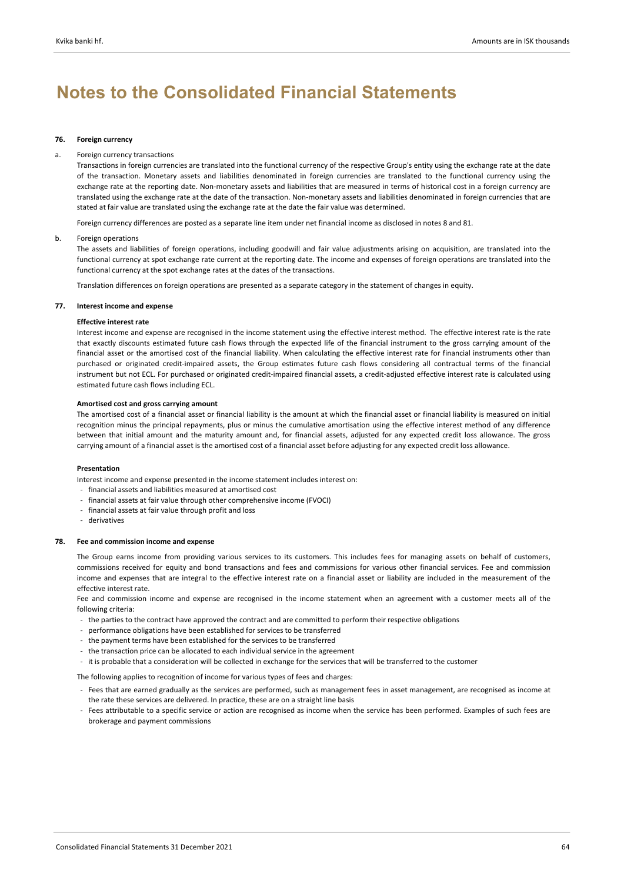# Notes to the Consolidated Financial Statements

**76. Foreign currency**

a. Foreign currency transactions

Transactions in foreign currencies are translated into the functional currency of the respective Group's entity using the exchange rate at the date of the transaction. Monetary assets and liabilities denominated in foreign currencies are translated to the functional currency using the exchange rate at the reporting date. Non-monetary assets and liabilities that are measured in terms of historical cost in a foreign currency are translated using the exchange rate at the date of the transaction. Non-monetary assets and liabilities denominated in foreign currencies that are stated at fair value are translated using the exchange rate at the date the fair value was determined.

Foreign currency differences are posted as a separate line item under net financial income as disclosed in notes 8 and 81.

b. Foreign operations

The assets and liabilities of foreign operations, including goodwill and fair value adjustments arising on acquisition, are translated into the functional currency at spot exchange rate current at the reporting date. The income and expenses of foreign operations are translated into the functional currency at the spot exchange rates at the dates of the transactions.

Translation differences on foreign operations are presented as a separate category in the statement of changes in equity.

**77. Interest income and expense**

**Effective interest rate**

Interest income and expense are recognised in the income statement using the effective interest method. The effective interest rate is the rate that exactly discounts estimated future cash flows through the expected life of the financial instrument to the gross carrying amount of the financial asset or the amortised cost of the financial liability. When calculating the effective interest rate for financial instruments other than purchased or originated credit-impaired assets, the Group estimates future cash flows considering all contractual terms of the financial instrument but not ECL. For purchased or originated credit-impaired financial assets, a credit-adjusted effective interest rate is calculated using estimated future cash flows including ECL.

**Amortised cost and gross carrying amount**

The amortised cost of a financial asset or financial liability is the amount at which the financial asset or financial liability is measured on initial recognition minus the principal repayments, plus or minus the cumulative amortisation using the effective interest method of any difference between that initial amount and the maturity amount and, for financial assets, adjusted for any expected credit loss allowance. The gross carrying amount of a financial asset is the amortised cost of a financial asset before adjusting for any expected credit loss allowance.

**Presentation**

Interest income and expense presented in the income statement includes interest on:

- financial assets and liabilities measured at amortised cost
- financial assets at fair value through other comprehensive income (FVOCI)
- financial assets at fair value through profit and loss
- derivatives

**78. Fee and commission income and expense**

The Group earns income from providing various services to its customers. This includes fees for managing assets on behalf of customers, commissions received for equity and bond transactions and fees and commissions for various other financial services. Fee and commission income and expenses that are integral to the effective interest rate on a financial asset or liability are included in the measurement of the effective interest rate.

Fee and commission income and expense are recognised in the income statement when an agreement with a customer meets all of the following criteria:

- the parties to the contract have approved the contract and are committed to perform their respective obligations
- performance obligations have been established for services to be transferred
- the payment terms have been established for the services to be transferred
- the transaction price can be allocated to each individual service in the agreement
- it is probable that a consideration will be collected in exchange for the services that will be transferred to the customer

The following applies to recognition of income for various types of fees and charges:

- Fees that are earned gradually as the services are performed, such as management fees in asset management, are recognised as income at the rate these services are delivered. In practice, these are on a straight line basis
- Fees attributable to a specific service or action are recognised as income when the service has been performed. Examples of such fees are brokerage and payment commissions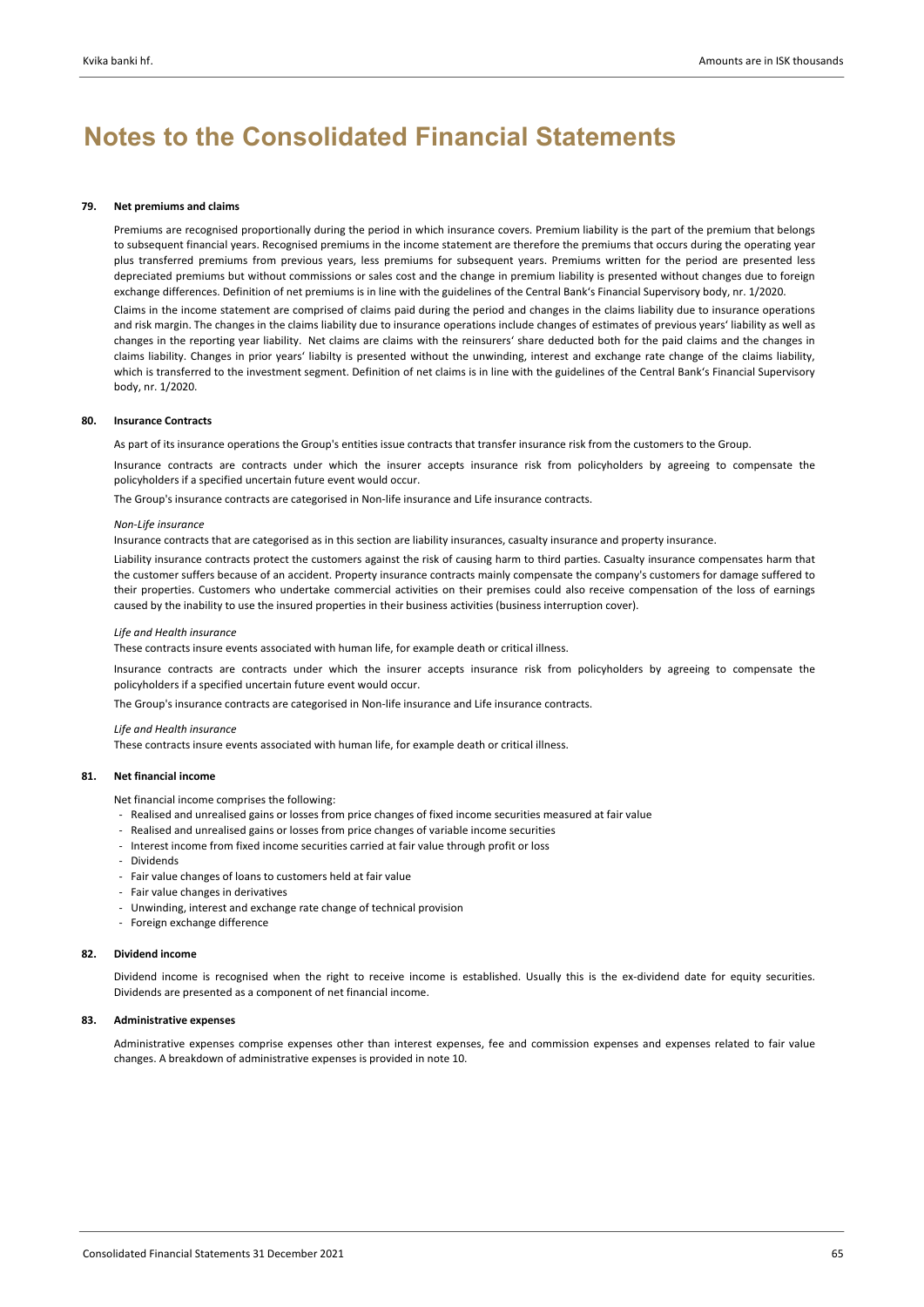# Notes to the Consolidated Financial Statements

**79. Net premiums and claims**

Premiums are recognised proportionally during the period in which insurance covers. Premium liability is the part of the premium that belongs to subsequent financial years. Recognised premiums in the income statement are therefore the premiums that occurs during the operating year plus transferred premiums from previous years, less premiums for subsequent years. Premiums written for the period are presented less depreciated premiums but without commissions or sales cost and the change in premium liability is presented without changes due to foreign exchange differences. Definition of net premiums is in line with the guidelines of the Central Bank's Financial Supervisory body, nr. 1/2020.

Claims in the income statement are comprised of claims paid during the period and changes in the claims liability due to insurance operations and risk margin. The changes in the claims liability due to insurance operations include changes of estimates of previous years' liability as well as changes in the reporting year liability. Net claims are claims with the reinsurers' share deducted both for the paid claims and the changes in claims liability. Changes in prior years' liabilty is presented without the unwinding, interest and exchange rate change of the claims liability, which is transferred to the investment segment. Definition of net claims is in line with the guidelines of the Central Bank's Financial Supervisory body, nr. 1/2020.

**80. Insurance Contracts**

As part of its insurance operations the Group's entities issue contracts that transfer insurance risk from the customers to the Group.

Insurance contracts are contracts under which the insurer accepts insurance risk from policyholders by agreeing to compensate the policyholders if a specified uncertain future event would occur.

The Group's insurance contracts are categorised in Non-life insurance and Life insurance contracts.

*Non-Life insurance*

Insurance contracts that are categorised as in this section are liability insurances, casualty insurance and property insurance.

Liability insurance contracts protect the customers against the risk of causing harm to third parties. Casualty insurance compensates harm that the customer suffers because of an accident. Property insurance contracts mainly compensate the company's customers for damage suffered to their properties. Customers who undertake commercial activities on their premises could also receive compensation of the loss of earnings caused by the inability to use the insured properties in their business activities (business interruption cover).

*Life and Health insurance*

These contracts insure events associated with human life, for example death or critical illness.

Insurance contracts are contracts under which the insurer accepts insurance risk from policyholders by agreeing to compensate the policyholders if a specified uncertain future event would occur.

The Group's insurance contracts are categorised in Non-life insurance and Life insurance contracts.

*Life and Health insurance*

These contracts insure events associated with human life, for example death or critical illness.

**81. Net financial income**

Net financial income comprises the following:

- Realised and unrealised gains or losses from price changes of fixed income securities measured at fair value
- Realised and unrealised gains or losses from price changes of variable income securities
- Interest income from fixed income securities carried at fair value through profit or loss
- Dividends
- Fair value changes of loans to customers held at fair value
- Fair value changes in derivatives
- Unwinding, interest and exchange rate change of technical provision
- Foreign exchange difference

**82. Dividend income**

Dividend income is recognised when the right to receive income is established. Usually this is the ex-dividend date for equity securities. Dividends are presented as a component of net financial income.

**83. Administrative expenses**

Administrative expenses comprise expenses other than interest expenses, fee and commission expenses and expenses related to fair value changes. A breakdown of administrative expenses is provided in note 10.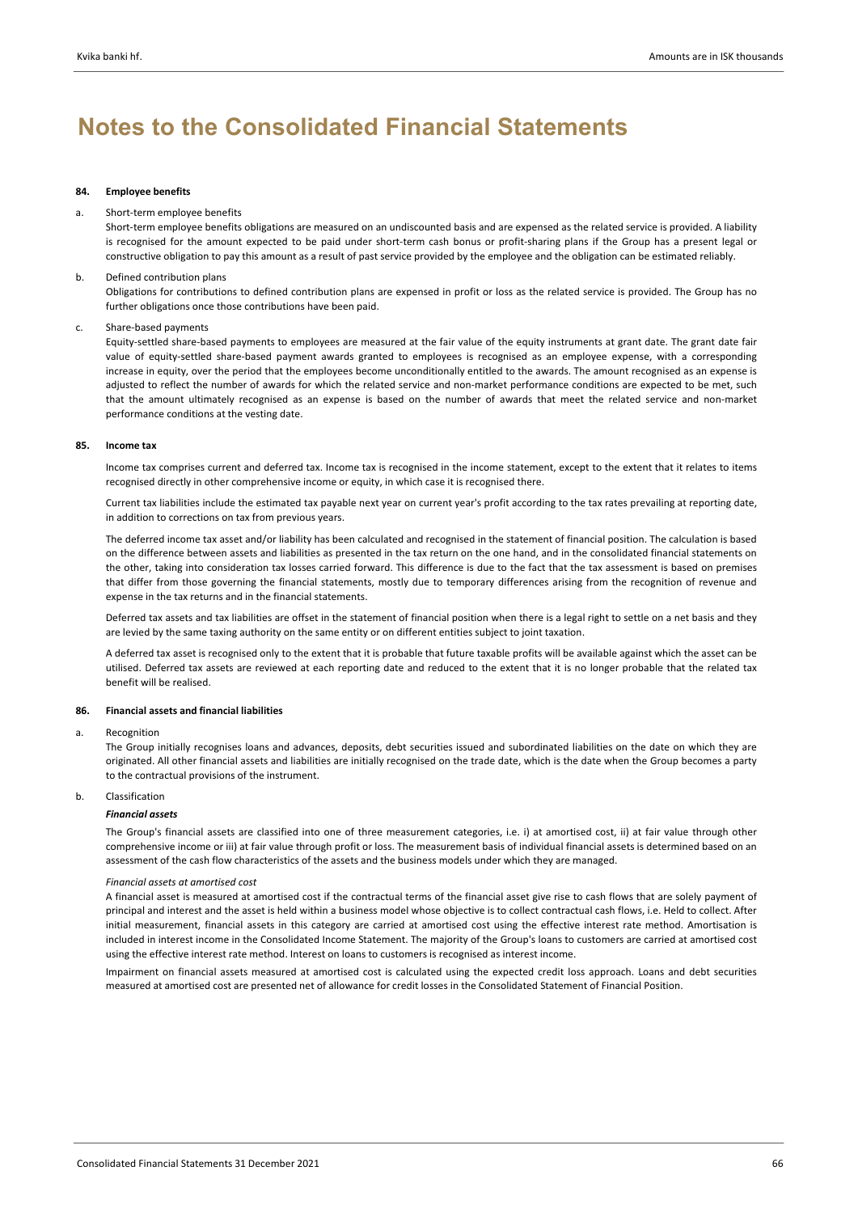# Notes to the Consolidated Financial Statements

**84. Employee benefits**

a. Short-term employee benefits

Short-term employee benefits obligations are measured on an undiscounted basis and are expensed as the related service is provided. A liability is recognised for the amount expected to be paid under short-term cash bonus or profit-sharing plans if the Group has a present legal or constructive obligation to pay this amount as a result of past service provided by the employee and the obligation can be estimated reliably.

b. Defined contribution plans

Obligations for contributions to defined contribution plans are expensed in profit or loss as the related service is provided. The Group has no further obligations once those contributions have been paid.

c. Share-based payments

Equity-settled share-based payments to employees are measured at the fair value of the equity instruments at grant date. The grant date fair value of equity-settled share-based payment awards granted to employees is recognised as an employee expense, with a corresponding increase in equity, over the period that the employees become unconditionally entitled to the awards. The amount recognised as an expense is adjusted to reflect the number of awards for which the related service and non-market performance conditions are expected to be met, such that the amount ultimately recognised as an expense is based on the number of awards that meet the related service and non-market performance conditions at the vesting date.

**85. Income tax**

Income tax comprises current and deferred tax. Income tax is recognised in the income statement, except to the extent that it relates to items recognised directly in other comprehensive income or equity, in which case it is recognised there.

Current tax liabilities include the estimated tax payable next year on current year's profit according to the tax rates prevailing at reporting date, in addition to corrections on tax from previous years.

The deferred income tax asset and/or liability has been calculated and recognised in the statement of financial position. The calculation is based on the difference between assets and liabilities as presented in the tax return on the one hand, and in the consolidated financial statements on the other, taking into consideration tax losses carried forward. This difference is due to the fact that the tax assessment is based on premises that differ from those governing the financial statements, mostly due to temporary differences arising from the recognition of revenue and expense in the tax returns and in the financial statements.

Deferred tax assets and tax liabilities are offset in the statement of financial position when there is a legal right to settle on a net basis and they are levied by the same taxing authority on the same entity or on different entities subject to joint taxation.

A deferred tax asset is recognised only to the extent that it is probable that future taxable profits will be available against which the asset can be utilised. Deferred tax assets are reviewed at each reporting date and reduced to the extent that it is no longer probable that the related tax benefit will be realised.

**86. Financial assets and financial liabilities**

a. Recognition

The Group initially recognises loans and advances, deposits, debt securities issued and subordinated liabilities on the date on which they are originated. All other financial assets and liabilities are initially recognised on the trade date, which is the date when the Group becomes a party to the contractual provisions of the instrument.

b. Classification

***Financial assets***

The Group's financial assets are classified into one of three measurement categories, i.e. i) at amortised cost, ii) at fair value through other comprehensive income or iii) at fair value through profit or loss. The measurement basis of individual financial assets is determined based on an assessment of the cash flow characteristics of the assets and the business models under which they are managed.

*Financial assets at amortised cost*

A financial asset is measured at amortised cost if the contractual terms of the financial asset give rise to cash flows that are solely payment of principal and interest and the asset is held within a business model whose objective is to collect contractual cash flows, i.e. Held to collect. After initial measurement, financial assets in this category are carried at amortised cost using the effective interest rate method. Amortisation is included in interest income in the Consolidated Income Statement. The majority of the Group's loans to customers are carried at amortised cost using the effective interest rate method. Interest on loans to customers is recognised as interest income.

Impairment on financial assets measured at amortised cost is calculated using the expected credit loss approach. Loans and debt securities measured at amortised cost are presented net of allowance for credit losses in the Consolidated Statement of Financial Position.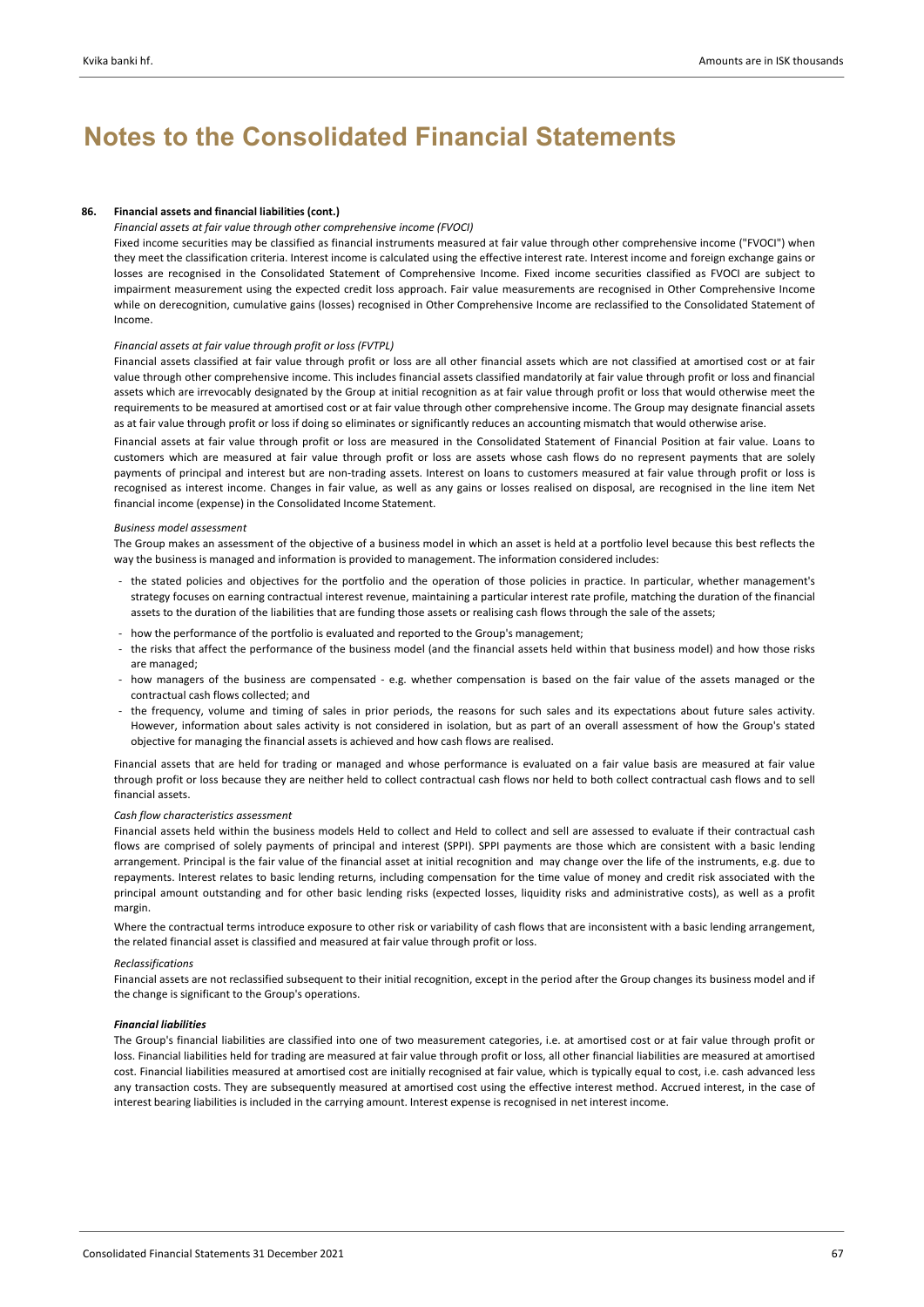# Notes to the Consolidated Financial Statements

**86. Financial assets and financial liabilities (cont.)**

*Financial assets at fair value through other comprehensive income (FVOCI)*

Fixed income securities may be classified as financial instruments measured at fair value through other comprehensive income ("FVOCI") when they meet the classification criteria. Interest income is calculated using the effective interest rate. Interest income and foreign exchange gains or losses are recognised in the Consolidated Statement of Comprehensive Income. Fixed income securities classified as FVOCI are subject to impairment measurement using the expected credit loss approach. Fair value measurements are recognised in Other Comprehensive Income while on derecognition, cumulative gains (losses) recognised in Other Comprehensive Income are reclassified to the Consolidated Statement of Income.

*Financial assets at fair value through profit or loss (FVTPL)*

Financial assets classified at fair value through profit or loss are all other financial assets which are not classified at amortised cost or at fair value through other comprehensive income. This includes financial assets classified mandatorily at fair value through profit or loss and financial assets which are irrevocably designated by the Group at initial recognition as at fair value through profit or loss that would otherwise meet the requirements to be measured at amortised cost or at fair value through other comprehensive income. The Group may designate financial assets as at fair value through profit or loss if doing so eliminates or significantly reduces an accounting mismatch that would otherwise arise.

Financial assets at fair value through profit or loss are measured in the Consolidated Statement of Financial Position at fair value. Loans to customers which are measured at fair value through profit or loss are assets whose cash flows do no represent payments that are solely payments of principal and interest but are non-trading assets. Interest on loans to customers measured at fair value through profit or loss is recognised as interest income. Changes in fair value, as well as any gains or losses realised on disposal, are recognised in the line item Net financial income (expense) in the Consolidated Income Statement.

*Business model assessment*

The Group makes an assessment of the objective of a business model in which an asset is held at a portfolio level because this best reflects the way the business is managed and information is provided to management. The information considered includes:

- the stated policies and objectives for the portfolio and the operation of those policies in practice. In particular, whether management's strategy focuses on earning contractual interest revenue, maintaining a particular interest rate profile, matching the duration of the financial assets to the duration of the liabilities that are funding those assets or realising cash flows through the sale of the assets;
- how the performance of the portfolio is evaluated and reported to the Group's management;
- the risks that affect the performance of the business model (and the financial assets held within that business model) and how those risks are managed;
- how managers of the business are compensated - e.g. whether compensation is based on the fair value of the assets managed or the contractual cash flows collected; and
- the frequency, volume and timing of sales in prior periods, the reasons for such sales and its expectations about future sales activity. However, information about sales activity is not considered in isolation, but as part of an overall assessment of how the Group's stated objective for managing the financial assets is achieved and how cash flows are realised.

Financial assets that are held for trading or managed and whose performance is evaluated on a fair value basis are measured at fair value through profit or loss because they are neither held to collect contractual cash flows nor held to both collect contractual cash flows and to sell financial assets.

*Cash flow characteristics assessment*

Financial assets held within the business models Held to collect and Held to collect and sell are assessed to evaluate if their contractual cash flows are comprised of solely payments of principal and interest (SPPI). SPPI payments are those which are consistent with a basic lending arrangement. Principal is the fair value of the financial asset at initial recognition and may change over the life of the instruments, e.g. due to repayments. Interest relates to basic lending returns, including compensation for the time value of money and credit risk associated with the principal amount outstanding and for other basic lending risks (expected losses, liquidity risks and administrative costs), as well as a profit margin.

Where the contractual terms introduce exposure to other risk or variability of cash flows that are inconsistent with a basic lending arrangement, the related financial asset is classified and measured at fair value through profit or loss.

*Reclassifications*

Financial assets are not reclassified subsequent to their initial recognition, except in the period after the Group changes its business model and if the change is significant to the Group's operations.

***Financial liabilities***

The Group's financial liabilities are classified into one of two measurement categories, i.e. at amortised cost or at fair value through profit or loss. Financial liabilities held for trading are measured at fair value through profit or loss, all other financial liabilities are measured at amortised cost. Financial liabilities measured at amortised cost are initially recognised at fair value, which is typically equal to cost, i.e. cash advanced less any transaction costs. They are subsequently measured at amortised cost using the effective interest method. Accrued interest, in the case of interest bearing liabilities is included in the carrying amount. Interest expense is recognised in net interest income.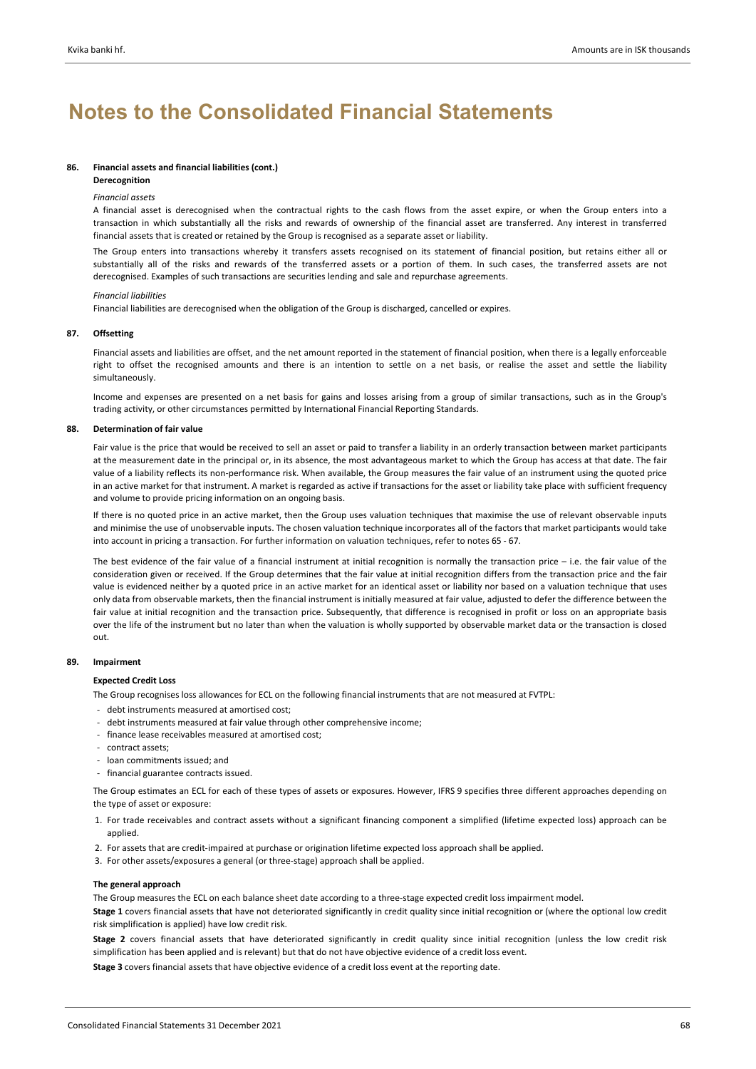# Notes to the Consolidated Financial Statements

**86. Financial assets and financial liabilities (cont.)**

**Derecognition**

*Financial assets*

A financial asset is derecognised when the contractual rights to the cash flows from the asset expire, or when the Group enters into a transaction in which substantially all the risks and rewards of ownership of the financial asset are transferred. Any interest in transferred financial assets that is created or retained by the Group is recognised as a separate asset or liability.

The Group enters into transactions whereby it transfers assets recognised on its statement of financial position, but retains either all or substantially all of the risks and rewards of the transferred assets or a portion of them. In such cases, the transferred assets are not derecognised. Examples of such transactions are securities lending and sale and repurchase agreements.

*Financial liabilities*

Financial liabilities are derecognised when the obligation of the Group is discharged, cancelled or expires.

**87. Offsetting**

Financial assets and liabilities are offset, and the net amount reported in the statement of financial position, when there is a legally enforceable right to offset the recognised amounts and there is an intention to settle on a net basis, or realise the asset and settle the liability simultaneously.

Income and expenses are presented on a net basis for gains and losses arising from a group of similar transactions, such as in the Group's trading activity, or other circumstances permitted by International Financial Reporting Standards.

**88. Determination of fair value**

Fair value is the price that would be received to sell an asset or paid to transfer a liability in an orderly transaction between market participants at the measurement date in the principal or, in its absence, the most advantageous market to which the Group has access at that date. The fair value of a liability reflects its non-performance risk. When available, the Group measures the fair value of an instrument using the quoted price in an active market for that instrument. A market is regarded as active if transactions for the asset or liability take place with sufficient frequency and volume to provide pricing information on an ongoing basis.

If there is no quoted price in an active market, then the Group uses valuation techniques that maximise the use of relevant observable inputs and minimise the use of unobservable inputs. The chosen valuation technique incorporates all of the factors that market participants would take into account in pricing a transaction. For further information on valuation techniques, refer to notes 65 - 67.

The best evidence of the fair value of a financial instrument at initial recognition is normally the transaction price – i.e. the fair value of the consideration given or received. If the Group determines that the fair value at initial recognition differs from the transaction price and the fair value is evidenced neither by a quoted price in an active market for an identical asset or liability nor based on a valuation technique that uses only data from observable markets, then the financial instrument is initially measured at fair value, adjusted to defer the difference between the fair value at initial recognition and the transaction price. Subsequently, that difference is recognised in profit or loss on an appropriate basis over the life of the instrument but no later than when the valuation is wholly supported by observable market data or the transaction is closed out.

**89. Impairment**

**Expected Credit Loss**

The Group recognises loss allowances for ECL on the following financial instruments that are not measured at FVTPL:

- debt instruments measured at amortised cost;
- debt instruments measured at fair value through other comprehensive income;
- finance lease receivables measured at amortised cost;
- contract assets;
- loan commitments issued; and
- financial guarantee contracts issued.

The Group estimates an ECL for each of these types of assets or exposures. However, IFRS 9 specifies three different approaches depending on the type of asset or exposure:

1. For trade receivables and contract assets without a significant financing component a simplified (lifetime expected loss) approach can be applied.
2. For assets that are credit-impaired at purchase or origination lifetime expected loss approach shall be applied.
3. For other assets/exposures a general (or three-stage) approach shall be applied.

**The general approach**

The Group measures the ECL on each balance sheet date according to a three-stage expected credit loss impairment model.

**Stage 1** covers financial assets that have not deteriorated significantly in credit quality since initial recognition or (where the optional low credit risk simplification is applied) have low credit risk.

**Stage 2** covers financial assets that have deteriorated significantly in credit quality since initial recognition (unless the low credit risk simplification has been applied and is relevant) but that do not have objective evidence of a credit loss event.

**Stage 3** covers financial assets that have objective evidence of a credit loss event at the reporting date.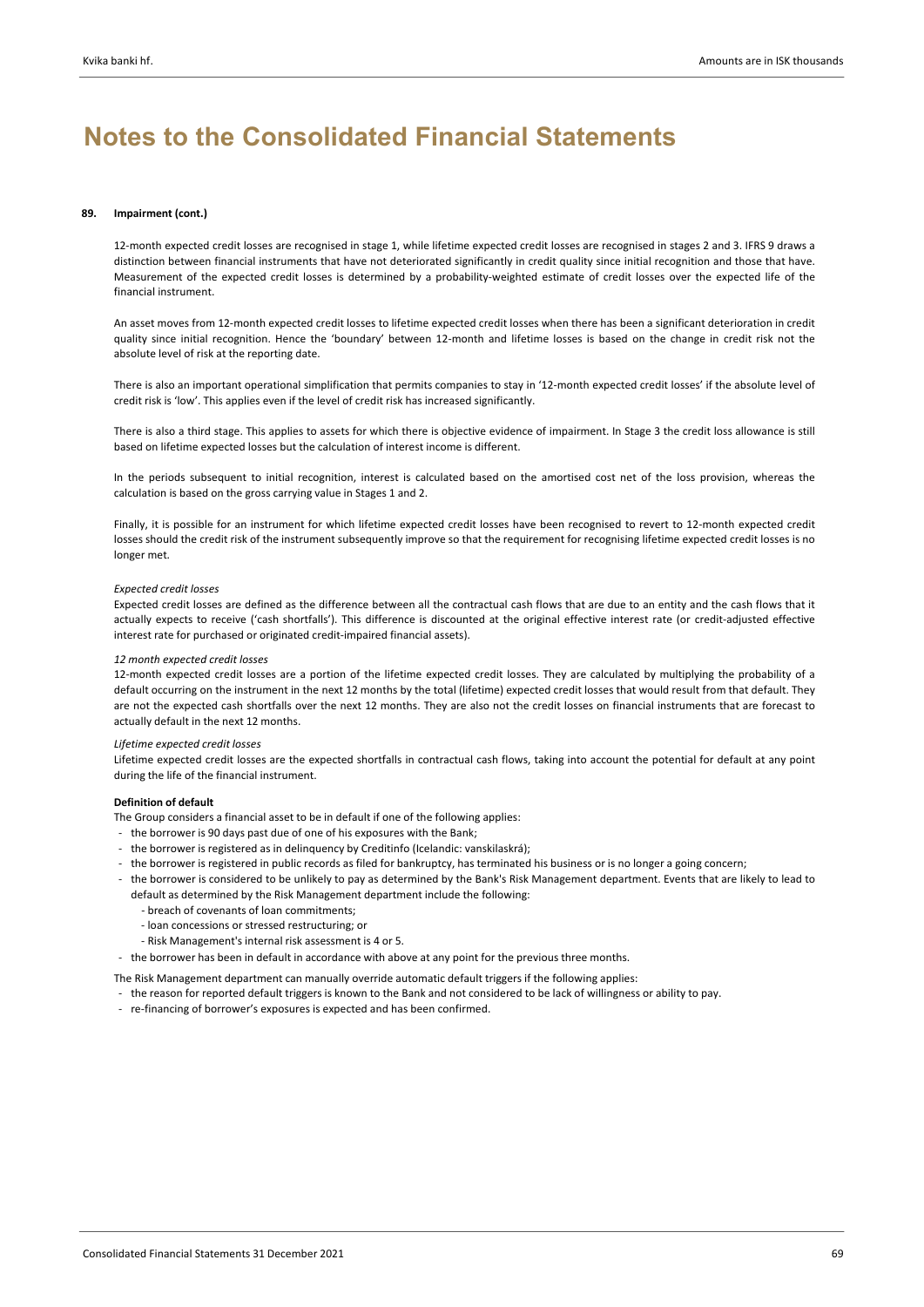# Notes to the Consolidated Financial Statements

**89. Impairment (cont.)**

12-month expected credit losses are recognised in stage 1, while lifetime expected credit losses are recognised in stages 2 and 3. IFRS 9 draws a distinction between financial instruments that have not deteriorated significantly in credit quality since initial recognition and those that have. Measurement of the expected credit losses is determined by a probability-weighted estimate of credit losses over the expected life of the financial instrument.

An asset moves from 12-month expected credit losses to lifetime expected credit losses when there has been a significant deterioration in credit quality since initial recognition. Hence the 'boundary' between 12-month and lifetime losses is based on the change in credit risk not the absolute level of risk at the reporting date.

There is also an important operational simplification that permits companies to stay in '12-month expected credit losses' if the absolute level of credit risk is 'low'. This applies even if the level of credit risk has increased significantly.

There is also a third stage. This applies to assets for which there is objective evidence of impairment. In Stage 3 the credit loss allowance is still based on lifetime expected losses but the calculation of interest income is different.

In the periods subsequent to initial recognition, interest is calculated based on the amortised cost net of the loss provision, whereas the calculation is based on the gross carrying value in Stages 1 and 2.

Finally, it is possible for an instrument for which lifetime expected credit losses have been recognised to revert to 12-month expected credit losses should the credit risk of the instrument subsequently improve so that the requirement for recognising lifetime expected credit losses is no longer met.

*Expected credit losses*

Expected credit losses are defined as the difference between all the contractual cash flows that are due to an entity and the cash flows that it actually expects to receive ('cash shortfalls'). This difference is discounted at the original effective interest rate (or credit-adjusted effective interest rate for purchased or originated credit-impaired financial assets).

*12 month expected credit losses*

12-month expected credit losses are a portion of the lifetime expected credit losses. They are calculated by multiplying the probability of a default occurring on the instrument in the next 12 months by the total (lifetime) expected credit losses that would result from that default. They are not the expected cash shortfalls over the next 12 months. They are also not the credit losses on financial instruments that are forecast to actually default in the next 12 months.

*Lifetime expected credit losses*

Lifetime expected credit losses are the expected shortfalls in contractual cash flows, taking into account the potential for default at any point during the life of the financial instrument.

**Definition of default**

The Group considers a financial asset to be in default if one of the following applies:

- the borrower is 90 days past due of one of his exposures with the Bank;
- the borrower is registered as in delinquency by Creditinfo (Icelandic: vanskilaskrá);
- the borrower is registered in public records as filed for bankruptcy, has terminated his business or is no longer a going concern;
- the borrower is considered to be unlikely to pay as determined by the Bank's Risk Management department. Events that are likely to lead to default as determined by the Risk Management department include the following:
  - breach of covenants of loan commitments;
  - loan concessions or stressed restructuring; or
  - Risk Management's internal risk assessment is 4 or 5.
- the borrower has been in default in accordance with above at any point for the previous three months.

The Risk Management department can manually override automatic default triggers if the following applies:

- the reason for reported default triggers is known to the Bank and not considered to be lack of willingness or ability to pay.
- re-financing of borrower's exposures is expected and has been confirmed.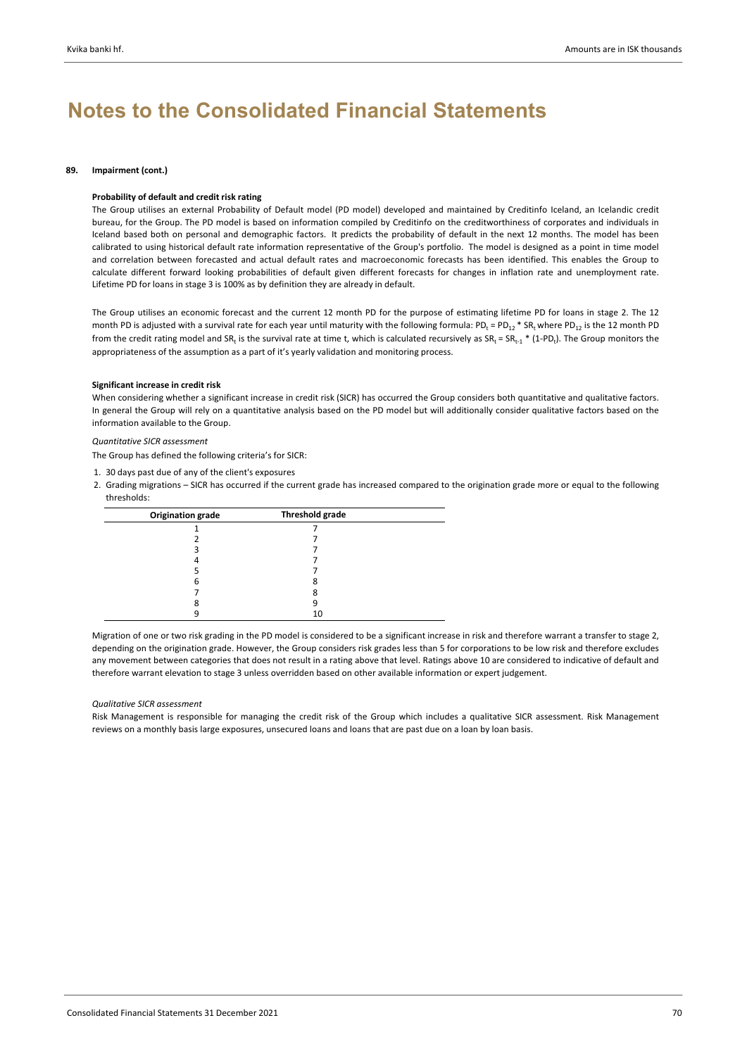# Notes to the Consolidated Financial Statements

**89. Impairment (cont.)**

**Probability of default and credit risk rating**

The Group utilises an external Probability of Default model (PD model) developed and maintained by Creditinfo Iceland, an Icelandic credit bureau, for the Group. The PD model is based on information compiled by Creditinfo on the creditworthiness of corporates and individuals in Iceland based both on personal and demographic factors. It predicts the probability of default in the next 12 months. The model has been calibrated to using historical default rate information representative of the Group's portfolio. The model is designed as a point in time model and correlation between forecasted and actual default rates and macroeconomic forecasts has been identified. This enables the Group to calculate different forward looking probabilities of default given different forecasts for changes in inflation rate and unemployment rate. Lifetime PD for loans in stage 3 is 100% as by definition they are already in default.

The Group utilises an economic forecast and the current 12 month PD for the purpose of estimating lifetime PD for loans in stage 2. The 12 month PD is adjusted with a survival rate for each year until maturity with the following formula: $PD_t = PD_{12} * SR_t$ where $PD_{12}$ is the 12 month PD from the credit rating model and $SR_t$ is the survival rate at time t, which is calculated recursively as $SR_t = SR_{t-1} * (1-PD_t)$. The Group monitors the appropriateness of the assumption as a part of it's yearly validation and monitoring process.

**Significant increase in credit risk**

When considering whether a significant increase in credit risk (SICR) has occurred the Group considers both quantitative and qualitative factors. In general the Group will rely on a quantitative analysis based on the PD model but will additionally consider qualitative factors based on the information available to the Group.

*Quantitative SICR assessment*

The Group has defined the following criteria's for SICR:

1. 30 days past due of any of the client's exposures
2. Grading migrations – SICR has occurred if the current grade has increased compared to the origination grade more or equal to the following thresholds:

| Origination grade | Threshold grade |
|---|---|
| 1 | 7 |
| 2 | 7 |
| 3 | 7 |
| 4 | 7 |
| 5 | 7 |
| 6 | 8 |
| 7 | 8 |
| 8 | 9 |
| 9 | 10 |

Migration of one or two risk grading in the PD model is considered to be a significant increase in risk and therefore warrant a transfer to stage 2, depending on the origination grade. However, the Group considers risk grades less than 5 for corporations to be low risk and therefore excludes any movement between categories that does not result in a rating above that level. Ratings above 10 are considered to indicative of default and therefore warrant elevation to stage 3 unless overridden based on other available information or expert judgement.

*Qualitative SICR assessment*

Risk Management is responsible for managing the credit risk of the Group which includes a qualitative SICR assessment. Risk Management reviews on a monthly basis large exposures, unsecured loans and loans that are past due on a loan by loan basis.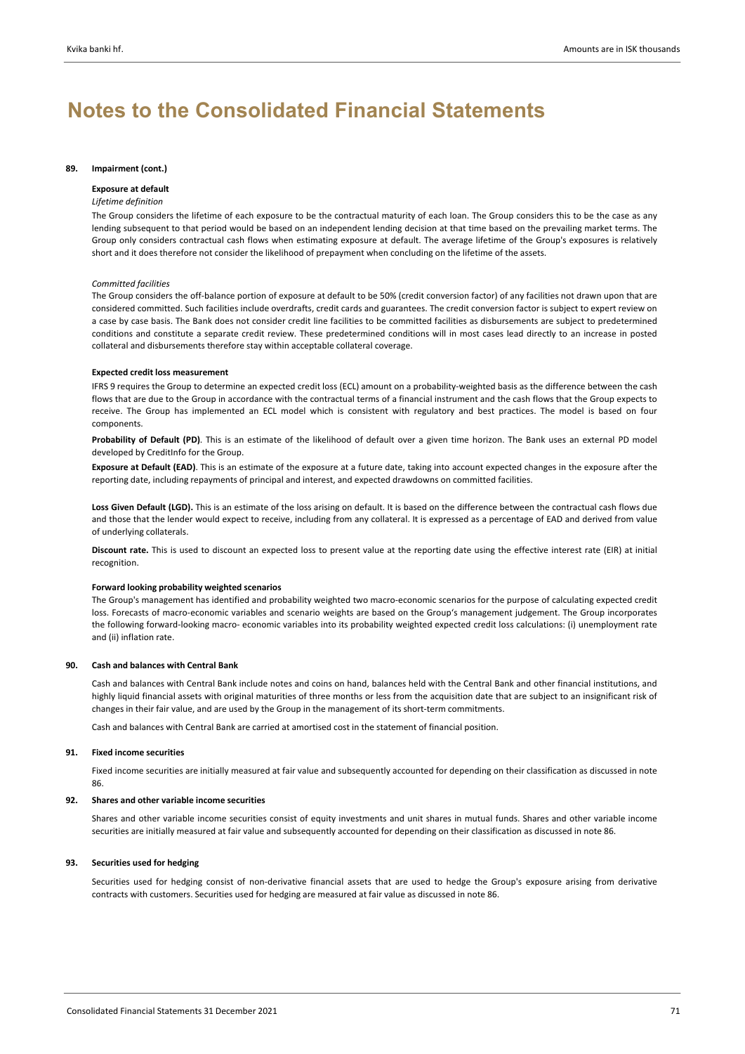# Notes to the Consolidated Financial Statements

**89. Impairment (cont.)**

**Exposure at default**

*Lifetime definition*

The Group considers the lifetime of each exposure to be the contractual maturity of each loan. The Group considers this to be the case as any lending subsequent to that period would be based on an independent lending decision at that time based on the prevailing market terms. The Group only considers contractual cash flows when estimating exposure at default. The average lifetime of the Group's exposures is relatively short and it does therefore not consider the likelihood of prepayment when concluding on the lifetime of the assets.

*Committed facilities*

The Group considers the off-balance portion of exposure at default to be 50% (credit conversion factor) of any facilities not drawn upon that are considered committed. Such facilities include overdrafts, credit cards and guarantees. The credit conversion factor is subject to expert review on a case by case basis. The Bank does not consider credit line facilities to be committed facilities as disbursements are subject to predetermined conditions and constitute a separate credit review. These predetermined conditions will in most cases lead directly to an increase in posted collateral and disbursements therefore stay within acceptable collateral coverage.

**Expected credit loss measurement**

IFRS 9 requires the Group to determine an expected credit loss (ECL) amount on a probability-weighted basis as the difference between the cash flows that are due to the Group in accordance with the contractual terms of a financial instrument and the cash flows that the Group expects to receive. The Group has implemented an ECL model which is consistent with regulatory and best practices. The model is based on four components.

**Probability of Default (PD)**. This is an estimate of the likelihood of default over a given time horizon. The Bank uses an external PD model developed by CreditInfo for the Group.

**Exposure at Default (EAD)**. This is an estimate of the exposure at a future date, taking into account expected changes in the exposure after the reporting date, including repayments of principal and interest, and expected drawdowns on committed facilities.

**Loss Given Default (LGD).** This is an estimate of the loss arising on default. It is based on the difference between the contractual cash flows due and those that the lender would expect to receive, including from any collateral. It is expressed as a percentage of EAD and derived from value of underlying collaterals.

**Discount rate.** This is used to discount an expected loss to present value at the reporting date using the effective interest rate (EIR) at initial recognition.

**Forward looking probability weighted scenarios**

The Group's management has identified and probability weighted two macro-economic scenarios for the purpose of calculating expected credit loss. Forecasts of macro-economic variables and scenario weights are based on the Group's management judgement. The Group incorporates the following forward-looking macro- economic variables into its probability weighted expected credit loss calculations: (i) unemployment rate and (ii) inflation rate.

**90. Cash and balances with Central Bank**

Cash and balances with Central Bank include notes and coins on hand, balances held with the Central Bank and other financial institutions, and highly liquid financial assets with original maturities of three months or less from the acquisition date that are subject to an insignificant risk of changes in their fair value, and are used by the Group in the management of its short-term commitments.

Cash and balances with Central Bank are carried at amortised cost in the statement of financial position.

**91. Fixed income securities**

Fixed income securities are initially measured at fair value and subsequently accounted for depending on their classification as discussed in note 86.

**92. Shares and other variable income securities**

Shares and other variable income securities consist of equity investments and unit shares in mutual funds. Shares and other variable income securities are initially measured at fair value and subsequently accounted for depending on their classification as discussed in note 86.

**93. Securities used for hedging**

Securities used for hedging consist of non-derivative financial assets that are used to hedge the Group's exposure arising from derivative contracts with customers. Securities used for hedging are measured at fair value as discussed in note 86.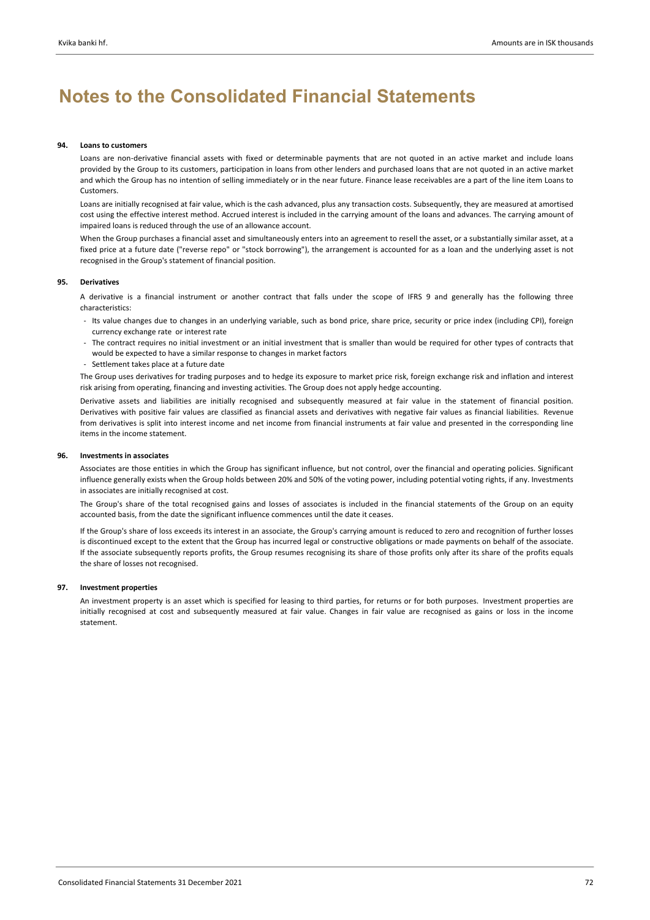# Notes to the Consolidated Financial Statements

**94. Loans to customers**

Loans are non-derivative financial assets with fixed or determinable payments that are not quoted in an active market and include loans provided by the Group to its customers, participation in loans from other lenders and purchased loans that are not quoted in an active market and which the Group has no intention of selling immediately or in the near future. Finance lease receivables are a part of the line item Loans to Customers.

Loans are initially recognised at fair value, which is the cash advanced, plus any transaction costs. Subsequently, they are measured at amortised cost using the effective interest method. Accrued interest is included in the carrying amount of the loans and advances. The carrying amount of impaired loans is reduced through the use of an allowance account.

When the Group purchases a financial asset and simultaneously enters into an agreement to resell the asset, or a substantially similar asset, at a fixed price at a future date ("reverse repo" or "stock borrowing"), the arrangement is accounted for as a loan and the underlying asset is not recognised in the Group's statement of financial position.

**95. Derivatives**

A derivative is a financial instrument or another contract that falls under the scope of IFRS 9 and generally has the following three characteristics:

- Its value changes due to changes in an underlying variable, such as bond price, share price, security or price index (including CPI), foreign currency exchange rate or interest rate
- The contract requires no initial investment or an initial investment that is smaller than would be required for other types of contracts that would be expected to have a similar response to changes in market factors
- Settlement takes place at a future date

The Group uses derivatives for trading purposes and to hedge its exposure to market price risk, foreign exchange risk and inflation and interest risk arising from operating, financing and investing activities. The Group does not apply hedge accounting.

Derivative assets and liabilities are initially recognised and subsequently measured at fair value in the statement of financial position. Derivatives with positive fair values are classified as financial assets and derivatives with negative fair values as financial liabilities. Revenue from derivatives is split into interest income and net income from financial instruments at fair value and presented in the corresponding line items in the income statement.

**96. Investments in associates**

Associates are those entities in which the Group has significant influence, but not control, over the financial and operating policies. Significant influence generally exists when the Group holds between 20% and 50% of the voting power, including potential voting rights, if any. Investments in associates are initially recognised at cost.

The Group's share of the total recognised gains and losses of associates is included in the financial statements of the Group on an equity accounted basis, from the date the significant influence commences until the date it ceases.

If the Group's share of loss exceeds its interest in an associate, the Group's carrying amount is reduced to zero and recognition of further losses is discontinued except to the extent that the Group has incurred legal or constructive obligations or made payments on behalf of the associate. If the associate subsequently reports profits, the Group resumes recognising its share of those profits only after its share of the profits equals the share of losses not recognised.

**97. Investment properties**

An investment property is an asset which is specified for leasing to third parties, for returns or for both purposes. Investment properties are initially recognised at cost and subsequently measured at fair value. Changes in fair value are recognised as gains or loss in the income statement.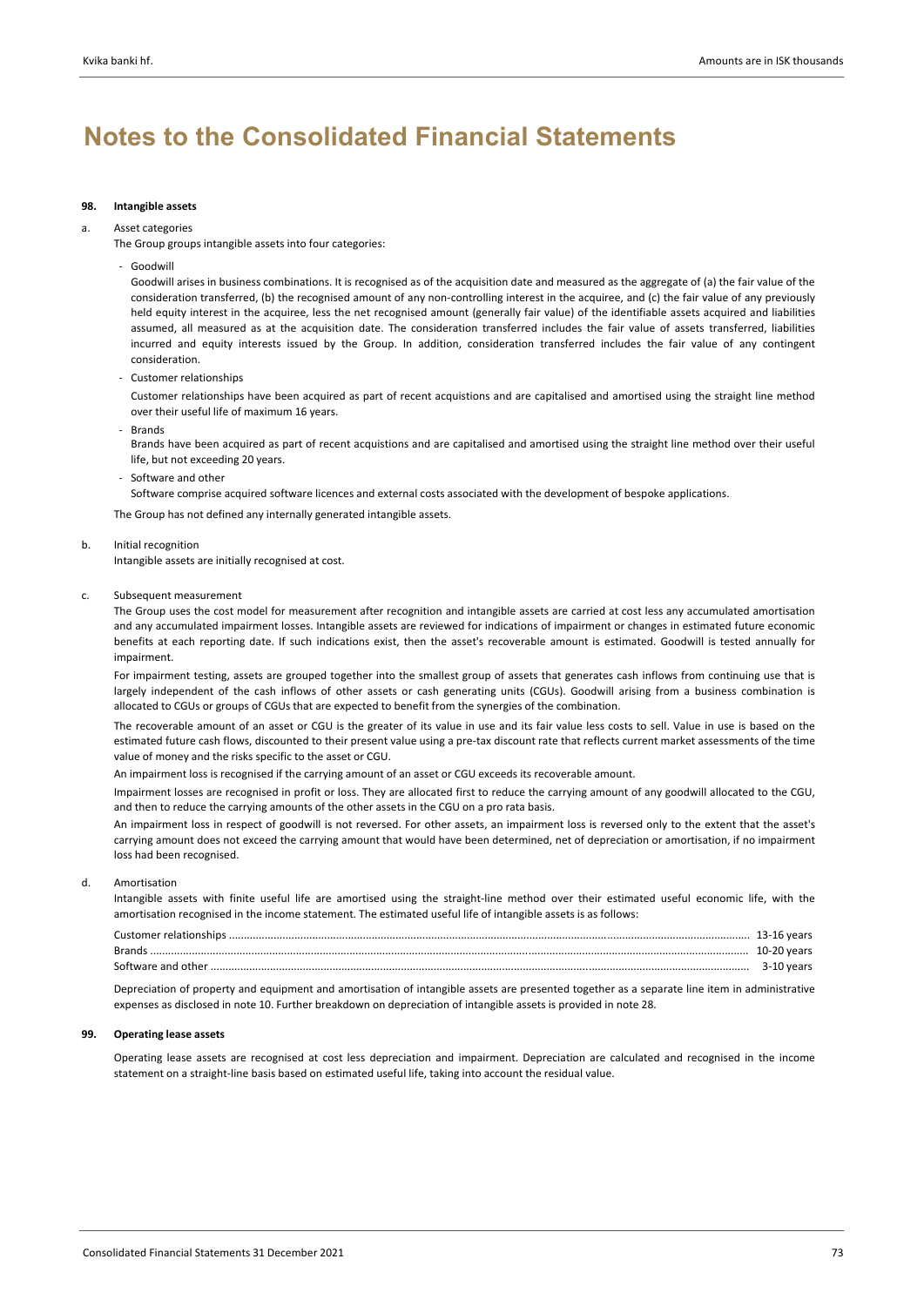# Notes to the Consolidated Financial Statements

**98. Intangible assets**

a. Asset categories

The Group groups intangible assets into four categories:

- Goodwill

  Goodwill arises in business combinations. It is recognised as of the acquisition date and measured as the aggregate of (a) the fair value of the consideration transferred, (b) the recognised amount of any non-controlling interest in the acquiree, and (c) the fair value of any previously held equity interest in the acquiree, less the net recognised amount (generally fair value) of the identifiable assets acquired and liabilities assumed, all measured as at the acquisition date. The consideration transferred includes the fair value of assets transferred, liabilities incurred and equity interests issued by the Group. In addition, consideration transferred includes the fair value of any contingent consideration.

- Customer relationships

  Customer relationships have been acquired as part of recent acquistions and are capitalised and amortised using the straight line method over their useful life of maximum 16 years.

- Brands

  Brands have been acquired as part of recent acquistions and are capitalised and amortised using the straight line method over their useful life, but not exceeding 20 years.

- Software and other

  Software comprise acquired software licences and external costs associated with the development of bespoke applications.

The Group has not defined any internally generated intangible assets.

b. Initial recognition

Intangible assets are initially recognised at cost.

c. Subsequent measurement

The Group uses the cost model for measurement after recognition and intangible assets are carried at cost less any accumulated amortisation and any accumulated impairment losses. Intangible assets are reviewed for indications of impairment or changes in estimated future economic benefits at each reporting date. If such indications exist, then the asset's recoverable amount is estimated. Goodwill is tested annually for impairment.

For impairment testing, assets are grouped together into the smallest group of assets that generates cash inflows from continuing use that is largely independent of the cash inflows of other assets or cash generating units (CGUs). Goodwill arising from a business combination is allocated to CGUs or groups of CGUs that are expected to benefit from the synergies of the combination.

The recoverable amount of an asset or CGU is the greater of its value in use and its fair value less costs to sell. Value in use is based on the estimated future cash flows, discounted to their present value using a pre-tax discount rate that reflects current market assessments of the time value of money and the risks specific to the asset or CGU.

An impairment loss is recognised if the carrying amount of an asset or CGU exceeds its recoverable amount.

Impairment losses are recognised in profit or loss. They are allocated first to reduce the carrying amount of any goodwill allocated to the CGU, and then to reduce the carrying amounts of the other assets in the CGU on a pro rata basis.

An impairment loss in respect of goodwill is not reversed. For other assets, an impairment loss is reversed only to the extent that the asset's carrying amount does not exceed the carrying amount that would have been determined, net of depreciation or amortisation, if no impairment loss had been recognised.

d. Amortisation

Intangible assets with finite useful life are amortised using the straight-line method over their estimated useful economic life, with the amortisation recognised in the income statement. The estimated useful life of intangible assets is as follows:

| | |
|---|---|
| Customer relationships | 13-16 years |
| Brands | 10-20 years |
| Software and other | 3-10 years |

Depreciation of property and equipment and amortisation of intangible assets are presented together as a separate line item in administrative expenses as disclosed in note 10. Further breakdown on depreciation of intangible assets is provided in note 28.

**99. Operating lease assets**

Operating lease assets are recognised at cost less depreciation and impairment. Depreciation are calculated and recognised in the income statement on a straight-line basis based on estimated useful life, taking into account the residual value.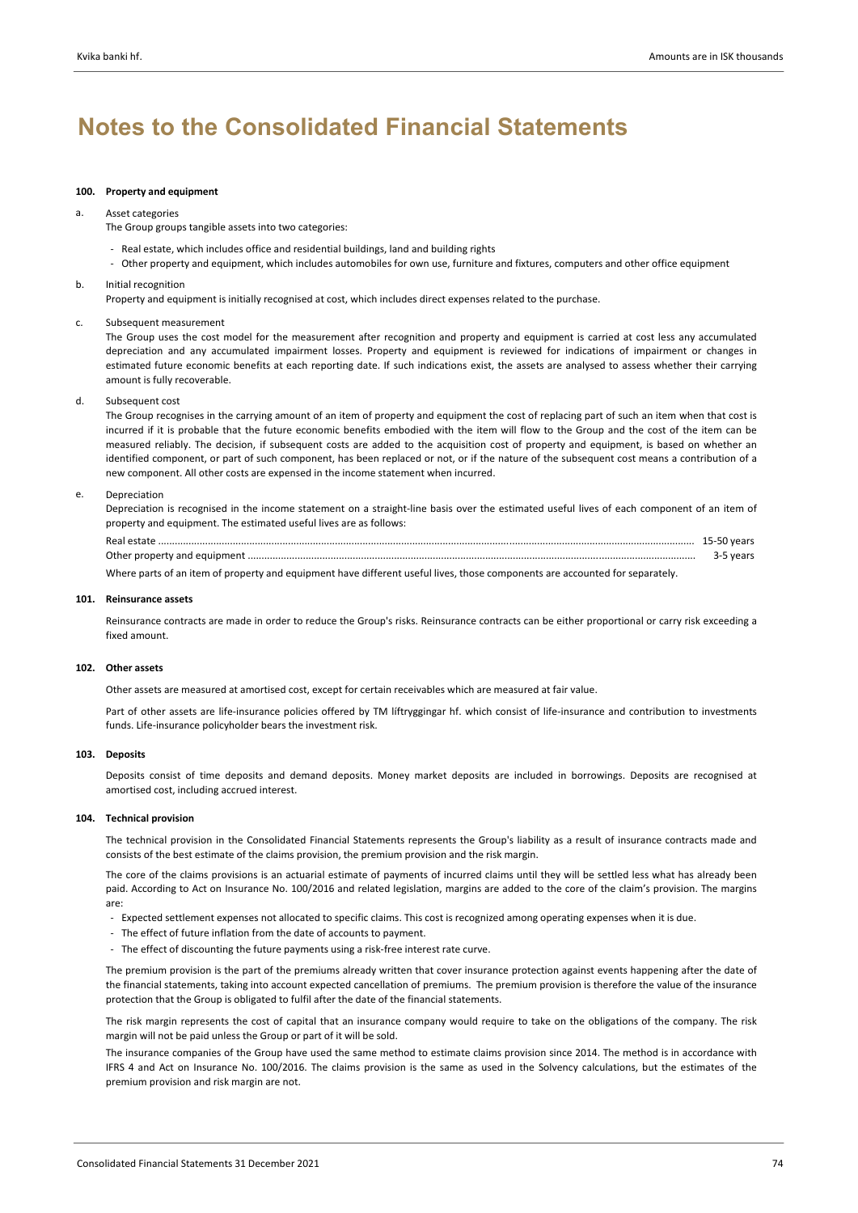# Notes to the Consolidated Financial Statements

**100. Property and equipment**

a. Asset categories

The Group groups tangible assets into two categories:

- Real estate, which includes office and residential buildings, land and building rights
- Other property and equipment, which includes automobiles for own use, furniture and fixtures, computers and other office equipment

b. Initial recognition

Property and equipment is initially recognised at cost, which includes direct expenses related to the purchase.

c. Subsequent measurement

The Group uses the cost model for the measurement after recognition and property and equipment is carried at cost less any accumulated depreciation and any accumulated impairment losses. Property and equipment is reviewed for indications of impairment or changes in estimated future economic benefits at each reporting date. If such indications exist, the assets are analysed to assess whether their carrying amount is fully recoverable.

d. Subsequent cost

The Group recognises in the carrying amount of an item of property and equipment the cost of replacing part of such an item when that cost is incurred if it is probable that the future economic benefits embodied with the item will flow to the Group and the cost of the item can be measured reliably. The decision, if subsequent costs are added to the acquisition cost of property and equipment, is based on whether an identified component, or part of such component, has been replaced or not, or if the nature of the subsequent cost means a contribution of a new component. All other costs are expensed in the income statement when incurred.

e. Depreciation

Depreciation is recognised in the income statement on a straight-line basis over the estimated useful lives of each component of an item of property and equipment. The estimated useful lives are as follows:

| | |
|---|---|
| Real estate | 15-50 years |
| Other property and equipment | 3-5 years |

Where parts of an item of property and equipment have different useful lives, those components are accounted for separately.

**101. Reinsurance assets**

Reinsurance contracts are made in order to reduce the Group's risks. Reinsurance contracts can be either proportional or carry risk exceeding a fixed amount.

**102. Other assets**

Other assets are measured at amortised cost, except for certain receivables which are measured at fair value.

Part of other assets are life-insurance policies offered by TM liftryggingar hf. which consist of life-insurance and contribution to investments funds. Life-insurance policyholder bears the investment risk.

**103. Deposits**

Deposits consist of time deposits and demand deposits. Money market deposits are included in borrowings. Deposits are recognised at amortised cost, including accrued interest.

**104. Technical provision**

The technical provision in the Consolidated Financial Statements represents the Group's liability as a result of insurance contracts made and consists of the best estimate of the claims provision, the premium provision and the risk margin.

The core of the claims provisions is an actuarial estimate of payments of incurred claims until they will be settled less what has already been paid. According to Act on Insurance No. 100/2016 and related legislation, margins are added to the core of the claim's provision. The margins are:

- Expected settlement expenses not allocated to specific claims. This cost is recognized among operating expenses when it is due.
- The effect of future inflation from the date of accounts to payment.
- The effect of discounting the future payments using a risk-free interest rate curve.

The premium provision is the part of the premiums already written that cover insurance protection against events happening after the date of the financial statements, taking into account expected cancellation of premiums. The premium provision is therefore the value of the insurance protection that the Group is obligated to fulfil after the date of the financial statements.

The risk margin represents the cost of capital that an insurance company would require to take on the obligations of the company. The risk margin will not be paid unless the Group or part of it will be sold.

The insurance companies of the Group have used the same method to estimate claims provision since 2014. The method is in accordance with IFRS 4 and Act on Insurance No. 100/2016. The claims provision is the same as used in the Solvency calculations, but the estimates of the premium provision and risk margin are not.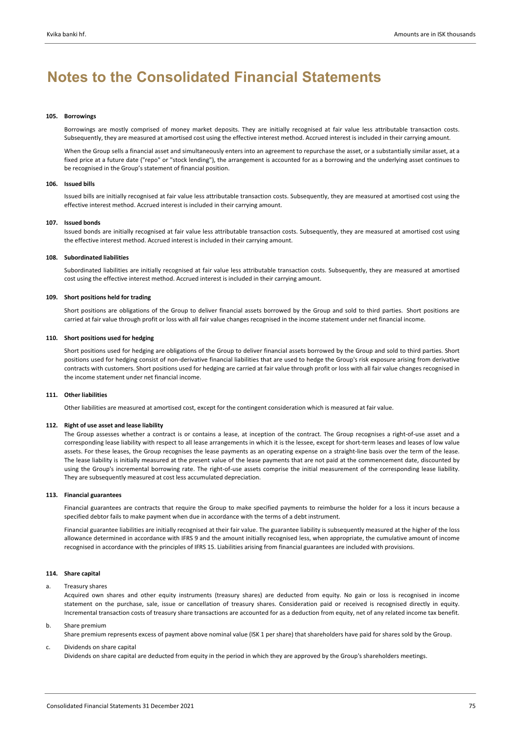# Notes to the Consolidated Financial Statements

#### 105. Borrowings

Borrowings are mostly comprised of money market deposits. They are initially recognised at fair value less attributable transaction costs. Subsequently, they are measured at amortised cost using the effective interest method. Accrued interest is included in their carrying amount.

When the Group sells a financial asset and simultaneously enters into an agreement to repurchase the asset, or a substantially similar asset, at a fixed price at a future date ("repo" or "stock lending"), the arrangement is accounted for as a borrowing and the underlying asset continues to be recognised in the Group's statement of financial position.

#### 106. Issued bills

Issued bills are initially recognised at fair value less attributable transaction costs. Subsequently, they are measured at amortised cost using the effective interest method. Accrued interest is included in their carrying amount.

#### 107. Issued bonds

Issued bonds are initially recognised at fair value less attributable transaction costs. Subsequently, they are measured at amortised cost using the effective interest method. Accrued interest is included in their carrying amount.

#### 108. Subordinated liabilities

Subordinated liabilities are initially recognised at fair value less attributable transaction costs. Subsequently, they are measured at amortised cost using the effective interest method. Accrued interest is included in their carrying amount.

#### 109. Short positions held for trading

Short positions are obligations of the Group to deliver financial assets borrowed by the Group and sold to third parties. Short positions are carried at fair value through profit or loss with all fair value changes recognised in the income statement under net financial income.

#### 110. Short positions used for hedging

Short positions used for hedging are obligations of the Group to deliver financial assets borrowed by the Group and sold to third parties. Short positions used for hedging consist of non-derivative financial liabilities that are used to hedge the Group's risk exposure arising from derivative contracts with customers. Short positions used for hedging are carried at fair value through profit or loss with all fair value changes recognised in the income statement under net financial income.

#### 111. Other liabilities

Other liabilities are measured at amortised cost, except for the contingent consideration which is measured at fair value.

#### 112. Right of use asset and lease liability

The Group assesses whether a contract is or contains a lease, at inception of the contract. The Group recognises a right-of-use asset and a corresponding lease liability with respect to all lease arrangements in which it is the lessee, except for short-term leases and leases of low value assets. For these leases, the Group recognises the lease payments as an operating expense on a straight-line basis over the term of the lease. The lease liability is initially measured at the present value of the lease payments that are not paid at the commencement date, discounted by using the Group's incremental borrowing rate. The right-of-use assets comprise the initial measurement of the corresponding lease liability. They are subsequently measured at cost less accumulated depreciation.

#### 113. Financial guarantees

Financial guarantees are contracts that require the Group to make specified payments to reimburse the holder for a loss it incurs because a specified debtor fails to make payment when due in accordance with the terms of a debt instrument.

Financial guarantee liabilities are initially recognised at their fair value. The guarantee liability is subsequently measured at the higher of the loss allowance determined in accordance with IFRS 9 and the amount initially recognised less, when appropriate, the cumulative amount of income recognised in accordance with the principles of IFRS 15. Liabilities arising from financial guarantees are included with provisions.

#### 114. Share capital

a. Treasury shares

Acquired own shares and other equity instruments (treasury shares) are deducted from equity. No gain or loss is recognised in income statement on the purchase, sale, issue or cancellation of treasury shares. Consideration paid or received is recognised directly in equity. Incremental transaction costs of treasury share transactions are accounted for as a deduction from equity, net of any related income tax benefit.

b. Share premium

Share premium represents excess of payment above nominal value (ISK 1 per share) that shareholders have paid for shares sold by the Group.

c. Dividends on share capital

Dividends on share capital are deducted from equity in the period in which they are approved by the Group's shareholders meetings.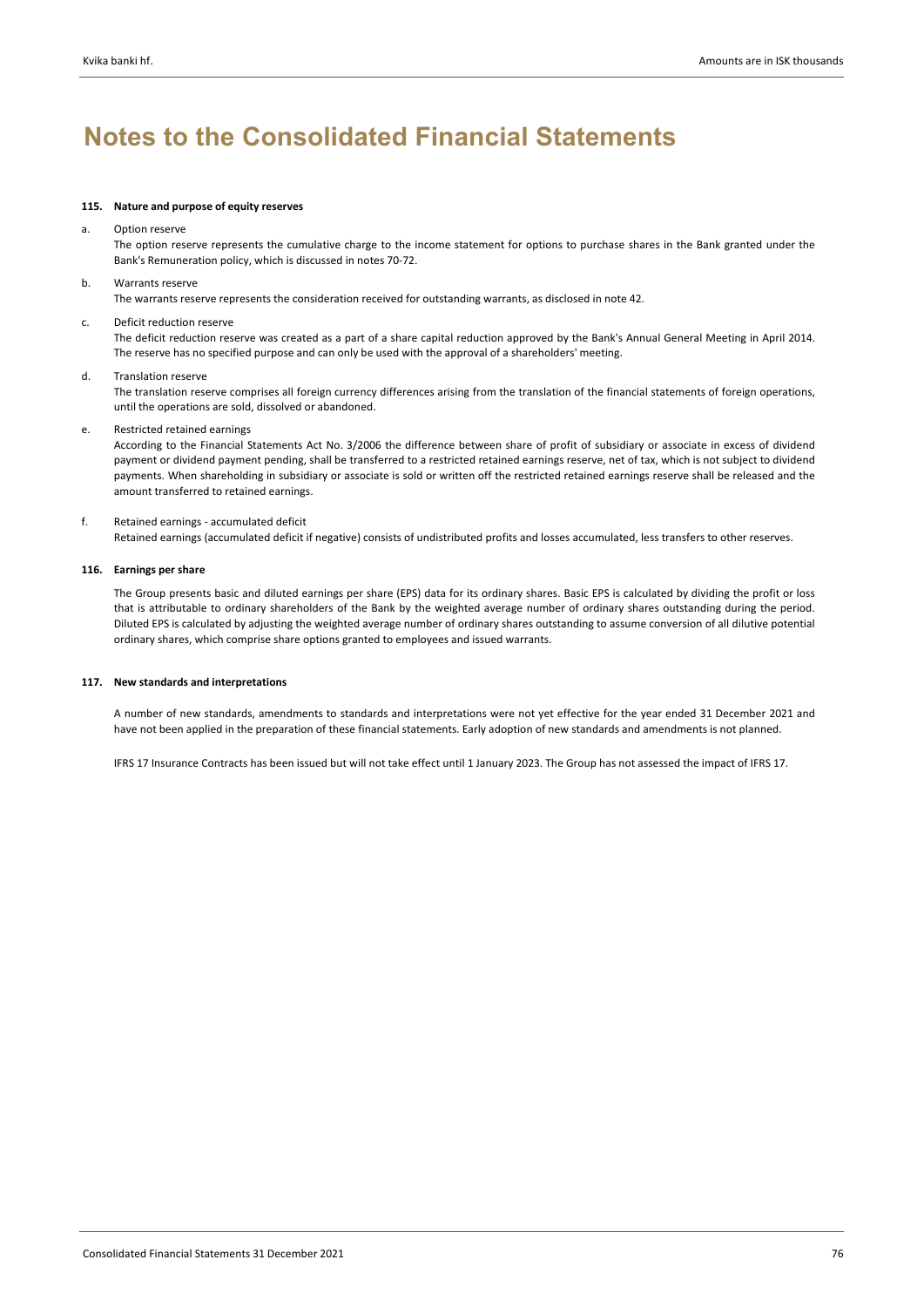# Notes to the Consolidated Financial Statements

**115. Nature and purpose of equity reserves**

a. Option reserve

The option reserve represents the cumulative charge to the income statement for options to purchase shares in the Bank granted under the Bank's Remuneration policy, which is discussed in notes 70-72.

b. Warrants reserve

The warrants reserve represents the consideration received for outstanding warrants, as disclosed in note 42.

c. Deficit reduction reserve

The deficit reduction reserve was created as a part of a share capital reduction approved by the Bank's Annual General Meeting in April 2014. The reserve has no specified purpose and can only be used with the approval of a shareholders' meeting.

d. Translation reserve

The translation reserve comprises all foreign currency differences arising from the translation of the financial statements of foreign operations, until the operations are sold, dissolved or abandoned.

e. Restricted retained earnings

According to the Financial Statements Act No. 3/2006 the difference between share of profit of subsidiary or associate in excess of dividend payment or dividend payment pending, shall be transferred to a restricted retained earnings reserve, net of tax, which is not subject to dividend payments. When shareholding in subsidiary or associate is sold or written off the restricted retained earnings reserve shall be released and the amount transferred to retained earnings.

f. Retained earnings - accumulated deficit

Retained earnings (accumulated deficit if negative) consists of undistributed profits and losses accumulated, less transfers to other reserves.

**116. Earnings per share**

The Group presents basic and diluted earnings per share (EPS) data for its ordinary shares. Basic EPS is calculated by dividing the profit or loss that is attributable to ordinary shareholders of the Bank by the weighted average number of ordinary shares outstanding during the period. Diluted EPS is calculated by adjusting the weighted average number of ordinary shares outstanding to assume conversion of all dilutive potential ordinary shares, which comprise share options granted to employees and issued warrants.

**117. New standards and interpretations**

A number of new standards, amendments to standards and interpretations were not yet effective for the year ended 31 December 2021 and have not been applied in the preparation of these financial statements. Early adoption of new standards and amendments is not planned.

IFRS 17 Insurance Contracts has been issued but will not take effect until 1 January 2023. The Group has not assessed the impact of IFRS 17.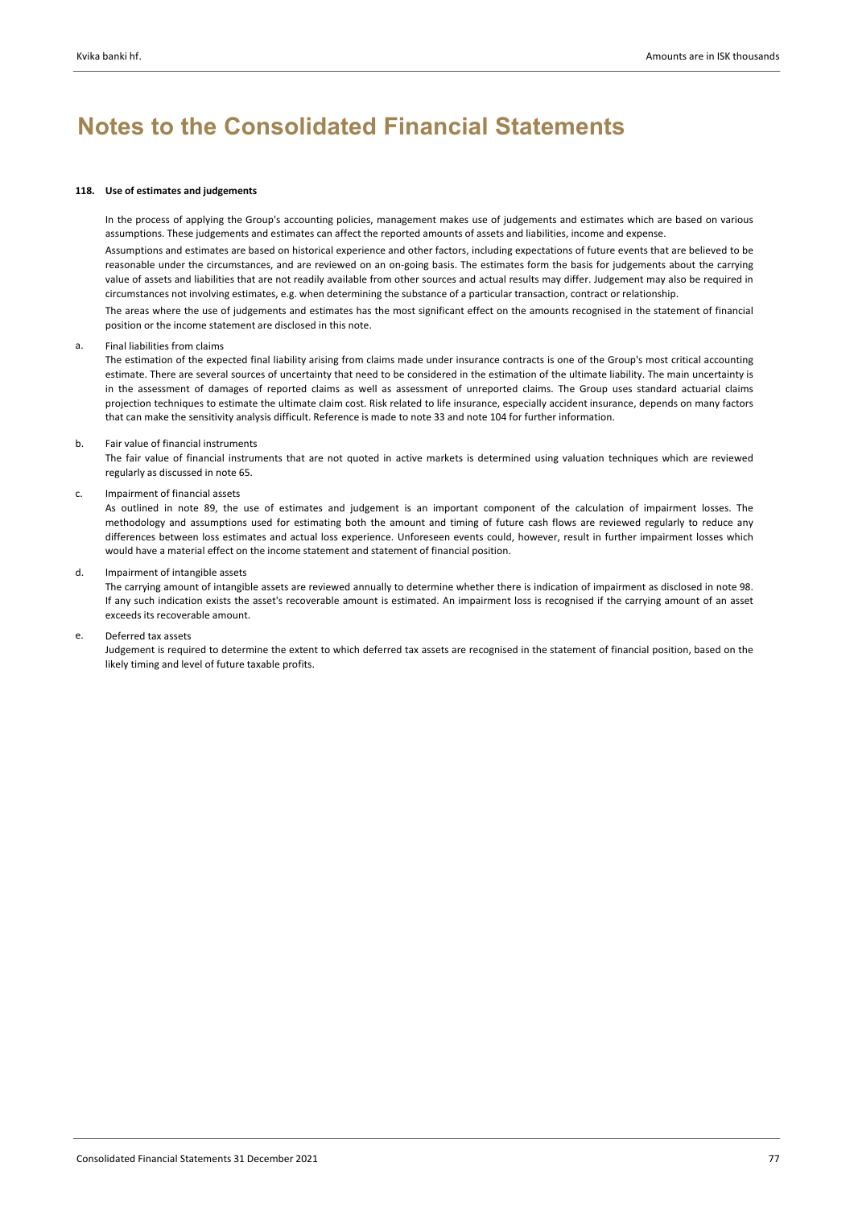# Notes to the Consolidated Financial Statements

**118. Use of estimates and judgements**

In the process of applying the Group's accounting policies, management makes use of judgements and estimates which are based on various assumptions. These judgements and estimates can affect the reported amounts of assets and liabilities, income and expense.

Assumptions and estimates are based on historical experience and other factors, including expectations of future events that are believed to be reasonable under the circumstances, and are reviewed on an on-going basis. The estimates form the basis for judgements about the carrying value of assets and liabilities that are not readily available from other sources and actual results may differ. Judgement may also be required in circumstances not involving estimates, e.g. when determining the substance of a particular transaction, contract or relationship.

The areas where the use of judgements and estimates has the most significant effect on the amounts recognised in the statement of financial position or the income statement are disclosed in this note.

a. Final liabilities from claims

The estimation of the expected final liability arising from claims made under insurance contracts is one of the Group's most critical accounting estimate. There are several sources of uncertainty that need to be considered in the estimation of the ultimate liability. The main uncertainty is in the assessment of damages of reported claims as well as assessment of unreported claims. The Group uses standard actuarial claims projection techniques to estimate the ultimate claim cost. Risk related to life insurance, especially accident insurance, depends on many factors that can make the sensitivity analysis difficult. Reference is made to note 33 and note 104 for further information.

b. Fair value of financial instruments

The fair value of financial instruments that are not quoted in active markets is determined using valuation techniques which are reviewed regularly as discussed in note 65.

c. Impairment of financial assets

As outlined in note 89, the use of estimates and judgement is an important component of the calculation of impairment losses. The methodology and assumptions used for estimating both the amount and timing of future cash flows are reviewed regularly to reduce any differences between loss estimates and actual loss experience. Unforeseen events could, however, result in further impairment losses which would have a material effect on the income statement and statement of financial position.

d. Impairment of intangible assets

The carrying amount of intangible assets are reviewed annually to determine whether there is indication of impairment as disclosed in note 98. If any such indication exists the asset's recoverable amount is estimated. An impairment loss is recognised if the carrying amount of an asset exceeds its recoverable amount.

e. Deferred tax assets

Judgement is required to determine the extent to which deferred tax assets are recognised in the statement of financial position, based on the likely timing and level of future taxable profits.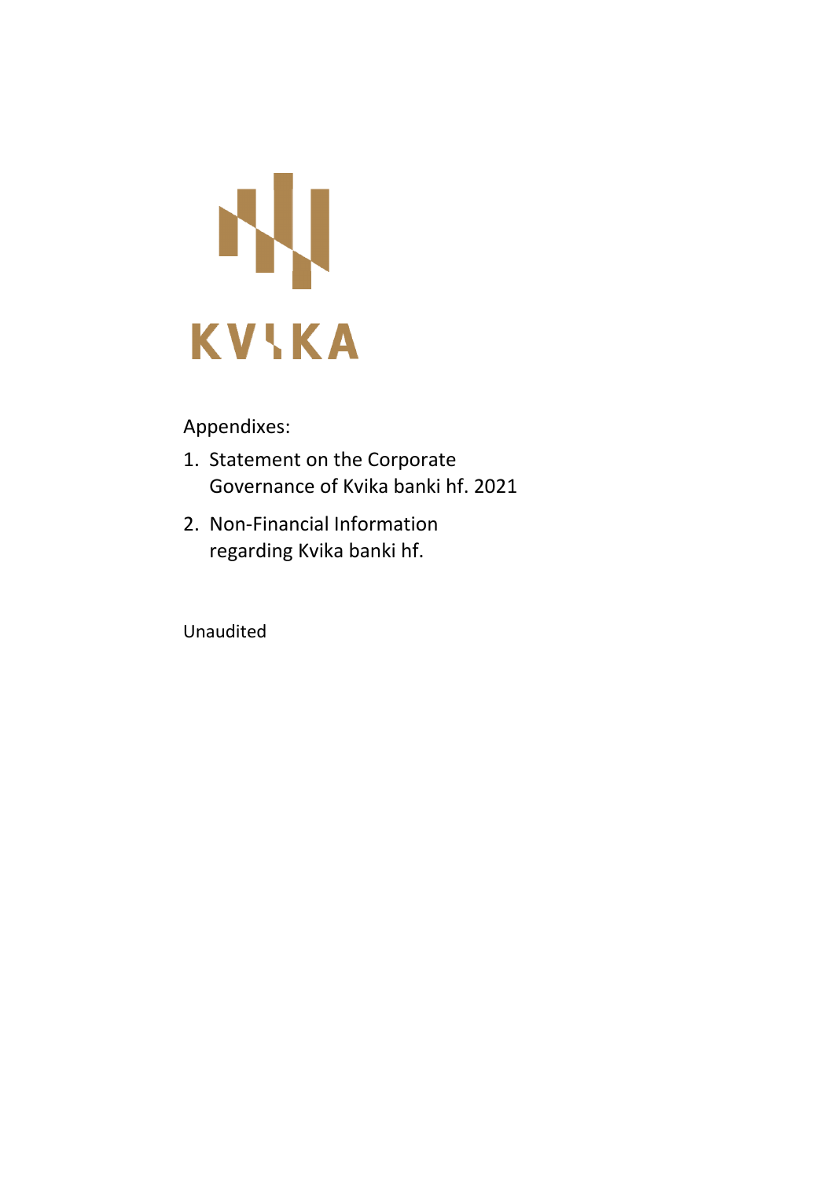KVIKA

Appendixes:

1. Statement on the Corporate Governance of Kvika banki hf. 2021
2. Non-Financial Information regarding Kvika banki hf.

Unaudited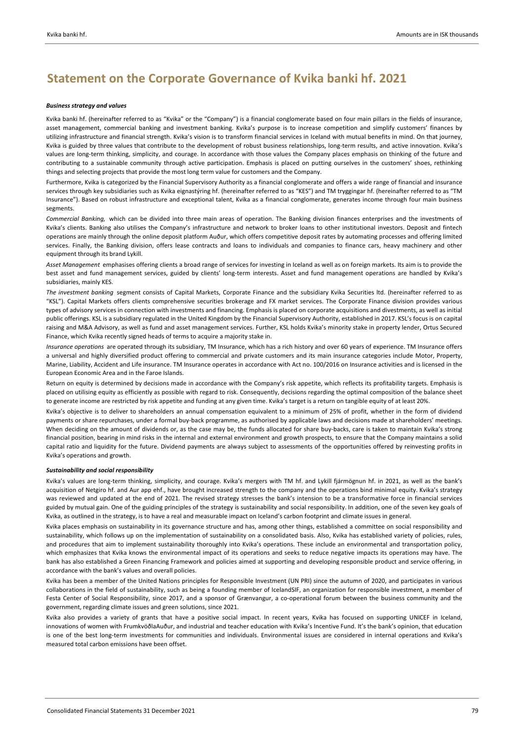# Statement on the Corporate Governance of Kvika banki hf. 2021

***Business strategy and values***

Kvika banki hf. (hereinafter referred to as "Kvika" or the "Company") is a financial conglomerate based on four main pillars in the fields of insurance, asset management, commercial banking and investment banking. Kvika's purpose is to increase competition and simplify customers' finances by utilizing infrastructure and financial strength. Kvika's vision is to transform financial services in Iceland with mutual benefits in mind. On that journey, Kvika is guided by three values that contribute to the development of robust business relationships, long-term results, and active innovation. Kvika's values are long-term thinking, simplicity, and courage. In accordance with those values the Company places emphasis on thinking of the future and contributing to a sustainable community through active participation. Emphasis is placed on putting ourselves in the customers' shoes, rethinking things and selecting projects that provide the most long term value for customers and the Company.

Furthermore, Kvika is categorized by the Financial Supervisory Authority as a financial conglomerate and offers a wide range of financial and insurance services through key subsidiaries such as Kvika eignastýring hf. (hereinafter referred to as "KES") and TM tryggingar hf. (hereinafter referred to as "TM Insurance"). Based on robust infrastructure and exceptional talent, Kvika as a financial conglomerate, generates income through four main business segments.

*Commercial Banking,* which can be divided into three main areas of operation. The Banking division finances enterprises and the investments of Kvika's clients. Banking also utilises the Company's infrastructure and network to broker loans to other institutional investors. Deposit and fintech operations are mainly through the online deposit platform Auður, which offers competitive deposit rates by automating processes and offering limited services. Finally, the Banking division, offers lease contracts and loans to individuals and companies to finance cars, heavy machinery and other equipment through its brand Lykill.

*Asset Management* emphasises offering clients a broad range of services for investing in Iceland as well as on foreign markets. Its aim is to provide the best asset and fund management services, guided by clients' long-term interests. Asset and fund management operations are handled by Kvika's subsidiaries, mainly KES.

*The investment banking* segment consists of Capital Markets, Corporate Finance and the subsidiary Kvika Securities ltd. (hereinafter referred to as "KSL"). Capital Markets offers clients comprehensive securities brokerage and FX market services. The Corporate Finance division provides various types of advisory services in connection with investments and financing. Emphasis is placed on corporate acquisitions and divestments, as well as initial public offerings. KSL is a subsidiary regulated in the United Kingdom by the Financial Supervisory Authority, established in 2017. KSL's focus is on capital raising and M&A Advisory, as well as fund and asset management services. Further, KSL holds Kvika's minority stake in property lender, Ortus Secured Finance, which Kvika recently signed heads of terms to acquire a majority stake in.

*Insurance operations* are operated through its subsidiary, TM Insurance, which has a rich history and over 60 years of experience. TM Insurance offers a universal and highly diversified product offering to commercial and private customers and its main insurance categories include Motor, Property, Marine, Liability, Accident and Life insurance. TM Insurance operates in accordance with Act no. 100/2016 on Insurance activities and is licensed in the European Economic Area and in the Faroe Islands.

Return on equity is determined by decisions made in accordance with the Company's risk appetite, which reflects its profitability targets. Emphasis is placed on utilising equity as efficiently as possible with regard to risk. Consequently, decisions regarding the optimal composition of the balance sheet to generate income are restricted by risk appetite and funding at any given time. Kvika's target is a return on tangible equity of at least 20%.

Kvika's objective is to deliver to shareholders an annual compensation equivalent to a minimum of 25% of profit, whether in the form of dividend payments or share repurchases, under a formal buy-back programme, as authorised by applicable laws and decisions made at shareholders' meetings. When deciding on the amount of dividends or, as the case may be, the funds allocated for share buy-backs, care is taken to maintain Kvika's strong financial position, bearing in mind risks in the internal and external environment and growth prospects, to ensure that the Company maintains a solid capital ratio and liquidity for the future. Dividend payments are always subject to assessments of the opportunities offered by reinvesting profits in Kvika's operations and growth.

***Sustainability and social responsibility***

Kvika's values are long-term thinking, simplicity, and courage. Kvika's mergers with TM hf. and Lykill fjármögnun hf. in 2021, as well as the bank's acquisition of Netgiro hf. and Aur app ehf., have brought increased strength to the company and the operations bind minimal equity. Kvika's strategy was reviewed and updated at the end of 2021. The revised strategy stresses the bank's intension to be a transformative force in financial services guided by mutual gain. One of the guiding principles of the strategy is sustainability and social responsibility. In addition, one of the seven key goals of Kvika, as outlined in the strategy, is to have a real and measurable impact on Iceland's carbon footprint and climate issues in general.

Kvika places emphasis on sustainability in its governance structure and has, among other things, established a committee on social responsibility and sustainability, which follows up on the implementation of sustainability on a consolidated basis. Also, Kvika has established variety of policies, rules, and procedures that aim to implement sustainability thoroughly into Kvika's operations. These include an environmental and transportation policy, which emphasizes that Kvika knows the environmental impact of its operations and seeks to reduce negative impacts its operations may have. The bank has also established a Green Financing Framework and policies aimed at supporting and developing responsible product and service offering, in accordance with the bank's values and overall policies.

Kvika has been a member of the United Nations principles for Responsible Investment (UN PRI) since the autumn of 2020, and participates in various collaborations in the field of sustainability, such as being a founding member of IcelandSIF, an organization for responsible investment, a member of Festa Center of Social Responsibility, since 2017, and a sponsor of Grænvangur, a co-operational forum between the business community and the government, regarding climate issues and green solutions, since 2021.

Kvika also provides a variety of grants that have a positive social impact. In recent years, Kvika has focused on supporting UNICEF in Iceland, innovations of women with FrumkvöðlaAuður, and industrial and teacher education with Kvika's Incentive Fund. It's the bank's opinion, that education is one of the best long-term investments for communities and individuals. Environmental issues are considered in internal operations and Kvika's measured total carbon emissions have been offset.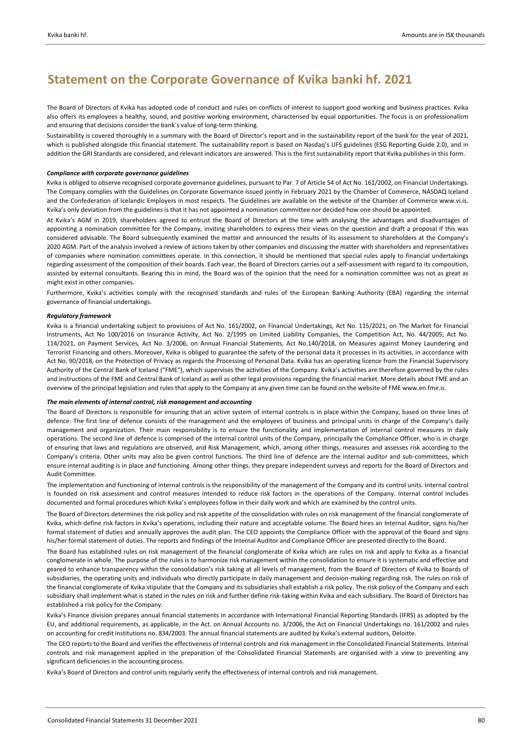# Statement on the Corporate Governance of Kvika banki hf. 2021

The Board of Directors of Kvika has adopted code of conduct and rules on conflicts of interest to support good working and business practices. Kvika also offers its employees a healthy, sound, and positive working environment, characterised by equal opportunities. The focus is on professionalism and ensuring that decisions consider the bank´s value of long-term thinking.

Sustainability is covered thoroughly in a summary with the Board of Director's report and in the sustainability report of the bank for the year of 2021, which is published alongside this financial statement. The sustainability report is based on Nasdaq's UFS guidelines (ESG Reporting Guide 2.0), and in addition the GRI Standards are considered, and relevant indicators are answered. This is the first sustainability report that Kvika publishes in this form.

***Compliance with corporate governance guidelines***

Kvika is obliged to observe recognised corporate governance guidelines, pursuant to Par. 7 of Article 54 of Act No. 161/2002, on Financial Undertakings. The Company complies with the Guidelines on Corporate Governance issued jointly in February 2021 by the Chamber of Commerce, NASDAQ Iceland and the Confederation of Icelandic Employers in most respects. The Guidelines are available on the website of the Chamber of Commerce www.vi.is. Kvika's only deviation from the guidelines is that it has not appointed a nomination committee nor decided how one should be appointed.

At Kvika's AGM in 2019, shareholders agreed to entrust the Board of Directors at the time with analysing the advantages and disadvantages of appointing a nomination committee for the Company, inviting shareholders to express their views on the question and draft a proposal if this was considered advisable. The Board subsequently examined the matter and announced the results of its assessment to shareholders at the Company's 2020 AGM. Part of the analysis involved a review of actions taken by other companies and discussing the matter with shareholders and representatives of companies where nomination committees operate. In this connection, it should be mentioned that special rules apply to financial undertakings regarding assessment of the composition of their boards. Each year, the Board of Directors carries out a self-assessment with regard to its composition, assisted by external consultants. Bearing this in mind, the Board was of the opinion that the need for a nomination committee was not as great as might exist in other companies.

Furthermore, Kvika's activities comply with the recognised standards and rules of the European Banking Authority (EBA) regarding the internal governance of financial undertakings.

***Regulatory framework***

Kvika is a financial undertaking subject to provisions of Act No. 161/2002, on Financial Undertakings, Act No. 115/2021, on The Market for Financial Instruments, Act No 100/2016 on Insurance Activity, Act No. 2/1995 on Limited Liability Companies, the Competition Act, No. 44/2005, Act No. 114/2021, on Payment Services, Act No. 3/2006, on Annual Financial Statements, Act No.140/2018, on Measures against Money Laundering and Terrorist Financing and others. Moreover, Kvika is obliged to guarantee the safety of the personal data it processes in its activities, in accordance with Act No. 90/2018, on the Protection of Privacy as regards the Processing of Personal Data. Kvika has an operating licence from the Financial Supervisory Authority of the Central Bank of Iceland ("FME"), which supervises the activities of the Company. Kvika's activities are therefore governed by the rules and instructions of the FME and Central Bank of Iceland as well as other legal provisions regarding the financial market. More details about FME and an overview of the principal legislation and rules that apply to the Company at any given time can be found on the website of FME www.en.fme.is.

***The main elements of internal control, risk management and accounting***

The Board of Directors is responsible for ensuring that an active system of internal controls is in place within the Company, based on three lines of defence: The first line of defence consists of the management and the employees of business and principal units in charge of the Company's daily management and organization. Their main responsibility is to ensure the functionality and implementation of internal control measures in daily operations. The second line of defence is comprised of the internal control units of the Company, principally the Compliance Officer, who is in charge of ensuring that laws and regulations are observed, and Risk Management, which, among other things, measures and assesses risk according to the Company's criteria. Other units may also be given control functions. The third line of defence are the internal auditor and sub-committees, which ensure internal auditing is in place and functioning. Among other things, they prepare independent surveys and reports for the Board of Directors and Audit Committee.

The implementation and functioning of internal controls is the responsibility of the management of the Company and its control units. Internal control is founded on risk assessment and control measures intended to reduce risk factors in the operations of the Company. Internal control includes documented and formal procedures which Kvika's employees follow in their daily work and which are examined by the control units.

The Board of Directors determines the risk policy and risk appetite of the consolidation with rules on risk management of the financial conglomerate of Kvika, which define risk factors in Kvika's operations, including their nature and acceptable volume. The Board hires an Internal Auditor, signs his/her formal statement of duties and annually approves the audit plan. The CEO appoints the Compliance Officer with the approval of the Board and signs his/her formal statement of duties. The reports and findings of the Internal Auditor and Compliance Officer are presented directly to the Board.

The Board has established rules on risk management of the financial conglomerate of Kvika which are rules on risk and apply to Kvika as a financial conglomerate in whole. The purpose of the rules is to harmonize risk management within the consolidation to ensure it is systematic and effective and geared to enhance transparency within the consolidation's risk taking at all levels of management, from the Board of Directors of Kvika to Boards of subsidiaries, the operating units and individuals who directly participate in daily management and decision-making regarding risk. The rules on risk of the financial conglomerate of Kvika stipulate that the Company and its subsidiaries shall establish a risk policy. The risk policy of the Company and each subsidiary shall implement what is stated in the rules on risk and further define risk-taking within Kvika and each subsidiary. The Board of Directors has established a risk policy for the Company.

Kvika's Finance division prepares annual financial statements in accordance with International Financial Reporting Standards (IFRS) as adopted by the EU, and additional requirements, as applicable, in the Act. on Annual Accounts no. 3/2006, the Act on Financial Undertakings no. 161/2002 and rules on accounting for credit institutions no. 834/2003. The annual financial statements are audited by Kvika's external auditors, Deloitte.

The CEO reports to the Board and verifies the effectiveness of internal controls and risk management in the Consolidated Financial Statements. Internal controls and risk management applied in the preparation of the Consolidated Financial Statements are organised with a view to preventing any significant deficiencies in the accounting process.

Kvika's Board of Directors and control units regularly verify the effectiveness of internal controls and risk management.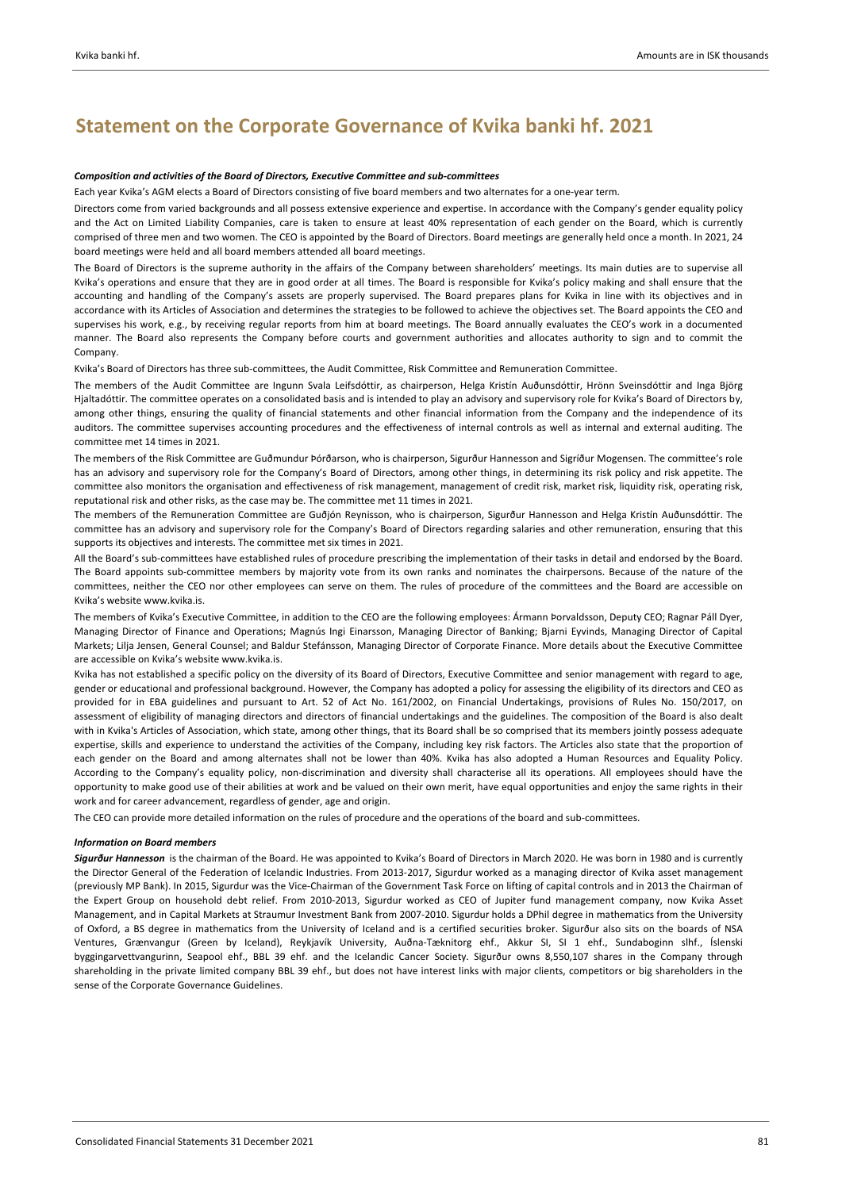# Statement on the Corporate Governance of Kvika banki hf. 2021

***Composition and activities of the Board of Directors, Executive Committee and sub-committees***

Each year Kvika's AGM elects a Board of Directors consisting of five board members and two alternates for a one-year term.

Directors come from varied backgrounds and all possess extensive experience and expertise. In accordance with the Company's gender equality policy and the Act on Limited Liability Companies, care is taken to ensure at least 40% representation of each gender on the Board, which is currently comprised of three men and two women. The CEO is appointed by the Board of Directors. Board meetings are generally held once a month. In 2021, 24 board meetings were held and all board members attended all board meetings.

The Board of Directors is the supreme authority in the affairs of the Company between shareholders' meetings. Its main duties are to supervise all Kvika's operations and ensure that they are in good order at all times. The Board is responsible for Kvika's policy making and shall ensure that the accounting and handling of the Company's assets are properly supervised. The Board prepares plans for Kvika in line with its objectives and in accordance with its Articles of Association and determines the strategies to be followed to achieve the objectives set. The Board appoints the CEO and supervises his work, e.g., by receiving regular reports from him at board meetings. The Board annually evaluates the CEO's work in a documented manner. The Board also represents the Company before courts and government authorities and allocates authority to sign and to commit the Company.

Kvika's Board of Directors has three sub-committees, the Audit Committee, Risk Committee and Remuneration Committee.

The members of the Audit Committee are Ingunn Svala Leifsdóttir, as chairperson, Helga Kristín Auðunsdóttir, Hrönn Sveinsdóttir and Inga Björg Hjaltadóttir. The committee operates on a consolidated basis and is intended to play an advisory and supervisory role for Kvika's Board of Directors by, among other things, ensuring the quality of financial statements and other financial information from the Company and the independence of its auditors. The committee supervises accounting procedures and the effectiveness of internal controls as well as internal and external auditing. The committee met 14 times in 2021.

The members of the Risk Committee are Guðmundur Þórðarson, who is chairperson, Sigurður Hannesson and Sigríður Mogensen. The committee's role has an advisory and supervisory role for the Company's Board of Directors, among other things, in determining its risk policy and risk appetite. The committee also monitors the organisation and effectiveness of risk management, management of credit risk, market risk, liquidity risk, operating risk, reputational risk and other risks, as the case may be. The committee met 11 times in 2021.

The members of the Remuneration Committee are Guðjón Reynisson, who is chairperson, Sigurður Hannesson and Helga Kristín Auðunsdóttir. The committee has an advisory and supervisory role for the Company's Board of Directors regarding salaries and other remuneration, ensuring that this supports its objectives and interests. The committee met six times in 2021.

All the Board's sub-committees have established rules of procedure prescribing the implementation of their tasks in detail and endorsed by the Board. The Board appoints sub-committee members by majority vote from its own ranks and nominates the chairpersons. Because of the nature of the committees, neither the CEO nor other employees can serve on them. The rules of procedure of the committees and the Board are accessible on Kvika's website www.kvika.is.

The members of Kvika's Executive Committee, in addition to the CEO are the following employees: Ármann Þorvaldsson, Deputy CEO; Ragnar Páll Dyer, Managing Director of Finance and Operations; Magnús Ingi Einarsson, Managing Director of Banking; Bjarni Eyvinds, Managing Director of Capital Markets; Lilja Jensen, General Counsel; and Baldur Stefánsson, Managing Director of Corporate Finance. More details about the Executive Committee are accessible on Kvika's website www.kvika.is.

Kvika has not established a specific policy on the diversity of its Board of Directors, Executive Committee and senior management with regard to age, gender or educational and professional background. However, the Company has adopted a policy for assessing the eligibility of its directors and CEO as provided for in EBA guidelines and pursuant to Art. 52 of Act No. 161/2002, on Financial Undertakings, provisions of Rules No. 150/2017, on assessment of eligibility of managing directors and directors of financial undertakings and the guidelines. The composition of the Board is also dealt with in Kvika's Articles of Association, which state, among other things, that its Board shall be so comprised that its members jointly possess adequate expertise, skills and experience to understand the activities of the Company, including key risk factors. The Articles also state that the proportion of each gender on the Board and among alternates shall not be lower than 40%. Kvika has also adopted a Human Resources and Equality Policy. According to the Company's equality policy, non-discrimination and diversity shall characterise all its operations. All employees should have the opportunity to make good use of their abilities at work and be valued on their own merit, have equal opportunities and enjoy the same rights in their work and for career advancement, regardless of gender, age and origin.

The CEO can provide more detailed information on the rules of procedure and the operations of the board and sub-committees.

***Information on Board members***

***Sigurður Hannesson*** is the chairman of the Board. He was appointed to Kvika's Board of Directors in March 2020. He was born in 1980 and is currently the Director General of the Federation of Icelandic Industries. From 2013-2017, Sigurdur worked as a managing director of Kvika asset management (previously MP Bank). In 2015, Sigurdur was the Vice-Chairman of the Government Task Force on lifting of capital controls and in 2013 the Chairman of the Expert Group on household debt relief. From 2010-2013, Sigurdur worked as CEO of Jupiter fund management company, now Kvika Asset Management, and in Capital Markets at Straumur Investment Bank from 2007-2010. Sigurdur holds a DPhil degree in mathematics from the University of Oxford, a BS degree in mathematics from the University of Iceland and is a certified securities broker. Sigurður also sits on the boards of NSA Ventures, Grænvangur (Green by Iceland), Reykjavík University, Auðna-Tæknitorg ehf., Akkur SI, SI 1 ehf., Sundaboginn slhf., Íslenski byggingarvettvangurinn, Seapool ehf., BBL 39 ehf. and the Icelandic Cancer Society. Sigurður owns 8,550,107 shares in the Company through shareholding in the private limited company BBL 39 ehf., but does not have interest links with major clients, competitors or big shareholders in the sense of the Corporate Governance Guidelines.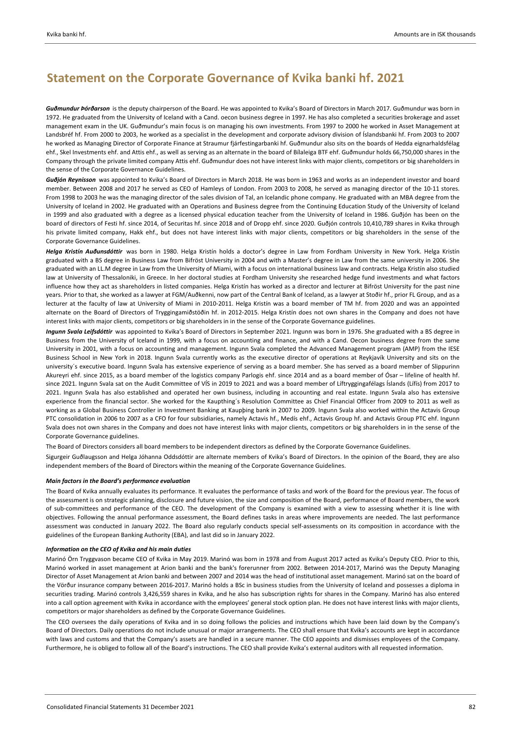# Statement on the Corporate Governance of Kvika banki hf. 2021

***Guðmundur Þórðarson*** is the deputy chairperson of the Board. He was appointed to Kvika's Board of Directors in March 2017. Guðmundur was born in 1972. He graduated from the University of Iceland with a Cand. oecon business degree in 1997. He has also completed a securities brokerage and asset management exam in the UK. Guðmundur's main focus is on managing his own investments. From 1997 to 2000 he worked in Asset Management at Landsbréf hf. From 2000 to 2003, he worked as a specialist in the development and corporate advisory division of Íslandsbanki hf. From 2003 to 2007 he worked as Managing Director of Corporate Finance at Straumur fjárfestingarbanki hf. Guðmundur also sits on the boards of Hedda eignarhaldsfélag ehf., Skel Investments ehf. and Attis ehf., as well as serving as an alternate in the board of Bílaleiga BTF ehf. Guðmundur holds 66,750,000 shares in the Company through the private limited company Attis ehf. Guðmundur does not have interest links with major clients, competitors or big shareholders in the sense of the Corporate Governance Guidelines.

***Guðjón Reynisson*** was appointed to Kvika's Board of Directors in March 2018. He was born in 1963 and works as an independent investor and board member. Between 2008 and 2017 he served as CEO of Hamleys of London. From 2003 to 2008, he served as managing director of the 10-11 stores. From 1998 to 2003 he was the managing director of the sales division of Tal, an Icelandic phone company. He graduated with an MBA degree from the University of Iceland in 2002. He graduated with an Operations and Business degree from the Continuing Education Study of the University of Iceland in 1999 and also graduated with a degree as a licensed physical education teacher from the University of Iceland in 1986. Guðjón has been on the board of directors of Festi hf. since 2014, of Securitas hf. since 2018 and of Dropp ehf. since 2020. Guðjón controls 10,410,789 shares in Kvika through his private limited company, Hakk ehf., but does not have interest links with major clients, competitors or big shareholders in the sense of the Corporate Governance Guidelines.

***Helga Kristín Auðunsdóttir*** was born in 1980. Helga Kristín holds a doctor's degree in Law from Fordham University in New York. Helga Kristín graduated with a BS degree in Business Law from Bifröst University in 2004 and with a Master's degree in Law from the same university in 2006. She graduated with an LL.M degree in Law from the University of Miami, with a focus on international business law and contracts. Helga Kristín also studied law at University of Thessaloniki, in Greece. In her doctoral studies at Fordham University she researched hedge fund investments and what factors influence how they act as shareholders in listed companies. Helga Kristín has worked as a director and lecturer at Bifröst University for the past nine years. Prior to that, she worked as a lawyer at FGM/Auðkenni, now part of the Central Bank of Iceland, as a lawyer at Stoðir hf., prior FL Group, and as a lecturer at the faculty of law at University of Miami in 2010-2011. Helga Kristín was a board member of TM hf. from 2020 and was an appointed alternate on the Board of Directors of Tryggingamiðstöðin hf. in 2012-2015. Helga Kristín does not own shares in the Company and does not have interest links with major clients, competitors or big shareholders in in the sense of the Corporate Governance guidelines.

***Ingunn Svala Leifsdóttir*** was appointed to Kvika's Board of Directors in September 2021. Ingunn was born in 1976. She graduated with a BS degree in Business from the University of Iceland in 1999, with a focus on accounting and finance, and with a Cand. Oecon business degree from the same University in 2001, with a focus on accounting and management. Ingunn Svala completed the Advanced Management program (AMP) from the IESE Business School in New York in 2018. Ingunn Svala currently works as the executive director of operations at Reykjavík University and sits on the university´s executive board. Ingunn Svala has extensive experience of serving as a board member. She has served as a board member of Slippurinn Akureyri ehf. since 2015, as a board member of the logistics company Parlogis ehf. since 2014 and as a board member of Ósar – lifeline of health hf. since 2021. Ingunn Svala sat on the Audit Committee of VÍS in 2019 to 2021 and was a board member of Líftryggingafélags Íslands (Lífís) from 2017 to 2021. Ingunn Svala has also established and operated her own business, including in accounting and real estate. Ingunn Svala also has extensive experience from the financial sector. She worked for the Kaupthing´s Resolution Committee as Chief Financial Officer from 2009 to 2011 as well as working as a Global Business Controller in Investment Banking at Kaupþing bank in 2007 to 2009. Ingunn Svala also worked within the Actavis Group PTC consolidation in 2006 to 2007 as a CFO for four subsidiaries, namely Actavis hf., Medís ehf., Actavis Group hf. and Actavis Group PTC ehf. Ingunn Svala does not own shares in the Company and does not have interest links with major clients, competitors or big shareholders in in the sense of the Corporate Governance guidelines.

The Board of Directors considers all board members to be independent directors as defined by the Corporate Governance Guidelines.

Sigurgeir Guðlaugsson and Helga Jóhanna Oddsdóttir are alternate members of Kvika's Board of Directors. In the opinion of the Board, they are also independent members of the Board of Directors within the meaning of the Corporate Governance Guidelines.

### *Main factors in the Board's performance evaluation*

The Board of Kvika annually evaluates its performance. It evaluates the performance of tasks and work of the Board for the previous year. The focus of the assessment is on strategic planning, disclosure and future vision, the size and composition of the Board, performance of Board members, the work of sub-committees and performance of the CEO. The development of the Company is examined with a view to assessing whether it is line with objectives. Following the annual performance assessment, the Board defines tasks in areas where improvements are needed. The last performance assessment was conducted in January 2022. The Board also regularly conducts special self-assessments on its composition in accordance with the guidelines of the European Banking Authority (EBA), and last did so in January 2022.

### *Information on the CEO of Kvika and his main duties*

Marinó Örn Tryggvason became CEO of Kvika in May 2019. Marinó was born in 1978 and from August 2017 acted as Kvika's Deputy CEO. Prior to this, Marinó worked in asset management at Arion banki and the bank's forerunner from 2002. Between 2014-2017, Marinó was the Deputy Managing Director of Asset Management at Arion banki and between 2007 and 2014 was the head of institutional asset management. Marinó sat on the board of the Vörður insurance company between 2016-2017. Marinó holds a BSc in business studies from the University of Iceland and possesses a diploma in securities trading. Marinó controls 3,426,559 shares in Kvika, and he also has subscription rights for shares in the Company. Marinó has also entered into a call option agreement with Kvika in accordance with the employees' general stock option plan. He does not have interest links with major clients, competitors or major shareholders as defined by the Corporate Governance Guidelines.

The CEO oversees the daily operations of Kvika and in so doing follows the policies and instructions which have been laid down by the Company's Board of Directors. Daily operations do not include unusual or major arrangements. The CEO shall ensure that Kvika's accounts are kept in accordance with laws and customs and that the Company's assets are handled in a secure manner. The CEO appoints and dismisses employees of the Company. Furthermore, he is obliged to follow all of the Board's instructions. The CEO shall provide Kvika's external auditors with all requested information.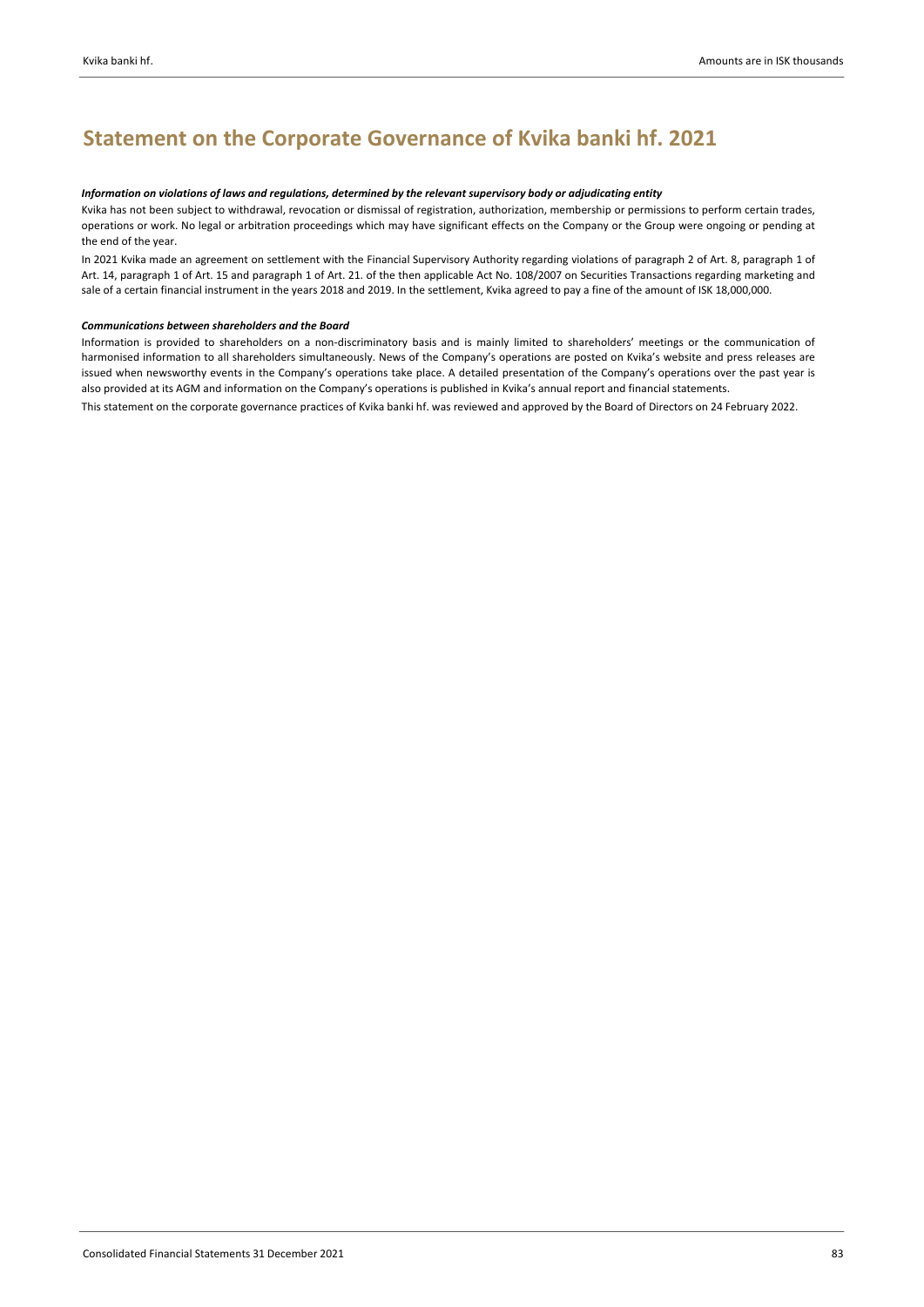# Statement on the Corporate Governance of Kvika banki hf. 2021

***Information on violations of laws and regulations, determined by the relevant supervisory body or adjudicating entity***

Kvika has not been subject to withdrawal, revocation or dismissal of registration, authorization, membership or permissions to perform certain trades, operations or work. No legal or arbitration proceedings which may have significant effects on the Company or the Group were ongoing or pending at the end of the year.

In 2021 Kvika made an agreement on settlement with the Financial Supervisory Authority regarding violations of paragraph 2 of Art. 8, paragraph 1 of Art. 14, paragraph 1 of Art. 15 and paragraph 1 of Art. 21. of the then applicable Act No. 108/2007 on Securities Transactions regarding marketing and sale of a certain financial instrument in the years 2018 and 2019. In the settlement, Kvika agreed to pay a fine of the amount of ISK 18,000,000.

***Communications between shareholders and the Board***

Information is provided to shareholders on a non-discriminatory basis and is mainly limited to shareholders' meetings or the communication of harmonised information to all shareholders simultaneously. News of the Company's operations are posted on Kvika's website and press releases are issued when newsworthy events in the Company's operations take place. A detailed presentation of the Company's operations over the past year is also provided at its AGM and information on the Company's operations is published in Kvika's annual report and financial statements.

This statement on the corporate governance practices of Kvika banki hf. was reviewed and approved by the Board of Directors on 24 February 2022.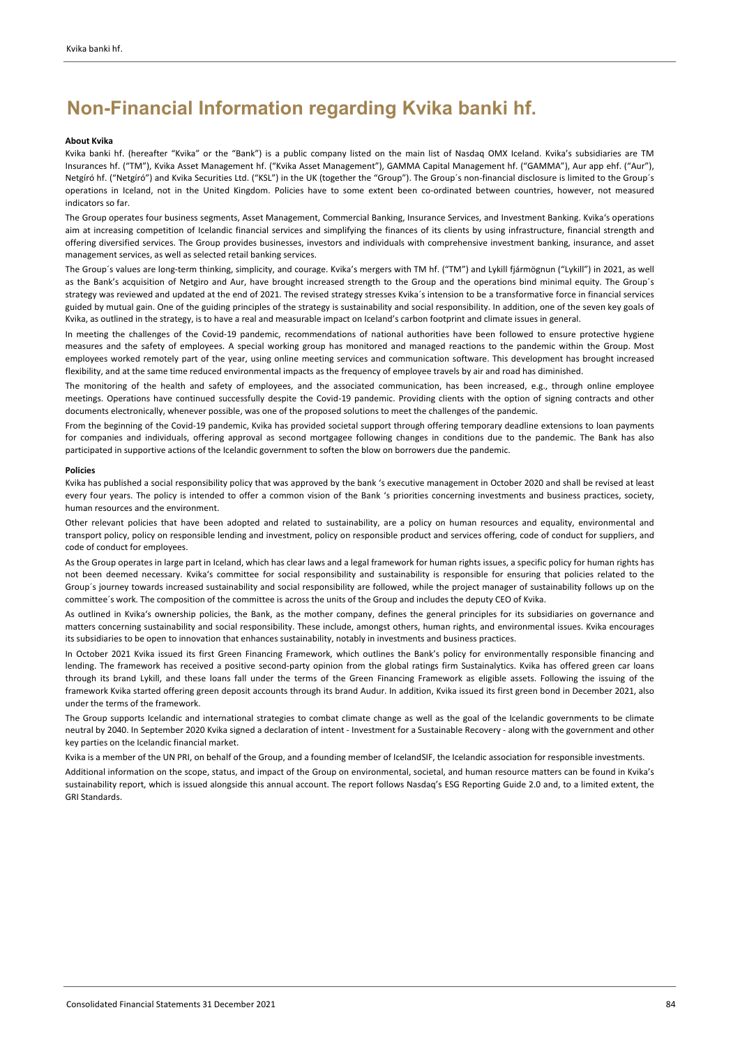# Non-Financial Information regarding Kvika banki hf.

**About Kvika**

Kvika banki hf. (hereafter "Kvika" or the "Bank") is a public company listed on the main list of Nasdaq OMX Iceland. Kvika's subsidiaries are TM Insurances hf. ("TM"), Kvika Asset Management hf. ("Kvika Asset Management"), GAMMA Capital Management hf. ("GAMMA"), Aur app ehf. ("Aur"), Netgíró hf. ("Netgíró") and Kvika Securities Ltd. ("KSL") in the UK (together the "Group"). The Group´s non-financial disclosure is limited to the Group´s operations in Iceland, not in the United Kingdom. Policies have to some extent been co-ordinated between countries, however, not measured indicators so far.

The Group operates four business segments, Asset Management, Commercial Banking, Insurance Services, and Investment Banking. Kvika's operations aim at increasing competition of Icelandic financial services and simplifying the finances of its clients by using infrastructure, financial strength and offering diversified services. The Group provides businesses, investors and individuals with comprehensive investment banking, insurance, and asset management services, as well as selected retail banking services.

The Group´s values are long-term thinking, simplicity, and courage. Kvika's mergers with TM hf. ("TM") and Lykill fjármögnun ("Lykill") in 2021, as well as the Bank's acquisition of Netgiro and Aur, have brought increased strength to the Group and the operations bind minimal equity. The Group´s strategy was reviewed and updated at the end of 2021. The revised strategy stresses Kvika´s intension to be a transformative force in financial services guided by mutual gain. One of the guiding principles of the strategy is sustainability and social responsibility. In addition, one of the seven key goals of Kvika, as outlined in the strategy, is to have a real and measurable impact on Iceland's carbon footprint and climate issues in general.

In meeting the challenges of the Covid-19 pandemic, recommendations of national authorities have been followed to ensure protective hygiene measures and the safety of employees. A special working group has monitored and managed reactions to the pandemic within the Group. Most employees worked remotely part of the year, using online meeting services and communication software. This development has brought increased flexibility, and at the same time reduced environmental impacts as the frequency of employee travels by air and road has diminished.

The monitoring of the health and safety of employees, and the associated communication, has been increased, e.g., through online employee meetings. Operations have continued successfully despite the Covid-19 pandemic. Providing clients with the option of signing contracts and other documents electronically, whenever possible, was one of the proposed solutions to meet the challenges of the pandemic.

From the beginning of the Covid-19 pandemic, Kvika has provided societal support through offering temporary deadline extensions to loan payments for companies and individuals, offering approval as second mortgagee following changes in conditions due to the pandemic. The Bank has also participated in supportive actions of the Icelandic government to soften the blow on borrowers due the pandemic.

**Policies**

Kvika has published a social responsibility policy that was approved by the bank 's executive management in October 2020 and shall be revised at least every four years. The policy is intended to offer a common vision of the Bank 's priorities concerning investments and business practices, society, human resources and the environment.

Other relevant policies that have been adopted and related to sustainability, are a policy on human resources and equality, environmental and transport policy, policy on responsible lending and investment, policy on responsible product and services offering, code of conduct for suppliers, and code of conduct for employees.

As the Group operates in large part in Iceland, which has clear laws and a legal framework for human rights issues, a specific policy for human rights has not been deemed necessary. Kvika's committee for social responsibility and sustainability is responsible for ensuring that policies related to the Group´s journey towards increased sustainability and social responsibility are followed, while the project manager of sustainability follows up on the committee´s work. The composition of the committee is across the units of the Group and includes the deputy CEO of Kvika.

As outlined in Kvika's ownership policies, the Bank, as the mother company, defines the general principles for its subsidiaries on governance and matters concerning sustainability and social responsibility. These include, amongst others, human rights, and environmental issues. Kvika encourages its subsidiaries to be open to innovation that enhances sustainability, notably in investments and business practices.

In October 2021 Kvika issued its first Green Financing Framework, which outlines the Bank's policy for environmentally responsible financing and lending. The framework has received a positive second-party opinion from the global ratings firm Sustainalytics. Kvika has offered green car loans through its brand Lykill, and these loans fall under the terms of the Green Financing Framework as eligible assets. Following the issuing of the framework Kvika started offering green deposit accounts through its brand Audur. In addition, Kvika issued its first green bond in December 2021, also under the terms of the framework.

The Group supports Icelandic and international strategies to combat climate change as well as the goal of the Icelandic governments to be climate neutral by 2040. In September 2020 Kvika signed a declaration of intent - Investment for a Sustainable Recovery - along with the government and other key parties on the Icelandic financial market.

Kvika is a member of the UN PRI, on behalf of the Group, and a founding member of IcelandSIF, the Icelandic association for responsible investments.

Additional information on the scope, status, and impact of the Group on environmental, societal, and human resource matters can be found in Kvika's sustainability report, which is issued alongside this annual account. The report follows Nasdaq's ESG Reporting Guide 2.0 and, to a limited extent, the GRI Standards.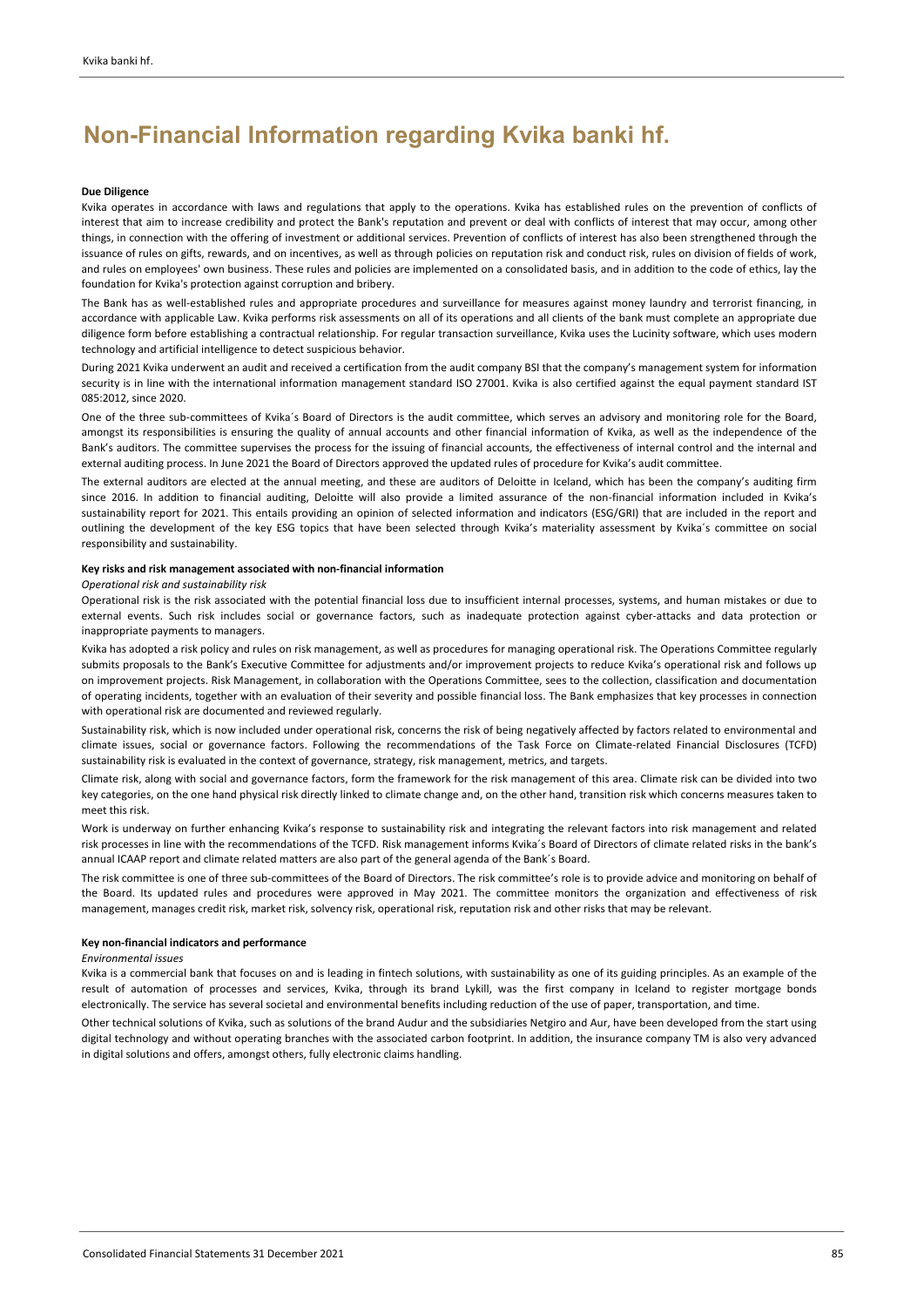# Non-Financial Information regarding Kvika banki hf.

**Due Diligence**

Kvika operates in accordance with laws and regulations that apply to the operations. Kvika has established rules on the prevention of conflicts of interest that aim to increase credibility and protect the Bank's reputation and prevent or deal with conflicts of interest that may occur, among other things, in connection with the offering of investment or additional services. Prevention of conflicts of interest has also been strengthened through the issuance of rules on gifts, rewards, and on incentives, as well as through policies on reputation risk and conduct risk, rules on division of fields of work, and rules on employees' own business. These rules and policies are implemented on a consolidated basis, and in addition to the code of ethics, lay the foundation for Kvika's protection against corruption and bribery.

The Bank has as well-established rules and appropriate procedures and surveillance for measures against money laundry and terrorist financing, in accordance with applicable Law. Kvika performs risk assessments on all of its operations and all clients of the bank must complete an appropriate due diligence form before establishing a contractual relationship. For regular transaction surveillance, Kvika uses the Lucinity software, which uses modern technology and artificial intelligence to detect suspicious behavior.

During 2021 Kvika underwent an audit and received a certification from the audit company BSI that the company's management system for information security is in line with the international information management standard ISO 27001. Kvika is also certified against the equal payment standard IST 085:2012, since 2020.

One of the three sub-committees of Kvika´s Board of Directors is the audit committee, which serves an advisory and monitoring role for the Board, amongst its responsibilities is ensuring the quality of annual accounts and other financial information of Kvika, as well as the independence of the Bank's auditors. The committee supervises the process for the issuing of financial accounts, the effectiveness of internal control and the internal and external auditing process. In June 2021 the Board of Directors approved the updated rules of procedure for Kvika's audit committee.

The external auditors are elected at the annual meeting, and these are auditors of Deloitte in Iceland, which has been the company's auditing firm since 2016. In addition to financial auditing, Deloitte will also provide a limited assurance of the non-financial information included in Kvika's sustainability report for 2021. This entails providing an opinion of selected information and indicators (ESG/GRI) that are included in the report and outlining the development of the key ESG topics that have been selected through Kvika's materiality assessment by Kvika´s committee on social responsibility and sustainability.

**Key risks and risk management associated with non-financial information**

*Operational risk and sustainability risk*

Operational risk is the risk associated with the potential financial loss due to insufficient internal processes, systems, and human mistakes or due to external events. Such risk includes social or governance factors, such as inadequate protection against cyber-attacks and data protection or inappropriate payments to managers.

Kvika has adopted a risk policy and rules on risk management, as well as procedures for managing operational risk. The Operations Committee regularly submits proposals to the Bank's Executive Committee for adjustments and/or improvement projects to reduce Kvika's operational risk and follows up on improvement projects. Risk Management, in collaboration with the Operations Committee, sees to the collection, classification and documentation of operating incidents, together with an evaluation of their severity and possible financial loss. The Bank emphasizes that key processes in connection with operational risk are documented and reviewed regularly.

Sustainability risk, which is now included under operational risk, concerns the risk of being negatively affected by factors related to environmental and climate issues, social or governance factors. Following the recommendations of the Task Force on Climate-related Financial Disclosures (TCFD) sustainability risk is evaluated in the context of governance, strategy, risk management, metrics, and targets.

Climate risk, along with social and governance factors, form the framework for the risk management of this area. Climate risk can be divided into two key categories, on the one hand physical risk directly linked to climate change and, on the other hand, transition risk which concerns measures taken to meet this risk.

Work is underway on further enhancing Kvika's response to sustainability risk and integrating the relevant factors into risk management and related risk processes in line with the recommendations of the TCFD. Risk management informs Kvika´s Board of Directors of climate related risks in the bank's annual ICAAP report and climate related matters are also part of the general agenda of the Bank´s Board.

The risk committee is one of three sub-committees of the Board of Directors. The risk committee's role is to provide advice and monitoring on behalf of the Board. Its updated rules and procedures were approved in May 2021. The committee monitors the organization and effectiveness of risk management, manages credit risk, market risk, solvency risk, operational risk, reputation risk and other risks that may be relevant.

**Key non-financial indicators and performance**

*Environmental issues*

Kvika is a commercial bank that focuses on and is leading in fintech solutions, with sustainability as one of its guiding principles. As an example of the result of automation of processes and services, Kvika, through its brand Lykill, was the first company in Iceland to register mortgage bonds electronically. The service has several societal and environmental benefits including reduction of the use of paper, transportation, and time.

Other technical solutions of Kvika, such as solutions of the brand Audur and the subsidiaries Netgiro and Aur, have been developed from the start using digital technology and without operating branches with the associated carbon footprint. In addition, the insurance company TM is also very advanced in digital solutions and offers, amongst others, fully electronic claims handling.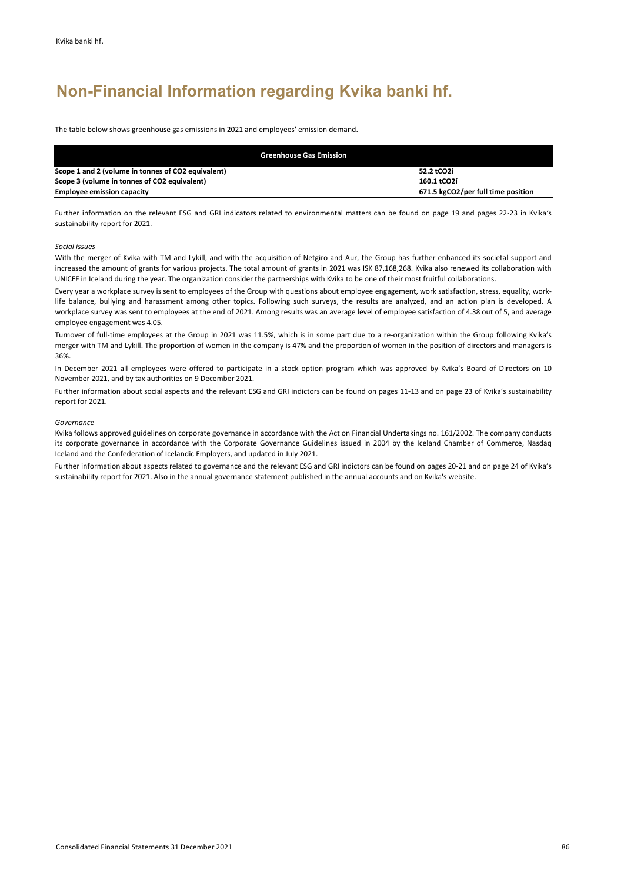# Non-Financial Information regarding Kvika banki hf.

The table below shows greenhouse gas emissions in 2021 and employees' emission demand.

| Greenhouse Gas Emission | |
|---|---|
| **Scope 1 and 2 (volume in tonnes of $CO_2$ equivalent)** | **52.2 tCO2í** |
| **Scope 3 (volume in tonnes of $CO_2$ equivalent)** | **160.1 tCO2í** |
| **Employee emission capacity** | **671.5 kgCO2/per full time position** |

Further information on the relevant ESG and GRI indicators related to environmental matters can be found on page 19 and pages 22-23 in Kvika's sustainability report for 2021.

*Social issues*

With the merger of Kvika with TM and Lykill, and with the acquisition of Netgiro and Aur, the Group has further enhanced its societal support and increased the amount of grants for various projects. The total amount of grants in 2021 was ISK 87,168,268. Kvika also renewed its collaboration with UNICEF in Iceland during the year. The organization consider the partnerships with Kvika to be one of their most fruitful collaborations.

Every year a workplace survey is sent to employees of the Group with questions about employee engagement, work satisfaction, stress, equality, work-life balance, bullying and harassment among other topics. Following such surveys, the results are analyzed, and an action plan is developed. A workplace survey was sent to employees at the end of 2021. Among results was an average level of employee satisfaction of 4.38 out of 5, and average employee engagement was 4.05.

Turnover of full-time employees at the Group in 2021 was 11.5%, which is in some part due to a re-organization within the Group following Kvika's merger with TM and Lykill. The proportion of women in the company is 47% and the proportion of women in the position of directors and managers is 36%.

In December 2021 all employees were offered to participate in a stock option program which was approved by Kvika's Board of Directors on 10 November 2021, and by tax authorities on 9 December 2021.

Further information about social aspects and the relevant ESG and GRI indictors can be found on pages 11-13 and on page 23 of Kvika's sustainability report for 2021.

*Governance*

Kvika follows approved guidelines on corporate governance in accordance with the Act on Financial Undertakings no. 161/2002. The company conducts its corporate governance in accordance with the Corporate Governance Guidelines issued in 2004 by the Iceland Chamber of Commerce, Nasdaq Iceland and the Confederation of Icelandic Employers, and updated in July 2021.

Further information about aspects related to governance and the relevant ESG and GRI indictors can be found on pages 20-21 and on page 24 of Kvika's sustainability report for 2021. Also in the annual governance statement published in the annual accounts and on Kvika's website.